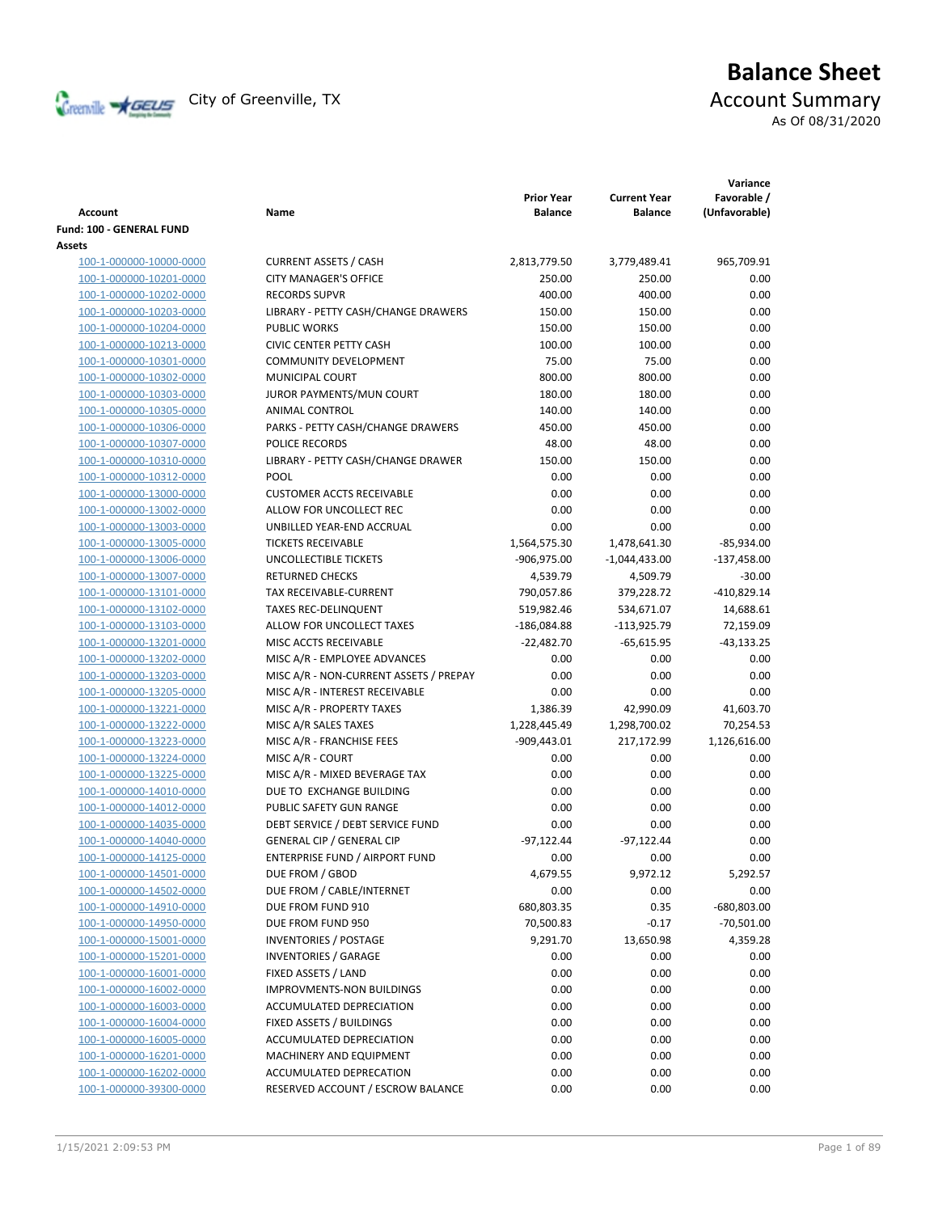City of Greenville, TX

# Balance Sheet

## Account Summary

As Of 08/31/2020

| Account | Name | Prior Year Balance | Current Year Balance | Variance Favorable / (Unfavorable) |
|---|---|---|---|---|
| **Fund: 100 - GENERAL FUND** | | | | |
| **Assets** | | | | |
| 100-1-000000-10000-0000 | CURRENT ASSETS / CASH | 2,813,779.50 | 3,779,489.41 | 965,709.91 |
| 100-1-000000-10201-0000 | CITY MANAGER'S OFFICE | 250.00 | 250.00 | 0.00 |
| 100-1-000000-10202-0000 | RECORDS SUPVR | 400.00 | 400.00 | 0.00 |
| 100-1-000000-10203-0000 | LIBRARY - PETTY CASH/CHANGE DRAWERS | 150.00 | 150.00 | 0.00 |
| 100-1-000000-10204-0000 | PUBLIC WORKS | 150.00 | 150.00 | 0.00 |
| 100-1-000000-10213-0000 | CIVIC CENTER PETTY CASH | 100.00 | 100.00 | 0.00 |
| 100-1-000000-10301-0000 | COMMUNITY DEVELOPMENT | 75.00 | 75.00 | 0.00 |
| 100-1-000000-10302-0000 | MUNICIPAL COURT | 800.00 | 800.00 | 0.00 |
| 100-1-000000-10303-0000 | JUROR PAYMENTS/MUN COURT | 180.00 | 180.00 | 0.00 |
| 100-1-000000-10305-0000 | ANIMAL CONTROL | 140.00 | 140.00 | 0.00 |
| 100-1-000000-10306-0000 | PARKS - PETTY CASH/CHANGE DRAWERS | 450.00 | 450.00 | 0.00 |
| 100-1-000000-10307-0000 | POLICE RECORDS | 48.00 | 48.00 | 0.00 |
| 100-1-000000-10310-0000 | LIBRARY - PETTY CASH/CHANGE DRAWER | 150.00 | 150.00 | 0.00 |
| 100-1-000000-10312-0000 | POOL | 0.00 | 0.00 | 0.00 |
| 100-1-000000-13000-0000 | CUSTOMER ACCTS RECEIVABLE | 0.00 | 0.00 | 0.00 |
| 100-1-000000-13002-0000 | ALLOW FOR UNCOLLECT REC | 0.00 | 0.00 | 0.00 |
| 100-1-000000-13003-0000 | UNBILLED YEAR-END ACCRUAL | 0.00 | 0.00 | 0.00 |
| 100-1-000000-13005-0000 | TICKETS RECEIVABLE | 1,564,575.30 | 1,478,641.30 | -85,934.00 |
| 100-1-000000-13006-0000 | UNCOLLECTIBLE TICKETS | -906,975.00 | -1,044,433.00 | -137,458.00 |
| 100-1-000000-13007-0000 | RETURNED CHECKS | 4,539.79 | 4,509.79 | -30.00 |
| 100-1-000000-13101-0000 | TAX RECEIVABLE-CURRENT | 790,057.86 | 379,228.72 | -410,829.14 |
| 100-1-000000-13102-0000 | TAXES REC-DELINQUENT | 519,982.46 | 534,671.07 | 14,688.61 |
| 100-1-000000-13103-0000 | ALLOW FOR UNCOLLECT TAXES | -186,084.88 | -113,925.79 | 72,159.09 |
| 100-1-000000-13201-0000 | MISC ACCTS RECEIVABLE | -22,482.70 | -65,615.95 | -43,133.25 |
| 100-1-000000-13202-0000 | MISC A/R - EMPLOYEE ADVANCES | 0.00 | 0.00 | 0.00 |
| 100-1-000000-13203-0000 | MISC A/R - NON-CURRENT ASSETS / PREPAY | 0.00 | 0.00 | 0.00 |
| 100-1-000000-13205-0000 | MISC A/R - INTEREST RECEIVABLE | 0.00 | 0.00 | 0.00 |
| 100-1-000000-13221-0000 | MISC A/R - PROPERTY TAXES | 1,386.39 | 42,990.09 | 41,603.70 |
| 100-1-000000-13222-0000 | MISC A/R SALES TAXES | 1,228,445.49 | 1,298,700.02 | 70,254.53 |
| 100-1-000000-13223-0000 | MISC A/R - FRANCHISE FEES | -909,443.01 | 217,172.99 | 1,126,616.00 |
| 100-1-000000-13224-0000 | MISC A/R - COURT | 0.00 | 0.00 | 0.00 |
| 100-1-000000-13225-0000 | MISC A/R - MIXED BEVERAGE TAX | 0.00 | 0.00 | 0.00 |
| 100-1-000000-14010-0000 | DUE TO EXCHANGE BUILDING | 0.00 | 0.00 | 0.00 |
| 100-1-000000-14012-0000 | PUBLIC SAFETY GUN RANGE | 0.00 | 0.00 | 0.00 |
| 100-1-000000-14035-0000 | DEBT SERVICE / DEBT SERVICE FUND | 0.00 | 0.00 | 0.00 |
| 100-1-000000-14040-0000 | GENERAL CIP / GENERAL CIP | -97,122.44 | -97,122.44 | 0.00 |
| 100-1-000000-14125-0000 | ENTERPRISE FUND / AIRPORT FUND | 0.00 | 0.00 | 0.00 |
| 100-1-000000-14501-0000 | DUE FROM / GBOD | 4,679.55 | 9,972.12 | 5,292.57 |
| 100-1-000000-14502-0000 | DUE FROM / CABLE/INTERNET | 0.00 | 0.00 | 0.00 |
| 100-1-000000-14910-0000 | DUE FROM FUND 910 | 680,803.35 | 0.35 | -680,803.00 |
| 100-1-000000-14950-0000 | DUE FROM FUND 950 | 70,500.83 | -0.17 | -70,501.00 |
| 100-1-000000-15001-0000 | INVENTORIES / POSTAGE | 9,291.70 | 13,650.98 | 4,359.28 |
| 100-1-000000-15201-0000 | INVENTORIES / GARAGE | 0.00 | 0.00 | 0.00 |
| 100-1-000000-16001-0000 | FIXED ASSETS / LAND | 0.00 | 0.00 | 0.00 |
| 100-1-000000-16002-0000 | IMPROVMENTS-NON BUILDINGS | 0.00 | 0.00 | 0.00 |
| 100-1-000000-16003-0000 | ACCUMULATED DEPRECIATION | 0.00 | 0.00 | 0.00 |
| 100-1-000000-16004-0000 | FIXED ASSETS / BUILDINGS | 0.00 | 0.00 | 0.00 |
| 100-1-000000-16005-0000 | ACCUMULATED DEPRECIATION | 0.00 | 0.00 | 0.00 |
| 100-1-000000-16201-0000 | MACHINERY AND EQUIPMENT | 0.00 | 0.00 | 0.00 |
| 100-1-000000-16202-0000 | ACCUMULATED DEPRECATION | 0.00 | 0.00 | 0.00 |
| 100-1-000000-39300-0000 | RESERVED ACCOUNT / ESCROW BALANCE | 0.00 | 0.00 | 0.00 |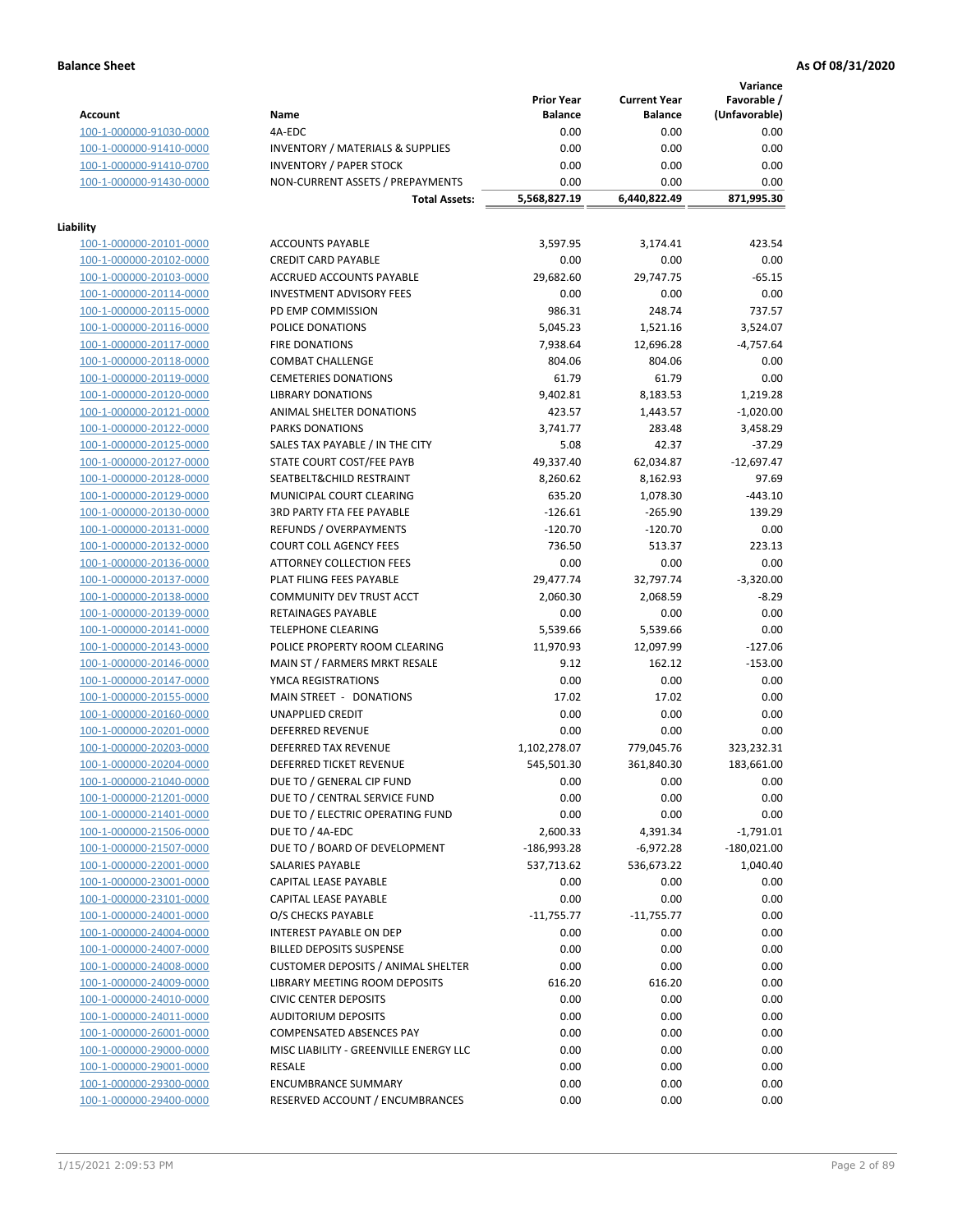**Balance Sheet** **As Of 08/31/2020**

| Account | Name | Prior Year Balance | Current Year Balance | Variance Favorable / (Unfavorable) |
|---|---|---|---|---|
| 100-1-000000-91030-0000 | 4A-EDC | 0.00 | 0.00 | 0.00 |
| 100-1-000000-91410-0000 | INVENTORY / MATERIALS & SUPPLIES | 0.00 | 0.00 | 0.00 |
| 100-1-000000-91410-0700 | INVENTORY / PAPER STOCK | 0.00 | 0.00 | 0.00 |
| 100-1-000000-91430-0000 | NON-CURRENT ASSETS / PREPAYMENTS | 0.00 | 0.00 | 0.00 |
| | **Total Assets:** | 5,568,827.19 | 6,440,822.49 | 871,995.30 |

**Liability**

| Account | Name | Prior Year Balance | Current Year Balance | Variance Favorable / (Unfavorable) |
|---|---|---|---|---|
| 100-1-000000-20101-0000 | ACCOUNTS PAYABLE | 3,597.95 | 3,174.41 | 423.54 |
| 100-1-000000-20102-0000 | CREDIT CARD PAYABLE | 0.00 | 0.00 | 0.00 |
| 100-1-000000-20103-0000 | ACCRUED ACCOUNTS PAYABLE | 29,682.60 | 29,747.75 | -65.15 |
| 100-1-000000-20114-0000 | INVESTMENT ADVISORY FEES | 0.00 | 0.00 | 0.00 |
| 100-1-000000-20115-0000 | PD EMP COMMISSION | 986.31 | 248.74 | 737.57 |
| 100-1-000000-20116-0000 | POLICE DONATIONS | 5,045.23 | 1,521.16 | 3,524.07 |
| 100-1-000000-20117-0000 | FIRE DONATIONS | 7,938.64 | 12,696.28 | -4,757.64 |
| 100-1-000000-20118-0000 | COMBAT CHALLENGE | 804.06 | 804.06 | 0.00 |
| 100-1-000000-20119-0000 | CEMETERIES DONATIONS | 61.79 | 61.79 | 0.00 |
| 100-1-000000-20120-0000 | LIBRARY DONATIONS | 9,402.81 | 8,183.53 | 1,219.28 |
| 100-1-000000-20121-0000 | ANIMAL SHELTER DONATIONS | 423.57 | 1,443.57 | -1,020.00 |
| 100-1-000000-20122-0000 | PARKS DONATIONS | 3,741.77 | 283.48 | 3,458.29 |
| 100-1-000000-20125-0000 | SALES TAX PAYABLE / IN THE CITY | 5.08 | 42.37 | -37.29 |
| 100-1-000000-20127-0000 | STATE COURT COST/FEE PAYB | 49,337.40 | 62,034.87 | -12,697.47 |
| 100-1-000000-20128-0000 | SEATBELT&CHILD RESTRAINT | 8,260.62 | 8,162.93 | 97.69 |
| 100-1-000000-20129-0000 | MUNICIPAL COURT CLEARING | 635.20 | 1,078.30 | -443.10 |
| 100-1-000000-20130-0000 | 3RD PARTY FTA FEE PAYABLE | -126.61 | -265.90 | 139.29 |
| 100-1-000000-20131-0000 | REFUNDS / OVERPAYMENTS | -120.70 | -120.70 | 0.00 |
| 100-1-000000-20132-0000 | COURT COLL AGENCY FEES | 736.50 | 513.37 | 223.13 |
| 100-1-000000-20136-0000 | ATTORNEY COLLECTION FEES | 0.00 | 0.00 | 0.00 |
| 100-1-000000-20137-0000 | PLAT FILING FEES PAYABLE | 29,477.74 | 32,797.74 | -3,320.00 |
| 100-1-000000-20138-0000 | COMMUNITY DEV TRUST ACCT | 2,060.30 | 2,068.59 | -8.29 |
| 100-1-000000-20139-0000 | RETAINAGES PAYABLE | 0.00 | 0.00 | 0.00 |
| 100-1-000000-20141-0000 | TELEPHONE CLEARING | 5,539.66 | 5,539.66 | 0.00 |
| 100-1-000000-20143-0000 | POLICE PROPERTY ROOM CLEARING | 11,970.93 | 12,097.99 | -127.06 |
| 100-1-000000-20146-0000 | MAIN ST / FARMERS MRKT RESALE | 9.12 | 162.12 | -153.00 |
| 100-1-000000-20147-0000 | YMCA REGISTRATIONS | 0.00 | 0.00 | 0.00 |
| 100-1-000000-20155-0000 | MAIN STREET - DONATIONS | 17.02 | 17.02 | 0.00 |
| 100-1-000000-20160-0000 | UNAPPLIED CREDIT | 0.00 | 0.00 | 0.00 |
| 100-1-000000-20201-0000 | DEFERRED REVENUE | 0.00 | 0.00 | 0.00 |
| 100-1-000000-20203-0000 | DEFERRED TAX REVENUE | 1,102,278.07 | 779,045.76 | 323,232.31 |
| 100-1-000000-20204-0000 | DEFERRED TICKET REVENUE | 545,501.30 | 361,840.30 | 183,661.00 |
| 100-1-000000-21040-0000 | DUE TO / GENERAL CIP FUND | 0.00 | 0.00 | 0.00 |
| 100-1-000000-21201-0000 | DUE TO / CENTRAL SERVICE FUND | 0.00 | 0.00 | 0.00 |
| 100-1-000000-21401-0000 | DUE TO / ELECTRIC OPERATING FUND | 0.00 | 0.00 | 0.00 |
| 100-1-000000-21506-0000 | DUE TO / 4A-EDC | 2,600.33 | 4,391.34 | -1,791.01 |
| 100-1-000000-21507-0000 | DUE TO / BOARD OF DEVELOPMENT | -186,993.28 | -6,972.28 | -180,021.00 |
| 100-1-000000-22001-0000 | SALARIES PAYABLE | 537,713.62 | 536,673.22 | 1,040.40 |
| 100-1-000000-23001-0000 | CAPITAL LEASE PAYABLE | 0.00 | 0.00 | 0.00 |
| 100-1-000000-23101-0000 | CAPITAL LEASE PAYABLE | 0.00 | 0.00 | 0.00 |
| 100-1-000000-24001-0000 | O/S CHECKS PAYABLE | -11,755.77 | -11,755.77 | 0.00 |
| 100-1-000000-24004-0000 | INTEREST PAYABLE ON DEP | 0.00 | 0.00 | 0.00 |
| 100-1-000000-24007-0000 | BILLED DEPOSITS SUSPENSE | 0.00 | 0.00 | 0.00 |
| 100-1-000000-24008-0000 | CUSTOMER DEPOSITS / ANIMAL SHELTER | 0.00 | 0.00 | 0.00 |
| 100-1-000000-24009-0000 | LIBRARY MEETING ROOM DEPOSITS | 616.20 | 616.20 | 0.00 |
| 100-1-000000-24010-0000 | CIVIC CENTER DEPOSITS | 0.00 | 0.00 | 0.00 |
| 100-1-000000-24011-0000 | AUDITORIUM DEPOSITS | 0.00 | 0.00 | 0.00 |
| 100-1-000000-26001-0000 | COMPENSATED ABSENCES PAY | 0.00 | 0.00 | 0.00 |
| 100-1-000000-29000-0000 | MISC LIABILITY - GREENVILLE ENERGY LLC | 0.00 | 0.00 | 0.00 |
| 100-1-000000-29001-0000 | RESALE | 0.00 | 0.00 | 0.00 |
| 100-1-000000-29300-0000 | ENCUMBRANCE SUMMARY | 0.00 | 0.00 | 0.00 |
| 100-1-000000-29400-0000 | RESERVED ACCOUNT / ENCUMBRANCES | 0.00 | 0.00 | 0.00 |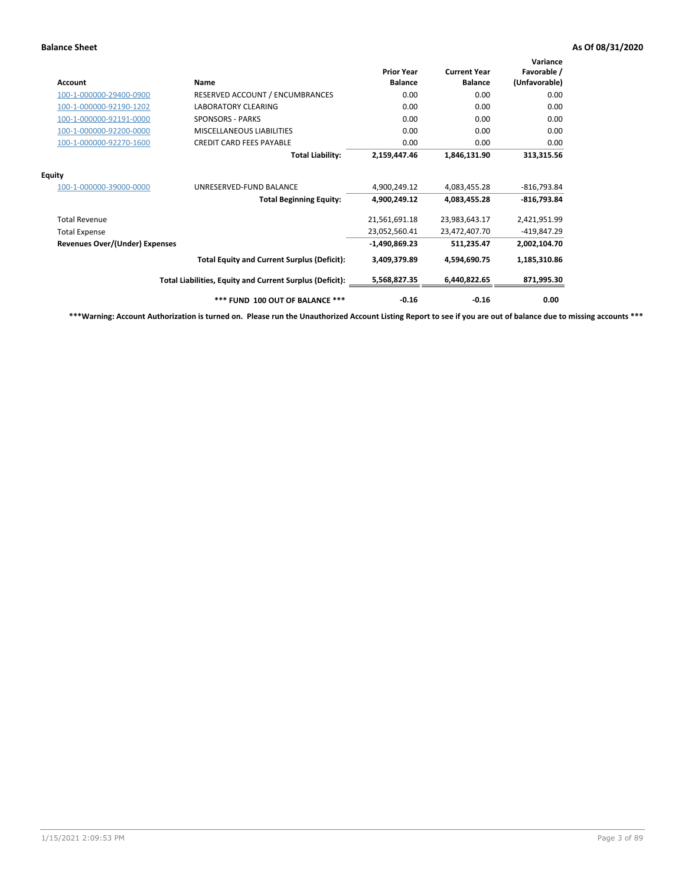**Balance Sheet** **As Of 08/31/2020**

| Account | Name | Prior Year Balance | Current Year Balance | Variance Favorable / (Unfavorable) |
|---|---|---|---|---|
| 100-1-000000-29400-0900 | RESERVED ACCOUNT / ENCUMBRANCES | 0.00 | 0.00 | 0.00 |
| 100-1-000000-92190-1202 | LABORATORY CLEARING | 0.00 | 0.00 | 0.00 |
| 100-1-000000-92191-0000 | SPONSORS - PARKS | 0.00 | 0.00 | 0.00 |
| 100-1-000000-92200-0000 | MISCELLANEOUS LIABILITIES | 0.00 | 0.00 | 0.00 |
| 100-1-000000-92270-1600 | CREDIT CARD FEES PAYABLE | 0.00 | 0.00 | 0.00 |
| | **Total Liability:** | **2,159,447.46** | **1,846,131.90** | **313,315.56** |
| **Equity** | | | | |
| 100-1-000000-39000-0000 | UNRESERVED-FUND BALANCE | 4,900,249.12 | 4,083,455.28 | -816,793.84 |
| | **Total Beginning Equity:** | **4,900,249.12** | **4,083,455.28** | **-816,793.84** |
| Total Revenue | | 21,561,691.18 | 23,983,643.17 | 2,421,951.99 |
| Total Expense | | 23,052,560.41 | 23,472,407.70 | -419,847.29 |
| **Revenues Over/(Under) Expenses** | | **-1,490,869.23** | **511,235.47** | **2,002,104.70** |
| | **Total Equity and Current Surplus (Deficit):** | **3,409,379.89** | **4,594,690.75** | **1,185,310.86** |
| | **Total Liabilities, Equity and Current Surplus (Deficit):** | **5,568,827.35** | **6,440,822.65** | **871,995.30** |
| | **\*\*\* FUND 100 OUT OF BALANCE \*\*\*** | **-0.16** | **-0.16** | **0.00** |

**\*\*\*Warning: Account Authorization is turned on. Please run the Unauthorized Account Listing Report to see if you are out of balance due to missing accounts \*\*\***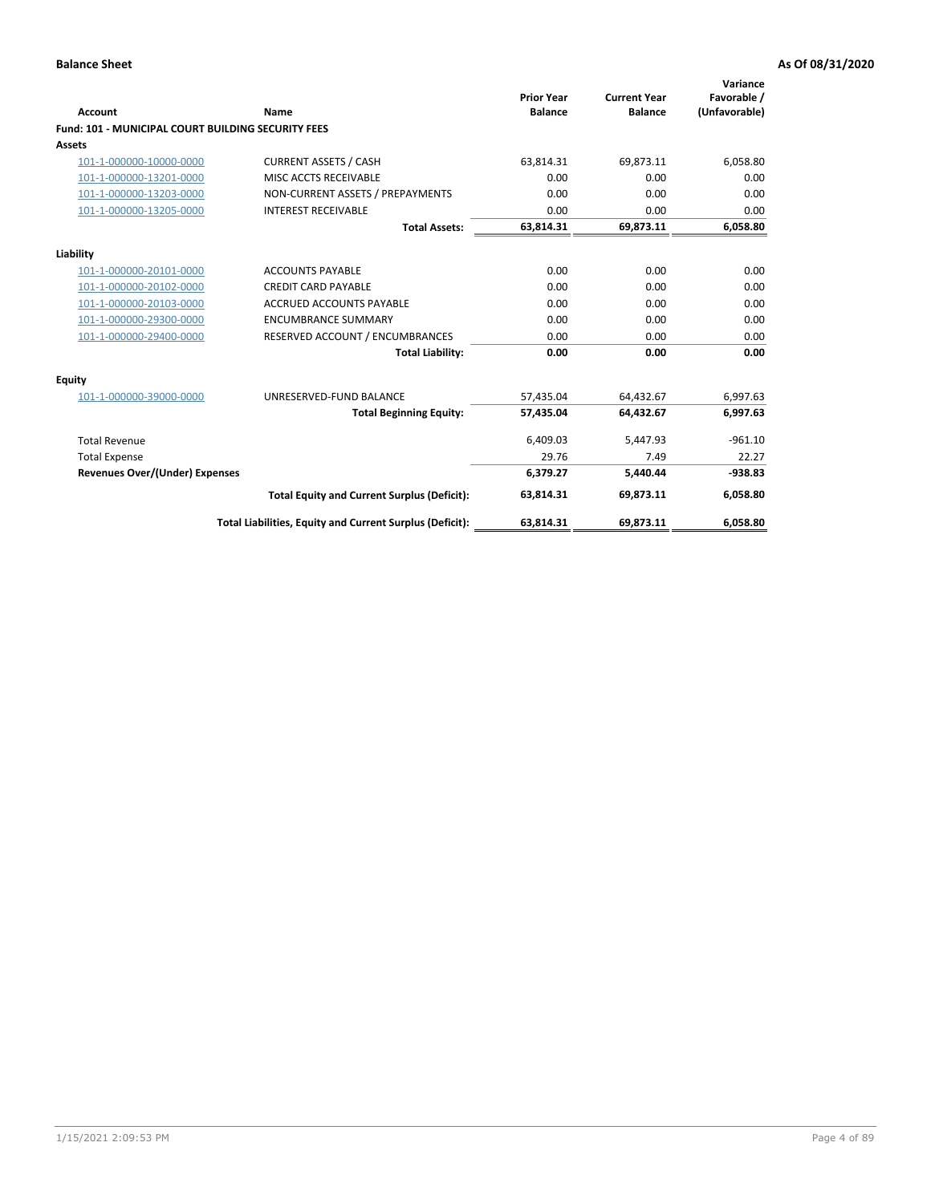**Balance Sheet** **As Of 08/31/2020**

| Account | Name | Prior Year Balance | Current Year Balance | Variance Favorable / (Unfavorable) |
|---|---|---|---|---|
| **Fund: 101 - MUNICIPAL COURT BUILDING SECURITY FEES** | | | | |
| **Assets** | | | | |
| 101-1-000000-10000-0000 | CURRENT ASSETS / CASH | 63,814.31 | 69,873.11 | 6,058.80 |
| 101-1-000000-13201-0000 | MISC ACCTS RECEIVABLE | 0.00 | 0.00 | 0.00 |
| 101-1-000000-13203-0000 | NON-CURRENT ASSETS / PREPAYMENTS | 0.00 | 0.00 | 0.00 |
| 101-1-000000-13205-0000 | INTEREST RECEIVABLE | 0.00 | 0.00 | 0.00 |
| | **Total Assets:** | **63,814.31** | **69,873.11** | **6,058.80** |
| **Liability** | | | | |
| 101-1-000000-20101-0000 | ACCOUNTS PAYABLE | 0.00 | 0.00 | 0.00 |
| 101-1-000000-20102-0000 | CREDIT CARD PAYABLE | 0.00 | 0.00 | 0.00 |
| 101-1-000000-20103-0000 | ACCRUED ACCOUNTS PAYABLE | 0.00 | 0.00 | 0.00 |
| 101-1-000000-29300-0000 | ENCUMBRANCE SUMMARY | 0.00 | 0.00 | 0.00 |
| 101-1-000000-29400-0000 | RESERVED ACCOUNT / ENCUMBRANCES | 0.00 | 0.00 | 0.00 |
| | **Total Liability:** | **0.00** | **0.00** | **0.00** |
| **Equity** | | | | |
| 101-1-000000-39000-0000 | UNRESERVED-FUND BALANCE | 57,435.04 | 64,432.67 | 6,997.63 |
| | **Total Beginning Equity:** | **57,435.04** | **64,432.67** | **6,997.63** |
| Total Revenue | | 6,409.03 | 5,447.93 | -961.10 |
| Total Expense | | 29.76 | 7.49 | 22.27 |
| **Revenues Over/(Under) Expenses** | | **6,379.27** | **5,440.44** | **-938.83** |
| | **Total Equity and Current Surplus (Deficit):** | **63,814.31** | **69,873.11** | **6,058.80** |
| | **Total Liabilities, Equity and Current Surplus (Deficit):** | **63,814.31** | **69,873.11** | **6,058.80** |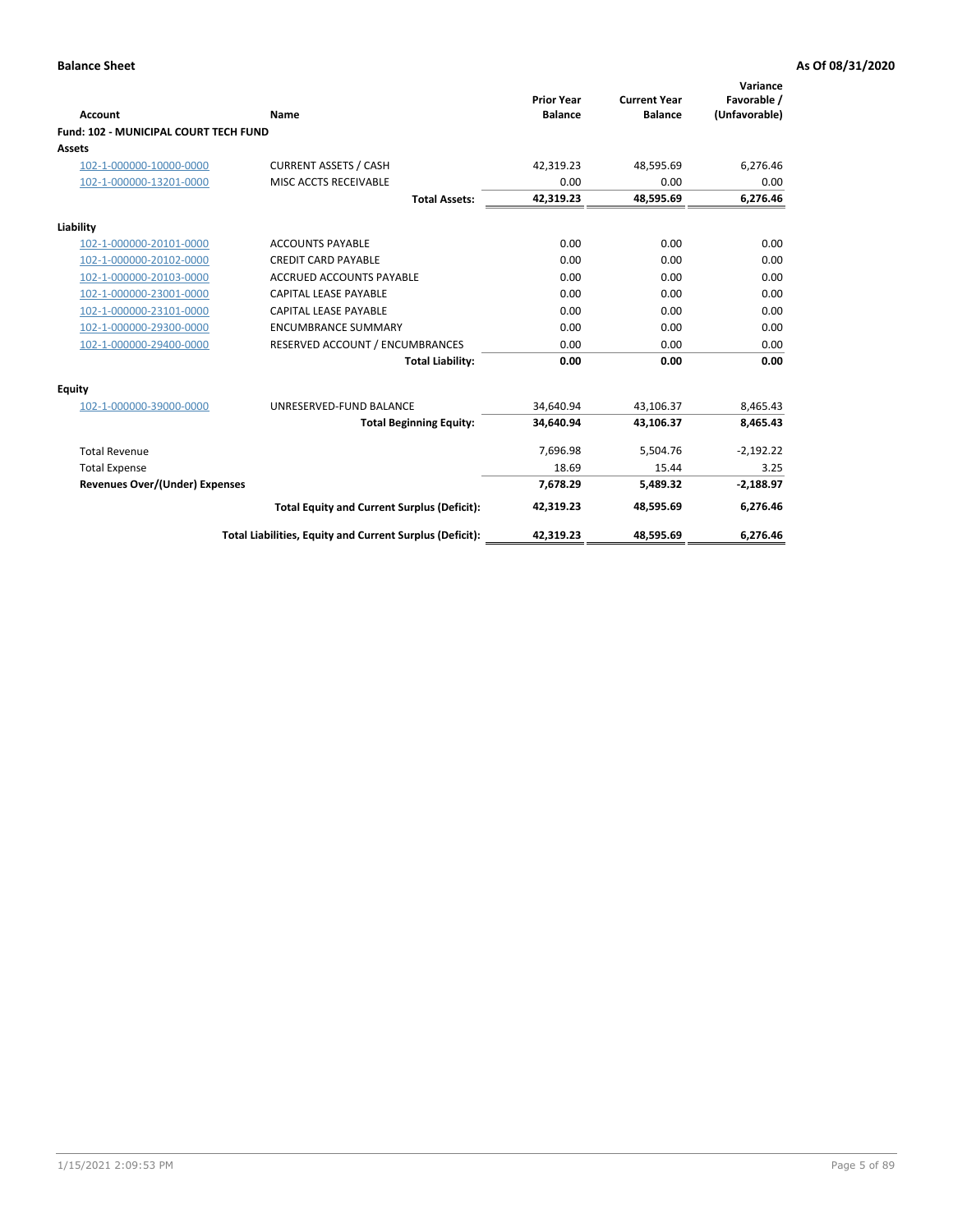**Balance Sheet** | **As Of 08/31/2020**

| Account | Name | Prior Year Balance | Current Year Balance | Variance Favorable / (Unfavorable) |
|---|---|---|---|---|
| **Fund: 102 - MUNICIPAL COURT TECH FUND** | | | | |
| **Assets** | | | | |
| 102-1-000000-10000-0000 | CURRENT ASSETS / CASH | 42,319.23 | 48,595.69 | 6,276.46 |
| 102-1-000000-13201-0000 | MISC ACCTS RECEIVABLE | 0.00 | 0.00 | 0.00 |
| | **Total Assets:** | **42,319.23** | **48,595.69** | **6,276.46** |
| **Liability** | | | | |
| 102-1-000000-20101-0000 | ACCOUNTS PAYABLE | 0.00 | 0.00 | 0.00 |
| 102-1-000000-20102-0000 | CREDIT CARD PAYABLE | 0.00 | 0.00 | 0.00 |
| 102-1-000000-20103-0000 | ACCRUED ACCOUNTS PAYABLE | 0.00 | 0.00 | 0.00 |
| 102-1-000000-23001-0000 | CAPITAL LEASE PAYABLE | 0.00 | 0.00 | 0.00 |
| 102-1-000000-23101-0000 | CAPITAL LEASE PAYABLE | 0.00 | 0.00 | 0.00 |
| 102-1-000000-29300-0000 | ENCUMBRANCE SUMMARY | 0.00 | 0.00 | 0.00 |
| 102-1-000000-29400-0000 | RESERVED ACCOUNT / ENCUMBRANCES | 0.00 | 0.00 | 0.00 |
| | **Total Liability:** | **0.00** | **0.00** | **0.00** |
| **Equity** | | | | |
| 102-1-000000-39000-0000 | UNRESERVED-FUND BALANCE | 34,640.94 | 43,106.37 | 8,465.43 |
| | **Total Beginning Equity:** | **34,640.94** | **43,106.37** | **8,465.43** |
| Total Revenue | | 7,696.98 | 5,504.76 | -2,192.22 |
| Total Expense | | 18.69 | 15.44 | 3.25 |
| **Revenues Over/(Under) Expenses** | | **7,678.29** | **5,489.32** | **-2,188.97** |
| | **Total Equity and Current Surplus (Deficit):** | **42,319.23** | **48,595.69** | **6,276.46** |
| | **Total Liabilities, Equity and Current Surplus (Deficit):** | **42,319.23** | **48,595.69** | **6,276.46** |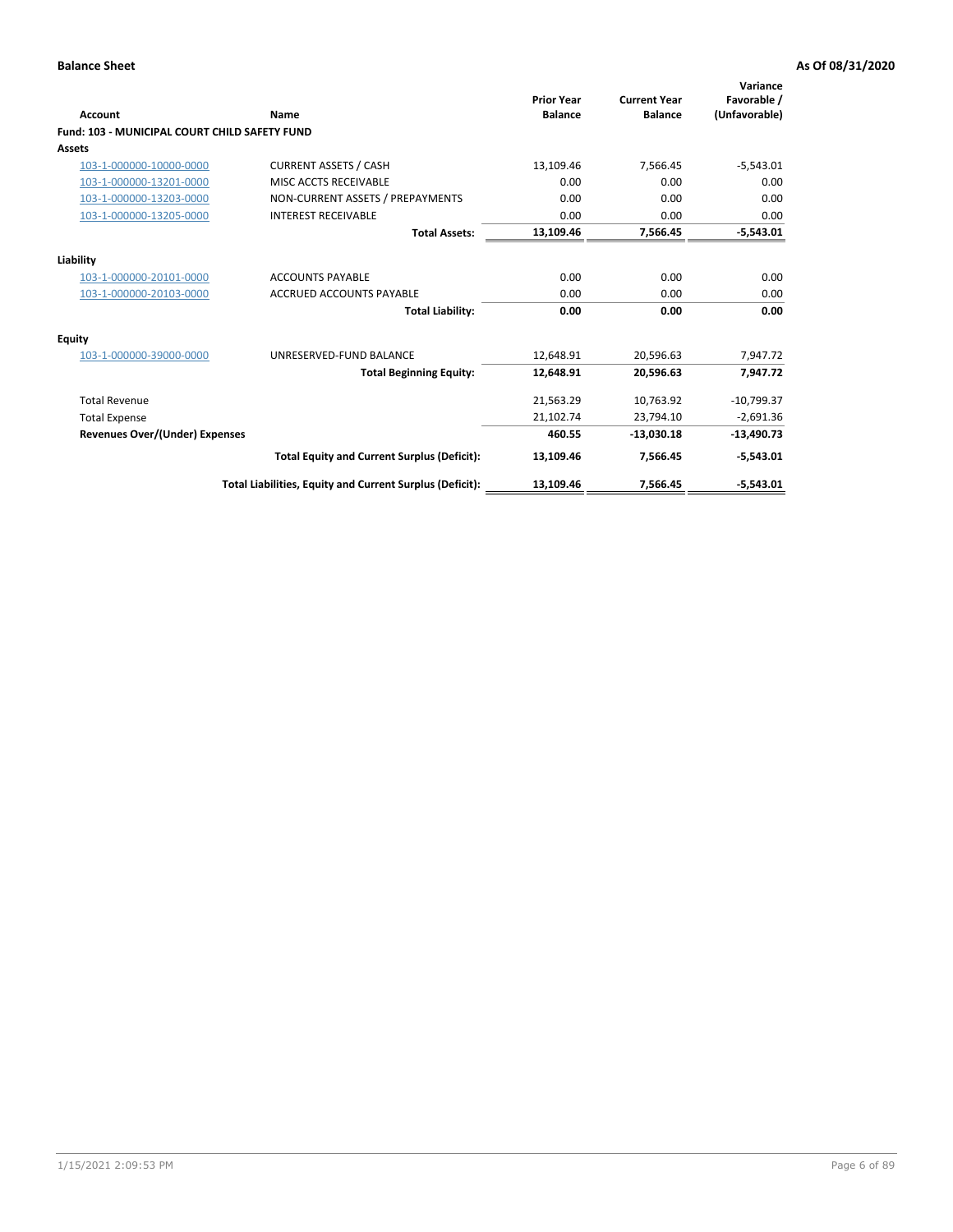**Balance Sheet** **As Of 08/31/2020**

| Account | Name | Prior Year Balance | Current Year Balance | Variance Favorable / (Unfavorable) |
|---|---|---|---|---|
| **Fund: 103 - MUNICIPAL COURT CHILD SAFETY FUND** | | | | |
| **Assets** | | | | |
| 103-1-000000-10000-0000 | CURRENT ASSETS / CASH | 13,109.46 | 7,566.45 | -5,543.01 |
| 103-1-000000-13201-0000 | MISC ACCTS RECEIVABLE | 0.00 | 0.00 | 0.00 |
| 103-1-000000-13203-0000 | NON-CURRENT ASSETS / PREPAYMENTS | 0.00 | 0.00 | 0.00 |
| 103-1-000000-13205-0000 | INTEREST RECEIVABLE | 0.00 | 0.00 | 0.00 |
| | **Total Assets:** | **13,109.46** | **7,566.45** | **-5,543.01** |
| **Liability** | | | | |
| 103-1-000000-20101-0000 | ACCOUNTS PAYABLE | 0.00 | 0.00 | 0.00 |
| 103-1-000000-20103-0000 | ACCRUED ACCOUNTS PAYABLE | 0.00 | 0.00 | 0.00 |
| | **Total Liability:** | **0.00** | **0.00** | **0.00** |
| **Equity** | | | | |
| 103-1-000000-39000-0000 | UNRESERVED-FUND BALANCE | 12,648.91 | 20,596.63 | 7,947.72 |
| | **Total Beginning Equity:** | **12,648.91** | **20,596.63** | **7,947.72** |
| Total Revenue | | 21,563.29 | 10,763.92 | -10,799.37 |
| Total Expense | | 21,102.74 | 23,794.10 | -2,691.36 |
| **Revenues Over/(Under) Expenses** | | **460.55** | **-13,030.18** | **-13,490.73** |
| | **Total Equity and Current Surplus (Deficit):** | **13,109.46** | **7,566.45** | **-5,543.01** |
| | **Total Liabilities, Equity and Current Surplus (Deficit):** | **13,109.46** | **7,566.45** | **-5,543.01** |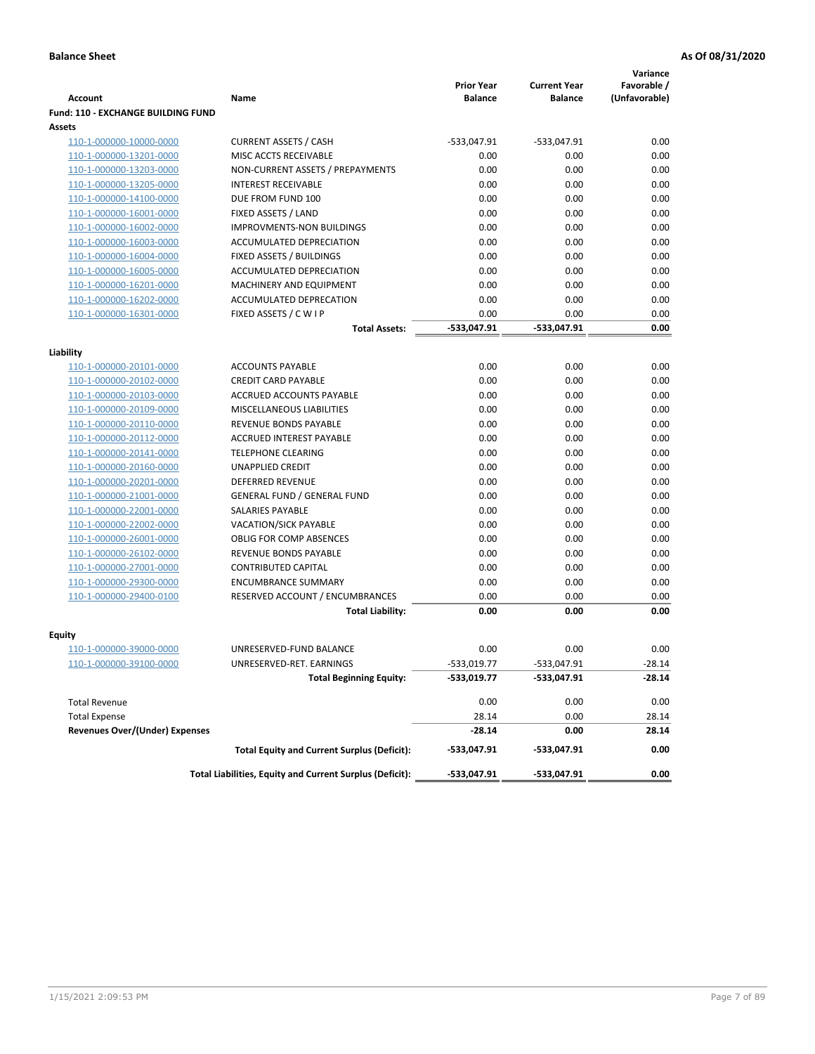**Balance Sheet** **As Of 08/31/2020**

| Account | Name | Prior Year Balance | Current Year Balance | Variance Favorable / (Unfavorable) |
|---|---|---|---|---|
| **Fund: 110 - EXCHANGE BUILDING FUND** | | | | |
| **Assets** | | | | |
| 110-1-000000-10000-0000 | CURRENT ASSETS / CASH | -533,047.91 | -533,047.91 | 0.00 |
| 110-1-000000-13201-0000 | MISC ACCTS RECEIVABLE | 0.00 | 0.00 | 0.00 |
| 110-1-000000-13203-0000 | NON-CURRENT ASSETS / PREPAYMENTS | 0.00 | 0.00 | 0.00 |
| 110-1-000000-13205-0000 | INTEREST RECEIVABLE | 0.00 | 0.00 | 0.00 |
| 110-1-000000-14100-0000 | DUE FROM FUND 100 | 0.00 | 0.00 | 0.00 |
| 110-1-000000-16001-0000 | FIXED ASSETS / LAND | 0.00 | 0.00 | 0.00 |
| 110-1-000000-16002-0000 | IMPROVMENTS-NON BUILDINGS | 0.00 | 0.00 | 0.00 |
| 110-1-000000-16003-0000 | ACCUMULATED DEPRECIATION | 0.00 | 0.00 | 0.00 |
| 110-1-000000-16004-0000 | FIXED ASSETS / BUILDINGS | 0.00 | 0.00 | 0.00 |
| 110-1-000000-16005-0000 | ACCUMULATED DEPRECIATION | 0.00 | 0.00 | 0.00 |
| 110-1-000000-16201-0000 | MACHINERY AND EQUIPMENT | 0.00 | 0.00 | 0.00 |
| 110-1-000000-16202-0000 | ACCUMULATED DEPRECATION | 0.00 | 0.00 | 0.00 |
| 110-1-000000-16301-0000 | FIXED ASSETS / C W I P | 0.00 | 0.00 | 0.00 |
| | **Total Assets:** | **-533,047.91** | **-533,047.91** | **0.00** |
| **Liability** | | | | |
| 110-1-000000-20101-0000 | ACCOUNTS PAYABLE | 0.00 | 0.00 | 0.00 |
| 110-1-000000-20102-0000 | CREDIT CARD PAYABLE | 0.00 | 0.00 | 0.00 |
| 110-1-000000-20103-0000 | ACCRUED ACCOUNTS PAYABLE | 0.00 | 0.00 | 0.00 |
| 110-1-000000-20109-0000 | MISCELLANEOUS LIABILITIES | 0.00 | 0.00 | 0.00 |
| 110-1-000000-20110-0000 | REVENUE BONDS PAYABLE | 0.00 | 0.00 | 0.00 |
| 110-1-000000-20112-0000 | ACCRUED INTEREST PAYABLE | 0.00 | 0.00 | 0.00 |
| 110-1-000000-20141-0000 | TELEPHONE CLEARING | 0.00 | 0.00 | 0.00 |
| 110-1-000000-20160-0000 | UNAPPLIED CREDIT | 0.00 | 0.00 | 0.00 |
| 110-1-000000-20201-0000 | DEFERRED REVENUE | 0.00 | 0.00 | 0.00 |
| 110-1-000000-21001-0000 | GENERAL FUND / GENERAL FUND | 0.00 | 0.00 | 0.00 |
| 110-1-000000-22001-0000 | SALARIES PAYABLE | 0.00 | 0.00 | 0.00 |
| 110-1-000000-22002-0000 | VACATION/SICK PAYABLE | 0.00 | 0.00 | 0.00 |
| 110-1-000000-26001-0000 | OBLIG FOR COMP ABSENCES | 0.00 | 0.00 | 0.00 |
| 110-1-000000-26102-0000 | REVENUE BONDS PAYABLE | 0.00 | 0.00 | 0.00 |
| 110-1-000000-27001-0000 | CONTRIBUTED CAPITAL | 0.00 | 0.00 | 0.00 |
| 110-1-000000-29300-0000 | ENCUMBRANCE SUMMARY | 0.00 | 0.00 | 0.00 |
| 110-1-000000-29400-0100 | RESERVED ACCOUNT / ENCUMBRANCES | 0.00 | 0.00 | 0.00 |
| | **Total Liability:** | **0.00** | **0.00** | **0.00** |
| **Equity** | | | | |
| 110-1-000000-39000-0000 | UNRESERVED-FUND BALANCE | 0.00 | 0.00 | 0.00 |
| 110-1-000000-39100-0000 | UNRESERVED-RET. EARNINGS | -533,019.77 | -533,047.91 | -28.14 |
| | **Total Beginning Equity:** | **-533,019.77** | **-533,047.91** | **-28.14** |
| Total Revenue | | 0.00 | 0.00 | 0.00 |
| Total Expense | | 28.14 | 0.00 | 28.14 |
| **Revenues Over/(Under) Expenses** | | **-28.14** | **0.00** | **28.14** |
| | **Total Equity and Current Surplus (Deficit):** | **-533,047.91** | **-533,047.91** | **0.00** |
| | **Total Liabilities, Equity and Current Surplus (Deficit):** | **-533,047.91** | **-533,047.91** | **0.00** |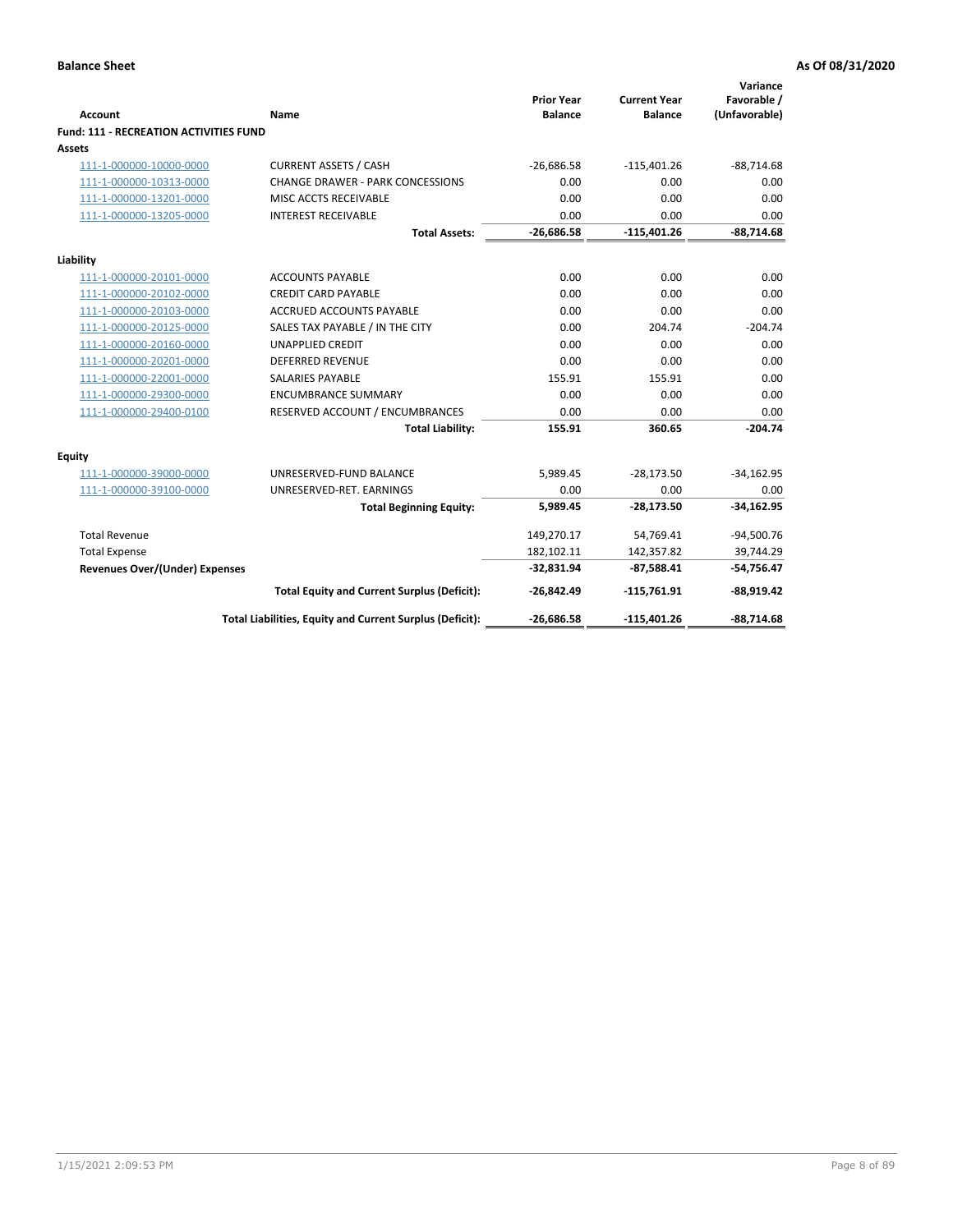**Balance Sheet** **As Of 08/31/2020**

| Account | Name | Prior Year Balance | Current Year Balance | Variance Favorable / (Unfavorable) |
|---|---|---|---|---|
| **Fund: 111 - RECREATION ACTIVITIES FUND** | | | | |
| **Assets** | | | | |
| 111-1-000000-10000-0000 | CURRENT ASSETS / CASH | -26,686.58 | -115,401.26 | -88,714.68 |
| 111-1-000000-10313-0000 | CHANGE DRAWER - PARK CONCESSIONS | 0.00 | 0.00 | 0.00 |
| 111-1-000000-13201-0000 | MISC ACCTS RECEIVABLE | 0.00 | 0.00 | 0.00 |
| 111-1-000000-13205-0000 | INTEREST RECEIVABLE | 0.00 | 0.00 | 0.00 |
| | **Total Assets:** | **-26,686.58** | **-115,401.26** | **-88,714.68** |
| **Liability** | | | | |
| 111-1-000000-20101-0000 | ACCOUNTS PAYABLE | 0.00 | 0.00 | 0.00 |
| 111-1-000000-20102-0000 | CREDIT CARD PAYABLE | 0.00 | 0.00 | 0.00 |
| 111-1-000000-20103-0000 | ACCRUED ACCOUNTS PAYABLE | 0.00 | 0.00 | 0.00 |
| 111-1-000000-20125-0000 | SALES TAX PAYABLE / IN THE CITY | 0.00 | 204.74 | -204.74 |
| 111-1-000000-20160-0000 | UNAPPLIED CREDIT | 0.00 | 0.00 | 0.00 |
| 111-1-000000-20201-0000 | DEFERRED REVENUE | 0.00 | 0.00 | 0.00 |
| 111-1-000000-22001-0000 | SALARIES PAYABLE | 155.91 | 155.91 | 0.00 |
| 111-1-000000-29300-0000 | ENCUMBRANCE SUMMARY | 0.00 | 0.00 | 0.00 |
| 111-1-000000-29400-0100 | RESERVED ACCOUNT / ENCUMBRANCES | 0.00 | 0.00 | 0.00 |
| | **Total Liability:** | **155.91** | **360.65** | **-204.74** |
| **Equity** | | | | |
| 111-1-000000-39000-0000 | UNRESERVED-FUND BALANCE | 5,989.45 | -28,173.50 | -34,162.95 |
| 111-1-000000-39100-0000 | UNRESERVED-RET. EARNINGS | 0.00 | 0.00 | 0.00 |
| | **Total Beginning Equity:** | **5,989.45** | **-28,173.50** | **-34,162.95** |
| Total Revenue | | 149,270.17 | 54,769.41 | -94,500.76 |
| Total Expense | | 182,102.11 | 142,357.82 | 39,744.29 |
| **Revenues Over/(Under) Expenses** | | **-32,831.94** | **-87,588.41** | **-54,756.47** |
| | **Total Equity and Current Surplus (Deficit):** | **-26,842.49** | **-115,761.91** | **-88,919.42** |
| | **Total Liabilities, Equity and Current Surplus (Deficit):** | **-26,686.58** | **-115,401.26** | **-88,714.68** |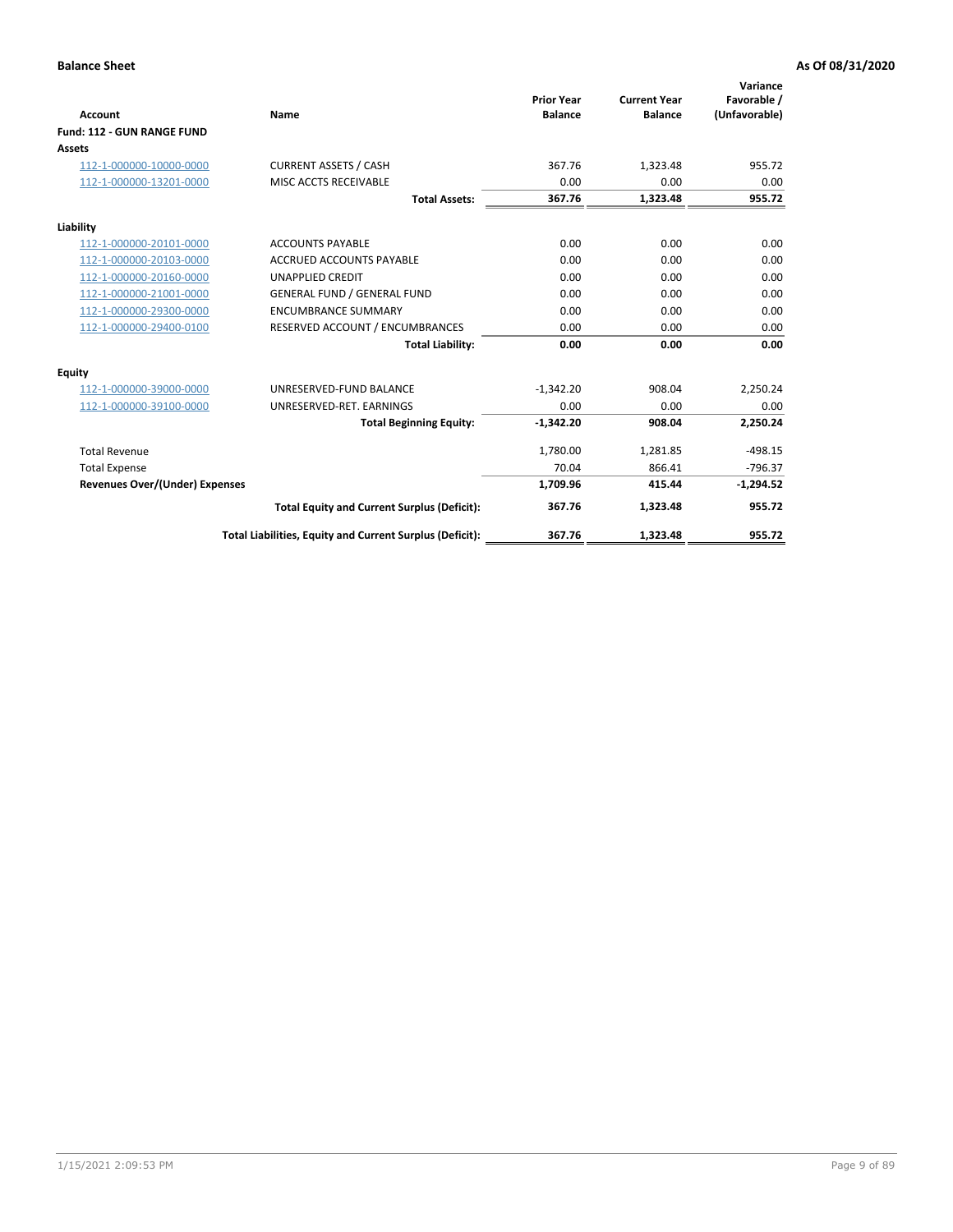**Balance Sheet** **As Of 08/31/2020**

| Account | Name | Prior Year Balance | Current Year Balance | Variance Favorable / (Unfavorable) |
|---|---|---|---|---|
| **Fund: 112 - GUN RANGE FUND** | | | | |
| **Assets** | | | | |
| 112-1-000000-10000-0000 | CURRENT ASSETS / CASH | 367.76 | 1,323.48 | 955.72 |
| 112-1-000000-13201-0000 | MISC ACCTS RECEIVABLE | 0.00 | 0.00 | 0.00 |
| | **Total Assets:** | **367.76** | **1,323.48** | **955.72** |
| **Liability** | | | | |
| 112-1-000000-20101-0000 | ACCOUNTS PAYABLE | 0.00 | 0.00 | 0.00 |
| 112-1-000000-20103-0000 | ACCRUED ACCOUNTS PAYABLE | 0.00 | 0.00 | 0.00 |
| 112-1-000000-20160-0000 | UNAPPLIED CREDIT | 0.00 | 0.00 | 0.00 |
| 112-1-000000-21001-0000 | GENERAL FUND / GENERAL FUND | 0.00 | 0.00 | 0.00 |
| 112-1-000000-29300-0000 | ENCUMBRANCE SUMMARY | 0.00 | 0.00 | 0.00 |
| 112-1-000000-29400-0100 | RESERVED ACCOUNT / ENCUMBRANCES | 0.00 | 0.00 | 0.00 |
| | **Total Liability:** | **0.00** | **0.00** | **0.00** |
| **Equity** | | | | |
| 112-1-000000-39000-0000 | UNRESERVED-FUND BALANCE | -1,342.20 | 908.04 | 2,250.24 |
| 112-1-000000-39100-0000 | UNRESERVED-RET. EARNINGS | 0.00 | 0.00 | 0.00 |
| | **Total Beginning Equity:** | **-1,342.20** | **908.04** | **2,250.24** |
| Total Revenue | | 1,780.00 | 1,281.85 | -498.15 |
| Total Expense | | 70.04 | 866.41 | -796.37 |
| **Revenues Over/(Under) Expenses** | | **1,709.96** | **415.44** | **-1,294.52** |
| | **Total Equity and Current Surplus (Deficit):** | **367.76** | **1,323.48** | **955.72** |
| | **Total Liabilities, Equity and Current Surplus (Deficit):** | **367.76** | **1,323.48** | **955.72** |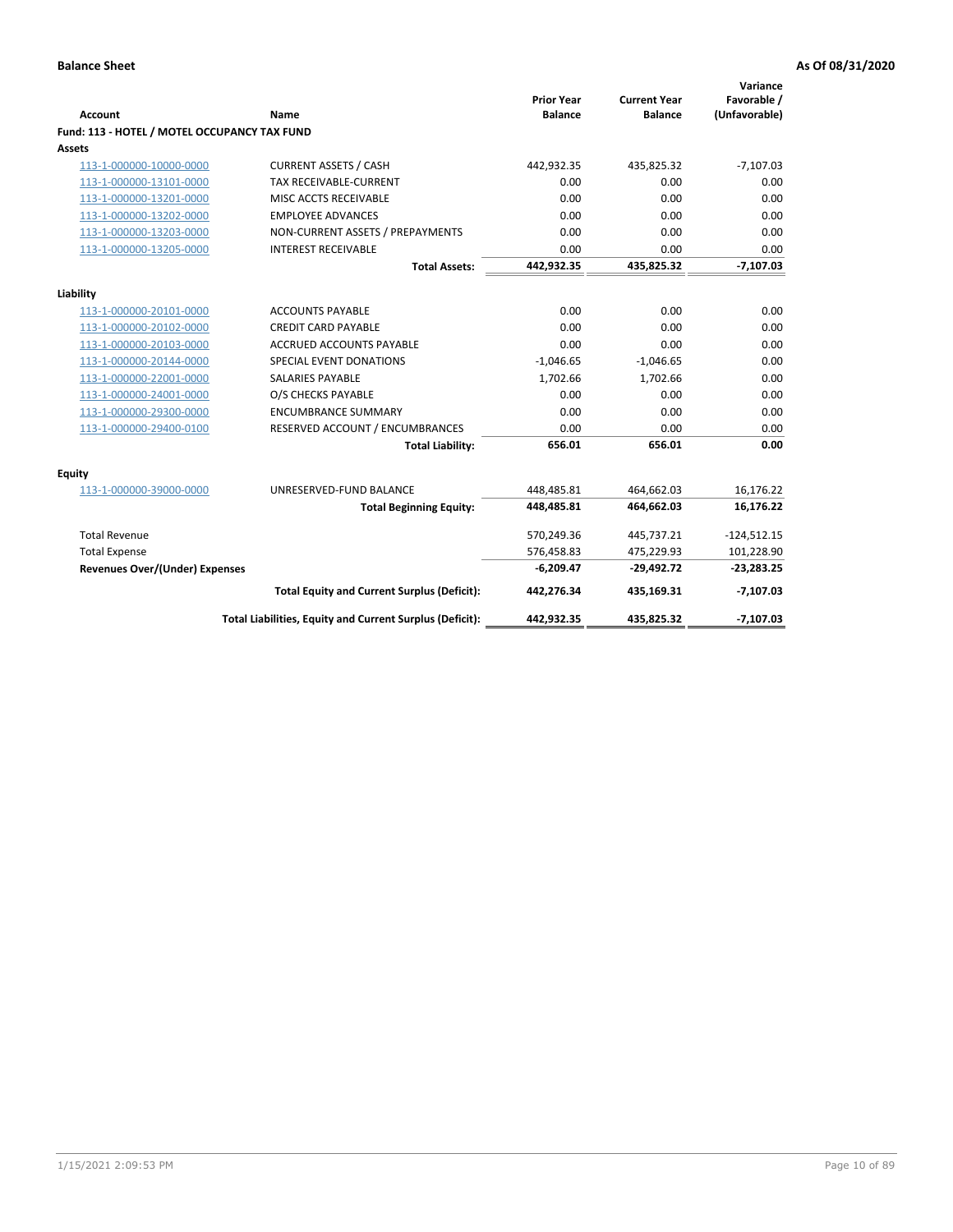**Balance Sheet** **As Of 08/31/2020**

| Account | Name | Prior Year Balance | Current Year Balance | Variance Favorable / (Unfavorable) |
|---|---|---|---|---|
| **Fund: 113 - HOTEL / MOTEL OCCUPANCY TAX FUND** | | | | |
| **Assets** | | | | |
| 113-1-000000-10000-0000 | CURRENT ASSETS / CASH | 442,932.35 | 435,825.32 | -7,107.03 |
| 113-1-000000-13101-0000 | TAX RECEIVABLE-CURRENT | 0.00 | 0.00 | 0.00 |
| 113-1-000000-13201-0000 | MISC ACCTS RECEIVABLE | 0.00 | 0.00 | 0.00 |
| 113-1-000000-13202-0000 | EMPLOYEE ADVANCES | 0.00 | 0.00 | 0.00 |
| 113-1-000000-13203-0000 | NON-CURRENT ASSETS / PREPAYMENTS | 0.00 | 0.00 | 0.00 |
| 113-1-000000-13205-0000 | INTEREST RECEIVABLE | 0.00 | 0.00 | 0.00 |
| | **Total Assets:** | **442,932.35** | **435,825.32** | **-7,107.03** |
| **Liability** | | | | |
| 113-1-000000-20101-0000 | ACCOUNTS PAYABLE | 0.00 | 0.00 | 0.00 |
| 113-1-000000-20102-0000 | CREDIT CARD PAYABLE | 0.00 | 0.00 | 0.00 |
| 113-1-000000-20103-0000 | ACCRUED ACCOUNTS PAYABLE | 0.00 | 0.00 | 0.00 |
| 113-1-000000-20144-0000 | SPECIAL EVENT DONATIONS | -1,046.65 | -1,046.65 | 0.00 |
| 113-1-000000-22001-0000 | SALARIES PAYABLE | 1,702.66 | 1,702.66 | 0.00 |
| 113-1-000000-24001-0000 | O/S CHECKS PAYABLE | 0.00 | 0.00 | 0.00 |
| 113-1-000000-29300-0000 | ENCUMBRANCE SUMMARY | 0.00 | 0.00 | 0.00 |
| 113-1-000000-29400-0100 | RESERVED ACCOUNT / ENCUMBRANCES | 0.00 | 0.00 | 0.00 |
| | **Total Liability:** | **656.01** | **656.01** | **0.00** |
| **Equity** | | | | |
| 113-1-000000-39000-0000 | UNRESERVED-FUND BALANCE | 448,485.81 | 464,662.03 | 16,176.22 |
| | **Total Beginning Equity:** | **448,485.81** | **464,662.03** | **16,176.22** |
| Total Revenue | | 570,249.36 | 445,737.21 | -124,512.15 |
| Total Expense | | 576,458.83 | 475,229.93 | 101,228.90 |
| **Revenues Over/(Under) Expenses** | | **-6,209.47** | **-29,492.72** | **-23,283.25** |
| | **Total Equity and Current Surplus (Deficit):** | **442,276.34** | **435,169.31** | **-7,107.03** |
| | **Total Liabilities, Equity and Current Surplus (Deficit):** | **442,932.35** | **435,825.32** | **-7,107.03** |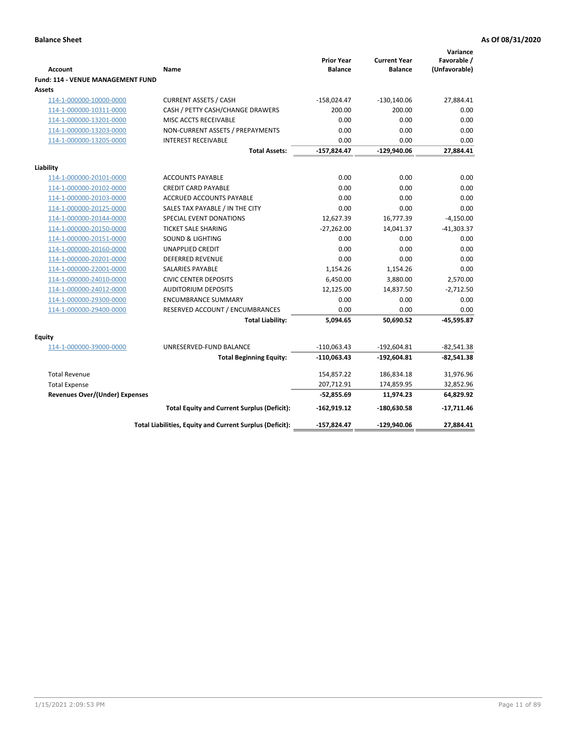**Balance Sheet** **As Of 08/31/2020**

| Account | Name | Prior Year Balance | Current Year Balance | Variance Favorable / (Unfavorable) |
|---|---|---|---|---|
| **Fund: 114 - VENUE MANAGEMENT FUND** | | | | |
| **Assets** | | | | |
| 114-1-000000-10000-0000 | CURRENT ASSETS / CASH | -158,024.47 | -130,140.06 | 27,884.41 |
| 114-1-000000-10311-0000 | CASH / PETTY CASH/CHANGE DRAWERS | 200.00 | 200.00 | 0.00 |
| 114-1-000000-13201-0000 | MISC ACCTS RECEIVABLE | 0.00 | 0.00 | 0.00 |
| 114-1-000000-13203-0000 | NON-CURRENT ASSETS / PREPAYMENTS | 0.00 | 0.00 | 0.00 |
| 114-1-000000-13205-0000 | INTEREST RECEIVABLE | 0.00 | 0.00 | 0.00 |
| | **Total Assets:** | **-157,824.47** | **-129,940.06** | **27,884.41** |
| **Liability** | | | | |
| 114-1-000000-20101-0000 | ACCOUNTS PAYABLE | 0.00 | 0.00 | 0.00 |
| 114-1-000000-20102-0000 | CREDIT CARD PAYABLE | 0.00 | 0.00 | 0.00 |
| 114-1-000000-20103-0000 | ACCRUED ACCOUNTS PAYABLE | 0.00 | 0.00 | 0.00 |
| 114-1-000000-20125-0000 | SALES TAX PAYABLE / IN THE CITY | 0.00 | 0.00 | 0.00 |
| 114-1-000000-20144-0000 | SPECIAL EVENT DONATIONS | 12,627.39 | 16,777.39 | -4,150.00 |
| 114-1-000000-20150-0000 | TICKET SALE SHARING | -27,262.00 | 14,041.37 | -41,303.37 |
| 114-1-000000-20151-0000 | SOUND & LIGHTING | 0.00 | 0.00 | 0.00 |
| 114-1-000000-20160-0000 | UNAPPLIED CREDIT | 0.00 | 0.00 | 0.00 |
| 114-1-000000-20201-0000 | DEFERRED REVENUE | 0.00 | 0.00 | 0.00 |
| 114-1-000000-22001-0000 | SALARIES PAYABLE | 1,154.26 | 1,154.26 | 0.00 |
| 114-1-000000-24010-0000 | CIVIC CENTER DEPOSITS | 6,450.00 | 3,880.00 | 2,570.00 |
| 114-1-000000-24012-0000 | AUDITORIUM DEPOSITS | 12,125.00 | 14,837.50 | -2,712.50 |
| 114-1-000000-29300-0000 | ENCUMBRANCE SUMMARY | 0.00 | 0.00 | 0.00 |
| 114-1-000000-29400-0000 | RESERVED ACCOUNT / ENCUMBRANCES | 0.00 | 0.00 | 0.00 |
| | **Total Liability:** | **5,094.65** | **50,690.52** | **-45,595.87** |
| **Equity** | | | | |
| 114-1-000000-39000-0000 | UNRESERVED-FUND BALANCE | -110,063.43 | -192,604.81 | -82,541.38 |
| | **Total Beginning Equity:** | **-110,063.43** | **-192,604.81** | **-82,541.38** |
| Total Revenue | | 154,857.22 | 186,834.18 | 31,976.96 |
| Total Expense | | 207,712.91 | 174,859.95 | 32,852.96 |
| **Revenues Over/(Under) Expenses** | | **-52,855.69** | **11,974.23** | **64,829.92** |
| | **Total Equity and Current Surplus (Deficit):** | **-162,919.12** | **-180,630.58** | **-17,711.46** |
| | **Total Liabilities, Equity and Current Surplus (Deficit):** | **-157,824.47** | **-129,940.06** | **27,884.41** |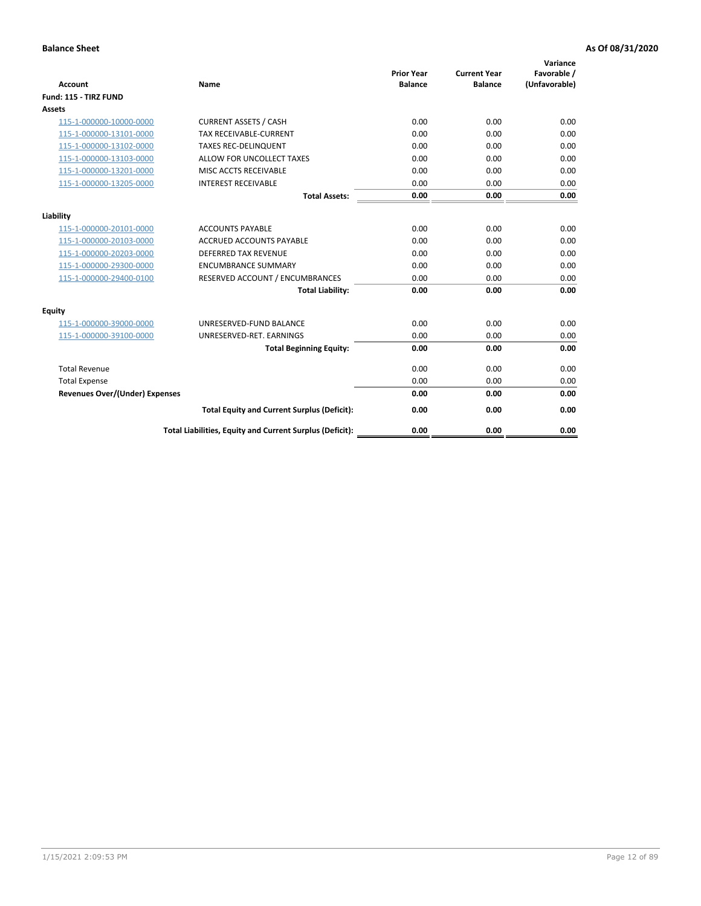**Balance Sheet** **As Of 08/31/2020**

| Account | Name | Prior Year Balance | Current Year Balance | Variance Favorable / (Unfavorable) |
|---|---|---|---|---|
| **Fund: 115 - TIRZ FUND** | | | | |
| **Assets** | | | | |
| 115-1-000000-10000-0000 | CURRENT ASSETS / CASH | 0.00 | 0.00 | 0.00 |
| 115-1-000000-13101-0000 | TAX RECEIVABLE-CURRENT | 0.00 | 0.00 | 0.00 |
| 115-1-000000-13102-0000 | TAXES REC-DELINQUENT | 0.00 | 0.00 | 0.00 |
| 115-1-000000-13103-0000 | ALLOW FOR UNCOLLECT TAXES | 0.00 | 0.00 | 0.00 |
| 115-1-000000-13201-0000 | MISC ACCTS RECEIVABLE | 0.00 | 0.00 | 0.00 |
| 115-1-000000-13205-0000 | INTEREST RECEIVABLE | 0.00 | 0.00 | 0.00 |
| | **Total Assets:** | **0.00** | **0.00** | **0.00** |
| **Liability** | | | | |
| 115-1-000000-20101-0000 | ACCOUNTS PAYABLE | 0.00 | 0.00 | 0.00 |
| 115-1-000000-20103-0000 | ACCRUED ACCOUNTS PAYABLE | 0.00 | 0.00 | 0.00 |
| 115-1-000000-20203-0000 | DEFERRED TAX REVENUE | 0.00 | 0.00 | 0.00 |
| 115-1-000000-29300-0000 | ENCUMBRANCE SUMMARY | 0.00 | 0.00 | 0.00 |
| 115-1-000000-29400-0100 | RESERVED ACCOUNT / ENCUMBRANCES | 0.00 | 0.00 | 0.00 |
| | **Total Liability:** | **0.00** | **0.00** | **0.00** |
| **Equity** | | | | |
| 115-1-000000-39000-0000 | UNRESERVED-FUND BALANCE | 0.00 | 0.00 | 0.00 |
| 115-1-000000-39100-0000 | UNRESERVED-RET. EARNINGS | 0.00 | 0.00 | 0.00 |
| | **Total Beginning Equity:** | **0.00** | **0.00** | **0.00** |
| Total Revenue | | 0.00 | 0.00 | 0.00 |
| Total Expense | | 0.00 | 0.00 | 0.00 |
| **Revenues Over/(Under) Expenses** | | **0.00** | **0.00** | **0.00** |
| | **Total Equity and Current Surplus (Deficit):** | **0.00** | **0.00** | **0.00** |
| | **Total Liabilities, Equity and Current Surplus (Deficit):** | **0.00** | **0.00** | **0.00** |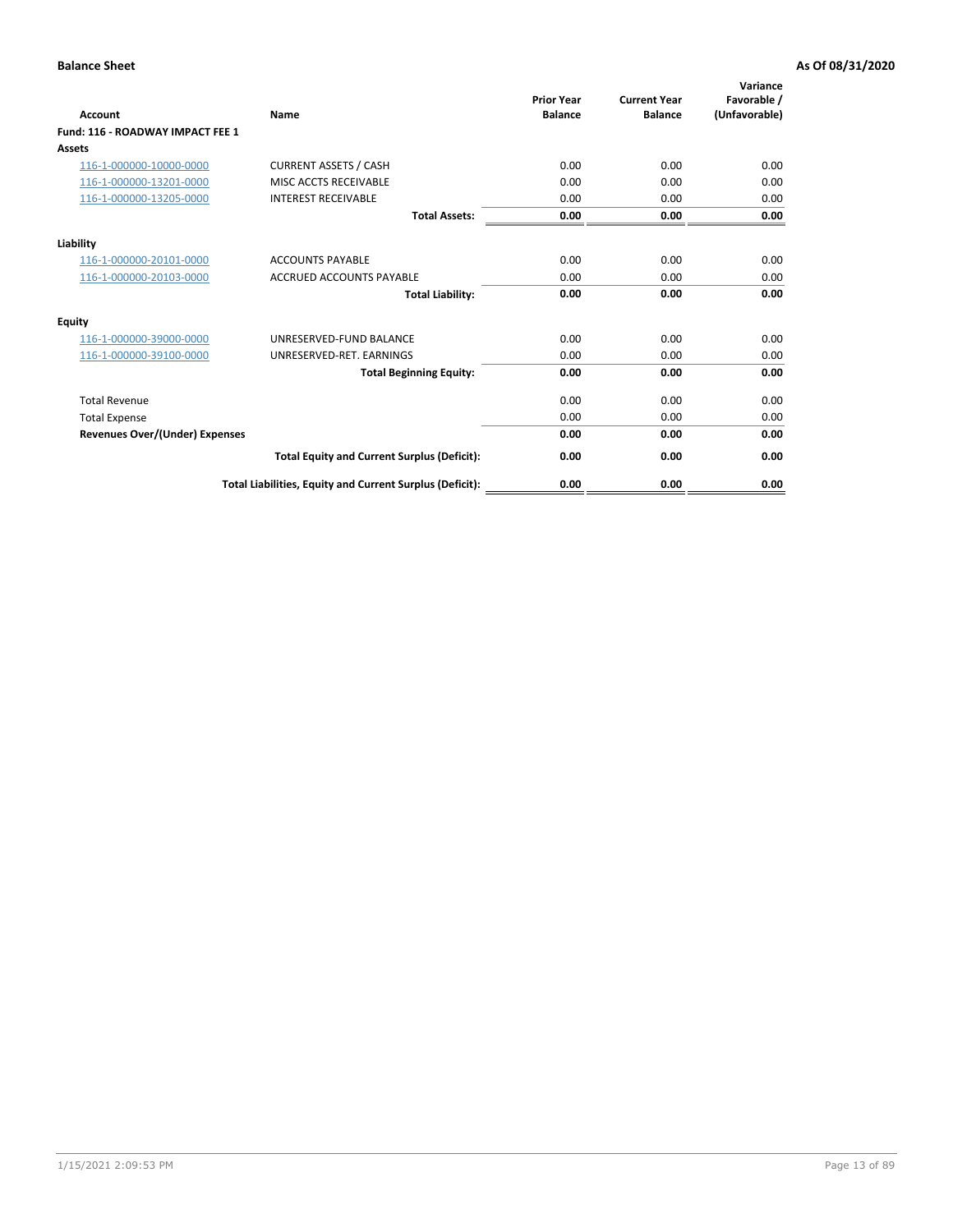**Balance Sheet** **As Of 08/31/2020**

| Account | Name | Prior Year Balance | Current Year Balance | Variance Favorable / (Unfavorable) |
|---|---|---|---|---|
| **Fund: 116 - ROADWAY IMPACT FEE 1** | | | | |
| **Assets** | | | | |
| 116-1-000000-10000-0000 | CURRENT ASSETS / CASH | 0.00 | 0.00 | 0.00 |
| 116-1-000000-13201-0000 | MISC ACCTS RECEIVABLE | 0.00 | 0.00 | 0.00 |
| 116-1-000000-13205-0000 | INTEREST RECEIVABLE | 0.00 | 0.00 | 0.00 |
| | **Total Assets:** | **0.00** | **0.00** | **0.00** |
| **Liability** | | | | |
| 116-1-000000-20101-0000 | ACCOUNTS PAYABLE | 0.00 | 0.00 | 0.00 |
| 116-1-000000-20103-0000 | ACCRUED ACCOUNTS PAYABLE | 0.00 | 0.00 | 0.00 |
| | **Total Liability:** | **0.00** | **0.00** | **0.00** |
| **Equity** | | | | |
| 116-1-000000-39000-0000 | UNRESERVED-FUND BALANCE | 0.00 | 0.00 | 0.00 |
| 116-1-000000-39100-0000 | UNRESERVED-RET. EARNINGS | 0.00 | 0.00 | 0.00 |
| | **Total Beginning Equity:** | **0.00** | **0.00** | **0.00** |
| Total Revenue | | 0.00 | 0.00 | 0.00 |
| Total Expense | | 0.00 | 0.00 | 0.00 |
| **Revenues Over/(Under) Expenses** | | **0.00** | **0.00** | **0.00** |
| | **Total Equity and Current Surplus (Deficit):** | **0.00** | **0.00** | **0.00** |
| | **Total Liabilities, Equity and Current Surplus (Deficit):** | **0.00** | **0.00** | **0.00** |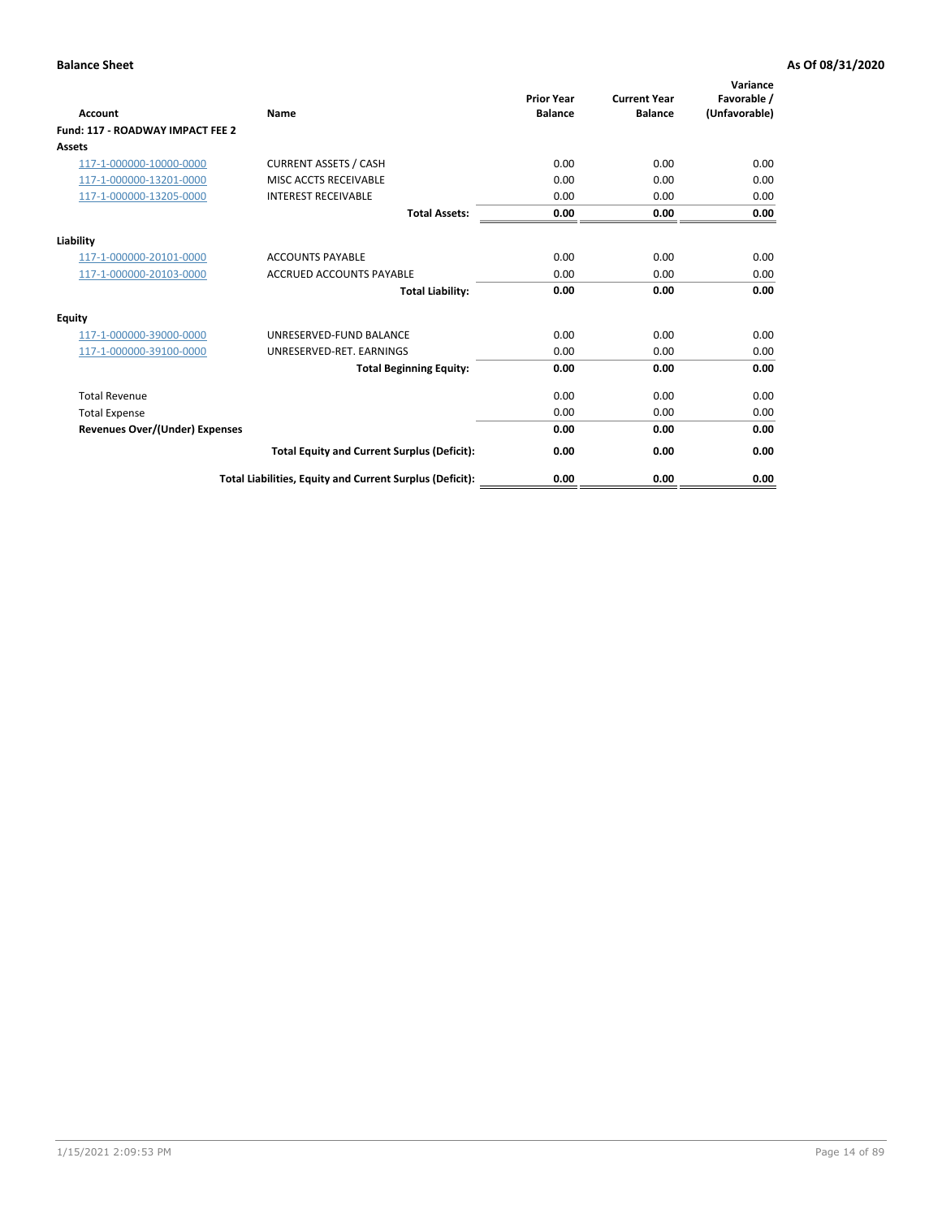**Balance Sheet** **As Of 08/31/2020**

| Account | Name | Prior Year Balance | Current Year Balance | Variance Favorable / (Unfavorable) |
|---|---|---|---|---|
| **Fund: 117 - ROADWAY IMPACT FEE 2** | | | | |
| **Assets** | | | | |
| 117-1-000000-10000-0000 | CURRENT ASSETS / CASH | 0.00 | 0.00 | 0.00 |
| 117-1-000000-13201-0000 | MISC ACCTS RECEIVABLE | 0.00 | 0.00 | 0.00 |
| 117-1-000000-13205-0000 | INTEREST RECEIVABLE | 0.00 | 0.00 | 0.00 |
| | **Total Assets:** | **0.00** | **0.00** | **0.00** |
| **Liability** | | | | |
| 117-1-000000-20101-0000 | ACCOUNTS PAYABLE | 0.00 | 0.00 | 0.00 |
| 117-1-000000-20103-0000 | ACCRUED ACCOUNTS PAYABLE | 0.00 | 0.00 | 0.00 |
| | **Total Liability:** | **0.00** | **0.00** | **0.00** |
| **Equity** | | | | |
| 117-1-000000-39000-0000 | UNRESERVED-FUND BALANCE | 0.00 | 0.00 | 0.00 |
| 117-1-000000-39100-0000 | UNRESERVED-RET. EARNINGS | 0.00 | 0.00 | 0.00 |
| | **Total Beginning Equity:** | **0.00** | **0.00** | **0.00** |
| Total Revenue | | 0.00 | 0.00 | 0.00 |
| Total Expense | | 0.00 | 0.00 | 0.00 |
| **Revenues Over/(Under) Expenses** | | **0.00** | **0.00** | **0.00** |
| | **Total Equity and Current Surplus (Deficit):** | **0.00** | **0.00** | **0.00** |
| | **Total Liabilities, Equity and Current Surplus (Deficit):** | **0.00** | **0.00** | **0.00** |

1/15/2021 2:09:53 PM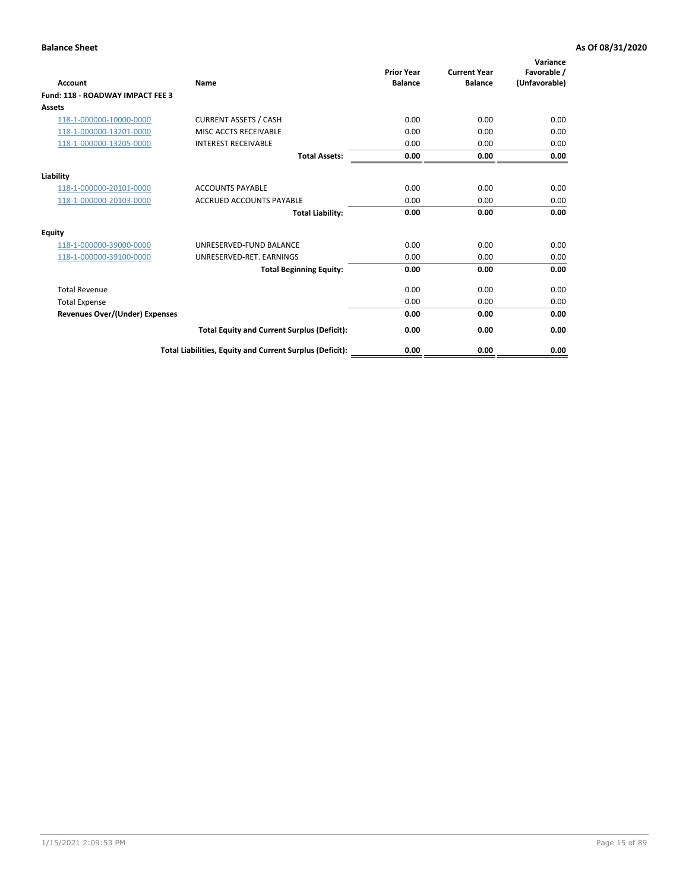**Balance Sheet** **As Of 08/31/2020**

| Account | Name | Prior Year Balance | Current Year Balance | Variance Favorable / (Unfavorable) |
|---|---|---|---|---|
| **Fund: 118 - ROADWAY IMPACT FEE 3** | | | | |
| **Assets** | | | | |
| 118-1-000000-10000-0000 | CURRENT ASSETS / CASH | 0.00 | 0.00 | 0.00 |
| 118-1-000000-13201-0000 | MISC ACCTS RECEIVABLE | 0.00 | 0.00 | 0.00 |
| 118-1-000000-13205-0000 | INTEREST RECEIVABLE | 0.00 | 0.00 | 0.00 |
| | **Total Assets:** | **0.00** | **0.00** | **0.00** |
| **Liability** | | | | |
| 118-1-000000-20101-0000 | ACCOUNTS PAYABLE | 0.00 | 0.00 | 0.00 |
| 118-1-000000-20103-0000 | ACCRUED ACCOUNTS PAYABLE | 0.00 | 0.00 | 0.00 |
| | **Total Liability:** | **0.00** | **0.00** | **0.00** |
| **Equity** | | | | |
| 118-1-000000-39000-0000 | UNRESERVED-FUND BALANCE | 0.00 | 0.00 | 0.00 |
| 118-1-000000-39100-0000 | UNRESERVED-RET. EARNINGS | 0.00 | 0.00 | 0.00 |
| | **Total Beginning Equity:** | **0.00** | **0.00** | **0.00** |
| Total Revenue | | 0.00 | 0.00 | 0.00 |
| Total Expense | | 0.00 | 0.00 | 0.00 |
| **Revenues Over/(Under) Expenses** | | **0.00** | **0.00** | **0.00** |
| | **Total Equity and Current Surplus (Deficit):** | **0.00** | **0.00** | **0.00** |
| | **Total Liabilities, Equity and Current Surplus (Deficit):** | **0.00** | **0.00** | **0.00** |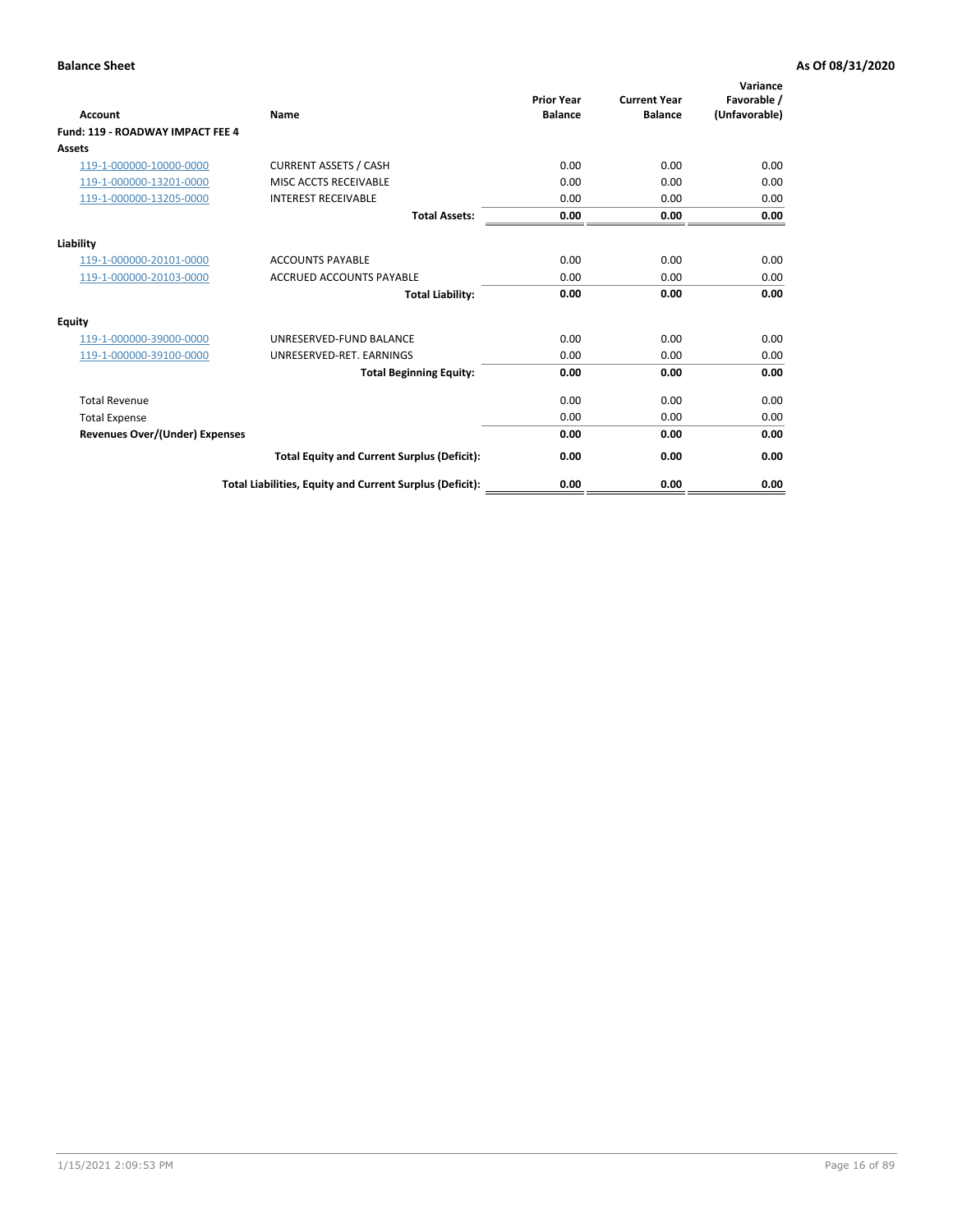**Balance Sheet** **As Of 08/31/2020**

| Account | Name | Prior Year Balance | Current Year Balance | Variance Favorable / (Unfavorable) |
|---|---|---|---|---|
| **Fund: 119 - ROADWAY IMPACT FEE 4** | | | | |
| **Assets** | | | | |
| 119-1-000000-10000-0000 | CURRENT ASSETS / CASH | 0.00 | 0.00 | 0.00 |
| 119-1-000000-13201-0000 | MISC ACCTS RECEIVABLE | 0.00 | 0.00 | 0.00 |
| 119-1-000000-13205-0000 | INTEREST RECEIVABLE | 0.00 | 0.00 | 0.00 |
| | **Total Assets:** | **0.00** | **0.00** | **0.00** |
| **Liability** | | | | |
| 119-1-000000-20101-0000 | ACCOUNTS PAYABLE | 0.00 | 0.00 | 0.00 |
| 119-1-000000-20103-0000 | ACCRUED ACCOUNTS PAYABLE | 0.00 | 0.00 | 0.00 |
| | **Total Liability:** | **0.00** | **0.00** | **0.00** |
| **Equity** | | | | |
| 119-1-000000-39000-0000 | UNRESERVED-FUND BALANCE | 0.00 | 0.00 | 0.00 |
| 119-1-000000-39100-0000 | UNRESERVED-RET. EARNINGS | 0.00 | 0.00 | 0.00 |
| | **Total Beginning Equity:** | **0.00** | **0.00** | **0.00** |
| Total Revenue | | 0.00 | 0.00 | 0.00 |
| Total Expense | | 0.00 | 0.00 | 0.00 |
| **Revenues Over/(Under) Expenses** | | **0.00** | **0.00** | **0.00** |
| | **Total Equity and Current Surplus (Deficit):** | **0.00** | **0.00** | **0.00** |
| | **Total Liabilities, Equity and Current Surplus (Deficit):** | **0.00** | **0.00** | **0.00** |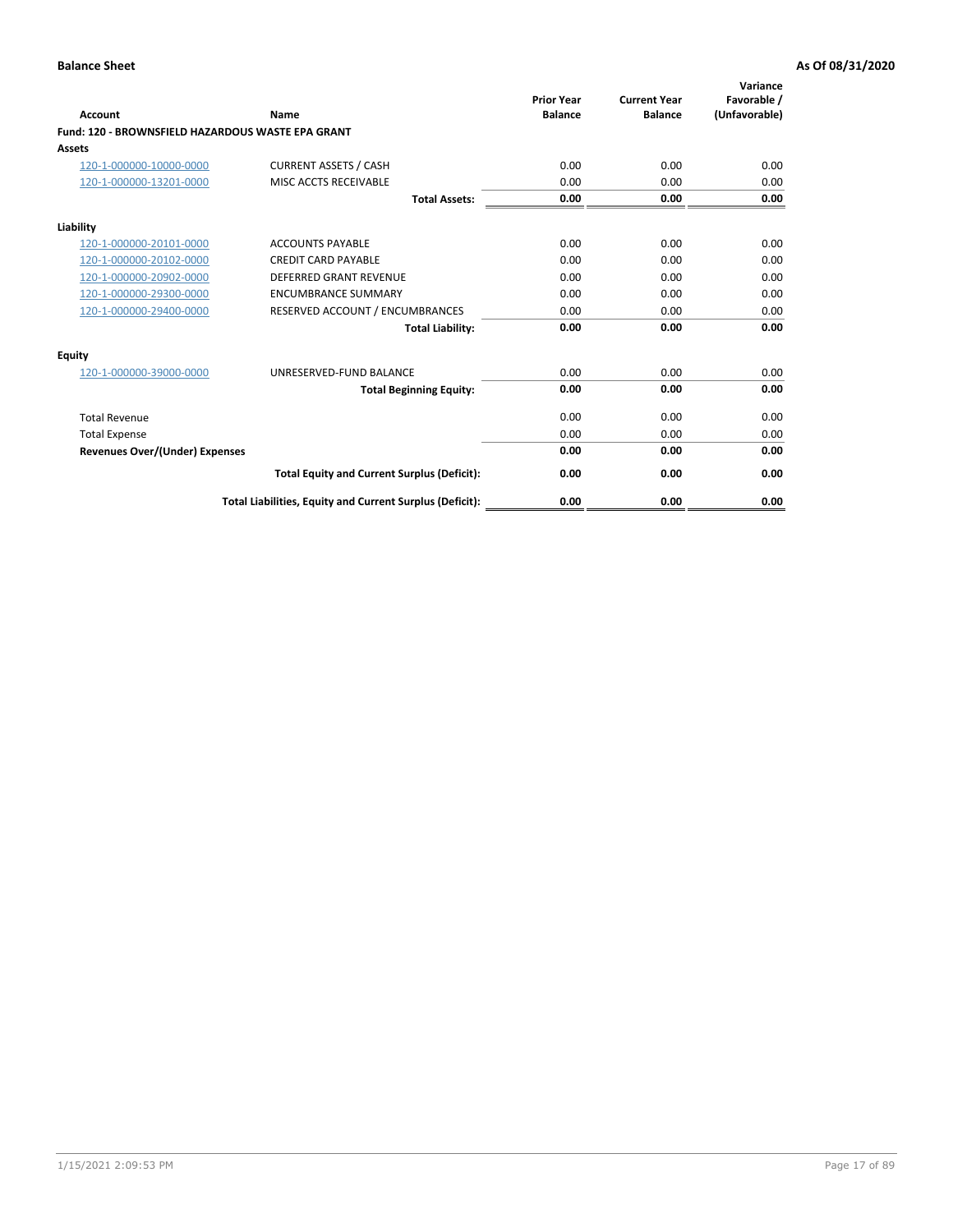**Balance Sheet** **As Of 08/31/2020**

| Account | Name | Prior Year Balance | Current Year Balance | Variance Favorable / (Unfavorable) |
|---|---|---|---|---|
| **Fund: 120 - BROWNSFIELD HAZARDOUS WASTE EPA GRANT** | | | | |
| **Assets** | | | | |
| 120-1-000000-10000-0000 | CURRENT ASSETS / CASH | 0.00 | 0.00 | 0.00 |
| 120-1-000000-13201-0000 | MISC ACCTS RECEIVABLE | 0.00 | 0.00 | 0.00 |
| | **Total Assets:** | **0.00** | **0.00** | **0.00** |
| **Liability** | | | | |
| 120-1-000000-20101-0000 | ACCOUNTS PAYABLE | 0.00 | 0.00 | 0.00 |
| 120-1-000000-20102-0000 | CREDIT CARD PAYABLE | 0.00 | 0.00 | 0.00 |
| 120-1-000000-20902-0000 | DEFERRED GRANT REVENUE | 0.00 | 0.00 | 0.00 |
| 120-1-000000-29300-0000 | ENCUMBRANCE SUMMARY | 0.00 | 0.00 | 0.00 |
| 120-1-000000-29400-0000 | RESERVED ACCOUNT / ENCUMBRANCES | 0.00 | 0.00 | 0.00 |
| | **Total Liability:** | **0.00** | **0.00** | **0.00** |
| **Equity** | | | | |
| 120-1-000000-39000-0000 | UNRESERVED-FUND BALANCE | 0.00 | 0.00 | 0.00 |
| | **Total Beginning Equity:** | **0.00** | **0.00** | **0.00** |
| Total Revenue | | 0.00 | 0.00 | 0.00 |
| Total Expense | | 0.00 | 0.00 | 0.00 |
| **Revenues Over/(Under) Expenses** | | **0.00** | **0.00** | **0.00** |
| | **Total Equity and Current Surplus (Deficit):** | **0.00** | **0.00** | **0.00** |
| | **Total Liabilities, Equity and Current Surplus (Deficit):** | **0.00** | **0.00** | **0.00** |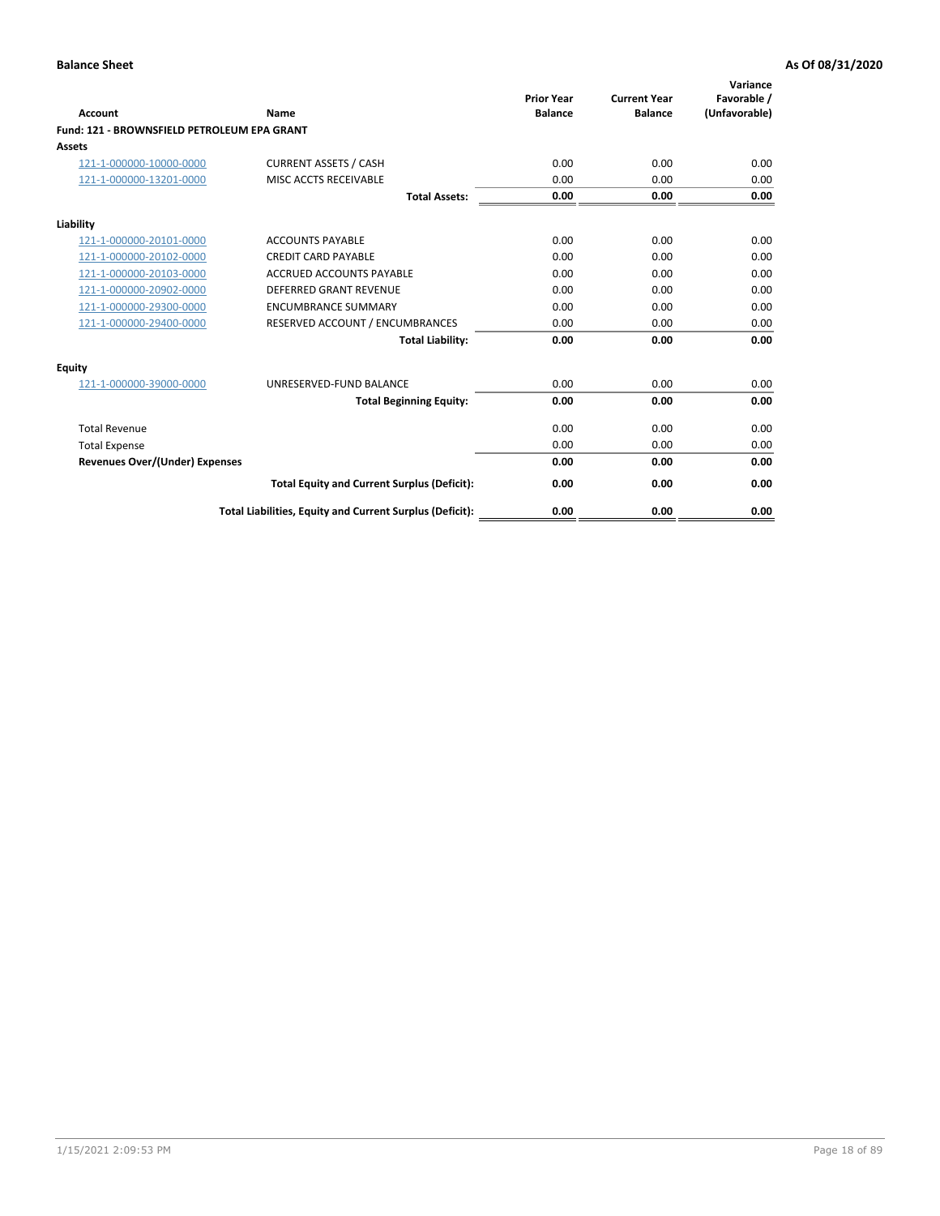**Balance Sheet** **As Of 08/31/2020**

| Account | Name | Prior Year Balance | Current Year Balance | Variance Favorable / (Unfavorable) |
|---|---|---|---|---|
| **Fund: 121 - BROWNSFIELD PETROLEUM EPA GRANT** | | | | |
| **Assets** | | | | |
| 121-1-000000-10000-0000 | CURRENT ASSETS / CASH | 0.00 | 0.00 | 0.00 |
| 121-1-000000-13201-0000 | MISC ACCTS RECEIVABLE | 0.00 | 0.00 | 0.00 |
| | **Total Assets:** | **0.00** | **0.00** | **0.00** |
| **Liability** | | | | |
| 121-1-000000-20101-0000 | ACCOUNTS PAYABLE | 0.00 | 0.00 | 0.00 |
| 121-1-000000-20102-0000 | CREDIT CARD PAYABLE | 0.00 | 0.00 | 0.00 |
| 121-1-000000-20103-0000 | ACCRUED ACCOUNTS PAYABLE | 0.00 | 0.00 | 0.00 |
| 121-1-000000-20902-0000 | DEFERRED GRANT REVENUE | 0.00 | 0.00 | 0.00 |
| 121-1-000000-29300-0000 | ENCUMBRANCE SUMMARY | 0.00 | 0.00 | 0.00 |
| 121-1-000000-29400-0000 | RESERVED ACCOUNT / ENCUMBRANCES | 0.00 | 0.00 | 0.00 |
| | **Total Liability:** | **0.00** | **0.00** | **0.00** |
| **Equity** | | | | |
| 121-1-000000-39000-0000 | UNRESERVED-FUND BALANCE | 0.00 | 0.00 | 0.00 |
| | **Total Beginning Equity:** | **0.00** | **0.00** | **0.00** |
| Total Revenue | | 0.00 | 0.00 | 0.00 |
| Total Expense | | 0.00 | 0.00 | 0.00 |
| **Revenues Over/(Under) Expenses** | | **0.00** | **0.00** | **0.00** |
| | **Total Equity and Current Surplus (Deficit):** | **0.00** | **0.00** | **0.00** |
| | **Total Liabilities, Equity and Current Surplus (Deficit):** | **0.00** | **0.00** | **0.00** |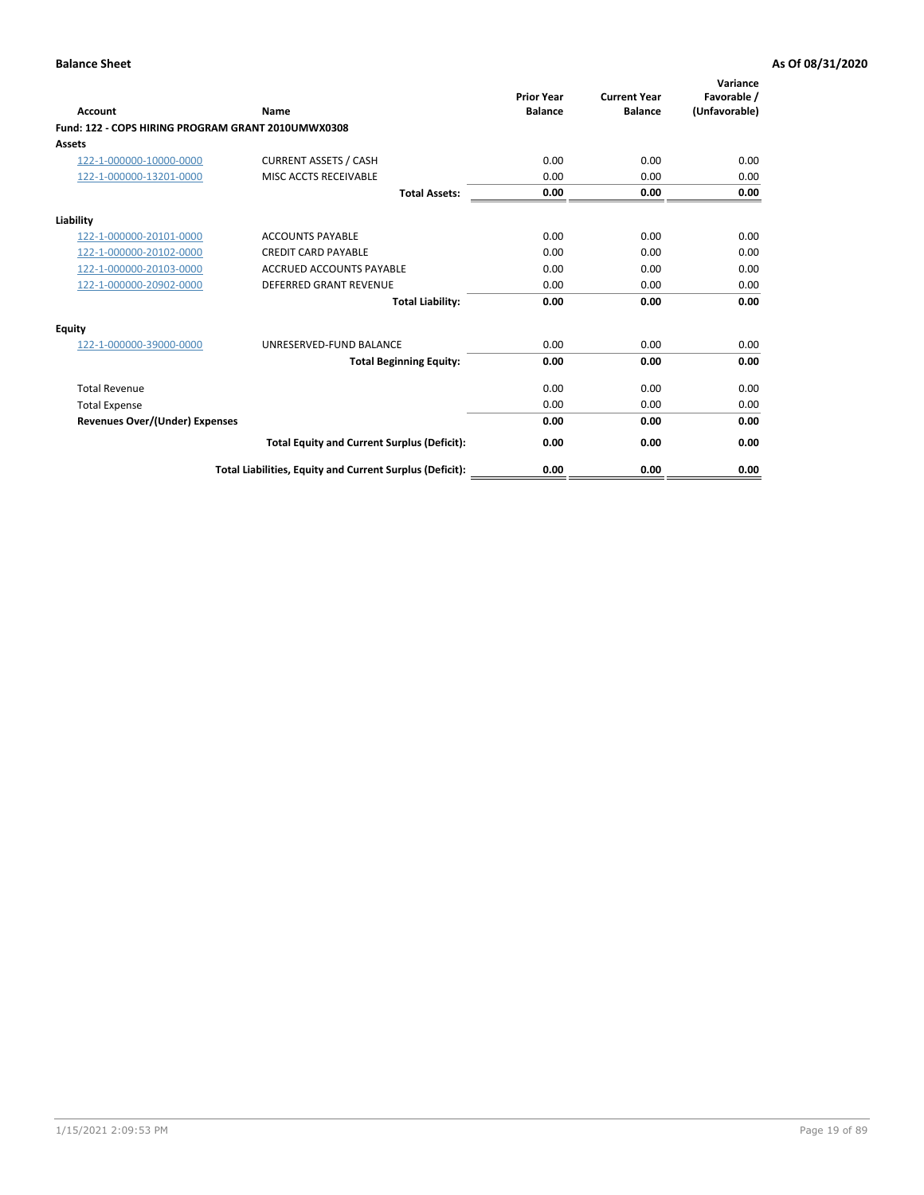**Balance Sheet** **As Of 08/31/2020**

| Account | Name | Prior Year Balance | Current Year Balance | Variance Favorable / (Unfavorable) |
|---|---|---|---|---|
| **Fund: 122 - COPS HIRING PROGRAM GRANT 2010UMWX0308** | | | | |
| **Assets** | | | | |
| 122-1-000000-10000-0000 | CURRENT ASSETS / CASH | 0.00 | 0.00 | 0.00 |
| 122-1-000000-13201-0000 | MISC ACCTS RECEIVABLE | 0.00 | 0.00 | 0.00 |
| | **Total Assets:** | **0.00** | **0.00** | **0.00** |
| **Liability** | | | | |
| 122-1-000000-20101-0000 | ACCOUNTS PAYABLE | 0.00 | 0.00 | 0.00 |
| 122-1-000000-20102-0000 | CREDIT CARD PAYABLE | 0.00 | 0.00 | 0.00 |
| 122-1-000000-20103-0000 | ACCRUED ACCOUNTS PAYABLE | 0.00 | 0.00 | 0.00 |
| 122-1-000000-20902-0000 | DEFERRED GRANT REVENUE | 0.00 | 0.00 | 0.00 |
| | **Total Liability:** | **0.00** | **0.00** | **0.00** |
| **Equity** | | | | |
| 122-1-000000-39000-0000 | UNRESERVED-FUND BALANCE | 0.00 | 0.00 | 0.00 |
| | **Total Beginning Equity:** | **0.00** | **0.00** | **0.00** |
| Total Revenue | | 0.00 | 0.00 | 0.00 |
| Total Expense | | 0.00 | 0.00 | 0.00 |
| **Revenues Over/(Under) Expenses** | | **0.00** | **0.00** | **0.00** |
| | **Total Equity and Current Surplus (Deficit):** | **0.00** | **0.00** | **0.00** |
| | **Total Liabilities, Equity and Current Surplus (Deficit):** | **0.00** | **0.00** | **0.00** |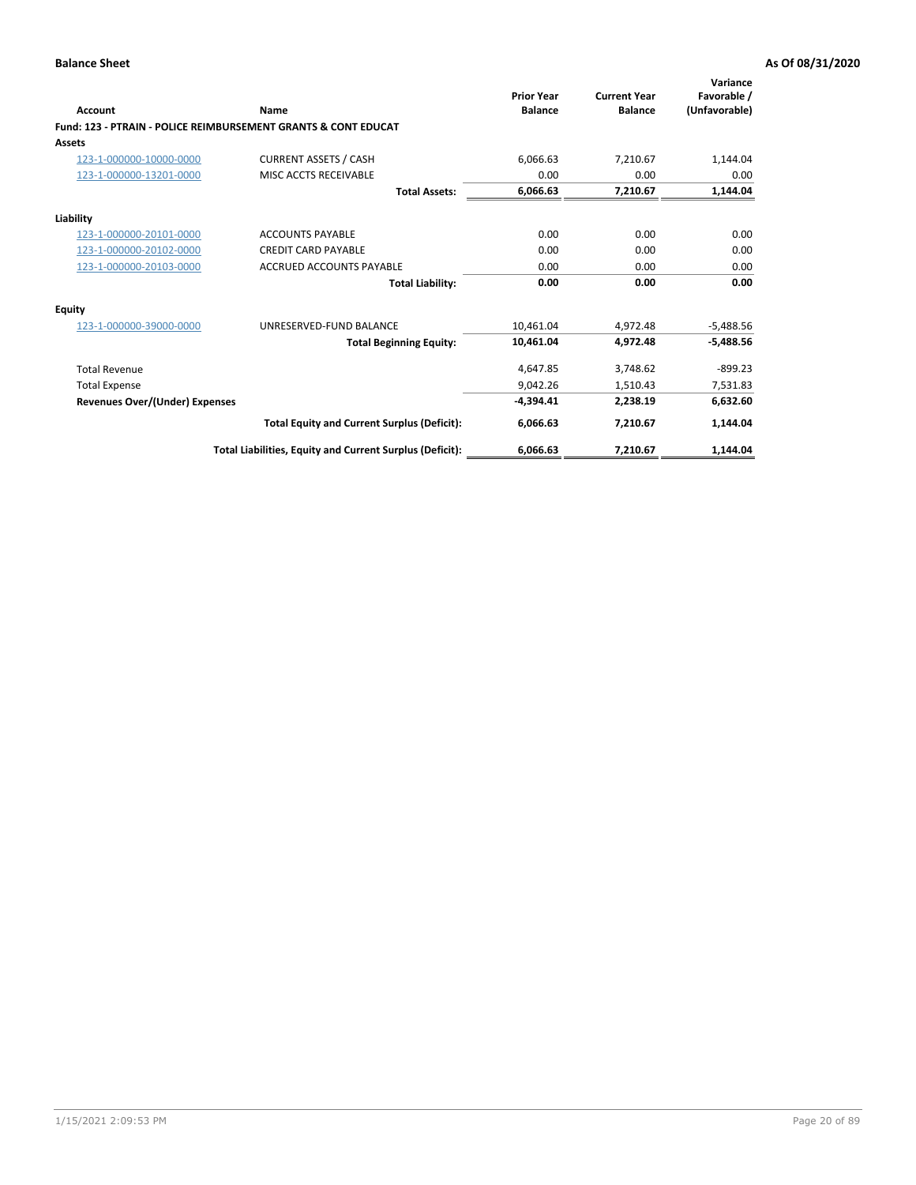**Balance Sheet** — **As Of 08/31/2020**

| Account | Name | Prior Year Balance | Current Year Balance | Variance Favorable / (Unfavorable) |
|---|---|---|---|---|
| **Fund: 123 - PTRAIN - POLICE REIMBURSEMENT GRANTS & CONT EDUCAT** | | | | |
| **Assets** | | | | |
| 123-1-000000-10000-0000 | CURRENT ASSETS / CASH | 6,066.63 | 7,210.67 | 1,144.04 |
| 123-1-000000-13201-0000 | MISC ACCTS RECEIVABLE | 0.00 | 0.00 | 0.00 |
| | **Total Assets:** | **6,066.63** | **7,210.67** | **1,144.04** |
| **Liability** | | | | |
| 123-1-000000-20101-0000 | ACCOUNTS PAYABLE | 0.00 | 0.00 | 0.00 |
| 123-1-000000-20102-0000 | CREDIT CARD PAYABLE | 0.00 | 0.00 | 0.00 |
| 123-1-000000-20103-0000 | ACCRUED ACCOUNTS PAYABLE | 0.00 | 0.00 | 0.00 |
| | **Total Liability:** | **0.00** | **0.00** | **0.00** |
| **Equity** | | | | |
| 123-1-000000-39000-0000 | UNRESERVED-FUND BALANCE | 10,461.04 | 4,972.48 | -5,488.56 |
| | **Total Beginning Equity:** | **10,461.04** | **4,972.48** | **-5,488.56** |
| Total Revenue | | 4,647.85 | 3,748.62 | -899.23 |
| Total Expense | | 9,042.26 | 1,510.43 | 7,531.83 |
| **Revenues Over/(Under) Expenses** | | **-4,394.41** | **2,238.19** | **6,632.60** |
| | **Total Equity and Current Surplus (Deficit):** | **6,066.63** | **7,210.67** | **1,144.04** |
| | **Total Liabilities, Equity and Current Surplus (Deficit):** | **6,066.63** | **7,210.67** | **1,144.04** |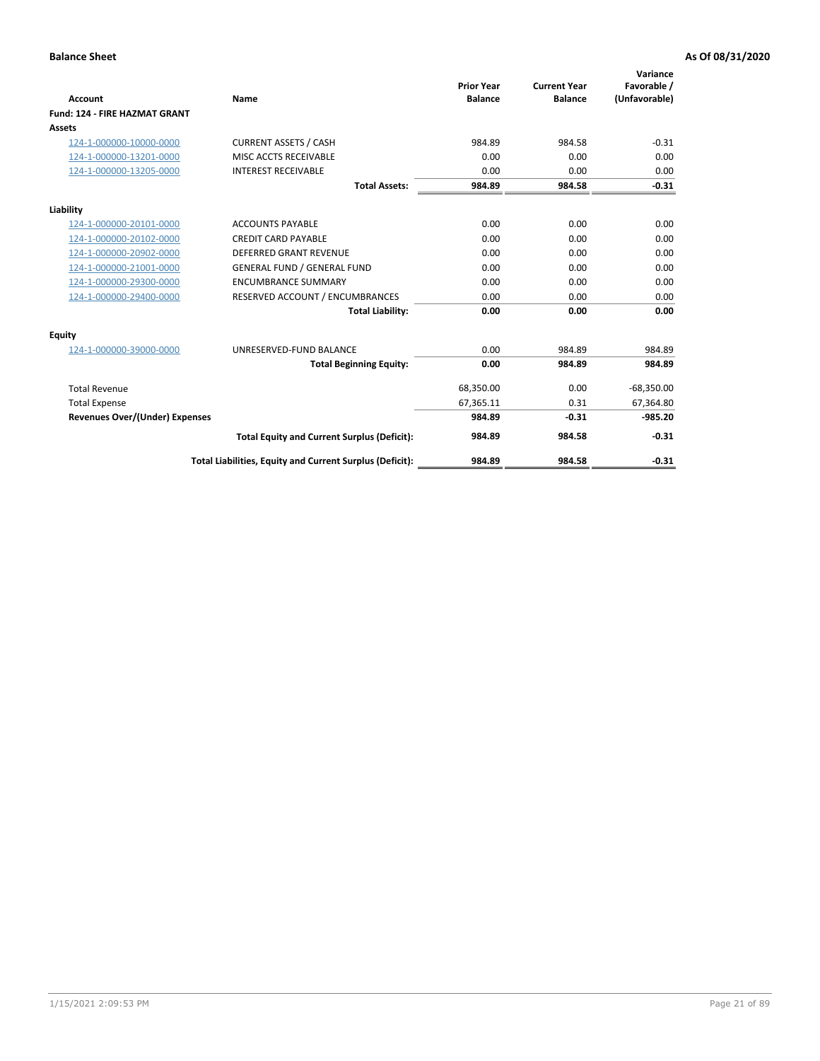**Balance Sheet** — **As Of 08/31/2020**

| Account | Name | Prior Year Balance | Current Year Balance | Variance Favorable / (Unfavorable) |
|---|---|---|---|---|
| **Fund: 124 - FIRE HAZMAT GRANT** | | | | |
| **Assets** | | | | |
| 124-1-000000-10000-0000 | CURRENT ASSETS / CASH | 984.89 | 984.58 | -0.31 |
| 124-1-000000-13201-0000 | MISC ACCTS RECEIVABLE | 0.00 | 0.00 | 0.00 |
| 124-1-000000-13205-0000 | INTEREST RECEIVABLE | 0.00 | 0.00 | 0.00 |
| | **Total Assets:** | **984.89** | **984.58** | **-0.31** |
| **Liability** | | | | |
| 124-1-000000-20101-0000 | ACCOUNTS PAYABLE | 0.00 | 0.00 | 0.00 |
| 124-1-000000-20102-0000 | CREDIT CARD PAYABLE | 0.00 | 0.00 | 0.00 |
| 124-1-000000-20902-0000 | DEFERRED GRANT REVENUE | 0.00 | 0.00 | 0.00 |
| 124-1-000000-21001-0000 | GENERAL FUND / GENERAL FUND | 0.00 | 0.00 | 0.00 |
| 124-1-000000-29300-0000 | ENCUMBRANCE SUMMARY | 0.00 | 0.00 | 0.00 |
| 124-1-000000-29400-0000 | RESERVED ACCOUNT / ENCUMBRANCES | 0.00 | 0.00 | 0.00 |
| | **Total Liability:** | **0.00** | **0.00** | **0.00** |
| **Equity** | | | | |
| 124-1-000000-39000-0000 | UNRESERVED-FUND BALANCE | 0.00 | 984.89 | 984.89 |
| | **Total Beginning Equity:** | **0.00** | **984.89** | **984.89** |
| Total Revenue | | 68,350.00 | 0.00 | -68,350.00 |
| Total Expense | | 67,365.11 | 0.31 | 67,364.80 |
| **Revenues Over/(Under) Expenses** | | **984.89** | **-0.31** | **-985.20** |
| | **Total Equity and Current Surplus (Deficit):** | **984.89** | **984.58** | **-0.31** |
| | **Total Liabilities, Equity and Current Surplus (Deficit):** | **984.89** | **984.58** | **-0.31** |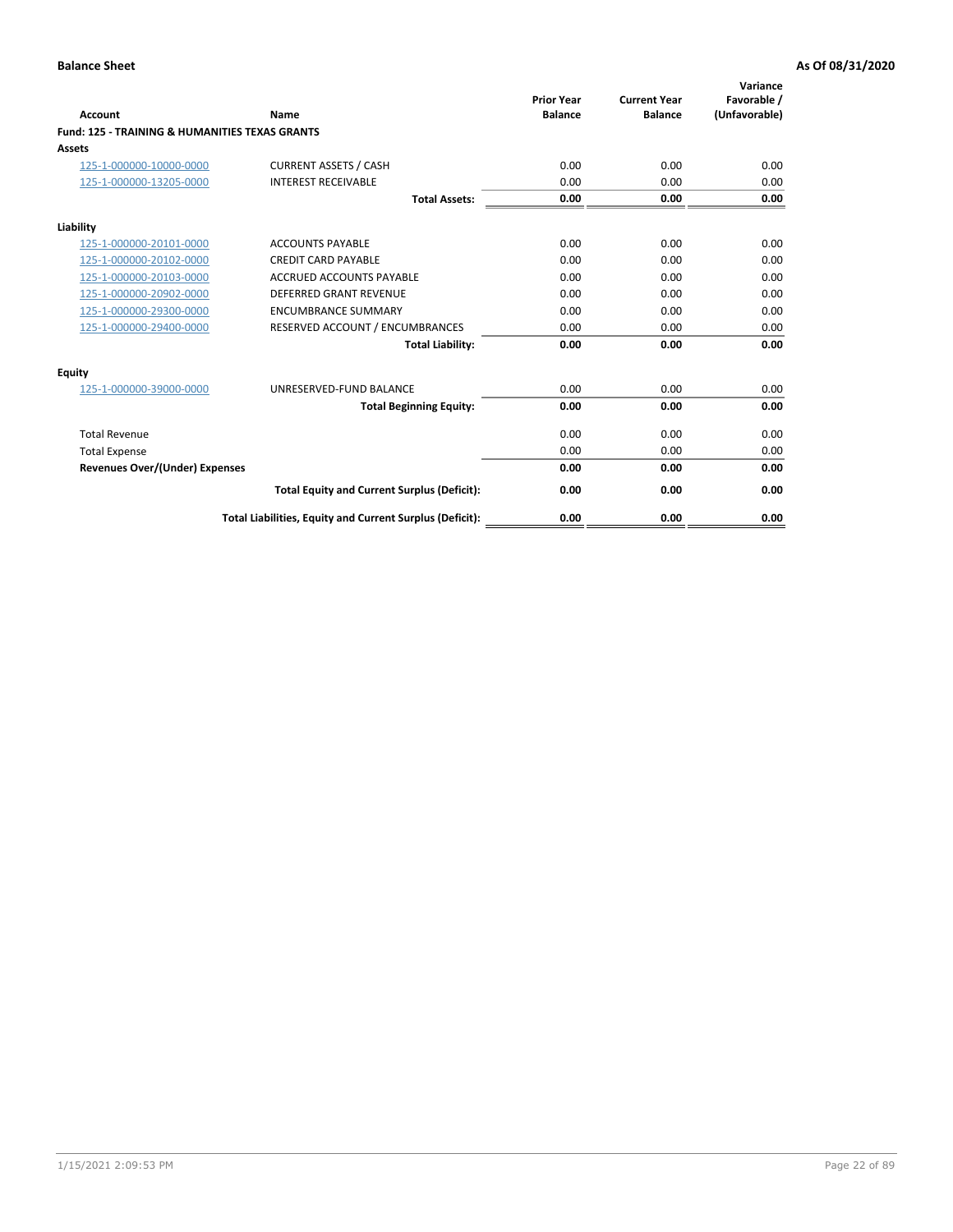**Balance Sheet** **As Of 08/31/2020**

| Account | Name | Prior Year Balance | Current Year Balance | Variance Favorable / (Unfavorable) |
|---|---|---|---|---|
| **Fund: 125 - TRAINING & HUMANITIES TEXAS GRANTS** | | | | |
| **Assets** | | | | |
| 125-1-000000-10000-0000 | CURRENT ASSETS / CASH | 0.00 | 0.00 | 0.00 |
| 125-1-000000-13205-0000 | INTEREST RECEIVABLE | 0.00 | 0.00 | 0.00 |
| | **Total Assets:** | **0.00** | **0.00** | **0.00** |
| **Liability** | | | | |
| 125-1-000000-20101-0000 | ACCOUNTS PAYABLE | 0.00 | 0.00 | 0.00 |
| 125-1-000000-20102-0000 | CREDIT CARD PAYABLE | 0.00 | 0.00 | 0.00 |
| 125-1-000000-20103-0000 | ACCRUED ACCOUNTS PAYABLE | 0.00 | 0.00 | 0.00 |
| 125-1-000000-20902-0000 | DEFERRED GRANT REVENUE | 0.00 | 0.00 | 0.00 |
| 125-1-000000-29300-0000 | ENCUMBRANCE SUMMARY | 0.00 | 0.00 | 0.00 |
| 125-1-000000-29400-0000 | RESERVED ACCOUNT / ENCUMBRANCES | 0.00 | 0.00 | 0.00 |
| | **Total Liability:** | **0.00** | **0.00** | **0.00** |
| **Equity** | | | | |
| 125-1-000000-39000-0000 | UNRESERVED-FUND BALANCE | 0.00 | 0.00 | 0.00 |
| | **Total Beginning Equity:** | **0.00** | **0.00** | **0.00** |
| Total Revenue | | 0.00 | 0.00 | 0.00 |
| Total Expense | | 0.00 | 0.00 | 0.00 |
| **Revenues Over/(Under) Expenses** | | **0.00** | **0.00** | **0.00** |
| | **Total Equity and Current Surplus (Deficit):** | **0.00** | **0.00** | **0.00** |
| | **Total Liabilities, Equity and Current Surplus (Deficit):** | **0.00** | **0.00** | **0.00** |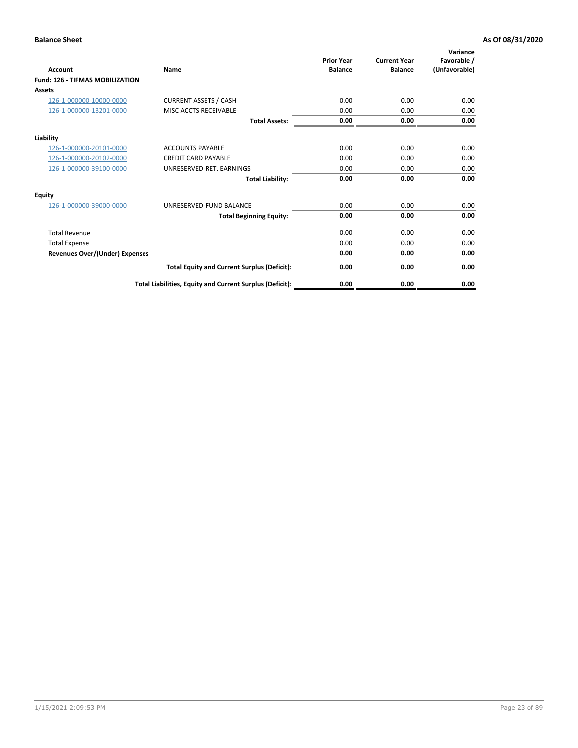**Balance Sheet** **As Of 08/31/2020**

| Account | Name | Prior Year Balance | Current Year Balance | Variance Favorable / (Unfavorable) |
|---|---|---|---|---|
| **Fund: 126 - TIFMAS MOBILIZATION** | | | | |
| **Assets** | | | | |
| 126-1-000000-10000-0000 | CURRENT ASSETS / CASH | 0.00 | 0.00 | 0.00 |
| 126-1-000000-13201-0000 | MISC ACCTS RECEIVABLE | 0.00 | 0.00 | 0.00 |
| | **Total Assets:** | **0.00** | **0.00** | **0.00** |
| **Liability** | | | | |
| 126-1-000000-20101-0000 | ACCOUNTS PAYABLE | 0.00 | 0.00 | 0.00 |
| 126-1-000000-20102-0000 | CREDIT CARD PAYABLE | 0.00 | 0.00 | 0.00 |
| 126-1-000000-39100-0000 | UNRESERVED-RET. EARNINGS | 0.00 | 0.00 | 0.00 |
| | **Total Liability:** | **0.00** | **0.00** | **0.00** |
| **Equity** | | | | |
| 126-1-000000-39000-0000 | UNRESERVED-FUND BALANCE | 0.00 | 0.00 | 0.00 |
| | **Total Beginning Equity:** | **0.00** | **0.00** | **0.00** |
| Total Revenue | | 0.00 | 0.00 | 0.00 |
| Total Expense | | 0.00 | 0.00 | 0.00 |
| **Revenues Over/(Under) Expenses** | | **0.00** | **0.00** | **0.00** |
| | **Total Equity and Current Surplus (Deficit):** | **0.00** | **0.00** | **0.00** |
| | **Total Liabilities, Equity and Current Surplus (Deficit):** | **0.00** | **0.00** | **0.00** |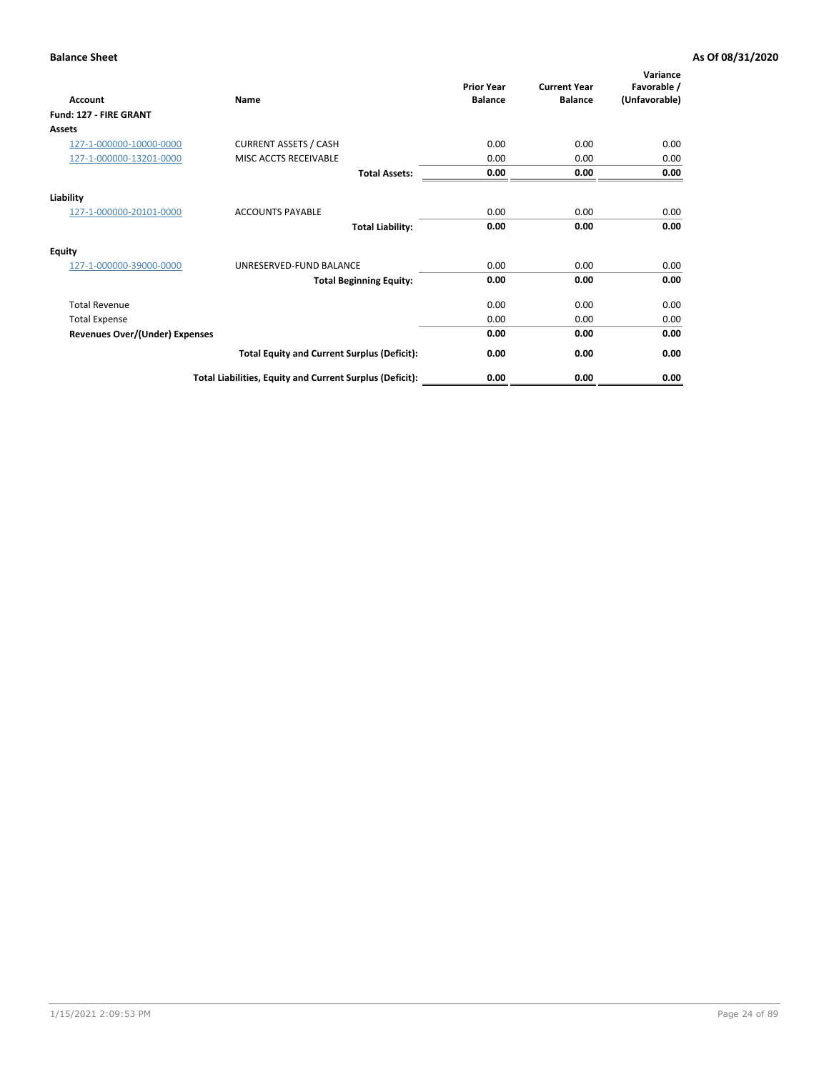| Account | Name | Prior Year Balance | Current Year Balance | Variance Favorable / (Unfavorable) |
|---|---|---|---|---|
| **Fund: 127 - FIRE GRANT** | | | | |
| **Assets** | | | | |
| 127-1-000000-10000-0000 | CURRENT ASSETS / CASH | 0.00 | 0.00 | 0.00 |
| 127-1-000000-13201-0000 | MISC ACCTS RECEIVABLE | 0.00 | 0.00 | 0.00 |
| | **Total Assets:** | **0.00** | **0.00** | **0.00** |
| **Liability** | | | | |
| 127-1-000000-20101-0000 | ACCOUNTS PAYABLE | 0.00 | 0.00 | 0.00 |
| | **Total Liability:** | **0.00** | **0.00** | **0.00** |
| **Equity** | | | | |
| 127-1-000000-39000-0000 | UNRESERVED-FUND BALANCE | 0.00 | 0.00 | 0.00 |
| | **Total Beginning Equity:** | **0.00** | **0.00** | **0.00** |
| Total Revenue | | 0.00 | 0.00 | 0.00 |
| Total Expense | | 0.00 | 0.00 | 0.00 |
| **Revenues Over/(Under) Expenses** | | **0.00** | **0.00** | **0.00** |
| | **Total Equity and Current Surplus (Deficit):** | **0.00** | **0.00** | **0.00** |
| | **Total Liabilities, Equity and Current Surplus (Deficit):** | **0.00** | **0.00** | **0.00** |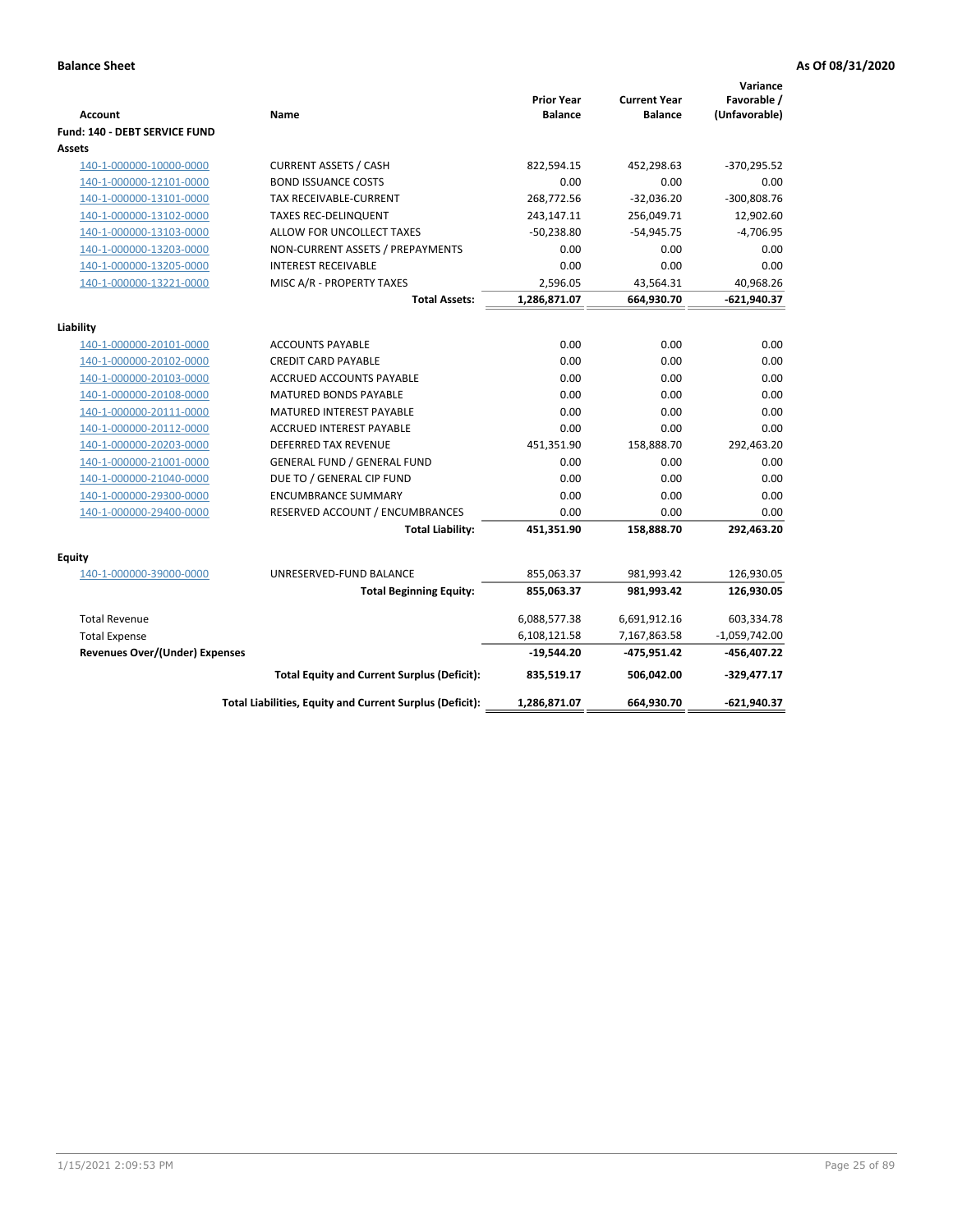**Balance Sheet** **As Of 08/31/2020**

| Account | Name | Prior Year Balance | Current Year Balance | Variance Favorable / (Unfavorable) |
|---|---|---|---|---|
| **Fund: 140 - DEBT SERVICE FUND** | | | | |
| **Assets** | | | | |
| 140-1-000000-10000-0000 | CURRENT ASSETS / CASH | 822,594.15 | 452,298.63 | -370,295.52 |
| 140-1-000000-12101-0000 | BOND ISSUANCE COSTS | 0.00 | 0.00 | 0.00 |
| 140-1-000000-13101-0000 | TAX RECEIVABLE-CURRENT | 268,772.56 | -32,036.20 | -300,808.76 |
| 140-1-000000-13102-0000 | TAXES REC-DELINQUENT | 243,147.11 | 256,049.71 | 12,902.60 |
| 140-1-000000-13103-0000 | ALLOW FOR UNCOLLECT TAXES | -50,238.80 | -54,945.75 | -4,706.95 |
| 140-1-000000-13203-0000 | NON-CURRENT ASSETS / PREPAYMENTS | 0.00 | 0.00 | 0.00 |
| 140-1-000000-13205-0000 | INTEREST RECEIVABLE | 0.00 | 0.00 | 0.00 |
| 140-1-000000-13221-0000 | MISC A/R - PROPERTY TAXES | 2,596.05 | 43,564.31 | 40,968.26 |
| | **Total Assets:** | **1,286,871.07** | **664,930.70** | **-621,940.37** |
| **Liability** | | | | |
| 140-1-000000-20101-0000 | ACCOUNTS PAYABLE | 0.00 | 0.00 | 0.00 |
| 140-1-000000-20102-0000 | CREDIT CARD PAYABLE | 0.00 | 0.00 | 0.00 |
| 140-1-000000-20103-0000 | ACCRUED ACCOUNTS PAYABLE | 0.00 | 0.00 | 0.00 |
| 140-1-000000-20108-0000 | MATURED BONDS PAYABLE | 0.00 | 0.00 | 0.00 |
| 140-1-000000-20111-0000 | MATURED INTEREST PAYABLE | 0.00 | 0.00 | 0.00 |
| 140-1-000000-20112-0000 | ACCRUED INTEREST PAYABLE | 0.00 | 0.00 | 0.00 |
| 140-1-000000-20203-0000 | DEFERRED TAX REVENUE | 451,351.90 | 158,888.70 | 292,463.20 |
| 140-1-000000-21001-0000 | GENERAL FUND / GENERAL FUND | 0.00 | 0.00 | 0.00 |
| 140-1-000000-21040-0000 | DUE TO / GENERAL CIP FUND | 0.00 | 0.00 | 0.00 |
| 140-1-000000-29300-0000 | ENCUMBRANCE SUMMARY | 0.00 | 0.00 | 0.00 |
| 140-1-000000-29400-0000 | RESERVED ACCOUNT / ENCUMBRANCES | 0.00 | 0.00 | 0.00 |
| | **Total Liability:** | **451,351.90** | **158,888.70** | **292,463.20** |
| **Equity** | | | | |
| 140-1-000000-39000-0000 | UNRESERVED-FUND BALANCE | 855,063.37 | 981,993.42 | 126,930.05 |
| | **Total Beginning Equity:** | **855,063.37** | **981,993.42** | **126,930.05** |
| Total Revenue | | 6,088,577.38 | 6,691,912.16 | 603,334.78 |
| Total Expense | | 6,108,121.58 | 7,167,863.58 | -1,059,742.00 |
| **Revenues Over/(Under) Expenses** | | **-19,544.20** | **-475,951.42** | **-456,407.22** |
| | **Total Equity and Current Surplus (Deficit):** | **835,519.17** | **506,042.00** | **-329,477.17** |
| | **Total Liabilities, Equity and Current Surplus (Deficit):** | **1,286,871.07** | **664,930.70** | **-621,940.37** |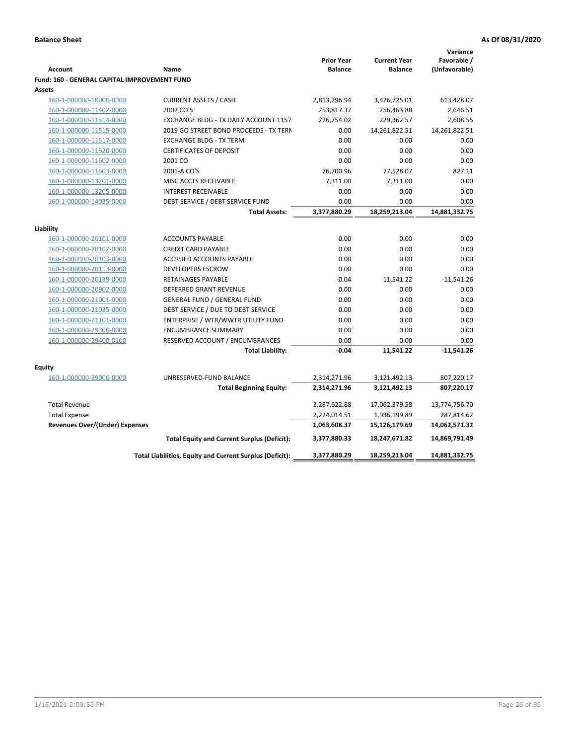**Balance Sheet** **As Of 08/31/2020**

| Account | Name | Prior Year Balance | Current Year Balance | Variance Favorable / (Unfavorable) |
|---|---|---|---|---|
| **Fund: 160 - GENERAL CAPITAL IMPROVEMENT FUND** | | | | |
| **Assets** | | | | |
| 160-1-000000-10000-0000 | CURRENT ASSETS / CASH | 2,813,296.94 | 3,426,725.01 | 613,428.07 |
| 160-1-000000-11402-0000 | 2002 CO'S | 253,817.37 | 256,463.88 | 2,646.51 |
| 160-1-000000-11514-0000 | EXCHANGE BLDG - TX DAILY ACCOUNT 1157 | 226,754.02 | 229,362.57 | 2,608.55 |
| 160-1-000000-11515-0000 | 2019 GO STREET BOND PROCEEDS - TX TERN | 0.00 | 14,261,822.51 | 14,261,822.51 |
| 160-1-000000-11517-0000 | EXCHANGE BLDG - TX TERM | 0.00 | 0.00 | 0.00 |
| 160-1-000000-11520-0000 | CERTIFICATES OF DEPOSIT | 0.00 | 0.00 | 0.00 |
| 160-1-000000-11602-0000 | 2001 CO | 0.00 | 0.00 | 0.00 |
| 160-1-000000-11603-0000 | 2001-A CO'S | 76,700.96 | 77,528.07 | 827.11 |
| 160-1-000000-13201-0000 | MISC ACCTS RECEIVABLE | 7,311.00 | 7,311.00 | 0.00 |
| 160-1-000000-13205-0000 | INTEREST RECEIVABLE | 0.00 | 0.00 | 0.00 |
| 160-1-000000-14035-0000 | DEBT SERVICE / DEBT SERVICE FUND | 0.00 | 0.00 | 0.00 |
| | **Total Assets:** | **3,377,880.29** | **18,259,213.04** | **14,881,332.75** |
| **Liability** | | | | |
| 160-1-000000-20101-0000 | ACCOUNTS PAYABLE | 0.00 | 0.00 | 0.00 |
| 160-1-000000-20102-0000 | CREDIT CARD PAYABLE | 0.00 | 0.00 | 0.00 |
| 160-1-000000-20103-0000 | ACCRUED ACCOUNTS PAYABLE | 0.00 | 0.00 | 0.00 |
| 160-1-000000-20113-0000 | DEVELOPERS ESCROW | 0.00 | 0.00 | 0.00 |
| 160-1-000000-20139-0000 | RETAINAGES PAYABLE | -0.04 | 11,541.22 | -11,541.26 |
| 160-1-000000-20902-0000 | DEFERRED GRANT REVENUE | 0.00 | 0.00 | 0.00 |
| 160-1-000000-21001-0000 | GENERAL FUND / GENERAL FUND | 0.00 | 0.00 | 0.00 |
| 160-1-000000-21035-0000 | DEBT SERVICE / DUE TO DEBT SERVICE | 0.00 | 0.00 | 0.00 |
| 160-1-000000-21101-0000 | ENTERPRISE / WTR/WWTR UTILITY FUND | 0.00 | 0.00 | 0.00 |
| 160-1-000000-29300-0000 | ENCUMBRANCE SUMMARY | 0.00 | 0.00 | 0.00 |
| 160-1-000000-29400-0100 | RESERVED ACCOUNT / ENCUMBRANCES | 0.00 | 0.00 | 0.00 |
| | **Total Liability:** | **-0.04** | **11,541.22** | **-11,541.26** |
| **Equity** | | | | |
| 160-1-000000-39000-0000 | UNRESERVED-FUND BALANCE | 2,314,271.96 | 3,121,492.13 | 807,220.17 |
| | **Total Beginning Equity:** | **2,314,271.96** | **3,121,492.13** | **807,220.17** |
| Total Revenue | | 3,287,622.88 | 17,062,379.58 | 13,774,756.70 |
| Total Expense | | 2,224,014.51 | 1,936,199.89 | 287,814.62 |
| **Revenues Over/(Under) Expenses** | | **1,063,608.37** | **15,126,179.69** | **14,062,571.32** |
| | **Total Equity and Current Surplus (Deficit):** | **3,377,880.33** | **18,247,671.82** | **14,869,791.49** |
| | **Total Liabilities, Equity and Current Surplus (Deficit):** | **3,377,880.29** | **18,259,213.04** | **14,881,332.75** |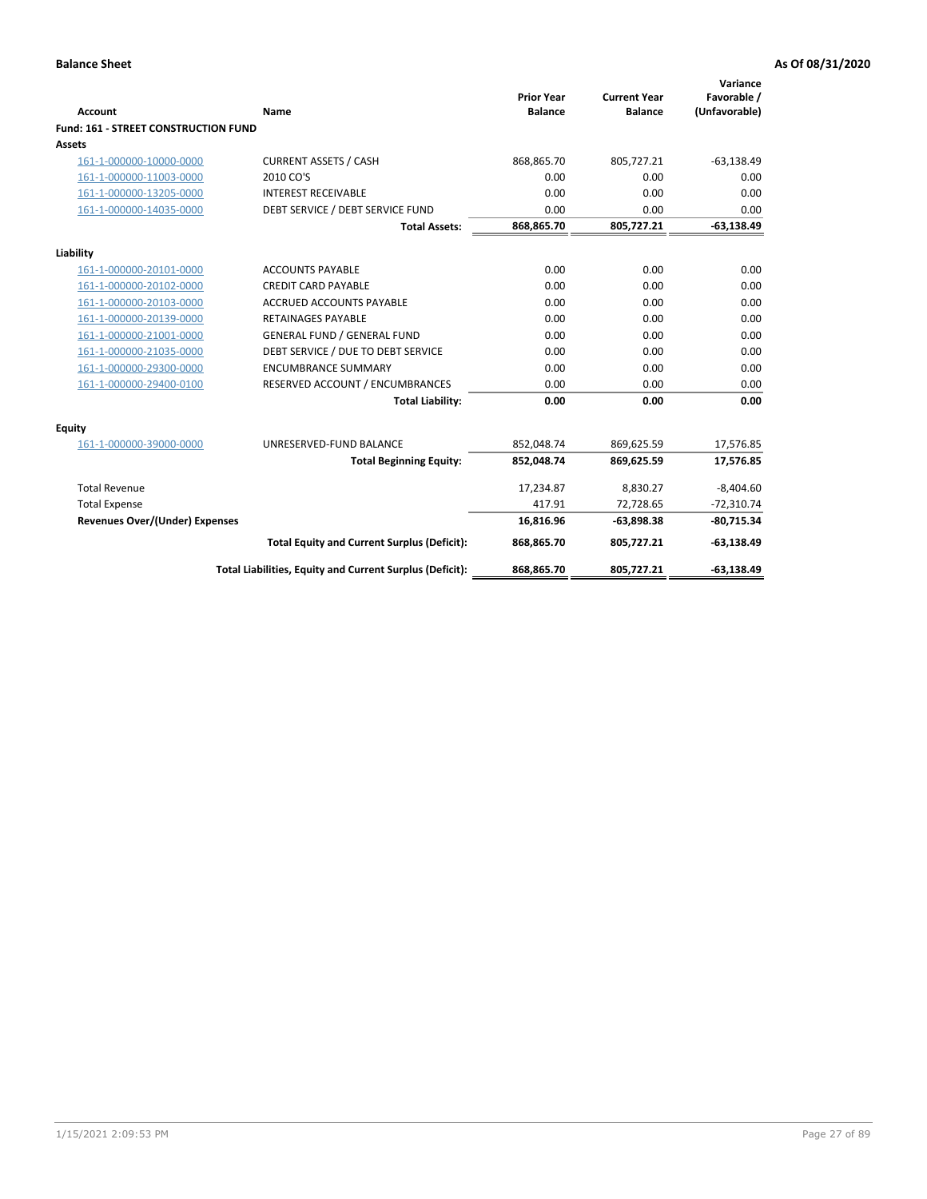**Balance Sheet** **As Of 08/31/2020**

| Account | Name | Prior Year Balance | Current Year Balance | Variance Favorable / (Unfavorable) |
|---|---|---|---|---|
| **Fund: 161 - STREET CONSTRUCTION FUND** | | | | |
| **Assets** | | | | |
| 161-1-000000-10000-0000 | CURRENT ASSETS / CASH | 868,865.70 | 805,727.21 | -63,138.49 |
| 161-1-000000-11003-0000 | 2010 CO'S | 0.00 | 0.00 | 0.00 |
| 161-1-000000-13205-0000 | INTEREST RECEIVABLE | 0.00 | 0.00 | 0.00 |
| 161-1-000000-14035-0000 | DEBT SERVICE / DEBT SERVICE FUND | 0.00 | 0.00 | 0.00 |
| | **Total Assets:** | **868,865.70** | **805,727.21** | **-63,138.49** |
| **Liability** | | | | |
| 161-1-000000-20101-0000 | ACCOUNTS PAYABLE | 0.00 | 0.00 | 0.00 |
| 161-1-000000-20102-0000 | CREDIT CARD PAYABLE | 0.00 | 0.00 | 0.00 |
| 161-1-000000-20103-0000 | ACCRUED ACCOUNTS PAYABLE | 0.00 | 0.00 | 0.00 |
| 161-1-000000-20139-0000 | RETAINAGES PAYABLE | 0.00 | 0.00 | 0.00 |
| 161-1-000000-21001-0000 | GENERAL FUND / GENERAL FUND | 0.00 | 0.00 | 0.00 |
| 161-1-000000-21035-0000 | DEBT SERVICE / DUE TO DEBT SERVICE | 0.00 | 0.00 | 0.00 |
| 161-1-000000-29300-0000 | ENCUMBRANCE SUMMARY | 0.00 | 0.00 | 0.00 |
| 161-1-000000-29400-0100 | RESERVED ACCOUNT / ENCUMBRANCES | 0.00 | 0.00 | 0.00 |
| | **Total Liability:** | **0.00** | **0.00** | **0.00** |
| **Equity** | | | | |
| 161-1-000000-39000-0000 | UNRESERVED-FUND BALANCE | 852,048.74 | 869,625.59 | 17,576.85 |
| | **Total Beginning Equity:** | **852,048.74** | **869,625.59** | **17,576.85** |
| Total Revenue | | 17,234.87 | 8,830.27 | -8,404.60 |
| Total Expense | | 417.91 | 72,728.65 | -72,310.74 |
| **Revenues Over/(Under) Expenses** | | **16,816.96** | **-63,898.38** | **-80,715.34** |
| | **Total Equity and Current Surplus (Deficit):** | **868,865.70** | **805,727.21** | **-63,138.49** |
| | **Total Liabilities, Equity and Current Surplus (Deficit):** | **868,865.70** | **805,727.21** | **-63,138.49** |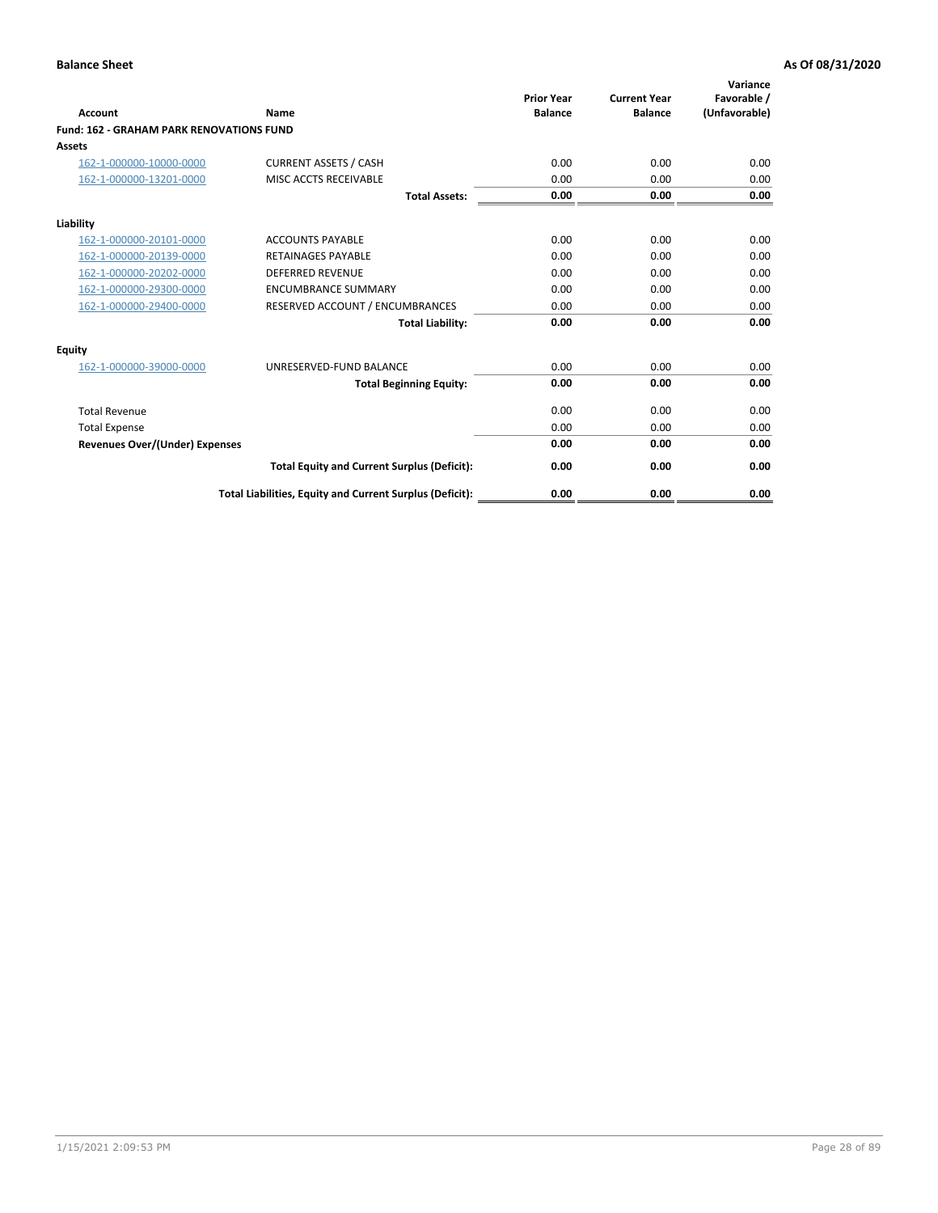**Balance Sheet** **As Of 08/31/2020**

| Account | Name | Prior Year Balance | Current Year Balance | Variance Favorable / (Unfavorable) |
|---|---|---|---|---|
| **Fund: 162 - GRAHAM PARK RENOVATIONS FUND** | | | | |
| **Assets** | | | | |
| 162-1-000000-10000-0000 | CURRENT ASSETS / CASH | 0.00 | 0.00 | 0.00 |
| 162-1-000000-13201-0000 | MISC ACCTS RECEIVABLE | 0.00 | 0.00 | 0.00 |
| | **Total Assets:** | **0.00** | **0.00** | **0.00** |
| **Liability** | | | | |
| 162-1-000000-20101-0000 | ACCOUNTS PAYABLE | 0.00 | 0.00 | 0.00 |
| 162-1-000000-20139-0000 | RETAINAGES PAYABLE | 0.00 | 0.00 | 0.00 |
| 162-1-000000-20202-0000 | DEFERRED REVENUE | 0.00 | 0.00 | 0.00 |
| 162-1-000000-29300-0000 | ENCUMBRANCE SUMMARY | 0.00 | 0.00 | 0.00 |
| 162-1-000000-29400-0000 | RESERVED ACCOUNT / ENCUMBRANCES | 0.00 | 0.00 | 0.00 |
| | **Total Liability:** | **0.00** | **0.00** | **0.00** |
| **Equity** | | | | |
| 162-1-000000-39000-0000 | UNRESERVED-FUND BALANCE | 0.00 | 0.00 | 0.00 |
| | **Total Beginning Equity:** | **0.00** | **0.00** | **0.00** |
| Total Revenue | | 0.00 | 0.00 | 0.00 |
| Total Expense | | 0.00 | 0.00 | 0.00 |
| **Revenues Over/(Under) Expenses** | | **0.00** | **0.00** | **0.00** |
| | **Total Equity and Current Surplus (Deficit):** | **0.00** | **0.00** | **0.00** |
| | **Total Liabilities, Equity and Current Surplus (Deficit):** | **0.00** | **0.00** | **0.00** |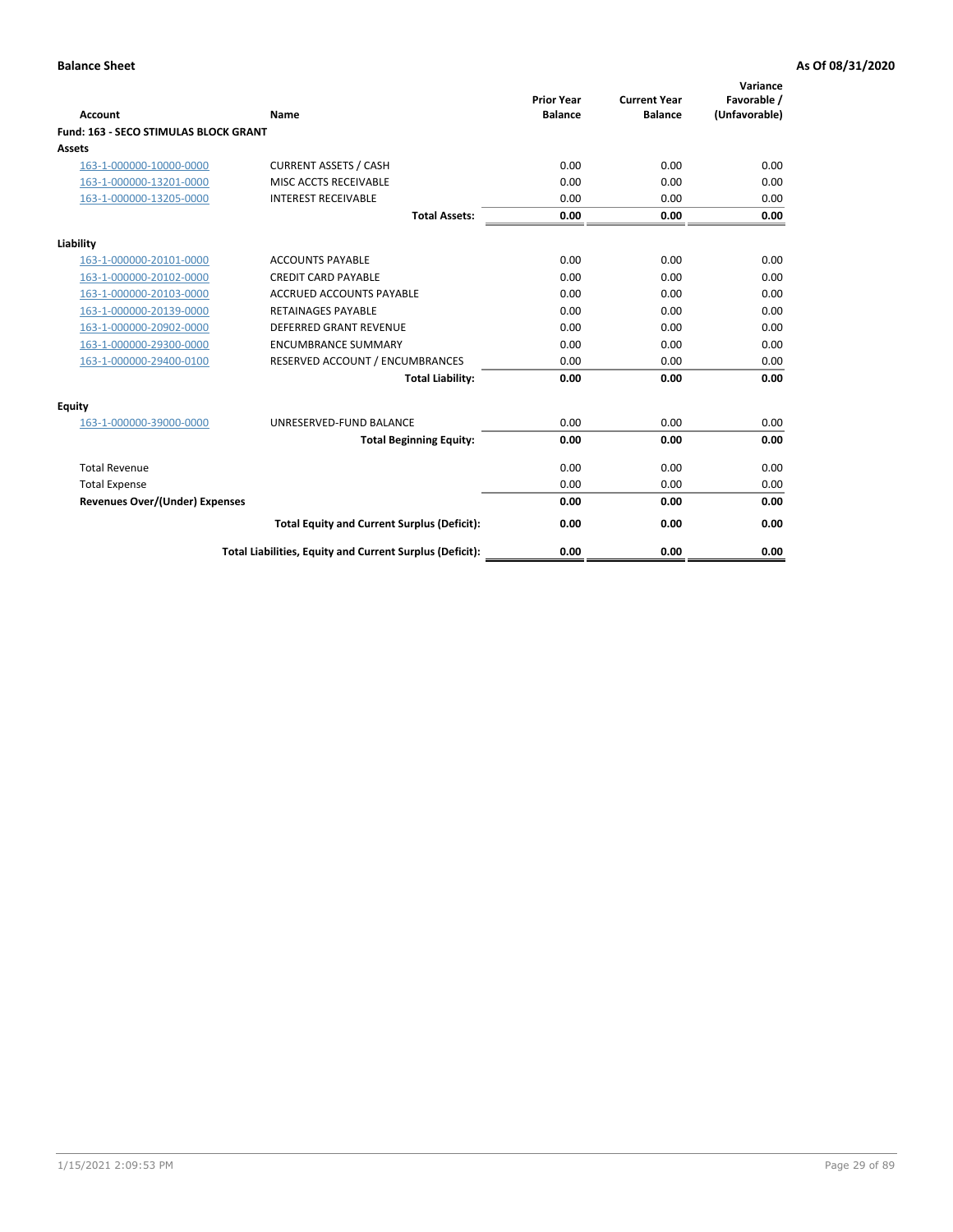**Balance Sheet** **As Of 08/31/2020**

| Account | Name | Prior Year Balance | Current Year Balance | Variance Favorable / (Unfavorable) |
|---|---|---|---|---|
| **Fund: 163 - SECO STIMULAS BLOCK GRANT** | | | | |
| **Assets** | | | | |
| 163-1-000000-10000-0000 | CURRENT ASSETS / CASH | 0.00 | 0.00 | 0.00 |
| 163-1-000000-13201-0000 | MISC ACCTS RECEIVABLE | 0.00 | 0.00 | 0.00 |
| 163-1-000000-13205-0000 | INTEREST RECEIVABLE | 0.00 | 0.00 | 0.00 |
| | **Total Assets:** | **0.00** | **0.00** | **0.00** |
| **Liability** | | | | |
| 163-1-000000-20101-0000 | ACCOUNTS PAYABLE | 0.00 | 0.00 | 0.00 |
| 163-1-000000-20102-0000 | CREDIT CARD PAYABLE | 0.00 | 0.00 | 0.00 |
| 163-1-000000-20103-0000 | ACCRUED ACCOUNTS PAYABLE | 0.00 | 0.00 | 0.00 |
| 163-1-000000-20139-0000 | RETAINAGES PAYABLE | 0.00 | 0.00 | 0.00 |
| 163-1-000000-20902-0000 | DEFERRED GRANT REVENUE | 0.00 | 0.00 | 0.00 |
| 163-1-000000-29300-0000 | ENCUMBRANCE SUMMARY | 0.00 | 0.00 | 0.00 |
| 163-1-000000-29400-0100 | RESERVED ACCOUNT / ENCUMBRANCES | 0.00 | 0.00 | 0.00 |
| | **Total Liability:** | **0.00** | **0.00** | **0.00** |
| **Equity** | | | | |
| 163-1-000000-39000-0000 | UNRESERVED-FUND BALANCE | 0.00 | 0.00 | 0.00 |
| | **Total Beginning Equity:** | **0.00** | **0.00** | **0.00** |
| Total Revenue | | 0.00 | 0.00 | 0.00 |
| Total Expense | | 0.00 | 0.00 | 0.00 |
| **Revenues Over/(Under) Expenses** | | **0.00** | **0.00** | **0.00** |
| | **Total Equity and Current Surplus (Deficit):** | **0.00** | **0.00** | **0.00** |
| | **Total Liabilities, Equity and Current Surplus (Deficit):** | **0.00** | **0.00** | **0.00** |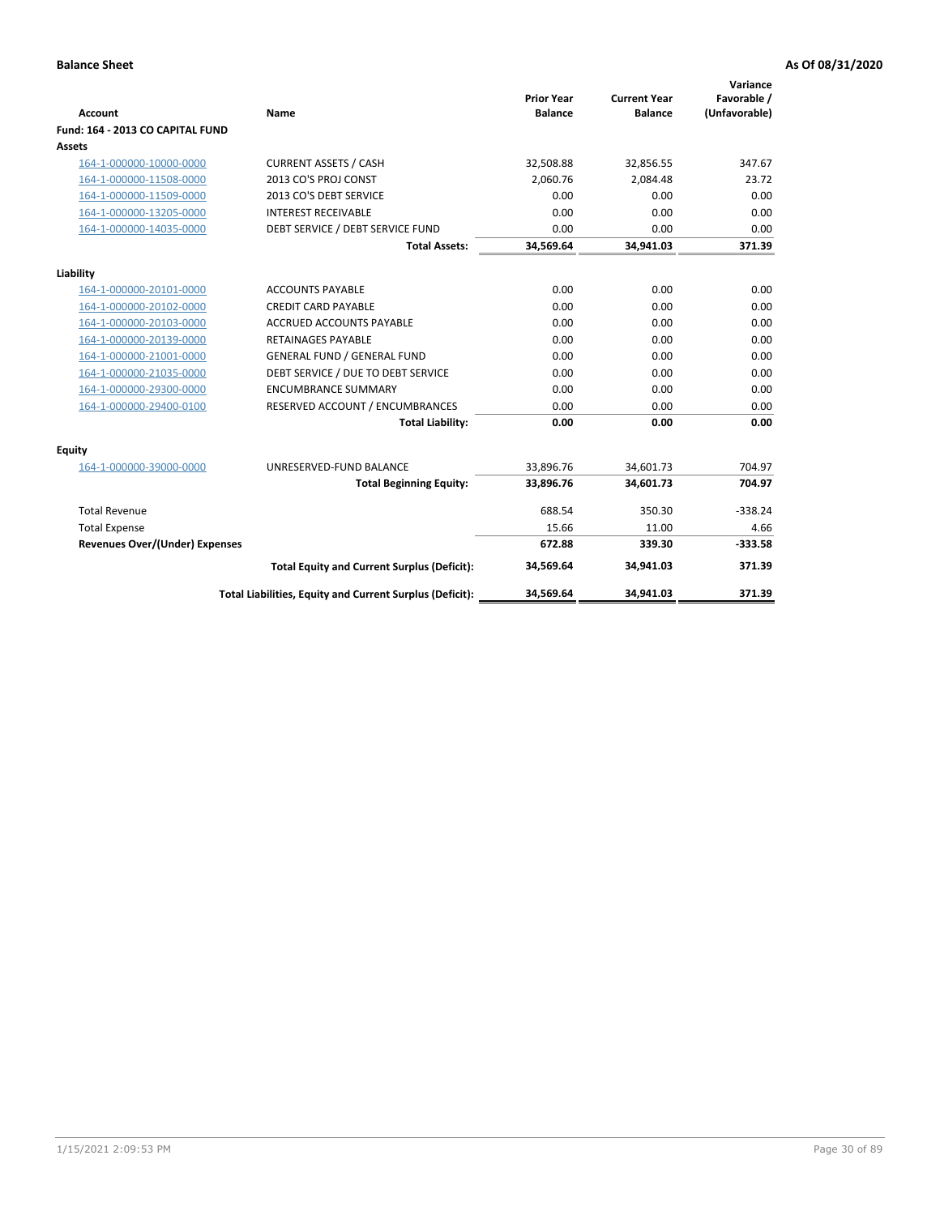**Balance Sheet** **As Of 08/31/2020**

| Account | Name | Prior Year Balance | Current Year Balance | Variance Favorable / (Unfavorable) |
|---|---|---|---|---|
| **Fund: 164 - 2013 CO CAPITAL FUND** | | | | |
| **Assets** | | | | |
| 164-1-000000-10000-0000 | CURRENT ASSETS / CASH | 32,508.88 | 32,856.55 | 347.67 |
| 164-1-000000-11508-0000 | 2013 CO'S PROJ CONST | 2,060.76 | 2,084.48 | 23.72 |
| 164-1-000000-11509-0000 | 2013 CO'S DEBT SERVICE | 0.00 | 0.00 | 0.00 |
| 164-1-000000-13205-0000 | INTEREST RECEIVABLE | 0.00 | 0.00 | 0.00 |
| 164-1-000000-14035-0000 | DEBT SERVICE / DEBT SERVICE FUND | 0.00 | 0.00 | 0.00 |
| | **Total Assets:** | **34,569.64** | **34,941.03** | **371.39** |
| **Liability** | | | | |
| 164-1-000000-20101-0000 | ACCOUNTS PAYABLE | 0.00 | 0.00 | 0.00 |
| 164-1-000000-20102-0000 | CREDIT CARD PAYABLE | 0.00 | 0.00 | 0.00 |
| 164-1-000000-20103-0000 | ACCRUED ACCOUNTS PAYABLE | 0.00 | 0.00 | 0.00 |
| 164-1-000000-20139-0000 | RETAINAGES PAYABLE | 0.00 | 0.00 | 0.00 |
| 164-1-000000-21001-0000 | GENERAL FUND / GENERAL FUND | 0.00 | 0.00 | 0.00 |
| 164-1-000000-21035-0000 | DEBT SERVICE / DUE TO DEBT SERVICE | 0.00 | 0.00 | 0.00 |
| 164-1-000000-29300-0000 | ENCUMBRANCE SUMMARY | 0.00 | 0.00 | 0.00 |
| 164-1-000000-29400-0100 | RESERVED ACCOUNT / ENCUMBRANCES | 0.00 | 0.00 | 0.00 |
| | **Total Liability:** | **0.00** | **0.00** | **0.00** |
| **Equity** | | | | |
| 164-1-000000-39000-0000 | UNRESERVED-FUND BALANCE | 33,896.76 | 34,601.73 | 704.97 |
| | **Total Beginning Equity:** | **33,896.76** | **34,601.73** | **704.97** |
| Total Revenue | | 688.54 | 350.30 | -338.24 |
| Total Expense | | 15.66 | 11.00 | 4.66 |
| **Revenues Over/(Under) Expenses** | | **672.88** | **339.30** | **-333.58** |
| | **Total Equity and Current Surplus (Deficit):** | **34,569.64** | **34,941.03** | **371.39** |
| | **Total Liabilities, Equity and Current Surplus (Deficit):** | **34,569.64** | **34,941.03** | **371.39** |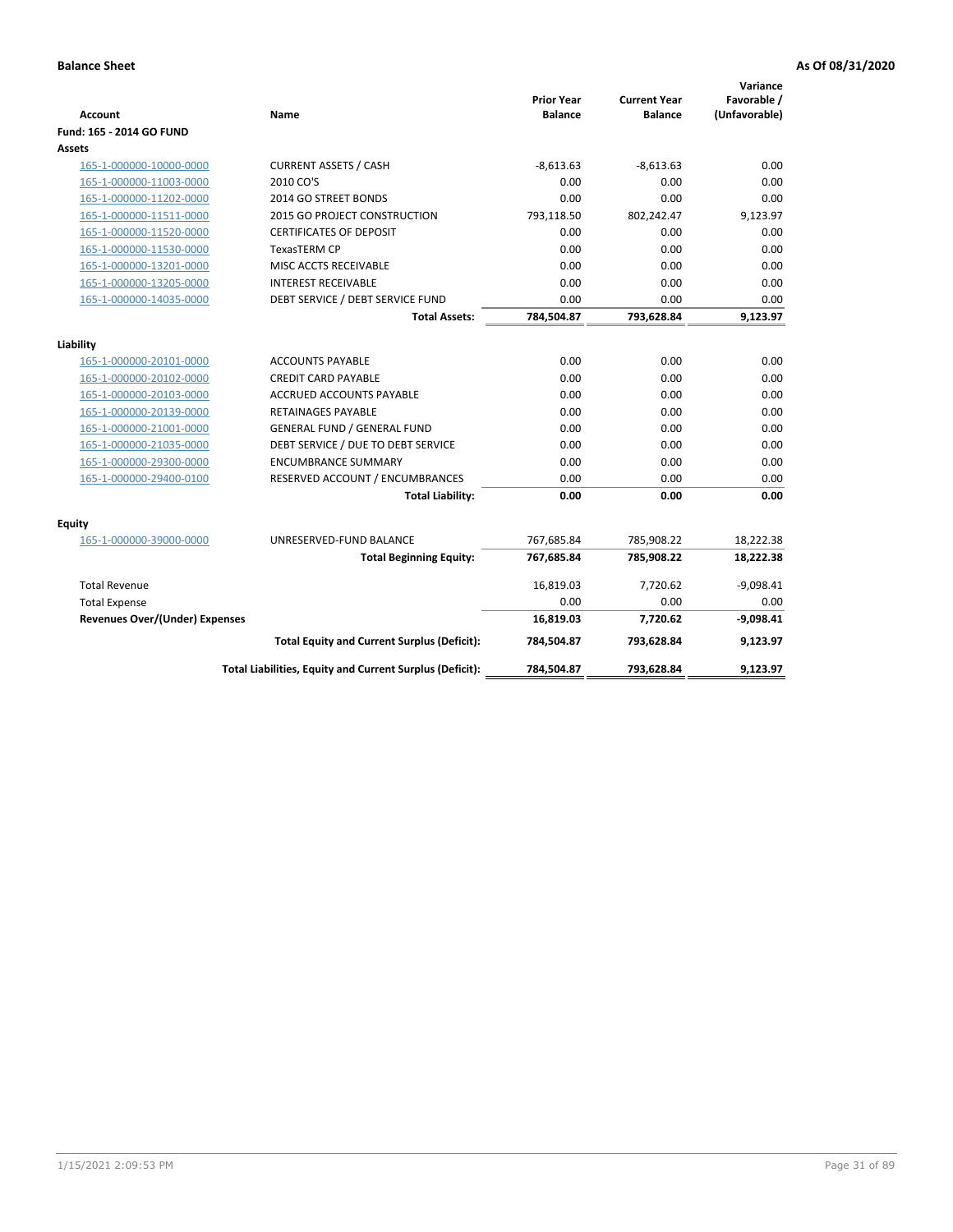**Balance Sheet** **As Of 08/31/2020**

| Account | Name | Prior Year Balance | Current Year Balance | Variance Favorable / (Unfavorable) |
|---|---|---|---|---|
| **Fund: 165 - 2014 GO FUND** | | | | |
| **Assets** | | | | |
| 165-1-000000-10000-0000 | CURRENT ASSETS / CASH | -8,613.63 | -8,613.63 | 0.00 |
| 165-1-000000-11003-0000 | 2010 CO'S | 0.00 | 0.00 | 0.00 |
| 165-1-000000-11202-0000 | 2014 GO STREET BONDS | 0.00 | 0.00 | 0.00 |
| 165-1-000000-11511-0000 | 2015 GO PROJECT CONSTRUCTION | 793,118.50 | 802,242.47 | 9,123.97 |
| 165-1-000000-11520-0000 | CERTIFICATES OF DEPOSIT | 0.00 | 0.00 | 0.00 |
| 165-1-000000-11530-0000 | TexasTERM CP | 0.00 | 0.00 | 0.00 |
| 165-1-000000-13201-0000 | MISC ACCTS RECEIVABLE | 0.00 | 0.00 | 0.00 |
| 165-1-000000-13205-0000 | INTEREST RECEIVABLE | 0.00 | 0.00 | 0.00 |
| 165-1-000000-14035-0000 | DEBT SERVICE / DEBT SERVICE FUND | 0.00 | 0.00 | 0.00 |
| | **Total Assets:** | **784,504.87** | **793,628.84** | **9,123.97** |
| **Liability** | | | | |
| 165-1-000000-20101-0000 | ACCOUNTS PAYABLE | 0.00 | 0.00 | 0.00 |
| 165-1-000000-20102-0000 | CREDIT CARD PAYABLE | 0.00 | 0.00 | 0.00 |
| 165-1-000000-20103-0000 | ACCRUED ACCOUNTS PAYABLE | 0.00 | 0.00 | 0.00 |
| 165-1-000000-20139-0000 | RETAINAGES PAYABLE | 0.00 | 0.00 | 0.00 |
| 165-1-000000-21001-0000 | GENERAL FUND / GENERAL FUND | 0.00 | 0.00 | 0.00 |
| 165-1-000000-21035-0000 | DEBT SERVICE / DUE TO DEBT SERVICE | 0.00 | 0.00 | 0.00 |
| 165-1-000000-29300-0000 | ENCUMBRANCE SUMMARY | 0.00 | 0.00 | 0.00 |
| 165-1-000000-29400-0100 | RESERVED ACCOUNT / ENCUMBRANCES | 0.00 | 0.00 | 0.00 |
| | **Total Liability:** | **0.00** | **0.00** | **0.00** |
| **Equity** | | | | |
| 165-1-000000-39000-0000 | UNRESERVED-FUND BALANCE | 767,685.84 | 785,908.22 | 18,222.38 |
| | **Total Beginning Equity:** | **767,685.84** | **785,908.22** | **18,222.38** |
| Total Revenue | | 16,819.03 | 7,720.62 | -9,098.41 |
| Total Expense | | 0.00 | 0.00 | 0.00 |
| **Revenues Over/(Under) Expenses** | | **16,819.03** | **7,720.62** | **-9,098.41** |
| | **Total Equity and Current Surplus (Deficit):** | **784,504.87** | **793,628.84** | **9,123.97** |
| | **Total Liabilities, Equity and Current Surplus (Deficit):** | **784,504.87** | **793,628.84** | **9,123.97** |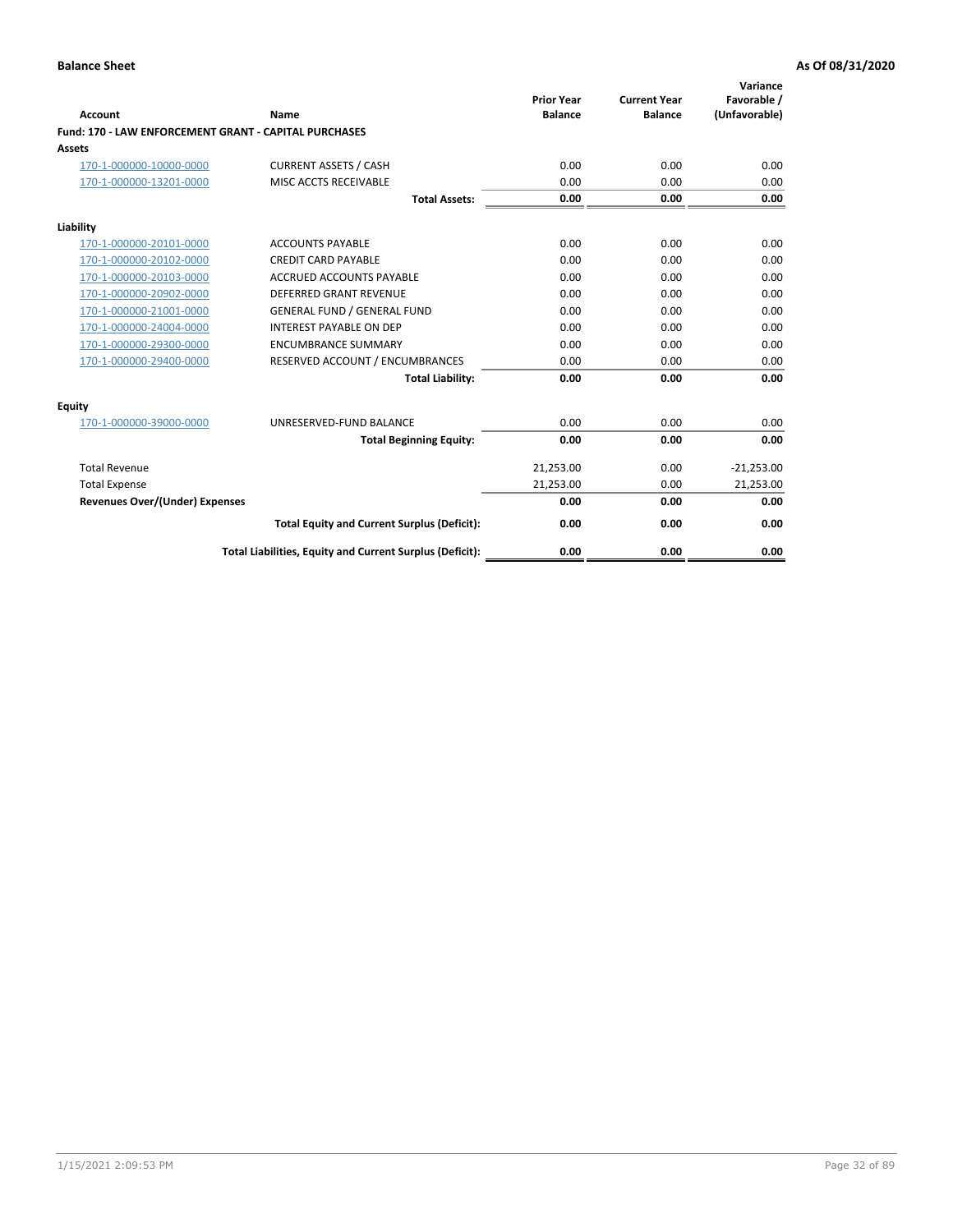**Balance Sheet** | **As Of 08/31/2020**

| Account | Name | Prior Year Balance | Current Year Balance | Variance Favorable / (Unfavorable) |
|---|---|---|---|---|
| **Fund: 170 - LAW ENFORCEMENT GRANT - CAPITAL PURCHASES** | | | | |
| **Assets** | | | | |
| 170-1-000000-10000-0000 | CURRENT ASSETS / CASH | 0.00 | 0.00 | 0.00 |
| 170-1-000000-13201-0000 | MISC ACCTS RECEIVABLE | 0.00 | 0.00 | 0.00 |
| | **Total Assets:** | **0.00** | **0.00** | **0.00** |
| **Liability** | | | | |
| 170-1-000000-20101-0000 | ACCOUNTS PAYABLE | 0.00 | 0.00 | 0.00 |
| 170-1-000000-20102-0000 | CREDIT CARD PAYABLE | 0.00 | 0.00 | 0.00 |
| 170-1-000000-20103-0000 | ACCRUED ACCOUNTS PAYABLE | 0.00 | 0.00 | 0.00 |
| 170-1-000000-20902-0000 | DEFERRED GRANT REVENUE | 0.00 | 0.00 | 0.00 |
| 170-1-000000-21001-0000 | GENERAL FUND / GENERAL FUND | 0.00 | 0.00 | 0.00 |
| 170-1-000000-24004-0000 | INTEREST PAYABLE ON DEP | 0.00 | 0.00 | 0.00 |
| 170-1-000000-29300-0000 | ENCUMBRANCE SUMMARY | 0.00 | 0.00 | 0.00 |
| 170-1-000000-29400-0000 | RESERVED ACCOUNT / ENCUMBRANCES | 0.00 | 0.00 | 0.00 |
| | **Total Liability:** | **0.00** | **0.00** | **0.00** |
| **Equity** | | | | |
| 170-1-000000-39000-0000 | UNRESERVED-FUND BALANCE | 0.00 | 0.00 | 0.00 |
| | **Total Beginning Equity:** | **0.00** | **0.00** | **0.00** |
| Total Revenue | | 21,253.00 | 0.00 | -21,253.00 |
| Total Expense | | 21,253.00 | 0.00 | 21,253.00 |
| **Revenues Over/(Under) Expenses** | | **0.00** | **0.00** | **0.00** |
| | **Total Equity and Current Surplus (Deficit):** | **0.00** | **0.00** | **0.00** |
| | **Total Liabilities, Equity and Current Surplus (Deficit):** | **0.00** | **0.00** | **0.00** |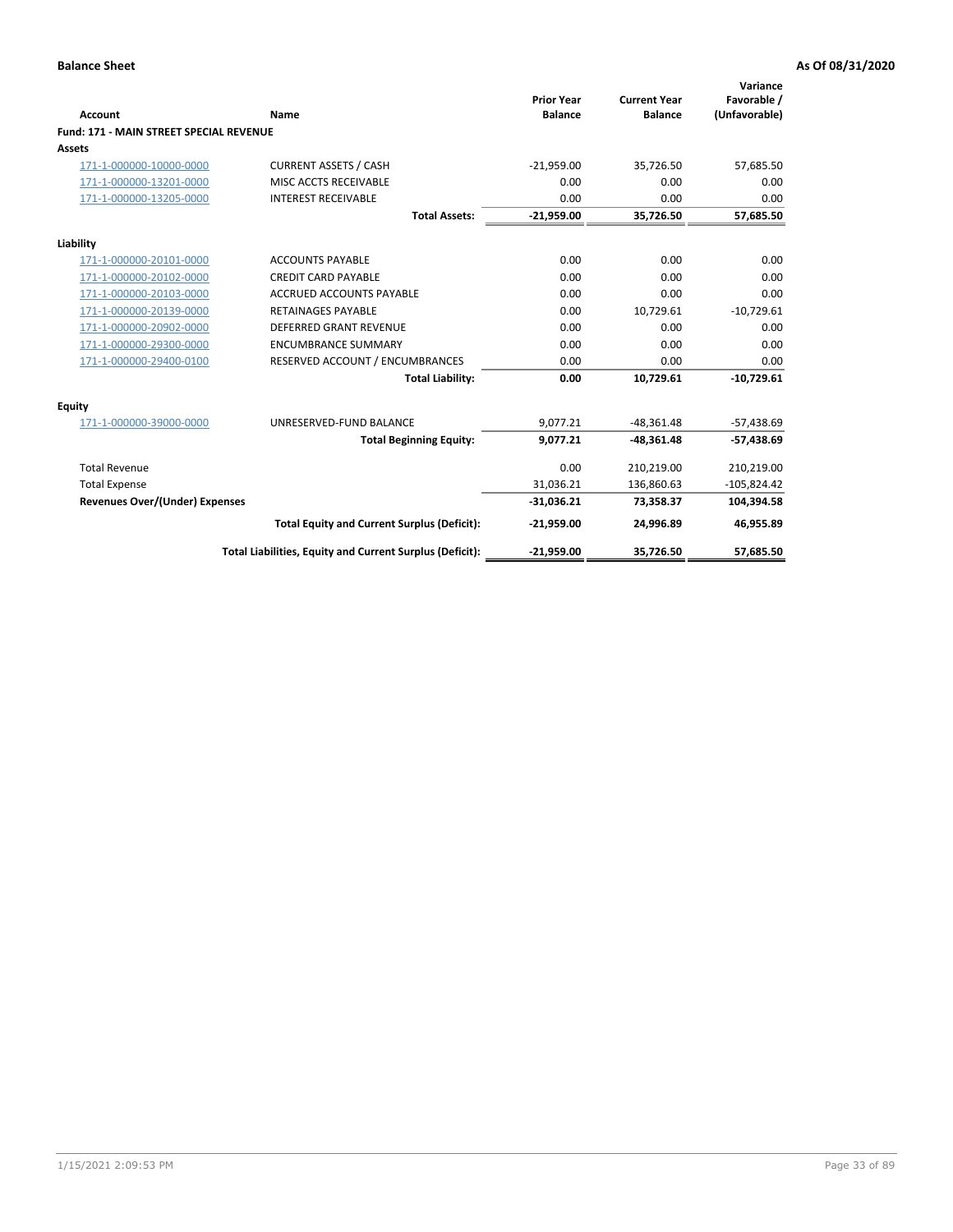**Balance Sheet** — **As Of 08/31/2020**

| Account | Name | Prior Year Balance | Current Year Balance | Variance Favorable / (Unfavorable) |
|---|---|---|---|---|
| **Fund: 171 - MAIN STREET SPECIAL REVENUE** | | | | |
| **Assets** | | | | |
| 171-1-000000-10000-0000 | CURRENT ASSETS / CASH | -21,959.00 | 35,726.50 | 57,685.50 |
| 171-1-000000-13201-0000 | MISC ACCTS RECEIVABLE | 0.00 | 0.00 | 0.00 |
| 171-1-000000-13205-0000 | INTEREST RECEIVABLE | 0.00 | 0.00 | 0.00 |
| | **Total Assets:** | **-21,959.00** | **35,726.50** | **57,685.50** |
| **Liability** | | | | |
| 171-1-000000-20101-0000 | ACCOUNTS PAYABLE | 0.00 | 0.00 | 0.00 |
| 171-1-000000-20102-0000 | CREDIT CARD PAYABLE | 0.00 | 0.00 | 0.00 |
| 171-1-000000-20103-0000 | ACCRUED ACCOUNTS PAYABLE | 0.00 | 0.00 | 0.00 |
| 171-1-000000-20139-0000 | RETAINAGES PAYABLE | 0.00 | 10,729.61 | -10,729.61 |
| 171-1-000000-20902-0000 | DEFERRED GRANT REVENUE | 0.00 | 0.00 | 0.00 |
| 171-1-000000-29300-0000 | ENCUMBRANCE SUMMARY | 0.00 | 0.00 | 0.00 |
| 171-1-000000-29400-0100 | RESERVED ACCOUNT / ENCUMBRANCES | 0.00 | 0.00 | 0.00 |
| | **Total Liability:** | **0.00** | **10,729.61** | **-10,729.61** |
| **Equity** | | | | |
| 171-1-000000-39000-0000 | UNRESERVED-FUND BALANCE | 9,077.21 | -48,361.48 | -57,438.69 |
| | **Total Beginning Equity:** | **9,077.21** | **-48,361.48** | **-57,438.69** |
| Total Revenue | | 0.00 | 210,219.00 | 210,219.00 |
| Total Expense | | 31,036.21 | 136,860.63 | -105,824.42 |
| **Revenues Over/(Under) Expenses** | | **-31,036.21** | **73,358.37** | **104,394.58** |
| | **Total Equity and Current Surplus (Deficit):** | **-21,959.00** | **24,996.89** | **46,955.89** |
| | **Total Liabilities, Equity and Current Surplus (Deficit):** | **-21,959.00** | **35,726.50** | **57,685.50** |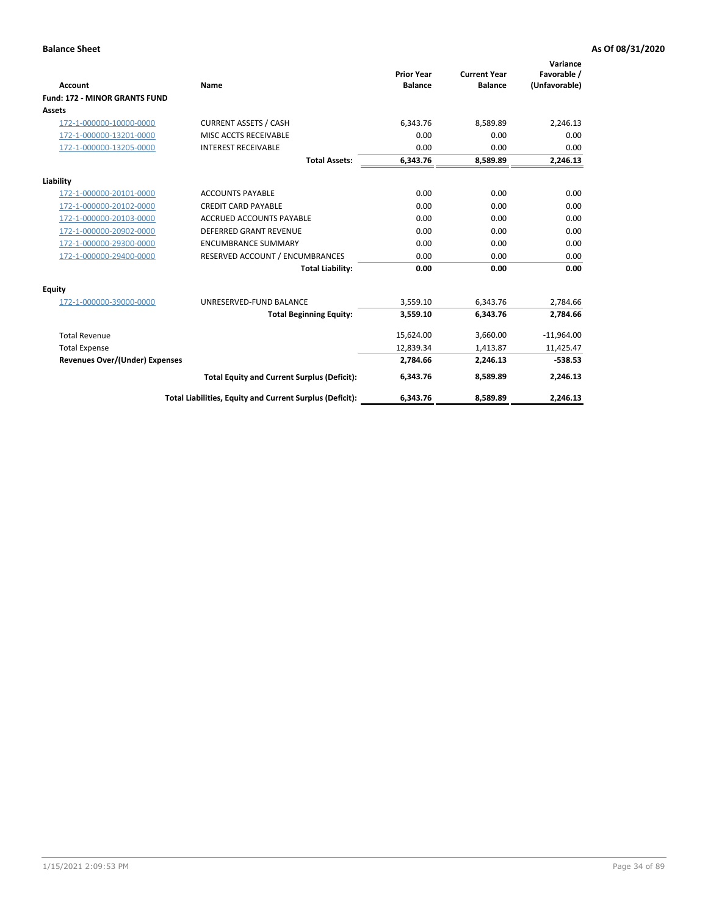**Balance Sheet** **As Of 08/31/2020**

| Account | Name | Prior Year Balance | Current Year Balance | Variance Favorable / (Unfavorable) |
|---|---|---|---|---|
| **Fund: 172 - MINOR GRANTS FUND** | | | | |
| **Assets** | | | | |
| 172-1-000000-10000-0000 | CURRENT ASSETS / CASH | 6,343.76 | 8,589.89 | 2,246.13 |
| 172-1-000000-13201-0000 | MISC ACCTS RECEIVABLE | 0.00 | 0.00 | 0.00 |
| 172-1-000000-13205-0000 | INTEREST RECEIVABLE | 0.00 | 0.00 | 0.00 |
| | **Total Assets:** | **6,343.76** | **8,589.89** | **2,246.13** |
| **Liability** | | | | |
| 172-1-000000-20101-0000 | ACCOUNTS PAYABLE | 0.00 | 0.00 | 0.00 |
| 172-1-000000-20102-0000 | CREDIT CARD PAYABLE | 0.00 | 0.00 | 0.00 |
| 172-1-000000-20103-0000 | ACCRUED ACCOUNTS PAYABLE | 0.00 | 0.00 | 0.00 |
| 172-1-000000-20902-0000 | DEFERRED GRANT REVENUE | 0.00 | 0.00 | 0.00 |
| 172-1-000000-29300-0000 | ENCUMBRANCE SUMMARY | 0.00 | 0.00 | 0.00 |
| 172-1-000000-29400-0000 | RESERVED ACCOUNT / ENCUMBRANCES | 0.00 | 0.00 | 0.00 |
| | **Total Liability:** | **0.00** | **0.00** | **0.00** |
| **Equity** | | | | |
| 172-1-000000-39000-0000 | UNRESERVED-FUND BALANCE | 3,559.10 | 6,343.76 | 2,784.66 |
| | **Total Beginning Equity:** | **3,559.10** | **6,343.76** | **2,784.66** |
| Total Revenue | | 15,624.00 | 3,660.00 | -11,964.00 |
| Total Expense | | 12,839.34 | 1,413.87 | 11,425.47 |
| **Revenues Over/(Under) Expenses** | | **2,784.66** | **2,246.13** | **-538.53** |
| | **Total Equity and Current Surplus (Deficit):** | **6,343.76** | **8,589.89** | **2,246.13** |
| | **Total Liabilities, Equity and Current Surplus (Deficit):** | **6,343.76** | **8,589.89** | **2,246.13** |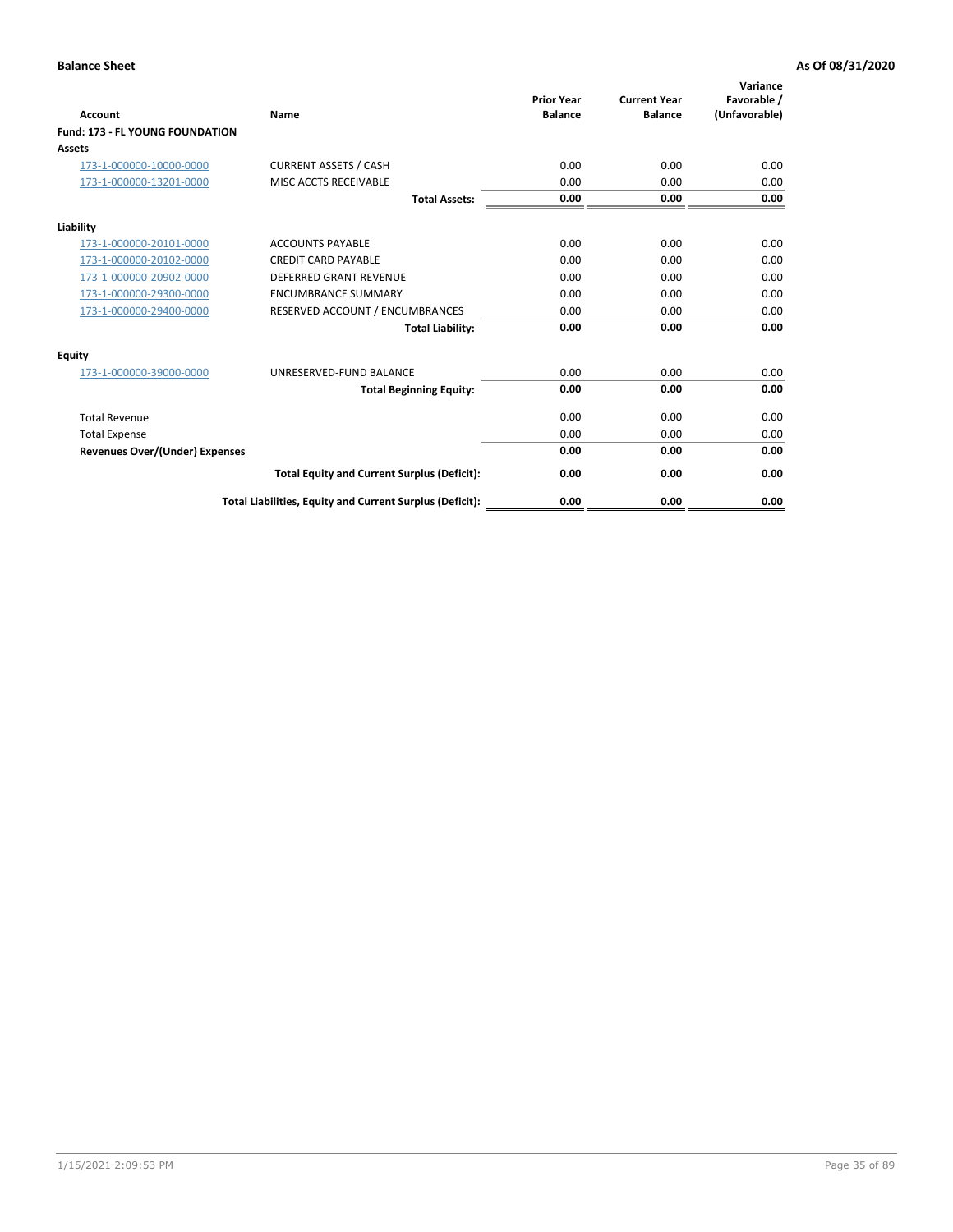**Balance Sheet** **As Of 08/31/2020**

| Account | Name | Prior Year Balance | Current Year Balance | Variance Favorable / (Unfavorable) |
|---|---|---|---|---|
| **Fund: 173 - FL YOUNG FOUNDATION** | | | | |
| **Assets** | | | | |
| 173-1-000000-10000-0000 | CURRENT ASSETS / CASH | 0.00 | 0.00 | 0.00 |
| 173-1-000000-13201-0000 | MISC ACCTS RECEIVABLE | 0.00 | 0.00 | 0.00 |
| | **Total Assets:** | **0.00** | **0.00** | **0.00** |
| **Liability** | | | | |
| 173-1-000000-20101-0000 | ACCOUNTS PAYABLE | 0.00 | 0.00 | 0.00 |
| 173-1-000000-20102-0000 | CREDIT CARD PAYABLE | 0.00 | 0.00 | 0.00 |
| 173-1-000000-20902-0000 | DEFERRED GRANT REVENUE | 0.00 | 0.00 | 0.00 |
| 173-1-000000-29300-0000 | ENCUMBRANCE SUMMARY | 0.00 | 0.00 | 0.00 |
| 173-1-000000-29400-0000 | RESERVED ACCOUNT / ENCUMBRANCES | 0.00 | 0.00 | 0.00 |
| | **Total Liability:** | **0.00** | **0.00** | **0.00** |
| **Equity** | | | | |
| 173-1-000000-39000-0000 | UNRESERVED-FUND BALANCE | 0.00 | 0.00 | 0.00 |
| | **Total Beginning Equity:** | **0.00** | **0.00** | **0.00** |
| Total Revenue | | 0.00 | 0.00 | 0.00 |
| Total Expense | | 0.00 | 0.00 | 0.00 |
| **Revenues Over/(Under) Expenses** | | **0.00** | **0.00** | **0.00** |
| | **Total Equity and Current Surplus (Deficit):** | **0.00** | **0.00** | **0.00** |
| | **Total Liabilities, Equity and Current Surplus (Deficit):** | **0.00** | **0.00** | **0.00** |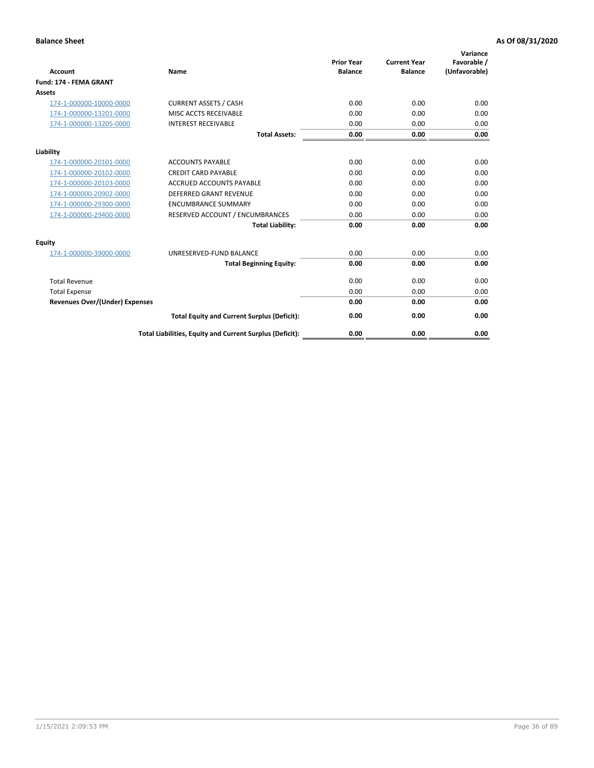**Balance Sheet** **As Of 08/31/2020**

| Account | Name | Prior Year Balance | Current Year Balance | Variance Favorable / (Unfavorable) |
|---|---|---|---|---|
| **Fund: 174 - FEMA GRANT** | | | | |
| **Assets** | | | | |
| 174-1-000000-10000-0000 | CURRENT ASSETS / CASH | 0.00 | 0.00 | 0.00 |
| 174-1-000000-13201-0000 | MISC ACCTS RECEIVABLE | 0.00 | 0.00 | 0.00 |
| 174-1-000000-13205-0000 | INTEREST RECEIVABLE | 0.00 | 0.00 | 0.00 |
| | **Total Assets:** | **0.00** | **0.00** | **0.00** |
| **Liability** | | | | |
| 174-1-000000-20101-0000 | ACCOUNTS PAYABLE | 0.00 | 0.00 | 0.00 |
| 174-1-000000-20102-0000 | CREDIT CARD PAYABLE | 0.00 | 0.00 | 0.00 |
| 174-1-000000-20103-0000 | ACCRUED ACCOUNTS PAYABLE | 0.00 | 0.00 | 0.00 |
| 174-1-000000-20902-0000 | DEFERRED GRANT REVENUE | 0.00 | 0.00 | 0.00 |
| 174-1-000000-29300-0000 | ENCUMBRANCE SUMMARY | 0.00 | 0.00 | 0.00 |
| 174-1-000000-29400-0000 | RESERVED ACCOUNT / ENCUMBRANCES | 0.00 | 0.00 | 0.00 |
| | **Total Liability:** | **0.00** | **0.00** | **0.00** |
| **Equity** | | | | |
| 174-1-000000-39000-0000 | UNRESERVED-FUND BALANCE | 0.00 | 0.00 | 0.00 |
| | **Total Beginning Equity:** | **0.00** | **0.00** | **0.00** |
| Total Revenue | | 0.00 | 0.00 | 0.00 |
| Total Expense | | 0.00 | 0.00 | 0.00 |
| **Revenues Over/(Under) Expenses** | | **0.00** | **0.00** | **0.00** |
| | **Total Equity and Current Surplus (Deficit):** | **0.00** | **0.00** | **0.00** |
| | **Total Liabilities, Equity and Current Surplus (Deficit):** | **0.00** | **0.00** | **0.00** |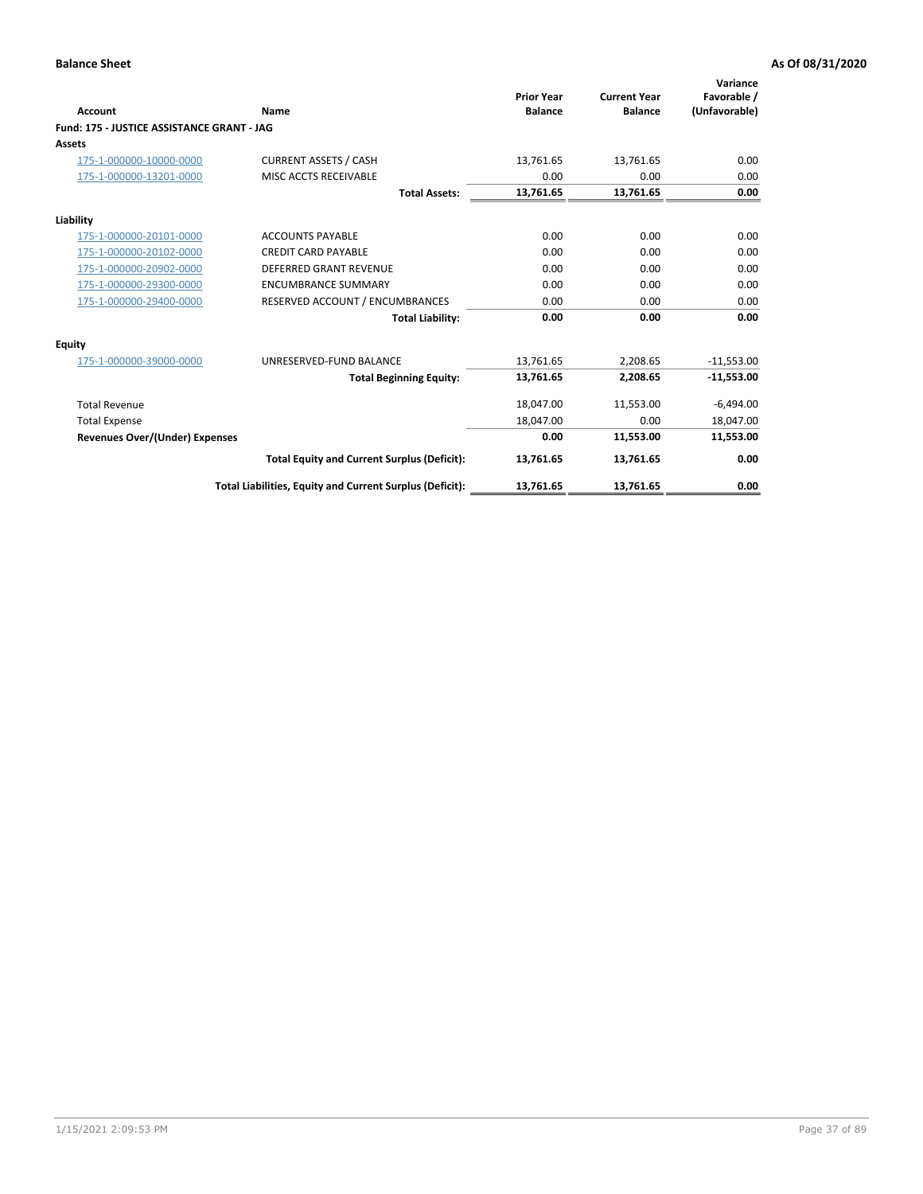**Balance Sheet** **As Of 08/31/2020**

| Account | Name | Prior Year Balance | Current Year Balance | Variance Favorable / (Unfavorable) |
|---|---|---|---|---|
| **Fund: 175 - JUSTICE ASSISTANCE GRANT - JAG** | | | | |
| **Assets** | | | | |
| 175-1-000000-10000-0000 | CURRENT ASSETS / CASH | 13,761.65 | 13,761.65 | 0.00 |
| 175-1-000000-13201-0000 | MISC ACCTS RECEIVABLE | 0.00 | 0.00 | 0.00 |
| | **Total Assets:** | **13,761.65** | **13,761.65** | **0.00** |
| **Liability** | | | | |
| 175-1-000000-20101-0000 | ACCOUNTS PAYABLE | 0.00 | 0.00 | 0.00 |
| 175-1-000000-20102-0000 | CREDIT CARD PAYABLE | 0.00 | 0.00 | 0.00 |
| 175-1-000000-20902-0000 | DEFERRED GRANT REVENUE | 0.00 | 0.00 | 0.00 |
| 175-1-000000-29300-0000 | ENCUMBRANCE SUMMARY | 0.00 | 0.00 | 0.00 |
| 175-1-000000-29400-0000 | RESERVED ACCOUNT / ENCUMBRANCES | 0.00 | 0.00 | 0.00 |
| | **Total Liability:** | **0.00** | **0.00** | **0.00** |
| **Equity** | | | | |
| 175-1-000000-39000-0000 | UNRESERVED-FUND BALANCE | 13,761.65 | 2,208.65 | -11,553.00 |
| | **Total Beginning Equity:** | **13,761.65** | **2,208.65** | **-11,553.00** |
| Total Revenue | | 18,047.00 | 11,553.00 | -6,494.00 |
| Total Expense | | 18,047.00 | 0.00 | 18,047.00 |
| **Revenues Over/(Under) Expenses** | | **0.00** | **11,553.00** | **11,553.00** |
| | **Total Equity and Current Surplus (Deficit):** | **13,761.65** | **13,761.65** | **0.00** |
| | **Total Liabilities, Equity and Current Surplus (Deficit):** | **13,761.65** | **13,761.65** | **0.00** |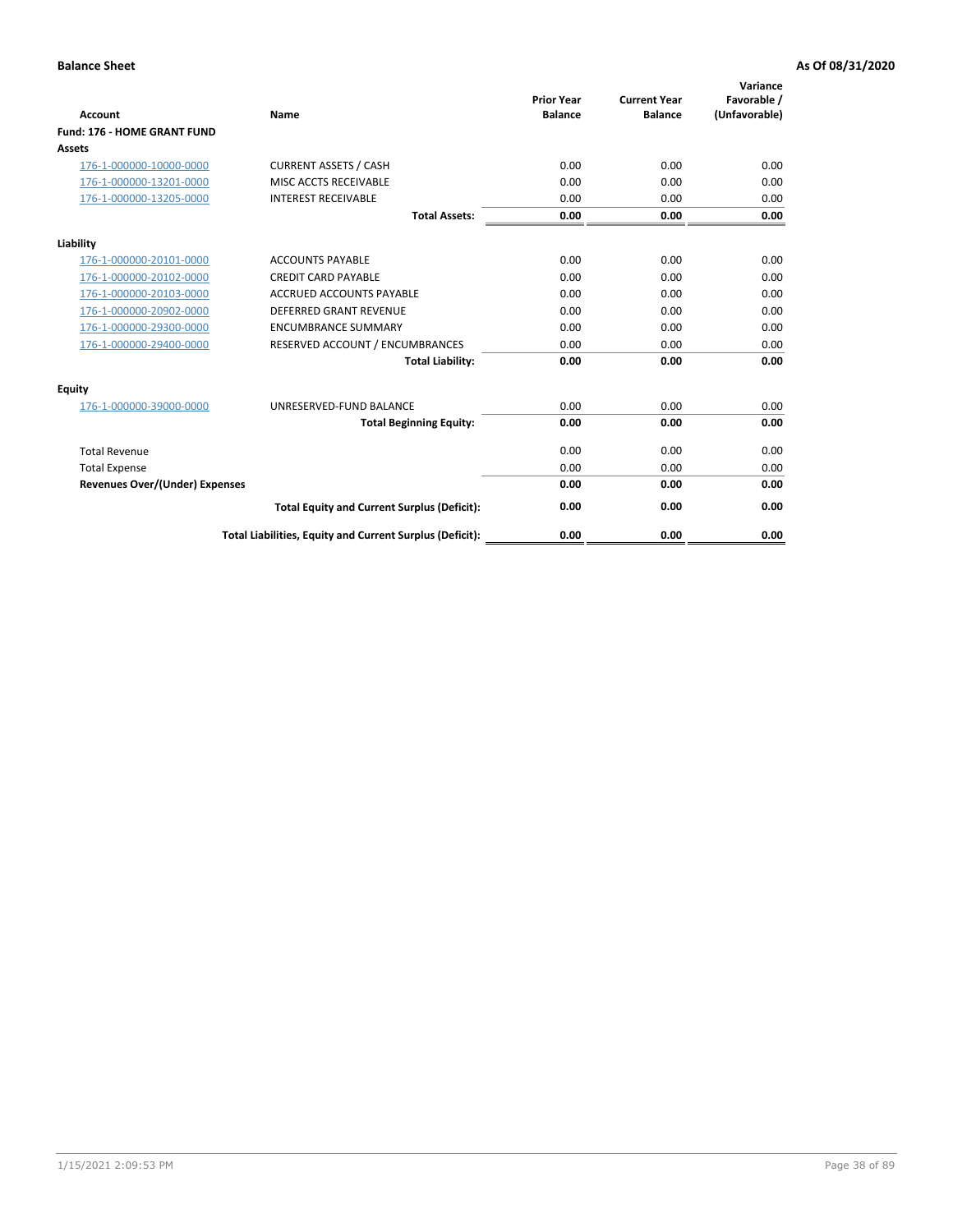**Balance Sheet** **As Of 08/31/2020**

| Account | Name | Prior Year Balance | Current Year Balance | Variance Favorable / (Unfavorable) |
|---|---|---|---|---|
| **Fund: 176 - HOME GRANT FUND** | | | | |
| **Assets** | | | | |
| 176-1-000000-10000-0000 | CURRENT ASSETS / CASH | 0.00 | 0.00 | 0.00 |
| 176-1-000000-13201-0000 | MISC ACCTS RECEIVABLE | 0.00 | 0.00 | 0.00 |
| 176-1-000000-13205-0000 | INTEREST RECEIVABLE | 0.00 | 0.00 | 0.00 |
| | **Total Assets:** | **0.00** | **0.00** | **0.00** |
| **Liability** | | | | |
| 176-1-000000-20101-0000 | ACCOUNTS PAYABLE | 0.00 | 0.00 | 0.00 |
| 176-1-000000-20102-0000 | CREDIT CARD PAYABLE | 0.00 | 0.00 | 0.00 |
| 176-1-000000-20103-0000 | ACCRUED ACCOUNTS PAYABLE | 0.00 | 0.00 | 0.00 |
| 176-1-000000-20902-0000 | DEFERRED GRANT REVENUE | 0.00 | 0.00 | 0.00 |
| 176-1-000000-29300-0000 | ENCUMBRANCE SUMMARY | 0.00 | 0.00 | 0.00 |
| 176-1-000000-29400-0000 | RESERVED ACCOUNT / ENCUMBRANCES | 0.00 | 0.00 | 0.00 |
| | **Total Liability:** | **0.00** | **0.00** | **0.00** |
| **Equity** | | | | |
| 176-1-000000-39000-0000 | UNRESERVED-FUND BALANCE | 0.00 | 0.00 | 0.00 |
| | **Total Beginning Equity:** | **0.00** | **0.00** | **0.00** |
| Total Revenue | | 0.00 | 0.00 | 0.00 |
| Total Expense | | 0.00 | 0.00 | 0.00 |
| **Revenues Over/(Under) Expenses** | | **0.00** | **0.00** | **0.00** |
| | **Total Equity and Current Surplus (Deficit):** | **0.00** | **0.00** | **0.00** |
| | **Total Liabilities, Equity and Current Surplus (Deficit):** | **0.00** | **0.00** | **0.00** |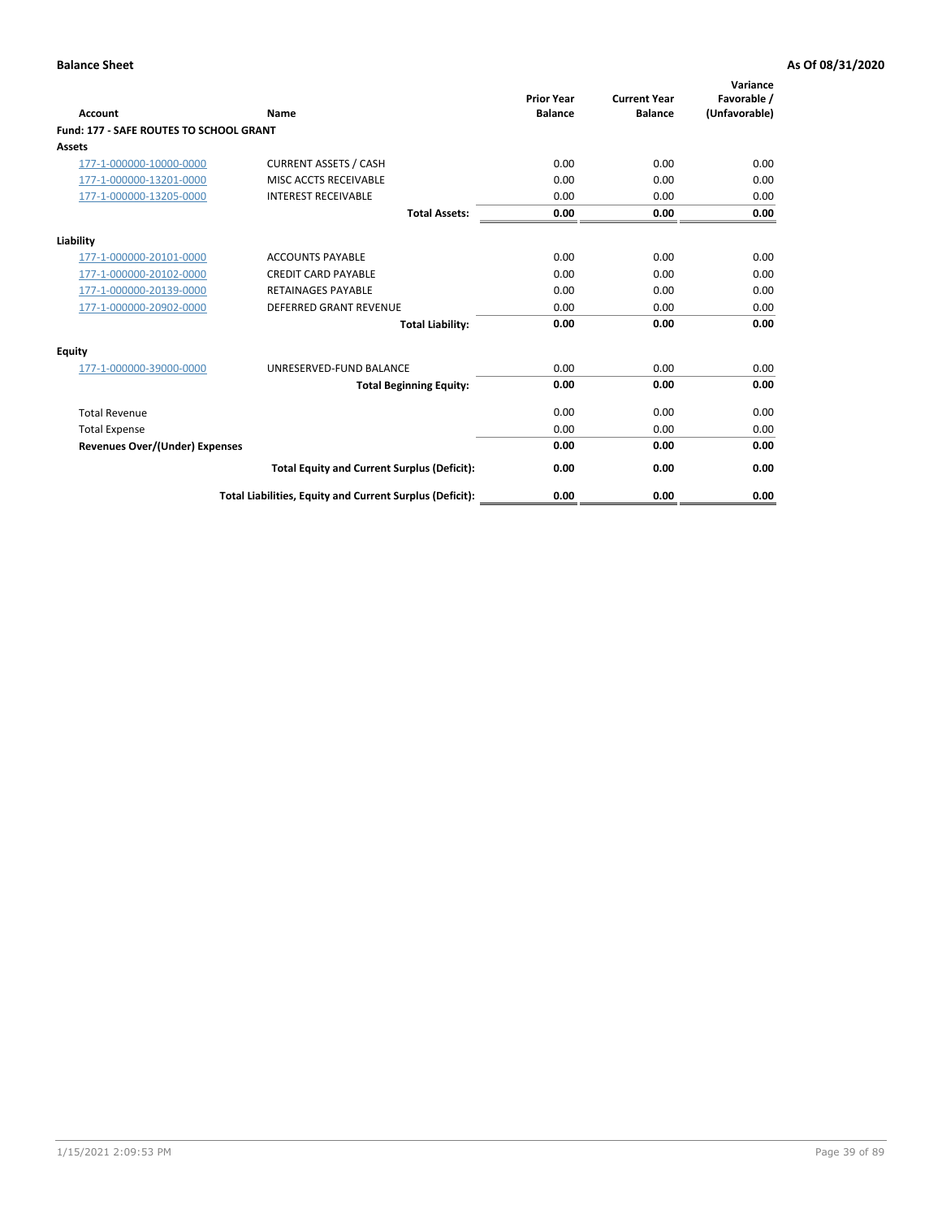**Balance Sheet** | **As Of 08/31/2020**

| Account | Name | Prior Year Balance | Current Year Balance | Variance Favorable / (Unfavorable) |
|---|---|---|---|---|
| **Fund: 177 - SAFE ROUTES TO SCHOOL GRANT** | | | | |
| **Assets** | | | | |
| 177-1-000000-10000-0000 | CURRENT ASSETS / CASH | 0.00 | 0.00 | 0.00 |
| 177-1-000000-13201-0000 | MISC ACCTS RECEIVABLE | 0.00 | 0.00 | 0.00 |
| 177-1-000000-13205-0000 | INTEREST RECEIVABLE | 0.00 | 0.00 | 0.00 |
| | **Total Assets:** | **0.00** | **0.00** | **0.00** |
| **Liability** | | | | |
| 177-1-000000-20101-0000 | ACCOUNTS PAYABLE | 0.00 | 0.00 | 0.00 |
| 177-1-000000-20102-0000 | CREDIT CARD PAYABLE | 0.00 | 0.00 | 0.00 |
| 177-1-000000-20139-0000 | RETAINAGES PAYABLE | 0.00 | 0.00 | 0.00 |
| 177-1-000000-20902-0000 | DEFERRED GRANT REVENUE | 0.00 | 0.00 | 0.00 |
| | **Total Liability:** | **0.00** | **0.00** | **0.00** |
| **Equity** | | | | |
| 177-1-000000-39000-0000 | UNRESERVED-FUND BALANCE | 0.00 | 0.00 | 0.00 |
| | **Total Beginning Equity:** | **0.00** | **0.00** | **0.00** |
| Total Revenue | | 0.00 | 0.00 | 0.00 |
| Total Expense | | 0.00 | 0.00 | 0.00 |
| **Revenues Over/(Under) Expenses** | | **0.00** | **0.00** | **0.00** |
| | **Total Equity and Current Surplus (Deficit):** | **0.00** | **0.00** | **0.00** |
| | **Total Liabilities, Equity and Current Surplus (Deficit):** | **0.00** | **0.00** | **0.00** |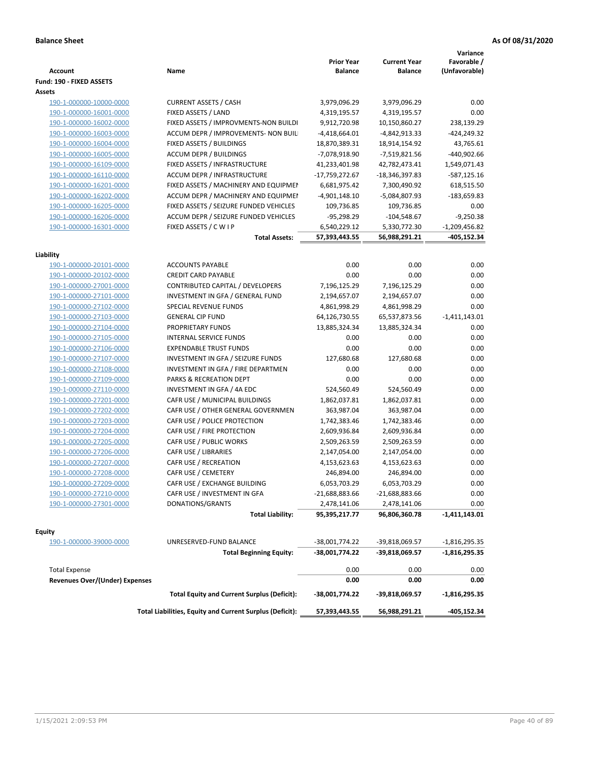**Balance Sheet** **As Of 08/31/2020**

| Account | Name | Prior Year Balance | Current Year Balance | Variance Favorable / (Unfavorable) |
|---|---|---|---|---|
| **Fund: 190 - FIXED ASSETS** | | | | |
| **Assets** | | | | |
| 190-1-000000-10000-0000 | CURRENT ASSETS / CASH | 3,979,096.29 | 3,979,096.29 | 0.00 |
| 190-1-000000-16001-0000 | FIXED ASSETS / LAND | 4,319,195.57 | 4,319,195.57 | 0.00 |
| 190-1-000000-16002-0000 | FIXED ASSETS / IMPROVMENTS-NON BUILDI | 9,912,720.98 | 10,150,860.27 | 238,139.29 |
| 190-1-000000-16003-0000 | ACCUM DEPR / IMPROVEMENTS- NON BUIL | -4,418,664.01 | -4,842,913.33 | -424,249.32 |
| 190-1-000000-16004-0000 | FIXED ASSETS / BUILDINGS | 18,870,389.31 | 18,914,154.92 | 43,765.61 |
| 190-1-000000-16005-0000 | ACCUM DEPR / BUILDINGS | -7,078,918.90 | -7,519,821.56 | -440,902.66 |
| 190-1-000000-16109-0000 | FIXED ASSETS / INFRASTRUCTURE | 41,233,401.98 | 42,782,473.41 | 1,549,071.43 |
| 190-1-000000-16110-0000 | ACCUM DEPR / INFRASTRUCTURE | -17,759,272.67 | -18,346,397.83 | -587,125.16 |
| 190-1-000000-16201-0000 | FIXED ASSETS / MACHINERY AND EQUIPMEN | 6,681,975.42 | 7,300,490.92 | 618,515.50 |
| 190-1-000000-16202-0000 | ACCUM DEPR / MACHINERY AND EQUIPMEI | -4,901,148.10 | -5,084,807.93 | -183,659.83 |
| 190-1-000000-16205-0000 | FIXED ASSETS / SEIZURE FUNDED VEHICLES | 109,736.85 | 109,736.85 | 0.00 |
| 190-1-000000-16206-0000 | ACCUM DEPR / SEIZURE FUNDED VEHICLES | -95,298.29 | -104,548.67 | -9,250.38 |
| 190-1-000000-16301-0000 | FIXED ASSETS / C W I P | 6,540,229.12 | 5,330,772.30 | -1,209,456.82 |
| | **Total Assets:** | **57,393,443.55** | **56,988,291.21** | **-405,152.34** |
| **Liability** | | | | |
| 190-1-000000-20101-0000 | ACCOUNTS PAYABLE | 0.00 | 0.00 | 0.00 |
| 190-1-000000-20102-0000 | CREDIT CARD PAYABLE | 0.00 | 0.00 | 0.00 |
| 190-1-000000-27001-0000 | CONTRIBUTED CAPITAL / DEVELOPERS | 7,196,125.29 | 7,196,125.29 | 0.00 |
| 190-1-000000-27101-0000 | INVESTMENT IN GFA / GENERAL FUND | 2,194,657.07 | 2,194,657.07 | 0.00 |
| 190-1-000000-27102-0000 | SPECIAL REVENUE FUNDS | 4,861,998.29 | 4,861,998.29 | 0.00 |
| 190-1-000000-27103-0000 | GENERAL CIP FUND | 64,126,730.55 | 65,537,873.56 | -1,411,143.01 |
| 190-1-000000-27104-0000 | PROPRIETARY FUNDS | 13,885,324.34 | 13,885,324.34 | 0.00 |
| 190-1-000000-27105-0000 | INTERNAL SERVICE FUNDS | 0.00 | 0.00 | 0.00 |
| 190-1-000000-27106-0000 | EXPENDABLE TRUST FUNDS | 0.00 | 0.00 | 0.00 |
| 190-1-000000-27107-0000 | INVESTMENT IN GFA / SEIZURE FUNDS | 127,680.68 | 127,680.68 | 0.00 |
| 190-1-000000-27108-0000 | INVESTMENT IN GFA / FIRE DEPARTMEN | 0.00 | 0.00 | 0.00 |
| 190-1-000000-27109-0000 | PARKS & RECREATION DEPT | 0.00 | 0.00 | 0.00 |
| 190-1-000000-27110-0000 | INVESTMENT IN GFA / 4A EDC | 524,560.49 | 524,560.49 | 0.00 |
| 190-1-000000-27201-0000 | CAFR USE / MUNICIPAL BUILDINGS | 1,862,037.81 | 1,862,037.81 | 0.00 |
| 190-1-000000-27202-0000 | CAFR USE / OTHER GENERAL GOVERNMEN | 363,987.04 | 363,987.04 | 0.00 |
| 190-1-000000-27203-0000 | CAFR USE / POLICE PROTECTION | 1,742,383.46 | 1,742,383.46 | 0.00 |
| 190-1-000000-27204-0000 | CAFR USE / FIRE PROTECTION | 2,609,936.84 | 2,609,936.84 | 0.00 |
| 190-1-000000-27205-0000 | CAFR USE / PUBLIC WORKS | 2,509,263.59 | 2,509,263.59 | 0.00 |
| 190-1-000000-27206-0000 | CAFR USE / LIBRARIES | 2,147,054.00 | 2,147,054.00 | 0.00 |
| 190-1-000000-27207-0000 | CAFR USE / RECREATION | 4,153,623.63 | 4,153,623.63 | 0.00 |
| 190-1-000000-27208-0000 | CAFR USE / CEMETERY | 246,894.00 | 246,894.00 | 0.00 |
| 190-1-000000-27209-0000 | CAFR USE / EXCHANGE BUILDING | 6,053,703.29 | 6,053,703.29 | 0.00 |
| 190-1-000000-27210-0000 | CAFR USE / INVESTMENT IN GFA | -21,688,883.66 | -21,688,883.66 | 0.00 |
| 190-1-000000-27301-0000 | DONATIONS/GRANTS | 2,478,141.06 | 2,478,141.06 | 0.00 |
| | **Total Liability:** | **95,395,217.77** | **96,806,360.78** | **-1,411,143.01** |
| **Equity** | | | | |
| 190-1-000000-39000-0000 | UNRESERVED-FUND BALANCE | -38,001,774.22 | -39,818,069.57 | -1,816,295.35 |
| | **Total Beginning Equity:** | **-38,001,774.22** | **-39,818,069.57** | **-1,816,295.35** |
| Total Expense | | 0.00 | 0.00 | 0.00 |
| **Revenues Over/(Under) Expenses** | | **0.00** | **0.00** | **0.00** |
| | **Total Equity and Current Surplus (Deficit):** | **-38,001,774.22** | **-39,818,069.57** | **-1,816,295.35** |
| | **Total Liabilities, Equity and Current Surplus (Deficit):** | **57,393,443.55** | **56,988,291.21** | **-405,152.34** |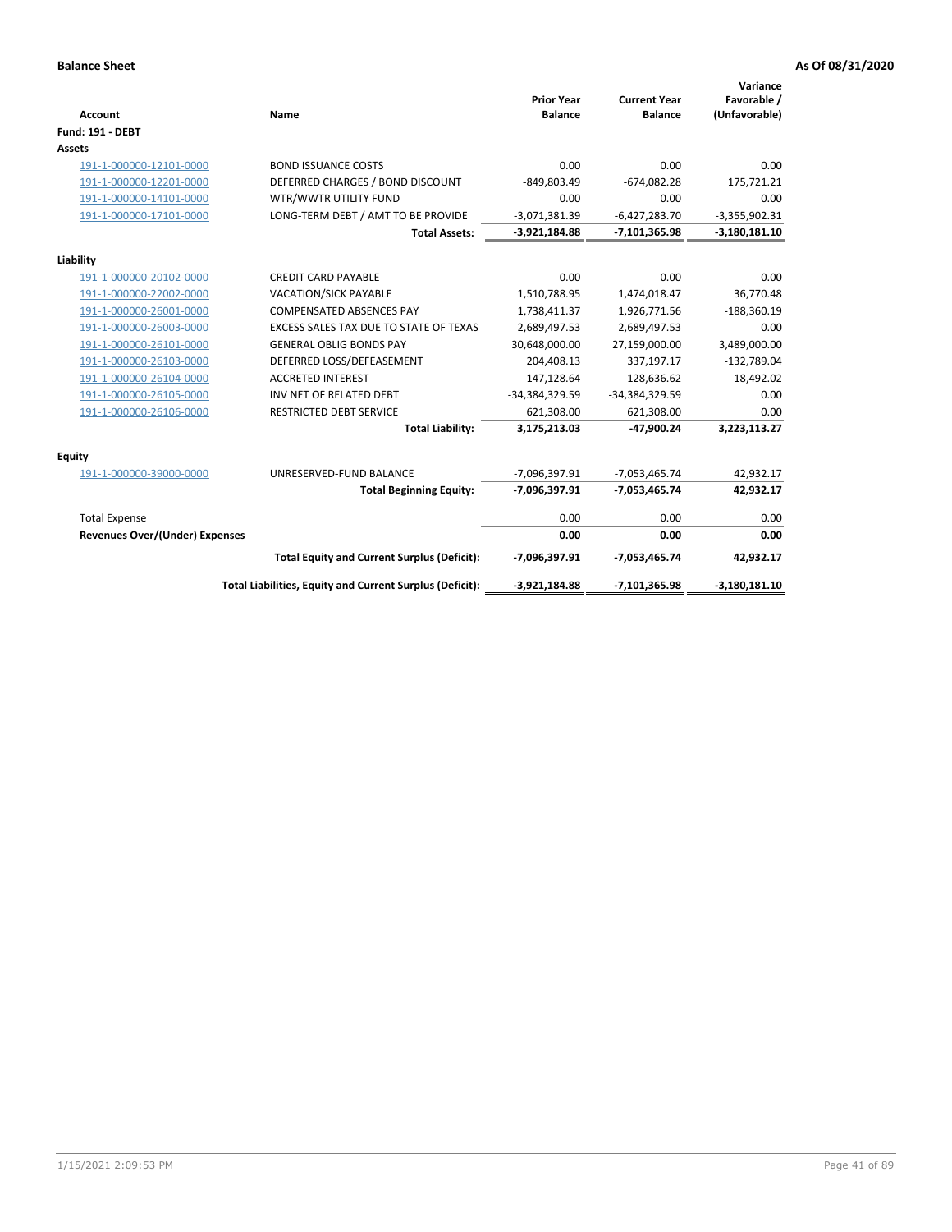**Balance Sheet** **As Of 08/31/2020**

| Account | Name | Prior Year Balance | Current Year Balance | Variance Favorable / (Unfavorable) |
|---|---|---|---|---|
| **Fund: 191 - DEBT** | | | | |
| **Assets** | | | | |
| 191-1-000000-12101-0000 | BOND ISSUANCE COSTS | 0.00 | 0.00 | 0.00 |
| 191-1-000000-12201-0000 | DEFERRED CHARGES / BOND DISCOUNT | -849,803.49 | -674,082.28 | 175,721.21 |
| 191-1-000000-14101-0000 | WTR/WWTR UTILITY FUND | 0.00 | 0.00 | 0.00 |
| 191-1-000000-17101-0000 | LONG-TERM DEBT / AMT TO BE PROVIDE | -3,071,381.39 | -6,427,283.70 | -3,355,902.31 |
| | **Total Assets:** | **-3,921,184.88** | **-7,101,365.98** | **-3,180,181.10** |
| **Liability** | | | | |
| 191-1-000000-20102-0000 | CREDIT CARD PAYABLE | 0.00 | 0.00 | 0.00 |
| 191-1-000000-22002-0000 | VACATION/SICK PAYABLE | 1,510,788.95 | 1,474,018.47 | 36,770.48 |
| 191-1-000000-26001-0000 | COMPENSATED ABSENCES PAY | 1,738,411.37 | 1,926,771.56 | -188,360.19 |
| 191-1-000000-26003-0000 | EXCESS SALES TAX DUE TO STATE OF TEXAS | 2,689,497.53 | 2,689,497.53 | 0.00 |
| 191-1-000000-26101-0000 | GENERAL OBLIG BONDS PAY | 30,648,000.00 | 27,159,000.00 | 3,489,000.00 |
| 191-1-000000-26103-0000 | DEFERRED LOSS/DEFEASEMENT | 204,408.13 | 337,197.17 | -132,789.04 |
| 191-1-000000-26104-0000 | ACCRETED INTEREST | 147,128.64 | 128,636.62 | 18,492.02 |
| 191-1-000000-26105-0000 | INV NET OF RELATED DEBT | -34,384,329.59 | -34,384,329.59 | 0.00 |
| 191-1-000000-26106-0000 | RESTRICTED DEBT SERVICE | 621,308.00 | 621,308.00 | 0.00 |
| | **Total Liability:** | **3,175,213.03** | **-47,900.24** | **3,223,113.27** |
| **Equity** | | | | |
| 191-1-000000-39000-0000 | UNRESERVED-FUND BALANCE | -7,096,397.91 | -7,053,465.74 | 42,932.17 |
| | **Total Beginning Equity:** | **-7,096,397.91** | **-7,053,465.74** | **42,932.17** |
| Total Expense | | 0.00 | 0.00 | 0.00 |
| **Revenues Over/(Under) Expenses** | | **0.00** | **0.00** | **0.00** |
| | **Total Equity and Current Surplus (Deficit):** | **-7,096,397.91** | **-7,053,465.74** | **42,932.17** |
| | **Total Liabilities, Equity and Current Surplus (Deficit):** | **-3,921,184.88** | **-7,101,365.98** | **-3,180,181.10** |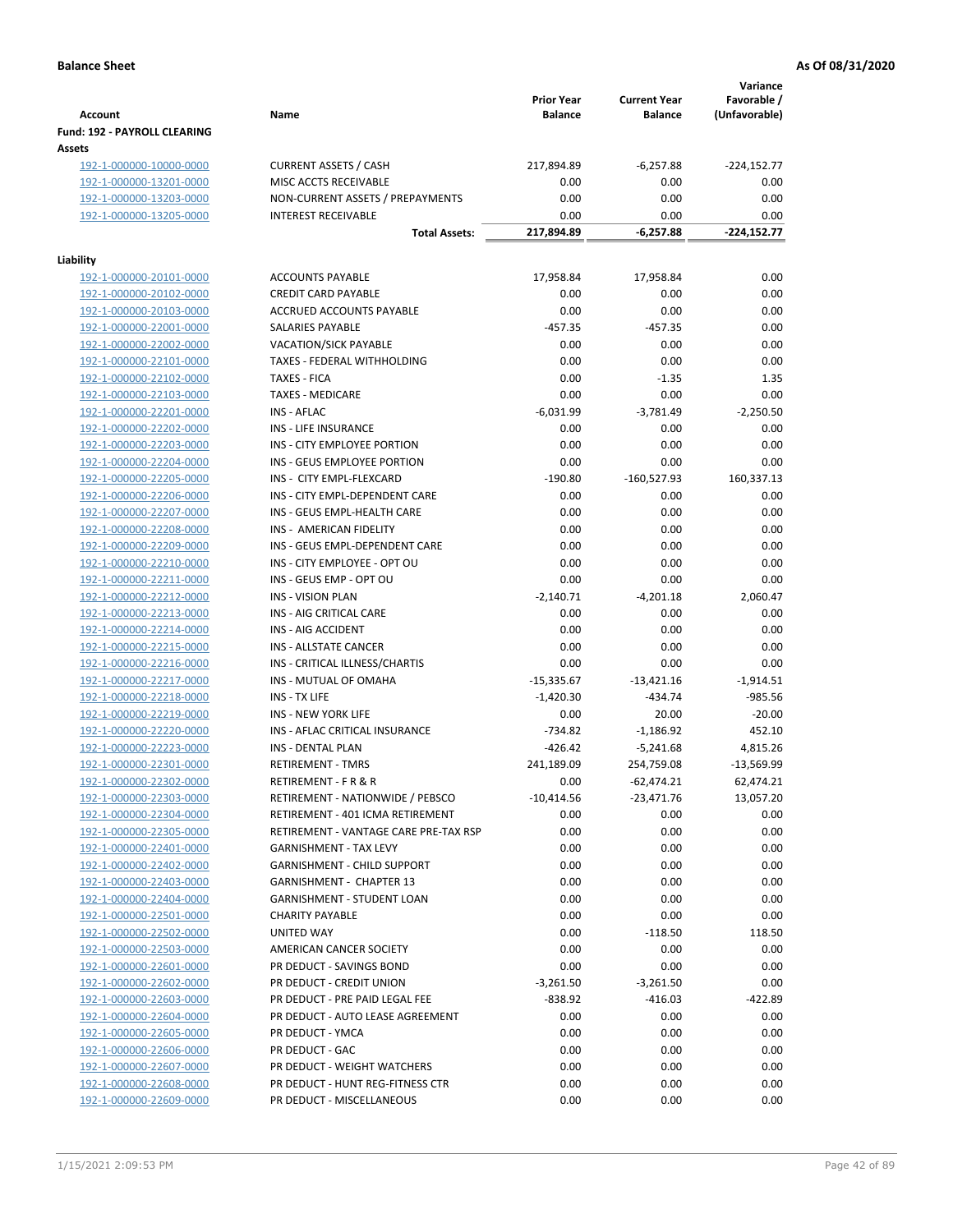**Balance Sheet** **As Of 08/31/2020**

| Account | Name | Prior Year Balance | Current Year Balance | Variance Favorable / (Unfavorable) |
|---|---|---|---|---|
| **Fund: 192 - PAYROLL CLEARING** | | | | |
| **Assets** | | | | |
| 192-1-000000-10000-0000 | CURRENT ASSETS / CASH | 217,894.89 | -6,257.88 | -224,152.77 |
| 192-1-000000-13201-0000 | MISC ACCTS RECEIVABLE | 0.00 | 0.00 | 0.00 |
| 192-1-000000-13203-0000 | NON-CURRENT ASSETS / PREPAYMENTS | 0.00 | 0.00 | 0.00 |
| 192-1-000000-13205-0000 | INTEREST RECEIVABLE | 0.00 | 0.00 | 0.00 |
| | **Total Assets:** | **217,894.89** | **-6,257.88** | **-224,152.77** |
| **Liability** | | | | |
| 192-1-000000-20101-0000 | ACCOUNTS PAYABLE | 17,958.84 | 17,958.84 | 0.00 |
| 192-1-000000-20102-0000 | CREDIT CARD PAYABLE | 0.00 | 0.00 | 0.00 |
| 192-1-000000-20103-0000 | ACCRUED ACCOUNTS PAYABLE | 0.00 | 0.00 | 0.00 |
| 192-1-000000-22001-0000 | SALARIES PAYABLE | -457.35 | -457.35 | 0.00 |
| 192-1-000000-22002-0000 | VACATION/SICK PAYABLE | 0.00 | 0.00 | 0.00 |
| 192-1-000000-22101-0000 | TAXES - FEDERAL WITHHOLDING | 0.00 | 0.00 | 0.00 |
| 192-1-000000-22102-0000 | TAXES - FICA | 0.00 | -1.35 | 1.35 |
| 192-1-000000-22103-0000 | TAXES - MEDICARE | 0.00 | 0.00 | 0.00 |
| 192-1-000000-22201-0000 | INS - AFLAC | -6,031.99 | -3,781.49 | -2,250.50 |
| 192-1-000000-22202-0000 | INS - LIFE INSURANCE | 0.00 | 0.00 | 0.00 |
| 192-1-000000-22203-0000 | INS - CITY EMPLOYEE PORTION | 0.00 | 0.00 | 0.00 |
| 192-1-000000-22204-0000 | INS - GEUS EMPLOYEE PORTION | 0.00 | 0.00 | 0.00 |
| 192-1-000000-22205-0000 | INS - CITY EMPL-FLEXCARD | -190.80 | -160,527.93 | 160,337.13 |
| 192-1-000000-22206-0000 | INS - CITY EMPL-DEPENDENT CARE | 0.00 | 0.00 | 0.00 |
| 192-1-000000-22207-0000 | INS - GEUS EMPL-HEALTH CARE | 0.00 | 0.00 | 0.00 |
| 192-1-000000-22208-0000 | INS - AMERICAN FIDELITY | 0.00 | 0.00 | 0.00 |
| 192-1-000000-22209-0000 | INS - GEUS EMPL-DEPENDENT CARE | 0.00 | 0.00 | 0.00 |
| 192-1-000000-22210-0000 | INS - CITY EMPLOYEE - OPT OU | 0.00 | 0.00 | 0.00 |
| 192-1-000000-22211-0000 | INS - GEUS EMP - OPT OU | 0.00 | 0.00 | 0.00 |
| 192-1-000000-22212-0000 | INS - VISION PLAN | -2,140.71 | -4,201.18 | 2,060.47 |
| 192-1-000000-22213-0000 | INS - AIG CRITICAL CARE | 0.00 | 0.00 | 0.00 |
| 192-1-000000-22214-0000 | INS - AIG ACCIDENT | 0.00 | 0.00 | 0.00 |
| 192-1-000000-22215-0000 | INS - ALLSTATE CANCER | 0.00 | 0.00 | 0.00 |
| 192-1-000000-22216-0000 | INS - CRITICAL ILLNESS/CHARTIS | 0.00 | 0.00 | 0.00 |
| 192-1-000000-22217-0000 | INS - MUTUAL OF OMAHA | -15,335.67 | -13,421.16 | -1,914.51 |
| 192-1-000000-22218-0000 | INS - TX LIFE | -1,420.30 | -434.74 | -985.56 |
| 192-1-000000-22219-0000 | INS - NEW YORK LIFE | 0.00 | 20.00 | -20.00 |
| 192-1-000000-22220-0000 | INS - AFLAC CRITICAL INSURANCE | -734.82 | -1,186.92 | 452.10 |
| 192-1-000000-22223-0000 | INS - DENTAL PLAN | -426.42 | -5,241.68 | 4,815.26 |
| 192-1-000000-22301-0000 | RETIREMENT - TMRS | 241,189.09 | 254,759.08 | -13,569.99 |
| 192-1-000000-22302-0000 | RETIREMENT - F R & R | 0.00 | -62,474.21 | 62,474.21 |
| 192-1-000000-22303-0000 | RETIREMENT - NATIONWIDE / PEBSCO | -10,414.56 | -23,471.76 | 13,057.20 |
| 192-1-000000-22304-0000 | RETIREMENT - 401 ICMA RETIREMENT | 0.00 | 0.00 | 0.00 |
| 192-1-000000-22305-0000 | RETIREMENT - VANTAGE CARE PRE-TAX RSP | 0.00 | 0.00 | 0.00 |
| 192-1-000000-22401-0000 | GARNISHMENT - TAX LEVY | 0.00 | 0.00 | 0.00 |
| 192-1-000000-22402-0000 | GARNISHMENT - CHILD SUPPORT | 0.00 | 0.00 | 0.00 |
| 192-1-000000-22403-0000 | GARNISHMENT - CHAPTER 13 | 0.00 | 0.00 | 0.00 |
| 192-1-000000-22404-0000 | GARNISHMENT - STUDENT LOAN | 0.00 | 0.00 | 0.00 |
| 192-1-000000-22501-0000 | CHARITY PAYABLE | 0.00 | 0.00 | 0.00 |
| 192-1-000000-22502-0000 | UNITED WAY | 0.00 | -118.50 | 118.50 |
| 192-1-000000-22503-0000 | AMERICAN CANCER SOCIETY | 0.00 | 0.00 | 0.00 |
| 192-1-000000-22601-0000 | PR DEDUCT - SAVINGS BOND | 0.00 | 0.00 | 0.00 |
| 192-1-000000-22602-0000 | PR DEDUCT - CREDIT UNION | -3,261.50 | -3,261.50 | 0.00 |
| 192-1-000000-22603-0000 | PR DEDUCT - PRE PAID LEGAL FEE | -838.92 | -416.03 | -422.89 |
| 192-1-000000-22604-0000 | PR DEDUCT - AUTO LEASE AGREEMENT | 0.00 | 0.00 | 0.00 |
| 192-1-000000-22605-0000 | PR DEDUCT - YMCA | 0.00 | 0.00 | 0.00 |
| 192-1-000000-22606-0000 | PR DEDUCT - GAC | 0.00 | 0.00 | 0.00 |
| 192-1-000000-22607-0000 | PR DEDUCT - WEIGHT WATCHERS | 0.00 | 0.00 | 0.00 |
| 192-1-000000-22608-0000 | PR DEDUCT - HUNT REG-FITNESS CTR | 0.00 | 0.00 | 0.00 |
| 192-1-000000-22609-0000 | PR DEDUCT - MISCELLANEOUS | 0.00 | 0.00 | 0.00 |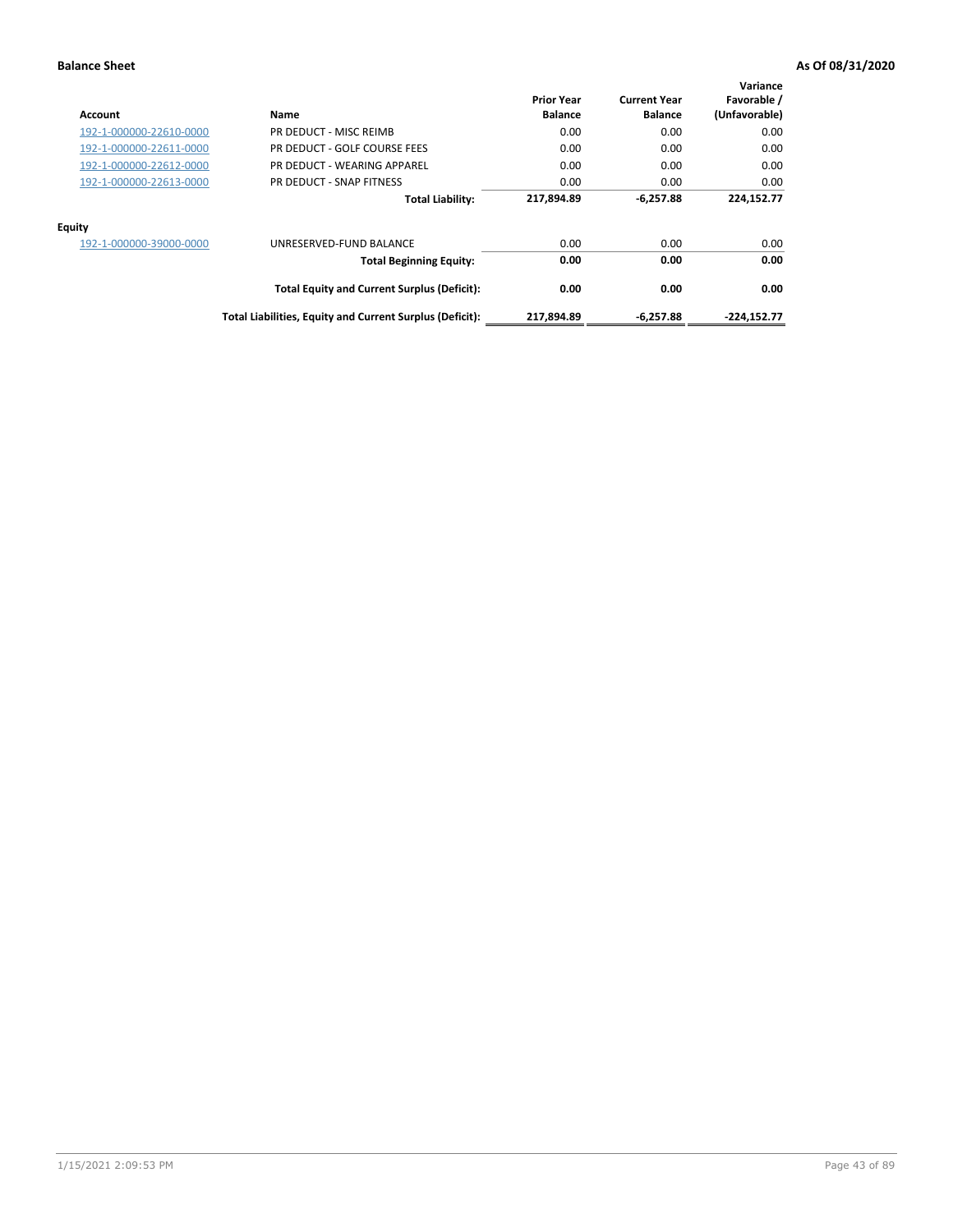**Balance Sheet** **As Of 08/31/2020**

| Account | Name | Prior Year Balance | Current Year Balance | Variance Favorable / (Unfavorable) |
|---|---|---|---|---|
| 192-1-000000-22610-0000 | PR DEDUCT - MISC REIMB | 0.00 | 0.00 | 0.00 |
| 192-1-000000-22611-0000 | PR DEDUCT - GOLF COURSE FEES | 0.00 | 0.00 | 0.00 |
| 192-1-000000-22612-0000 | PR DEDUCT - WEARING APPAREL | 0.00 | 0.00 | 0.00 |
| 192-1-000000-22613-0000 | PR DEDUCT - SNAP FITNESS | 0.00 | 0.00 | 0.00 |
| | **Total Liability:** | **217,894.89** | **-6,257.88** | **224,152.77** |
| **Equity** | | | | |
| 192-1-000000-39000-0000 | UNRESERVED-FUND BALANCE | 0.00 | 0.00 | 0.00 |
| | **Total Beginning Equity:** | **0.00** | **0.00** | **0.00** |
| | **Total Equity and Current Surplus (Deficit):** | **0.00** | **0.00** | **0.00** |
| | **Total Liabilities, Equity and Current Surplus (Deficit):** | **217,894.89** | **-6,257.88** | **-224,152.77** |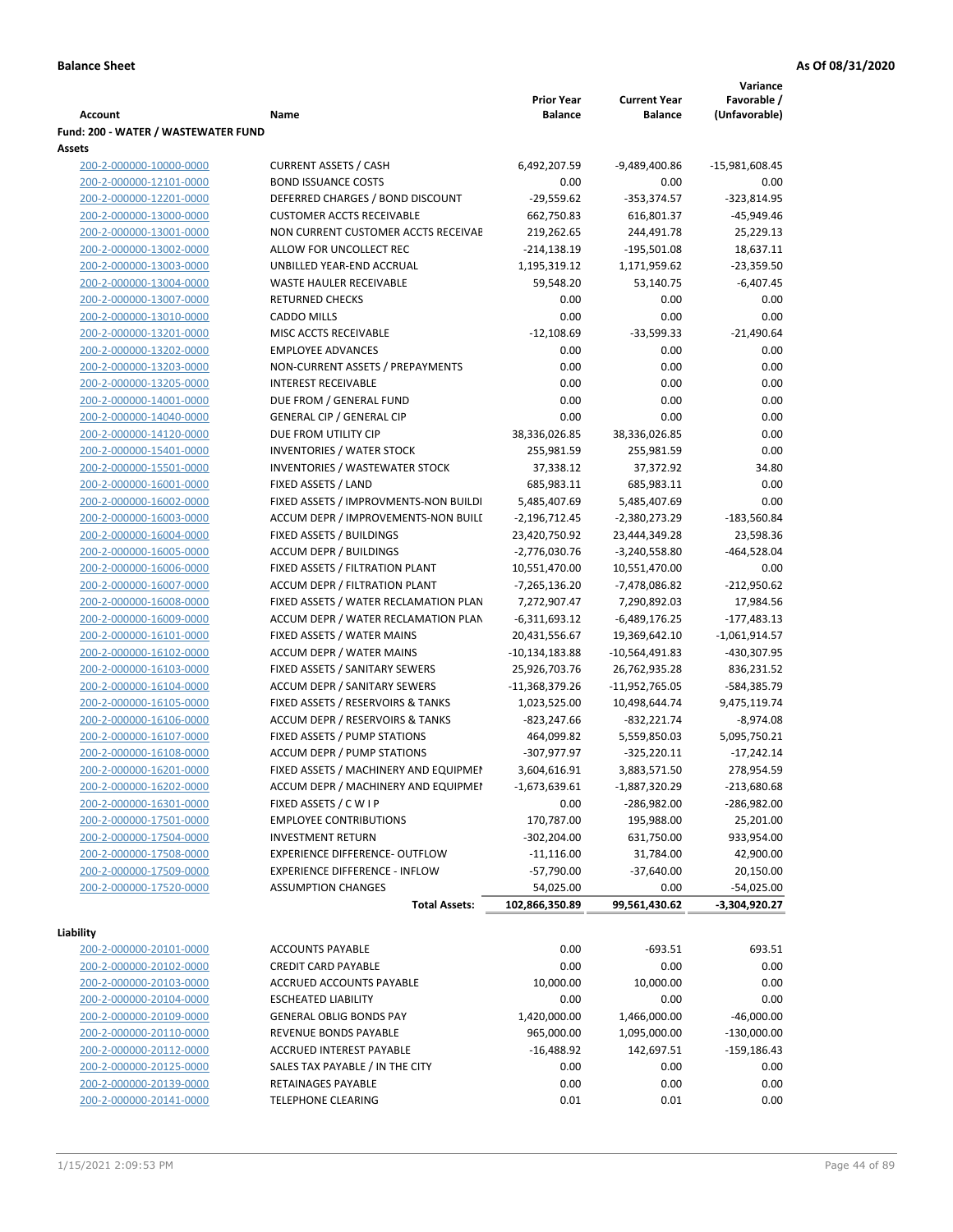**Balance Sheet** **As Of 08/31/2020**

| Account | Name | Prior Year Balance | Current Year Balance | Variance Favorable / (Unfavorable) |
|---|---|---|---|---|
| **Fund: 200 - WATER / WASTEWATER FUND** | | | | |
| **Assets** | | | | |
| 200-2-000000-10000-0000 | CURRENT ASSETS / CASH | 6,492,207.59 | -9,489,400.86 | -15,981,608.45 |
| 200-2-000000-12101-0000 | BOND ISSUANCE COSTS | 0.00 | 0.00 | 0.00 |
| 200-2-000000-12201-0000 | DEFERRED CHARGES / BOND DISCOUNT | -29,559.62 | -353,374.57 | -323,814.95 |
| 200-2-000000-13000-0000 | CUSTOMER ACCTS RECEIVABLE | 662,750.83 | 616,801.37 | -45,949.46 |
| 200-2-000000-13001-0000 | NON CURRENT CUSTOMER ACCTS RECEIVAE | 219,262.65 | 244,491.78 | 25,229.13 |
| 200-2-000000-13002-0000 | ALLOW FOR UNCOLLECT REC | -214,138.19 | -195,501.08 | 18,637.11 |
| 200-2-000000-13003-0000 | UNBILLED YEAR-END ACCRUAL | 1,195,319.12 | 1,171,959.62 | -23,359.50 |
| 200-2-000000-13004-0000 | WASTE HAULER RECEIVABLE | 59,548.20 | 53,140.75 | -6,407.45 |
| 200-2-000000-13007-0000 | RETURNED CHECKS | 0.00 | 0.00 | 0.00 |
| 200-2-000000-13010-0000 | CADDO MILLS | 0.00 | 0.00 | 0.00 |
| 200-2-000000-13201-0000 | MISC ACCTS RECEIVABLE | -12,108.69 | -33,599.33 | -21,490.64 |
| 200-2-000000-13202-0000 | EMPLOYEE ADVANCES | 0.00 | 0.00 | 0.00 |
| 200-2-000000-13203-0000 | NON-CURRENT ASSETS / PREPAYMENTS | 0.00 | 0.00 | 0.00 |
| 200-2-000000-13205-0000 | INTEREST RECEIVABLE | 0.00 | 0.00 | 0.00 |
| 200-2-000000-14001-0000 | DUE FROM / GENERAL FUND | 0.00 | 0.00 | 0.00 |
| 200-2-000000-14040-0000 | GENERAL CIP / GENERAL CIP | 0.00 | 0.00 | 0.00 |
| 200-2-000000-14120-0000 | DUE FROM UTILITY CIP | 38,336,026.85 | 38,336,026.85 | 0.00 |
| 200-2-000000-15401-0000 | INVENTORIES / WATER STOCK | 255,981.59 | 255,981.59 | 0.00 |
| 200-2-000000-15501-0000 | INVENTORIES / WASTEWATER STOCK | 37,338.12 | 37,372.92 | 34.80 |
| 200-2-000000-16001-0000 | FIXED ASSETS / LAND | 685,983.11 | 685,983.11 | 0.00 |
| 200-2-000000-16002-0000 | FIXED ASSETS / IMPROVMENTS-NON BUILDI | 5,485,407.69 | 5,485,407.69 | 0.00 |
| 200-2-000000-16003-0000 | ACCUM DEPR / IMPROVEMENTS-NON BUILI | -2,196,712.45 | -2,380,273.29 | -183,560.84 |
| 200-2-000000-16004-0000 | FIXED ASSETS / BUILDINGS | 23,420,750.92 | 23,444,349.28 | 23,598.36 |
| 200-2-000000-16005-0000 | ACCUM DEPR / BUILDINGS | -2,776,030.76 | -3,240,558.80 | -464,528.04 |
| 200-2-000000-16006-0000 | FIXED ASSETS / FILTRATION PLANT | 10,551,470.00 | 10,551,470.00 | 0.00 |
| 200-2-000000-16007-0000 | ACCUM DEPR / FILTRATION PLANT | -7,265,136.20 | -7,478,086.82 | -212,950.62 |
| 200-2-000000-16008-0000 | FIXED ASSETS / WATER RECLAMATION PLAN | 7,272,907.47 | 7,290,892.03 | 17,984.56 |
| 200-2-000000-16009-0000 | ACCUM DEPR / WATER RECLAMATION PLAN | -6,311,693.12 | -6,489,176.25 | -177,483.13 |
| 200-2-000000-16101-0000 | FIXED ASSETS / WATER MAINS | 20,431,556.67 | 19,369,642.10 | -1,061,914.57 |
| 200-2-000000-16102-0000 | ACCUM DEPR / WATER MAINS | -10,134,183.88 | -10,564,491.83 | -430,307.95 |
| 200-2-000000-16103-0000 | FIXED ASSETS / SANITARY SEWERS | 25,926,703.76 | 26,762,935.28 | 836,231.52 |
| 200-2-000000-16104-0000 | ACCUM DEPR / SANITARY SEWERS | -11,368,379.26 | -11,952,765.05 | -584,385.79 |
| 200-2-000000-16105-0000 | FIXED ASSETS / RESERVOIRS & TANKS | 1,023,525.00 | 10,498,644.74 | 9,475,119.74 |
| 200-2-000000-16106-0000 | ACCUM DEPR / RESERVOIRS & TANKS | -823,247.66 | -832,221.74 | -8,974.08 |
| 200-2-000000-16107-0000 | FIXED ASSETS / PUMP STATIONS | 464,099.82 | 5,559,850.03 | 5,095,750.21 |
| 200-2-000000-16108-0000 | ACCUM DEPR / PUMP STATIONS | -307,977.97 | -325,220.11 | -17,242.14 |
| 200-2-000000-16201-0000 | FIXED ASSETS / MACHINERY AND EQUIPMEI | 3,604,616.91 | 3,883,571.50 | 278,954.59 |
| 200-2-000000-16202-0000 | ACCUM DEPR / MACHINERY AND EQUIPMEI | -1,673,639.61 | -1,887,320.29 | -213,680.68 |
| 200-2-000000-16301-0000 | FIXED ASSETS / C W I P | 0.00 | -286,982.00 | -286,982.00 |
| 200-2-000000-17501-0000 | EMPLOYEE CONTRIBUTIONS | 170,787.00 | 195,988.00 | 25,201.00 |
| 200-2-000000-17504-0000 | INVESTMENT RETURN | -302,204.00 | 631,750.00 | 933,954.00 |
| 200-2-000000-17508-0000 | EXPERIENCE DIFFERENCE- OUTFLOW | -11,116.00 | 31,784.00 | 42,900.00 |
| 200-2-000000-17509-0000 | EXPERIENCE DIFFERENCE - INFLOW | -57,790.00 | -37,640.00 | 20,150.00 |
| 200-2-000000-17520-0000 | ASSUMPTION CHANGES | 54,025.00 | 0.00 | -54,025.00 |
| | **Total Assets:** | **102,866,350.89** | **99,561,430.62** | **-3,304,920.27** |
| **Liability** | | | | |
| 200-2-000000-20101-0000 | ACCOUNTS PAYABLE | 0.00 | -693.51 | 693.51 |
| 200-2-000000-20102-0000 | CREDIT CARD PAYABLE | 0.00 | 0.00 | 0.00 |
| 200-2-000000-20103-0000 | ACCRUED ACCOUNTS PAYABLE | 10,000.00 | 10,000.00 | 0.00 |
| 200-2-000000-20104-0000 | ESCHEATED LIABILITY | 0.00 | 0.00 | 0.00 |
| 200-2-000000-20109-0000 | GENERAL OBLIG BONDS PAY | 1,420,000.00 | 1,466,000.00 | -46,000.00 |
| 200-2-000000-20110-0000 | REVENUE BONDS PAYABLE | 965,000.00 | 1,095,000.00 | -130,000.00 |
| 200-2-000000-20112-0000 | ACCRUED INTEREST PAYABLE | -16,488.92 | 142,697.51 | -159,186.43 |
| 200-2-000000-20125-0000 | SALES TAX PAYABLE / IN THE CITY | 0.00 | 0.00 | 0.00 |
| 200-2-000000-20139-0000 | RETAINAGES PAYABLE | 0.00 | 0.00 | 0.00 |
| 200-2-000000-20141-0000 | TELEPHONE CLEARING | 0.01 | 0.01 | 0.00 |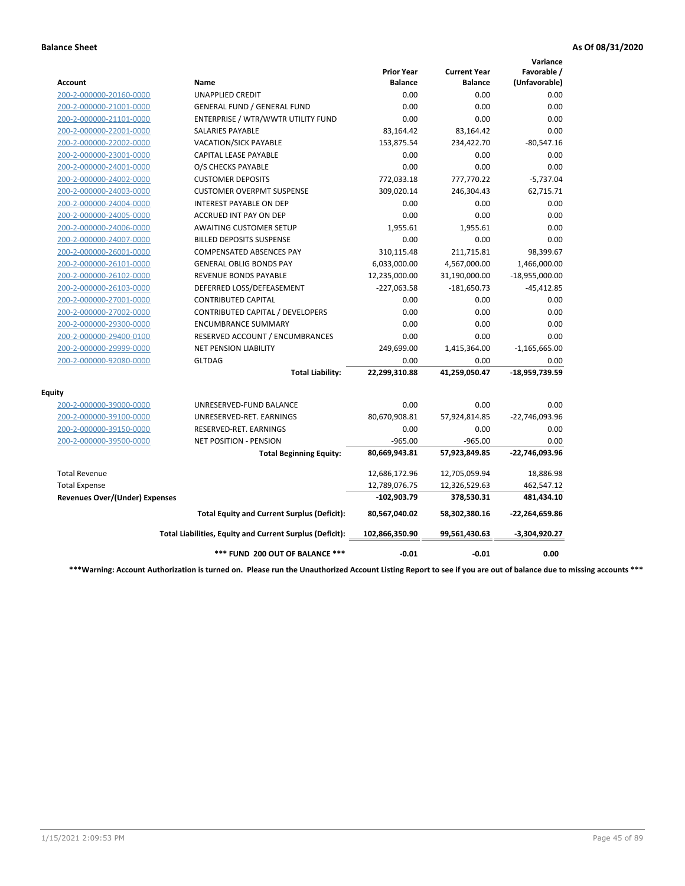**Balance Sheet** — **As Of 08/31/2020**

| Account | Name | Prior Year Balance | Current Year Balance | Variance Favorable / (Unfavorable) |
|---|---|---|---|---|
| 200-2-000000-20160-0000 | UNAPPLIED CREDIT | 0.00 | 0.00 | 0.00 |
| 200-2-000000-21001-0000 | GENERAL FUND / GENERAL FUND | 0.00 | 0.00 | 0.00 |
| 200-2-000000-21101-0000 | ENTERPRISE / WTR/WWTR UTILITY FUND | 0.00 | 0.00 | 0.00 |
| 200-2-000000-22001-0000 | SALARIES PAYABLE | 83,164.42 | 83,164.42 | 0.00 |
| 200-2-000000-22002-0000 | VACATION/SICK PAYABLE | 153,875.54 | 234,422.70 | -80,547.16 |
| 200-2-000000-23001-0000 | CAPITAL LEASE PAYABLE | 0.00 | 0.00 | 0.00 |
| 200-2-000000-24001-0000 | O/S CHECKS PAYABLE | 0.00 | 0.00 | 0.00 |
| 200-2-000000-24002-0000 | CUSTOMER DEPOSITS | 772,033.18 | 777,770.22 | -5,737.04 |
| 200-2-000000-24003-0000 | CUSTOMER OVERPMT SUSPENSE | 309,020.14 | 246,304.43 | 62,715.71 |
| 200-2-000000-24004-0000 | INTEREST PAYABLE ON DEP | 0.00 | 0.00 | 0.00 |
| 200-2-000000-24005-0000 | ACCRUED INT PAY ON DEP | 0.00 | 0.00 | 0.00 |
| 200-2-000000-24006-0000 | AWAITING CUSTOMER SETUP | 1,955.61 | 1,955.61 | 0.00 |
| 200-2-000000-24007-0000 | BILLED DEPOSITS SUSPENSE | 0.00 | 0.00 | 0.00 |
| 200-2-000000-26001-0000 | COMPENSATED ABSENCES PAY | 310,115.48 | 211,715.81 | 98,399.67 |
| 200-2-000000-26101-0000 | GENERAL OBLIG BONDS PAY | 6,033,000.00 | 4,567,000.00 | 1,466,000.00 |
| 200-2-000000-26102-0000 | REVENUE BONDS PAYABLE | 12,235,000.00 | 31,190,000.00 | -18,955,000.00 |
| 200-2-000000-26103-0000 | DEFERRED LOSS/DEFEASEMENT | -227,063.58 | -181,650.73 | -45,412.85 |
| 200-2-000000-27001-0000 | CONTRIBUTED CAPITAL | 0.00 | 0.00 | 0.00 |
| 200-2-000000-27002-0000 | CONTRIBUTED CAPITAL / DEVELOPERS | 0.00 | 0.00 | 0.00 |
| 200-2-000000-29300-0000 | ENCUMBRANCE SUMMARY | 0.00 | 0.00 | 0.00 |
| 200-2-000000-29400-0100 | RESERVED ACCOUNT / ENCUMBRANCES | 0.00 | 0.00 | 0.00 |
| 200-2-000000-29999-0000 | NET PENSION LIABILITY | 249,699.00 | 1,415,364.00 | -1,165,665.00 |
| 200-2-000000-92080-0000 | GLTDAG | 0.00 | 0.00 | 0.00 |
| | **Total Liability:** | **22,299,310.88** | **41,259,050.47** | **-18,959,739.59** |
| **Equity** | | | | |
| 200-2-000000-39000-0000 | UNRESERVED-FUND BALANCE | 0.00 | 0.00 | 0.00 |
| 200-2-000000-39100-0000 | UNRESERVED-RET. EARNINGS | 80,670,908.81 | 57,924,814.85 | -22,746,093.96 |
| 200-2-000000-39150-0000 | RESERVED-RET. EARNINGS | 0.00 | 0.00 | 0.00 |
| 200-2-000000-39500-0000 | NET POSITION - PENSION | -965.00 | -965.00 | 0.00 |
| | **Total Beginning Equity:** | **80,669,943.81** | **57,923,849.85** | **-22,746,093.96** |
| Total Revenue | | 12,686,172.96 | 12,705,059.94 | 18,886.98 |
| Total Expense | | 12,789,076.75 | 12,326,529.63 | 462,547.12 |
| **Revenues Over/(Under) Expenses** | | **-102,903.79** | **378,530.31** | **481,434.10** |
| | **Total Equity and Current Surplus (Deficit):** | **80,567,040.02** | **58,302,380.16** | **-22,264,659.86** |
| | **Total Liabilities, Equity and Current Surplus (Deficit):** | **102,866,350.90** | **99,561,430.63** | **-3,304,920.27** |
| | **\*\*\* FUND 200 OUT OF BALANCE \*\*\*** | **-0.01** | **-0.01** | **0.00** |

**\*\*\*Warning: Account Authorization is turned on. Please run the Unauthorized Account Listing Report to see if you are out of balance due to missing accounts \*\*\***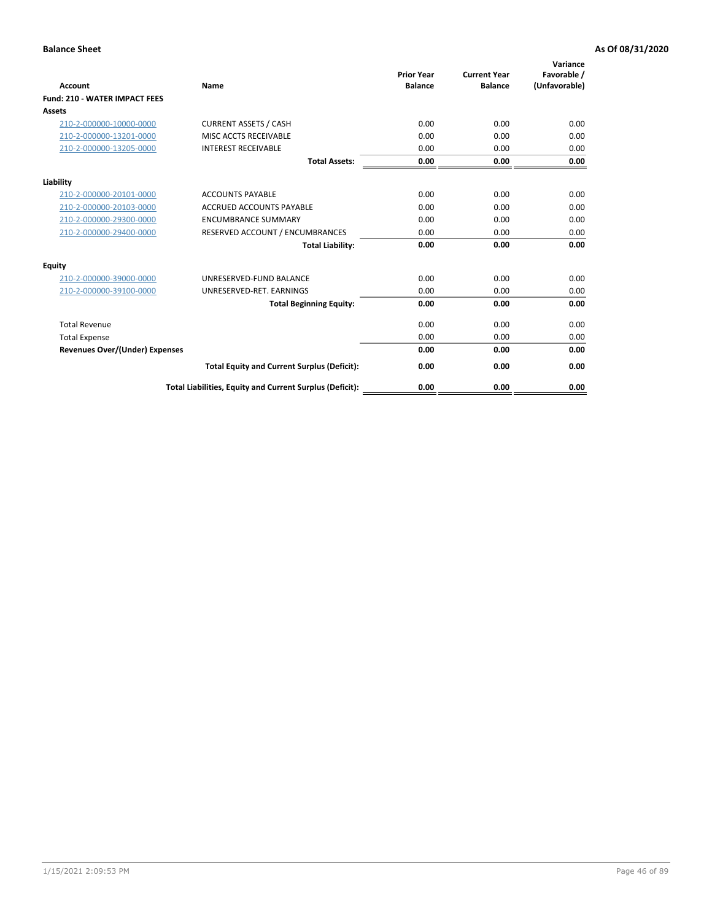**Balance Sheet** **As Of 08/31/2020**

| Account | Name | Prior Year Balance | Current Year Balance | Variance Favorable / (Unfavorable) |
|---|---|---|---|---|
| **Fund: 210 - WATER IMPACT FEES** | | | | |
| **Assets** | | | | |
| 210-2-000000-10000-0000 | CURRENT ASSETS / CASH | 0.00 | 0.00 | 0.00 |
| 210-2-000000-13201-0000 | MISC ACCTS RECEIVABLE | 0.00 | 0.00 | 0.00 |
| 210-2-000000-13205-0000 | INTEREST RECEIVABLE | 0.00 | 0.00 | 0.00 |
| | **Total Assets:** | **0.00** | **0.00** | **0.00** |
| **Liability** | | | | |
| 210-2-000000-20101-0000 | ACCOUNTS PAYABLE | 0.00 | 0.00 | 0.00 |
| 210-2-000000-20103-0000 | ACCRUED ACCOUNTS PAYABLE | 0.00 | 0.00 | 0.00 |
| 210-2-000000-29300-0000 | ENCUMBRANCE SUMMARY | 0.00 | 0.00 | 0.00 |
| 210-2-000000-29400-0000 | RESERVED ACCOUNT / ENCUMBRANCES | 0.00 | 0.00 | 0.00 |
| | **Total Liability:** | **0.00** | **0.00** | **0.00** |
| **Equity** | | | | |
| 210-2-000000-39000-0000 | UNRESERVED-FUND BALANCE | 0.00 | 0.00 | 0.00 |
| 210-2-000000-39100-0000 | UNRESERVED-RET. EARNINGS | 0.00 | 0.00 | 0.00 |
| | **Total Beginning Equity:** | **0.00** | **0.00** | **0.00** |
| Total Revenue | | 0.00 | 0.00 | 0.00 |
| Total Expense | | 0.00 | 0.00 | 0.00 |
| **Revenues Over/(Under) Expenses** | | **0.00** | **0.00** | **0.00** |
| | **Total Equity and Current Surplus (Deficit):** | **0.00** | **0.00** | **0.00** |
| | **Total Liabilities, Equity and Current Surplus (Deficit):** | **0.00** | **0.00** | **0.00** |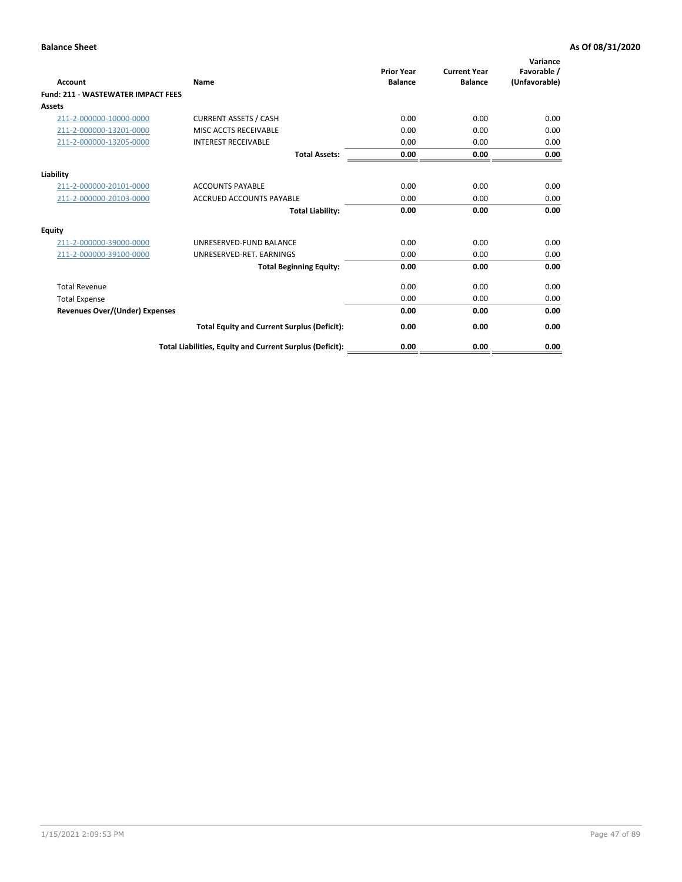**Balance Sheet** **As Of 08/31/2020**

| Account | Name | Prior Year Balance | Current Year Balance | Variance Favorable / (Unfavorable) |
|---|---|---|---|---|
| **Fund: 211 - WASTEWATER IMPACT FEES** | | | | |
| **Assets** | | | | |
| 211-2-000000-10000-0000 | CURRENT ASSETS / CASH | 0.00 | 0.00 | 0.00 |
| 211-2-000000-13201-0000 | MISC ACCTS RECEIVABLE | 0.00 | 0.00 | 0.00 |
| 211-2-000000-13205-0000 | INTEREST RECEIVABLE | 0.00 | 0.00 | 0.00 |
| | **Total Assets:** | **0.00** | **0.00** | **0.00** |
| **Liability** | | | | |
| 211-2-000000-20101-0000 | ACCOUNTS PAYABLE | 0.00 | 0.00 | 0.00 |
| 211-2-000000-20103-0000 | ACCRUED ACCOUNTS PAYABLE | 0.00 | 0.00 | 0.00 |
| | **Total Liability:** | **0.00** | **0.00** | **0.00** |
| **Equity** | | | | |
| 211-2-000000-39000-0000 | UNRESERVED-FUND BALANCE | 0.00 | 0.00 | 0.00 |
| 211-2-000000-39100-0000 | UNRESERVED-RET. EARNINGS | 0.00 | 0.00 | 0.00 |
| | **Total Beginning Equity:** | **0.00** | **0.00** | **0.00** |
| Total Revenue | | 0.00 | 0.00 | 0.00 |
| Total Expense | | 0.00 | 0.00 | 0.00 |
| **Revenues Over/(Under) Expenses** | | **0.00** | **0.00** | **0.00** |
| | **Total Equity and Current Surplus (Deficit):** | **0.00** | **0.00** | **0.00** |
| | **Total Liabilities, Equity and Current Surplus (Deficit):** | **0.00** | **0.00** | **0.00** |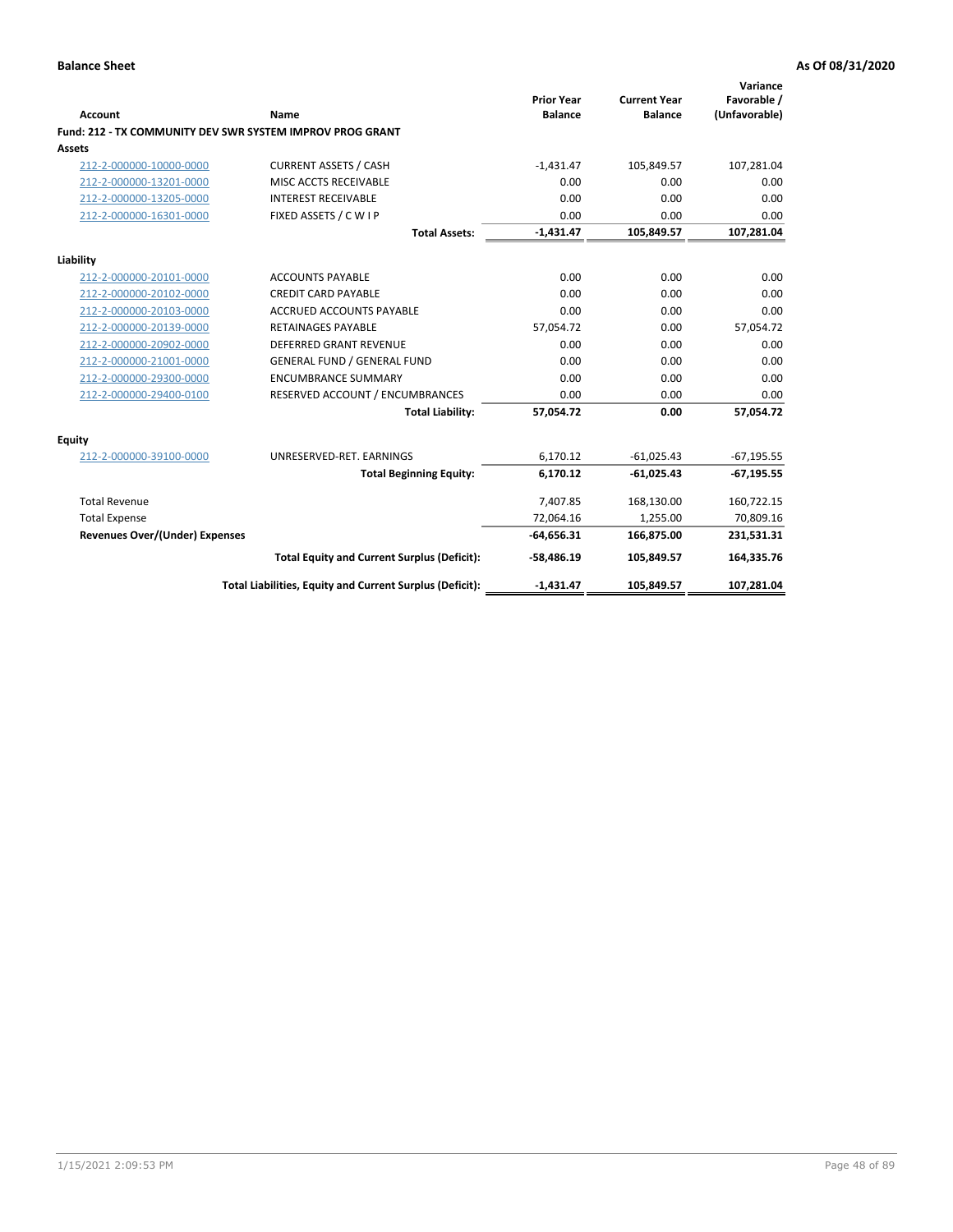**Balance Sheet** **As Of 08/31/2020**

| Account | Name | Prior Year Balance | Current Year Balance | Variance Favorable / (Unfavorable) |
|---|---|---|---|---|
| **Fund: 212 - TX COMMUNITY DEV SWR SYSTEM IMPROV PROG GRANT** | | | | |
| **Assets** | | | | |
| 212-2-000000-10000-0000 | CURRENT ASSETS / CASH | -1,431.47 | 105,849.57 | 107,281.04 |
| 212-2-000000-13201-0000 | MISC ACCTS RECEIVABLE | 0.00 | 0.00 | 0.00 |
| 212-2-000000-13205-0000 | INTEREST RECEIVABLE | 0.00 | 0.00 | 0.00 |
| 212-2-000000-16301-0000 | FIXED ASSETS / C W I P | 0.00 | 0.00 | 0.00 |
| | **Total Assets:** | **-1,431.47** | **105,849.57** | **107,281.04** |
| **Liability** | | | | |
| 212-2-000000-20101-0000 | ACCOUNTS PAYABLE | 0.00 | 0.00 | 0.00 |
| 212-2-000000-20102-0000 | CREDIT CARD PAYABLE | 0.00 | 0.00 | 0.00 |
| 212-2-000000-20103-0000 | ACCRUED ACCOUNTS PAYABLE | 0.00 | 0.00 | 0.00 |
| 212-2-000000-20139-0000 | RETAINAGES PAYABLE | 57,054.72 | 0.00 | 57,054.72 |
| 212-2-000000-20902-0000 | DEFERRED GRANT REVENUE | 0.00 | 0.00 | 0.00 |
| 212-2-000000-21001-0000 | GENERAL FUND / GENERAL FUND | 0.00 | 0.00 | 0.00 |
| 212-2-000000-29300-0000 | ENCUMBRANCE SUMMARY | 0.00 | 0.00 | 0.00 |
| 212-2-000000-29400-0100 | RESERVED ACCOUNT / ENCUMBRANCES | 0.00 | 0.00 | 0.00 |
| | **Total Liability:** | **57,054.72** | **0.00** | **57,054.72** |
| **Equity** | | | | |
| 212-2-000000-39100-0000 | UNRESERVED-RET. EARNINGS | 6,170.12 | -61,025.43 | -67,195.55 |
| | **Total Beginning Equity:** | **6,170.12** | **-61,025.43** | **-67,195.55** |
| Total Revenue | | 7,407.85 | 168,130.00 | 160,722.15 |
| Total Expense | | 72,064.16 | 1,255.00 | 70,809.16 |
| **Revenues Over/(Under) Expenses** | | **-64,656.31** | **166,875.00** | **231,531.31** |
| | **Total Equity and Current Surplus (Deficit):** | **-58,486.19** | **105,849.57** | **164,335.76** |
| | **Total Liabilities, Equity and Current Surplus (Deficit):** | **-1,431.47** | **105,849.57** | **107,281.04** |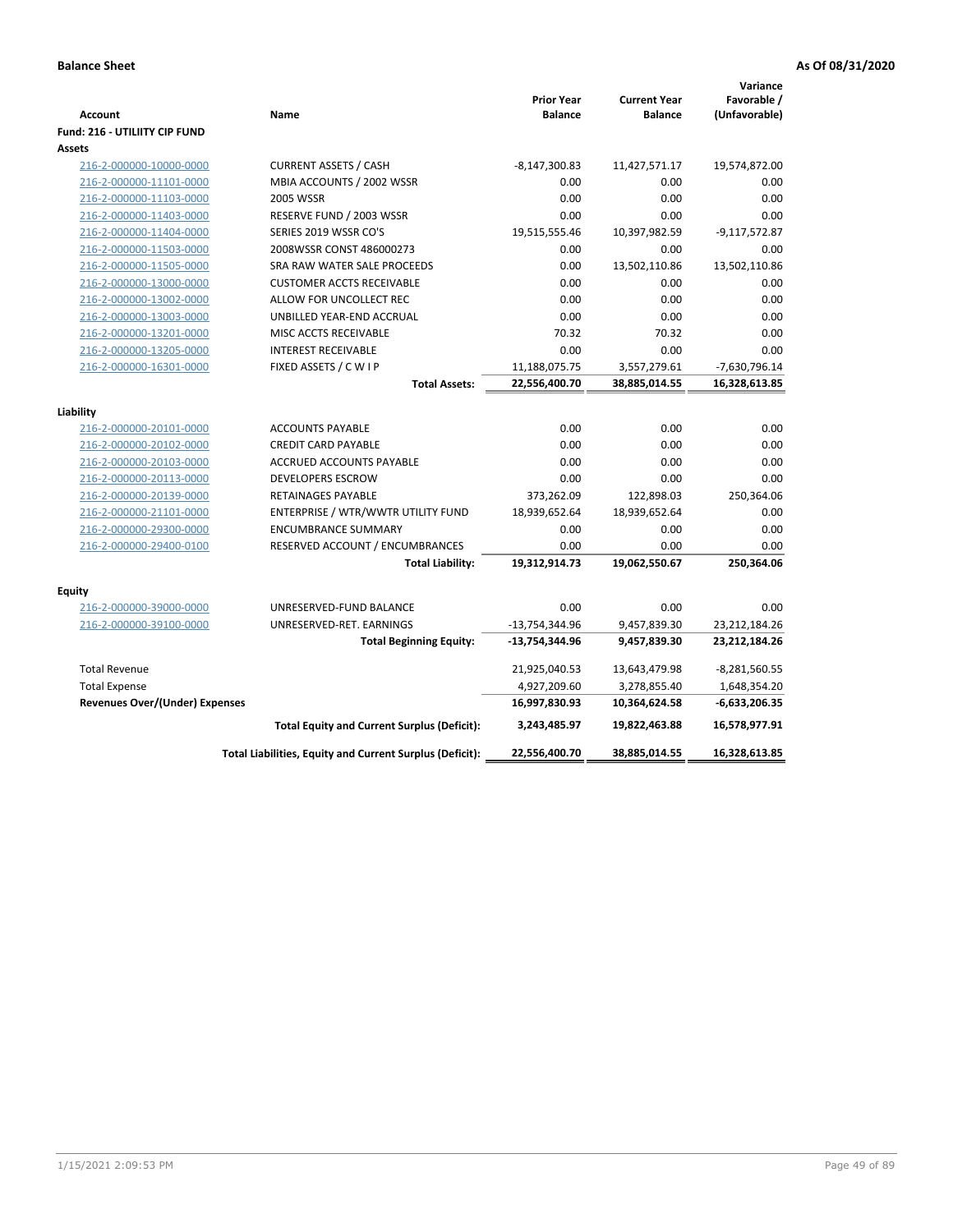**Balance Sheet** **As Of 08/31/2020**

| Account | Name | Prior Year Balance | Current Year Balance | Variance Favorable / (Unfavorable) |
|---|---|---|---|---|
| **Fund: 216 - UTILIITY CIP FUND** | | | | |
| **Assets** | | | | |
| 216-2-000000-10000-0000 | CURRENT ASSETS / CASH | -8,147,300.83 | 11,427,571.17 | 19,574,872.00 |
| 216-2-000000-11101-0000 | MBIA ACCOUNTS / 2002 WSSR | 0.00 | 0.00 | 0.00 |
| 216-2-000000-11103-0000 | 2005 WSSR | 0.00 | 0.00 | 0.00 |
| 216-2-000000-11403-0000 | RESERVE FUND / 2003 WSSR | 0.00 | 0.00 | 0.00 |
| 216-2-000000-11404-0000 | SERIES 2019 WSSR CO'S | 19,515,555.46 | 10,397,982.59 | -9,117,572.87 |
| 216-2-000000-11503-0000 | 2008WSSR CONST 486000273 | 0.00 | 0.00 | 0.00 |
| 216-2-000000-11505-0000 | SRA RAW WATER SALE PROCEEDS | 0.00 | 13,502,110.86 | 13,502,110.86 |
| 216-2-000000-13000-0000 | CUSTOMER ACCTS RECEIVABLE | 0.00 | 0.00 | 0.00 |
| 216-2-000000-13002-0000 | ALLOW FOR UNCOLLECT REC | 0.00 | 0.00 | 0.00 |
| 216-2-000000-13003-0000 | UNBILLED YEAR-END ACCRUAL | 0.00 | 0.00 | 0.00 |
| 216-2-000000-13201-0000 | MISC ACCTS RECEIVABLE | 70.32 | 70.32 | 0.00 |
| 216-2-000000-13205-0000 | INTEREST RECEIVABLE | 0.00 | 0.00 | 0.00 |
| 216-2-000000-16301-0000 | FIXED ASSETS / C W I P | 11,188,075.75 | 3,557,279.61 | -7,630,796.14 |
| | **Total Assets:** | **22,556,400.70** | **38,885,014.55** | **16,328,613.85** |
| **Liability** | | | | |
| 216-2-000000-20101-0000 | ACCOUNTS PAYABLE | 0.00 | 0.00 | 0.00 |
| 216-2-000000-20102-0000 | CREDIT CARD PAYABLE | 0.00 | 0.00 | 0.00 |
| 216-2-000000-20103-0000 | ACCRUED ACCOUNTS PAYABLE | 0.00 | 0.00 | 0.00 |
| 216-2-000000-20113-0000 | DEVELOPERS ESCROW | 0.00 | 0.00 | 0.00 |
| 216-2-000000-20139-0000 | RETAINAGES PAYABLE | 373,262.09 | 122,898.03 | 250,364.06 |
| 216-2-000000-21101-0000 | ENTERPRISE / WTR/WWTR UTILITY FUND | 18,939,652.64 | 18,939,652.64 | 0.00 |
| 216-2-000000-29300-0000 | ENCUMBRANCE SUMMARY | 0.00 | 0.00 | 0.00 |
| 216-2-000000-29400-0100 | RESERVED ACCOUNT / ENCUMBRANCES | 0.00 | 0.00 | 0.00 |
| | **Total Liability:** | **19,312,914.73** | **19,062,550.67** | **250,364.06** |
| **Equity** | | | | |
| 216-2-000000-39000-0000 | UNRESERVED-FUND BALANCE | 0.00 | 0.00 | 0.00 |
| 216-2-000000-39100-0000 | UNRESERVED-RET. EARNINGS | -13,754,344.96 | 9,457,839.30 | 23,212,184.26 |
| | **Total Beginning Equity:** | **-13,754,344.96** | **9,457,839.30** | **23,212,184.26** |
| Total Revenue | | 21,925,040.53 | 13,643,479.98 | -8,281,560.55 |
| Total Expense | | 4,927,209.60 | 3,278,855.40 | 1,648,354.20 |
| **Revenues Over/(Under) Expenses** | | **16,997,830.93** | **10,364,624.58** | **-6,633,206.35** |
| | **Total Equity and Current Surplus (Deficit):** | **3,243,485.97** | **19,822,463.88** | **16,578,977.91** |
| | **Total Liabilities, Equity and Current Surplus (Deficit):** | **22,556,400.70** | **38,885,014.55** | **16,328,613.85** |

1/15/2021 2:09:53 PM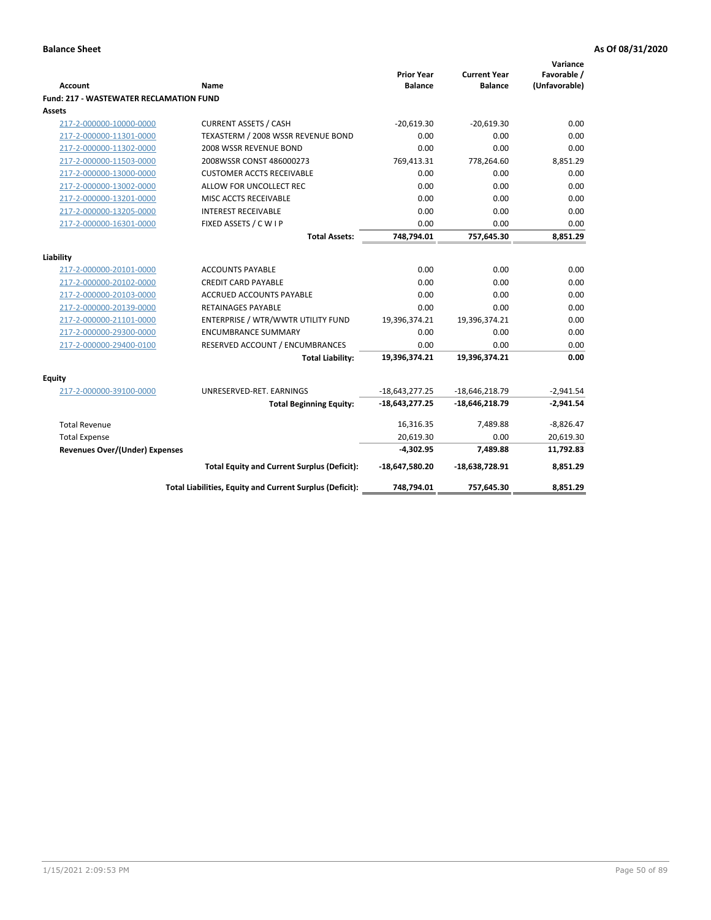**Balance Sheet** **As Of 08/31/2020**

| Account | Name | Prior Year Balance | Current Year Balance | Variance Favorable / (Unfavorable) |
|---|---|---|---|---|
| **Fund: 217 - WASTEWATER RECLAMATION FUND** | | | | |
| **Assets** | | | | |
| 217-2-000000-10000-0000 | CURRENT ASSETS / CASH | -20,619.30 | -20,619.30 | 0.00 |
| 217-2-000000-11301-0000 | TEXASTERM / 2008 WSSR REVENUE BOND | 0.00 | 0.00 | 0.00 |
| 217-2-000000-11302-0000 | 2008 WSSR REVENUE BOND | 0.00 | 0.00 | 0.00 |
| 217-2-000000-11503-0000 | 2008WSSR CONST 486000273 | 769,413.31 | 778,264.60 | 8,851.29 |
| 217-2-000000-13000-0000 | CUSTOMER ACCTS RECEIVABLE | 0.00 | 0.00 | 0.00 |
| 217-2-000000-13002-0000 | ALLOW FOR UNCOLLECT REC | 0.00 | 0.00 | 0.00 |
| 217-2-000000-13201-0000 | MISC ACCTS RECEIVABLE | 0.00 | 0.00 | 0.00 |
| 217-2-000000-13205-0000 | INTEREST RECEIVABLE | 0.00 | 0.00 | 0.00 |
| 217-2-000000-16301-0000 | FIXED ASSETS / C W I P | 0.00 | 0.00 | 0.00 |
| | **Total Assets:** | **748,794.01** | **757,645.30** | **8,851.29** |
| **Liability** | | | | |
| 217-2-000000-20101-0000 | ACCOUNTS PAYABLE | 0.00 | 0.00 | 0.00 |
| 217-2-000000-20102-0000 | CREDIT CARD PAYABLE | 0.00 | 0.00 | 0.00 |
| 217-2-000000-20103-0000 | ACCRUED ACCOUNTS PAYABLE | 0.00 | 0.00 | 0.00 |
| 217-2-000000-20139-0000 | RETAINAGES PAYABLE | 0.00 | 0.00 | 0.00 |
| 217-2-000000-21101-0000 | ENTERPRISE / WTR/WWTR UTILITY FUND | 19,396,374.21 | 19,396,374.21 | 0.00 |
| 217-2-000000-29300-0000 | ENCUMBRANCE SUMMARY | 0.00 | 0.00 | 0.00 |
| 217-2-000000-29400-0100 | RESERVED ACCOUNT / ENCUMBRANCES | 0.00 | 0.00 | 0.00 |
| | **Total Liability:** | **19,396,374.21** | **19,396,374.21** | **0.00** |
| **Equity** | | | | |
| 217-2-000000-39100-0000 | UNRESERVED-RET. EARNINGS | -18,643,277.25 | -18,646,218.79 | -2,941.54 |
| | **Total Beginning Equity:** | **-18,643,277.25** | **-18,646,218.79** | **-2,941.54** |
| Total Revenue | | 16,316.35 | 7,489.88 | -8,826.47 |
| Total Expense | | 20,619.30 | 0.00 | 20,619.30 |
| **Revenues Over/(Under) Expenses** | | **-4,302.95** | **7,489.88** | **11,792.83** |
| | **Total Equity and Current Surplus (Deficit):** | **-18,647,580.20** | **-18,638,728.91** | **8,851.29** |
| | **Total Liabilities, Equity and Current Surplus (Deficit):** | **748,794.01** | **757,645.30** | **8,851.29** |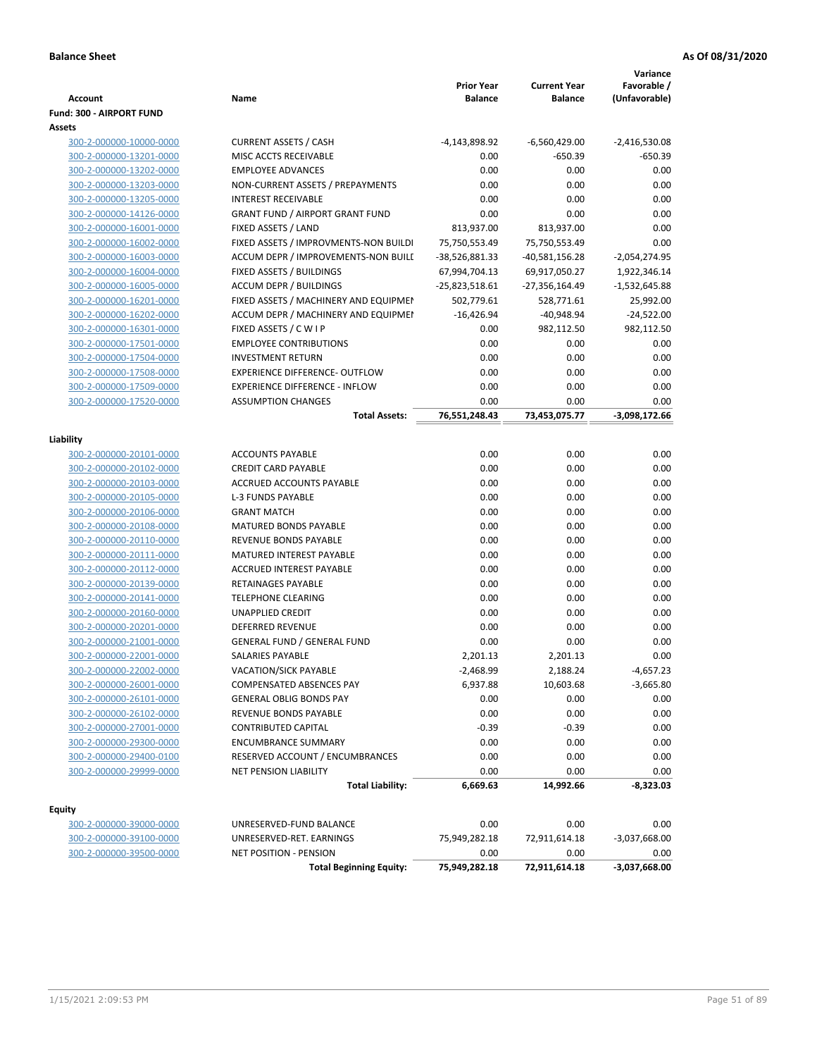**Balance Sheet** **As Of 08/31/2020**

| Account | Name | Prior Year Balance | Current Year Balance | Variance Favorable / (Unfavorable) |
|---|---|---|---|---|
| **Fund: 300 - AIRPORT FUND** | | | | |
| **Assets** | | | | |
| 300-2-000000-10000-0000 | CURRENT ASSETS / CASH | -4,143,898.92 | -6,560,429.00 | -2,416,530.08 |
| 300-2-000000-13201-0000 | MISC ACCTS RECEIVABLE | 0.00 | -650.39 | -650.39 |
| 300-2-000000-13202-0000 | EMPLOYEE ADVANCES | 0.00 | 0.00 | 0.00 |
| 300-2-000000-13203-0000 | NON-CURRENT ASSETS / PREPAYMENTS | 0.00 | 0.00 | 0.00 |
| 300-2-000000-13205-0000 | INTEREST RECEIVABLE | 0.00 | 0.00 | 0.00 |
| 300-2-000000-14126-0000 | GRANT FUND / AIRPORT GRANT FUND | 0.00 | 0.00 | 0.00 |
| 300-2-000000-16001-0000 | FIXED ASSETS / LAND | 813,937.00 | 813,937.00 | 0.00 |
| 300-2-000000-16002-0000 | FIXED ASSETS / IMPROVMENTS-NON BUILDI | 75,750,553.49 | 75,750,553.49 | 0.00 |
| 300-2-000000-16003-0000 | ACCUM DEPR / IMPROVEMENTS-NON BUILI | -38,526,881.33 | -40,581,156.28 | -2,054,274.95 |
| 300-2-000000-16004-0000 | FIXED ASSETS / BUILDINGS | 67,994,704.13 | 69,917,050.27 | 1,922,346.14 |
| 300-2-000000-16005-0000 | ACCUM DEPR / BUILDINGS | -25,823,518.61 | -27,356,164.49 | -1,532,645.88 |
| 300-2-000000-16201-0000 | FIXED ASSETS / MACHINERY AND EQUIPMEI | 502,779.61 | 528,771.61 | 25,992.00 |
| 300-2-000000-16202-0000 | ACCUM DEPR / MACHINERY AND EQUIPMEI | -16,426.94 | -40,948.94 | -24,522.00 |
| 300-2-000000-16301-0000 | FIXED ASSETS / C W I P | 0.00 | 982,112.50 | 982,112.50 |
| 300-2-000000-17501-0000 | EMPLOYEE CONTRIBUTIONS | 0.00 | 0.00 | 0.00 |
| 300-2-000000-17504-0000 | INVESTMENT RETURN | 0.00 | 0.00 | 0.00 |
| 300-2-000000-17508-0000 | EXPERIENCE DIFFERENCE- OUTFLOW | 0.00 | 0.00 | 0.00 |
| 300-2-000000-17509-0000 | EXPERIENCE DIFFERENCE - INFLOW | 0.00 | 0.00 | 0.00 |
| 300-2-000000-17520-0000 | ASSUMPTION CHANGES | 0.00 | 0.00 | 0.00 |
| | **Total Assets:** | **76,551,248.43** | **73,453,075.77** | **-3,098,172.66** |
| **Liability** | | | | |
| 300-2-000000-20101-0000 | ACCOUNTS PAYABLE | 0.00 | 0.00 | 0.00 |
| 300-2-000000-20102-0000 | CREDIT CARD PAYABLE | 0.00 | 0.00 | 0.00 |
| 300-2-000000-20103-0000 | ACCRUED ACCOUNTS PAYABLE | 0.00 | 0.00 | 0.00 |
| 300-2-000000-20105-0000 | L-3 FUNDS PAYABLE | 0.00 | 0.00 | 0.00 |
| 300-2-000000-20106-0000 | GRANT MATCH | 0.00 | 0.00 | 0.00 |
| 300-2-000000-20108-0000 | MATURED BONDS PAYABLE | 0.00 | 0.00 | 0.00 |
| 300-2-000000-20110-0000 | REVENUE BONDS PAYABLE | 0.00 | 0.00 | 0.00 |
| 300-2-000000-20111-0000 | MATURED INTEREST PAYABLE | 0.00 | 0.00 | 0.00 |
| 300-2-000000-20112-0000 | ACCRUED INTEREST PAYABLE | 0.00 | 0.00 | 0.00 |
| 300-2-000000-20139-0000 | RETAINAGES PAYABLE | 0.00 | 0.00 | 0.00 |
| 300-2-000000-20141-0000 | TELEPHONE CLEARING | 0.00 | 0.00 | 0.00 |
| 300-2-000000-20160-0000 | UNAPPLIED CREDIT | 0.00 | 0.00 | 0.00 |
| 300-2-000000-20201-0000 | DEFERRED REVENUE | 0.00 | 0.00 | 0.00 |
| 300-2-000000-21001-0000 | GENERAL FUND / GENERAL FUND | 0.00 | 0.00 | 0.00 |
| 300-2-000000-22001-0000 | SALARIES PAYABLE | 2,201.13 | 2,201.13 | 0.00 |
| 300-2-000000-22002-0000 | VACATION/SICK PAYABLE | -2,468.99 | 2,188.24 | -4,657.23 |
| 300-2-000000-26001-0000 | COMPENSATED ABSENCES PAY | 6,937.88 | 10,603.68 | -3,665.80 |
| 300-2-000000-26101-0000 | GENERAL OBLIG BONDS PAY | 0.00 | 0.00 | 0.00 |
| 300-2-000000-26102-0000 | REVENUE BONDS PAYABLE | 0.00 | 0.00 | 0.00 |
| 300-2-000000-27001-0000 | CONTRIBUTED CAPITAL | -0.39 | -0.39 | 0.00 |
| 300-2-000000-29300-0000 | ENCUMBRANCE SUMMARY | 0.00 | 0.00 | 0.00 |
| 300-2-000000-29400-0100 | RESERVED ACCOUNT / ENCUMBRANCES | 0.00 | 0.00 | 0.00 |
| 300-2-000000-29999-0000 | NET PENSION LIABILITY | 0.00 | 0.00 | 0.00 |
| | **Total Liability:** | **6,669.63** | **14,992.66** | **-8,323.03** |
| **Equity** | | | | |
| 300-2-000000-39000-0000 | UNRESERVED-FUND BALANCE | 0.00 | 0.00 | 0.00 |
| 300-2-000000-39100-0000 | UNRESERVED-RET. EARNINGS | 75,949,282.18 | 72,911,614.18 | -3,037,668.00 |
| 300-2-000000-39500-0000 | NET POSITION - PENSION | 0.00 | 0.00 | 0.00 |
| | **Total Beginning Equity:** | **75,949,282.18** | **72,911,614.18** | **-3,037,668.00** |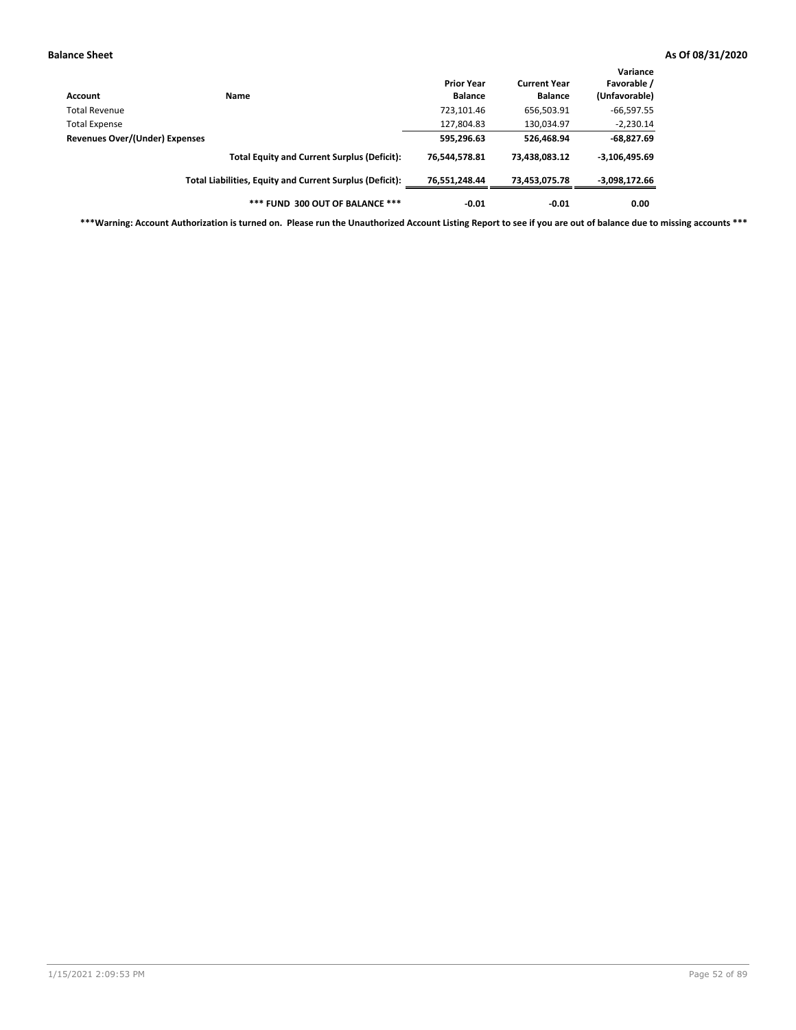**Balance Sheet** **As Of 08/31/2020**

| Account | Name | Prior Year Balance | Current Year Balance | Variance Favorable / (Unfavorable) |
|---|---|---|---|---|
| Total Revenue | | 723,101.46 | 656,503.91 | -66,597.55 |
| Total Expense | | 127,804.83 | 130,034.97 | -2,230.14 |
| **Revenues Over/(Under) Expenses** | | **595,296.63** | **526,468.94** | **-68,827.69** |
| | **Total Equity and Current Surplus (Deficit):** | **76,544,578.81** | **73,438,083.12** | **-3,106,495.69** |
| | **Total Liabilities, Equity and Current Surplus (Deficit):** | **76,551,248.44** | **73,453,075.78** | **-3,098,172.66** |
| | **\*\*\* FUND 300 OUT OF BALANCE \*\*\*** | **-0.01** | **-0.01** | **0.00** |

**\*\*\*Warning: Account Authorization is turned on. Please run the Unauthorized Account Listing Report to see if you are out of balance due to missing accounts \*\*\***

1/15/2021 2:09:53 PM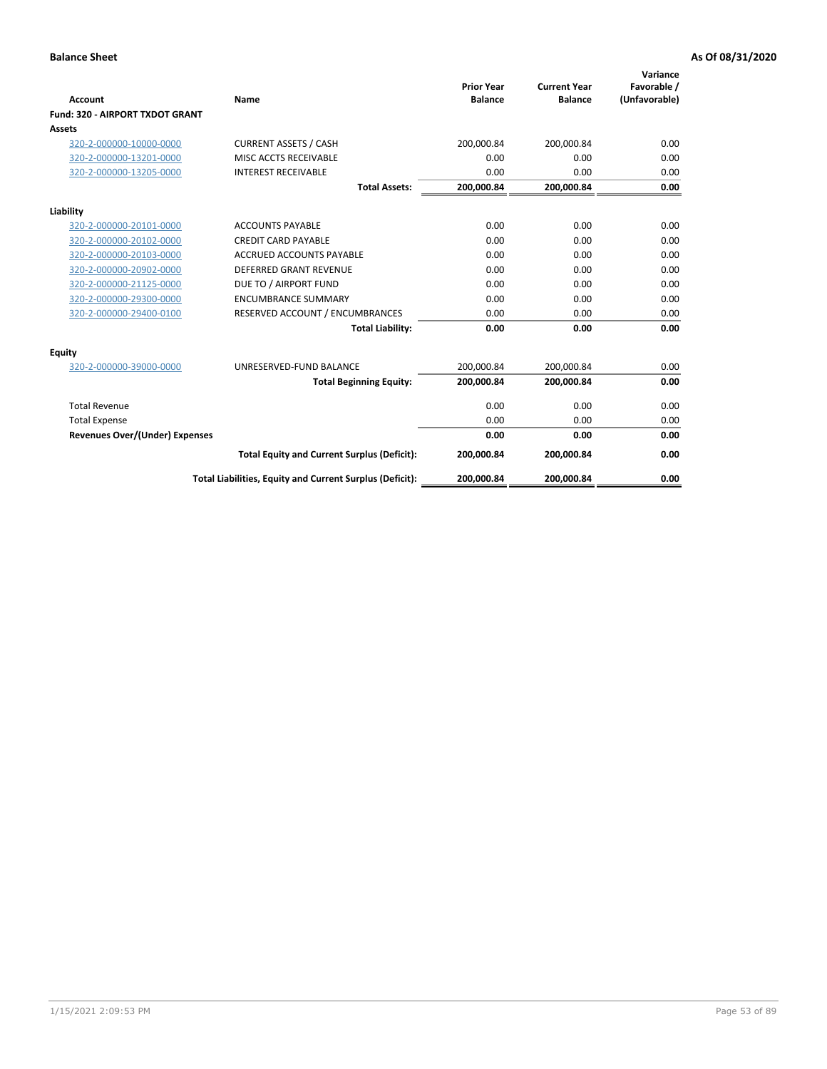**Balance Sheet** **As Of 08/31/2020**

| Account | Name | Prior Year Balance | Current Year Balance | Variance Favorable / (Unfavorable) |
|---|---|---|---|---|
| **Fund: 320 - AIRPORT TXDOT GRANT** | | | | |
| **Assets** | | | | |
| 320-2-000000-10000-0000 | CURRENT ASSETS / CASH | 200,000.84 | 200,000.84 | 0.00 |
| 320-2-000000-13201-0000 | MISC ACCTS RECEIVABLE | 0.00 | 0.00 | 0.00 |
| 320-2-000000-13205-0000 | INTEREST RECEIVABLE | 0.00 | 0.00 | 0.00 |
| | **Total Assets:** | **200,000.84** | **200,000.84** | **0.00** |
| **Liability** | | | | |
| 320-2-000000-20101-0000 | ACCOUNTS PAYABLE | 0.00 | 0.00 | 0.00 |
| 320-2-000000-20102-0000 | CREDIT CARD PAYABLE | 0.00 | 0.00 | 0.00 |
| 320-2-000000-20103-0000 | ACCRUED ACCOUNTS PAYABLE | 0.00 | 0.00 | 0.00 |
| 320-2-000000-20902-0000 | DEFERRED GRANT REVENUE | 0.00 | 0.00 | 0.00 |
| 320-2-000000-21125-0000 | DUE TO / AIRPORT FUND | 0.00 | 0.00 | 0.00 |
| 320-2-000000-29300-0000 | ENCUMBRANCE SUMMARY | 0.00 | 0.00 | 0.00 |
| 320-2-000000-29400-0100 | RESERVED ACCOUNT / ENCUMBRANCES | 0.00 | 0.00 | 0.00 |
| | **Total Liability:** | **0.00** | **0.00** | **0.00** |
| **Equity** | | | | |
| 320-2-000000-39000-0000 | UNRESERVED-FUND BALANCE | 200,000.84 | 200,000.84 | 0.00 |
| | **Total Beginning Equity:** | **200,000.84** | **200,000.84** | **0.00** |
| Total Revenue | | 0.00 | 0.00 | 0.00 |
| Total Expense | | 0.00 | 0.00 | 0.00 |
| **Revenues Over/(Under) Expenses** | | **0.00** | **0.00** | **0.00** |
| | **Total Equity and Current Surplus (Deficit):** | **200,000.84** | **200,000.84** | **0.00** |
| | **Total Liabilities, Equity and Current Surplus (Deficit):** | **200,000.84** | **200,000.84** | **0.00** |

1/15/2021 2:09:53 PM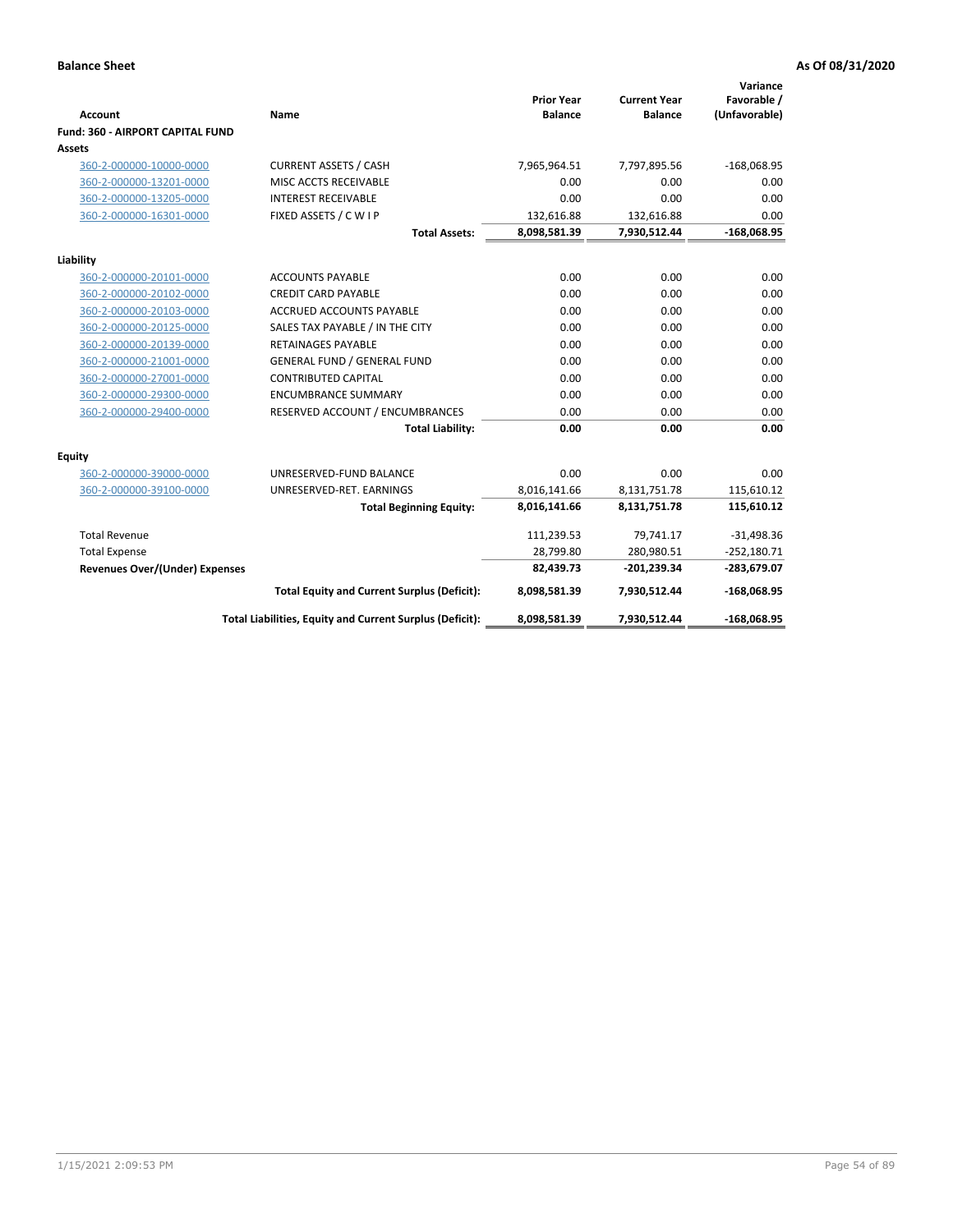**Balance Sheet** — **As Of 08/31/2020**

| Account | Name | Prior Year Balance | Current Year Balance | Variance Favorable / (Unfavorable) |
|---|---|---|---|---|
| **Fund: 360 - AIRPORT CAPITAL FUND** | | | | |
| **Assets** | | | | |
| 360-2-000000-10000-0000 | CURRENT ASSETS / CASH | 7,965,964.51 | 7,797,895.56 | -168,068.95 |
| 360-2-000000-13201-0000 | MISC ACCTS RECEIVABLE | 0.00 | 0.00 | 0.00 |
| 360-2-000000-13205-0000 | INTEREST RECEIVABLE | 0.00 | 0.00 | 0.00 |
| 360-2-000000-16301-0000 | FIXED ASSETS / C W I P | 132,616.88 | 132,616.88 | 0.00 |
| | **Total Assets:** | **8,098,581.39** | **7,930,512.44** | **-168,068.95** |
| **Liability** | | | | |
| 360-2-000000-20101-0000 | ACCOUNTS PAYABLE | 0.00 | 0.00 | 0.00 |
| 360-2-000000-20102-0000 | CREDIT CARD PAYABLE | 0.00 | 0.00 | 0.00 |
| 360-2-000000-20103-0000 | ACCRUED ACCOUNTS PAYABLE | 0.00 | 0.00 | 0.00 |
| 360-2-000000-20125-0000 | SALES TAX PAYABLE / IN THE CITY | 0.00 | 0.00 | 0.00 |
| 360-2-000000-20139-0000 | RETAINAGES PAYABLE | 0.00 | 0.00 | 0.00 |
| 360-2-000000-21001-0000 | GENERAL FUND / GENERAL FUND | 0.00 | 0.00 | 0.00 |
| 360-2-000000-27001-0000 | CONTRIBUTED CAPITAL | 0.00 | 0.00 | 0.00 |
| 360-2-000000-29300-0000 | ENCUMBRANCE SUMMARY | 0.00 | 0.00 | 0.00 |
| 360-2-000000-29400-0000 | RESERVED ACCOUNT / ENCUMBRANCES | 0.00 | 0.00 | 0.00 |
| | **Total Liability:** | **0.00** | **0.00** | **0.00** |
| **Equity** | | | | |
| 360-2-000000-39000-0000 | UNRESERVED-FUND BALANCE | 0.00 | 0.00 | 0.00 |
| 360-2-000000-39100-0000 | UNRESERVED-RET. EARNINGS | 8,016,141.66 | 8,131,751.78 | 115,610.12 |
| | **Total Beginning Equity:** | **8,016,141.66** | **8,131,751.78** | **115,610.12** |
| Total Revenue | | 111,239.53 | 79,741.17 | -31,498.36 |
| Total Expense | | 28,799.80 | 280,980.51 | -252,180.71 |
| **Revenues Over/(Under) Expenses** | | **82,439.73** | **-201,239.34** | **-283,679.07** |
| | **Total Equity and Current Surplus (Deficit):** | **8,098,581.39** | **7,930,512.44** | **-168,068.95** |
| | **Total Liabilities, Equity and Current Surplus (Deficit):** | **8,098,581.39** | **7,930,512.44** | **-168,068.95** |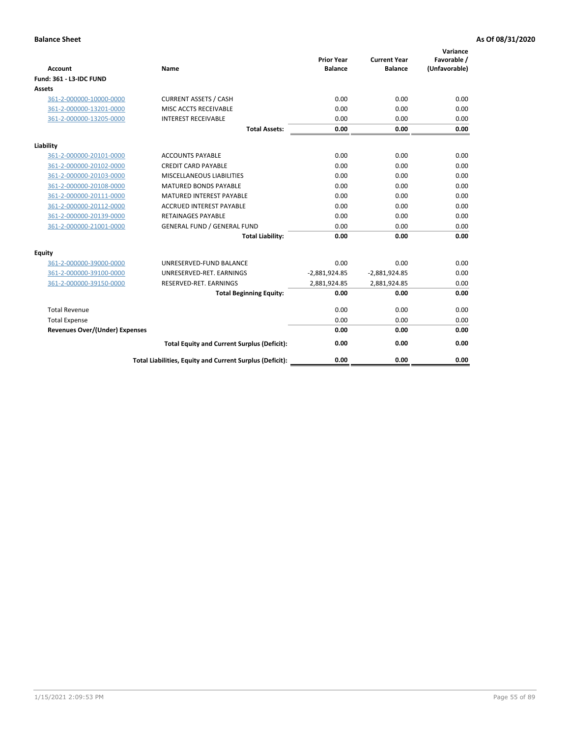**Balance Sheet** **As Of 08/31/2020**

| Account | Name | Prior Year Balance | Current Year Balance | Variance Favorable / (Unfavorable) |
|---|---|---|---|---|
| **Fund: 361 - L3-IDC FUND** | | | | |
| **Assets** | | | | |
| 361-2-000000-10000-0000 | CURRENT ASSETS / CASH | 0.00 | 0.00 | 0.00 |
| 361-2-000000-13201-0000 | MISC ACCTS RECEIVABLE | 0.00 | 0.00 | 0.00 |
| 361-2-000000-13205-0000 | INTEREST RECEIVABLE | 0.00 | 0.00 | 0.00 |
| | **Total Assets:** | **0.00** | **0.00** | **0.00** |
| **Liability** | | | | |
| 361-2-000000-20101-0000 | ACCOUNTS PAYABLE | 0.00 | 0.00 | 0.00 |
| 361-2-000000-20102-0000 | CREDIT CARD PAYABLE | 0.00 | 0.00 | 0.00 |
| 361-2-000000-20103-0000 | MISCELLANEOUS LIABILITIES | 0.00 | 0.00 | 0.00 |
| 361-2-000000-20108-0000 | MATURED BONDS PAYABLE | 0.00 | 0.00 | 0.00 |
| 361-2-000000-20111-0000 | MATURED INTEREST PAYABLE | 0.00 | 0.00 | 0.00 |
| 361-2-000000-20112-0000 | ACCRUED INTEREST PAYABLE | 0.00 | 0.00 | 0.00 |
| 361-2-000000-20139-0000 | RETAINAGES PAYABLE | 0.00 | 0.00 | 0.00 |
| 361-2-000000-21001-0000 | GENERAL FUND / GENERAL FUND | 0.00 | 0.00 | 0.00 |
| | **Total Liability:** | **0.00** | **0.00** | **0.00** |
| **Equity** | | | | |
| 361-2-000000-39000-0000 | UNRESERVED-FUND BALANCE | 0.00 | 0.00 | 0.00 |
| 361-2-000000-39100-0000 | UNRESERVED-RET. EARNINGS | -2,881,924.85 | -2,881,924.85 | 0.00 |
| 361-2-000000-39150-0000 | RESERVED-RET. EARNINGS | 2,881,924.85 | 2,881,924.85 | 0.00 |
| | **Total Beginning Equity:** | **0.00** | **0.00** | **0.00** |
| Total Revenue | | 0.00 | 0.00 | 0.00 |
| Total Expense | | 0.00 | 0.00 | 0.00 |
| **Revenues Over/(Under) Expenses** | | **0.00** | **0.00** | **0.00** |
| | **Total Equity and Current Surplus (Deficit):** | **0.00** | **0.00** | **0.00** |
| | **Total Liabilities, Equity and Current Surplus (Deficit):** | **0.00** | **0.00** | **0.00** |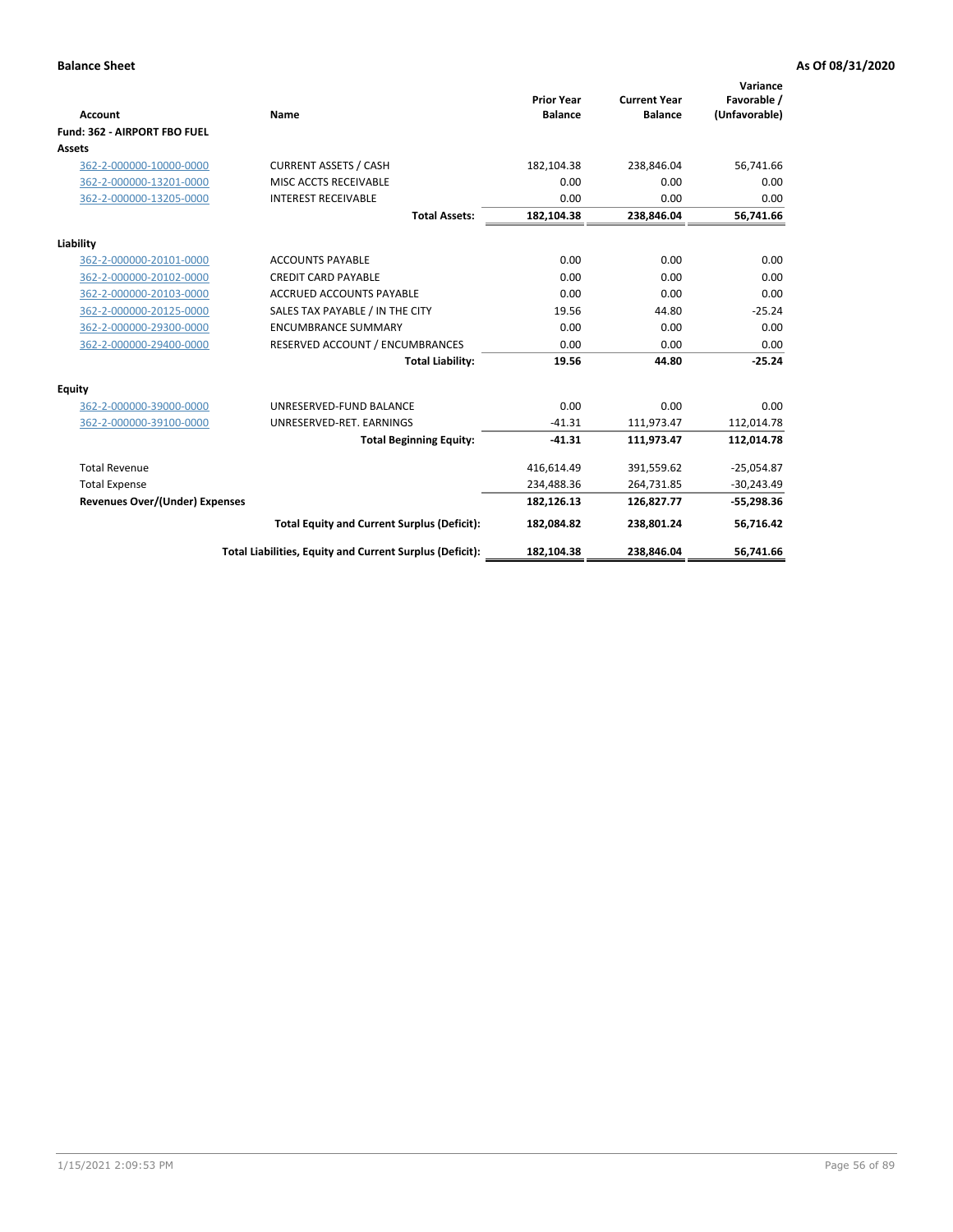**Balance Sheet** **As Of 08/31/2020**

| Account | Name | Prior Year Balance | Current Year Balance | Variance Favorable / (Unfavorable) |
|---|---|---|---|---|
| **Fund: 362 - AIRPORT FBO FUEL** | | | | |
| **Assets** | | | | |
| 362-2-000000-10000-0000 | CURRENT ASSETS / CASH | 182,104.38 | 238,846.04 | 56,741.66 |
| 362-2-000000-13201-0000 | MISC ACCTS RECEIVABLE | 0.00 | 0.00 | 0.00 |
| 362-2-000000-13205-0000 | INTEREST RECEIVABLE | 0.00 | 0.00 | 0.00 |
| | **Total Assets:** | **182,104.38** | **238,846.04** | **56,741.66** |
| **Liability** | | | | |
| 362-2-000000-20101-0000 | ACCOUNTS PAYABLE | 0.00 | 0.00 | 0.00 |
| 362-2-000000-20102-0000 | CREDIT CARD PAYABLE | 0.00 | 0.00 | 0.00 |
| 362-2-000000-20103-0000 | ACCRUED ACCOUNTS PAYABLE | 0.00 | 0.00 | 0.00 |
| 362-2-000000-20125-0000 | SALES TAX PAYABLE / IN THE CITY | 19.56 | 44.80 | -25.24 |
| 362-2-000000-29300-0000 | ENCUMBRANCE SUMMARY | 0.00 | 0.00 | 0.00 |
| 362-2-000000-29400-0000 | RESERVED ACCOUNT / ENCUMBRANCES | 0.00 | 0.00 | 0.00 |
| | **Total Liability:** | **19.56** | **44.80** | **-25.24** |
| **Equity** | | | | |
| 362-2-000000-39000-0000 | UNRESERVED-FUND BALANCE | 0.00 | 0.00 | 0.00 |
| 362-2-000000-39100-0000 | UNRESERVED-RET. EARNINGS | -41.31 | 111,973.47 | 112,014.78 |
| | **Total Beginning Equity:** | **-41.31** | **111,973.47** | **112,014.78** |
| Total Revenue | | 416,614.49 | 391,559.62 | -25,054.87 |
| Total Expense | | 234,488.36 | 264,731.85 | -30,243.49 |
| **Revenues Over/(Under) Expenses** | | **182,126.13** | **126,827.77** | **-55,298.36** |
| | **Total Equity and Current Surplus (Deficit):** | **182,084.82** | **238,801.24** | **56,716.42** |
| | **Total Liabilities, Equity and Current Surplus (Deficit):** | **182,104.38** | **238,846.04** | **56,741.66** |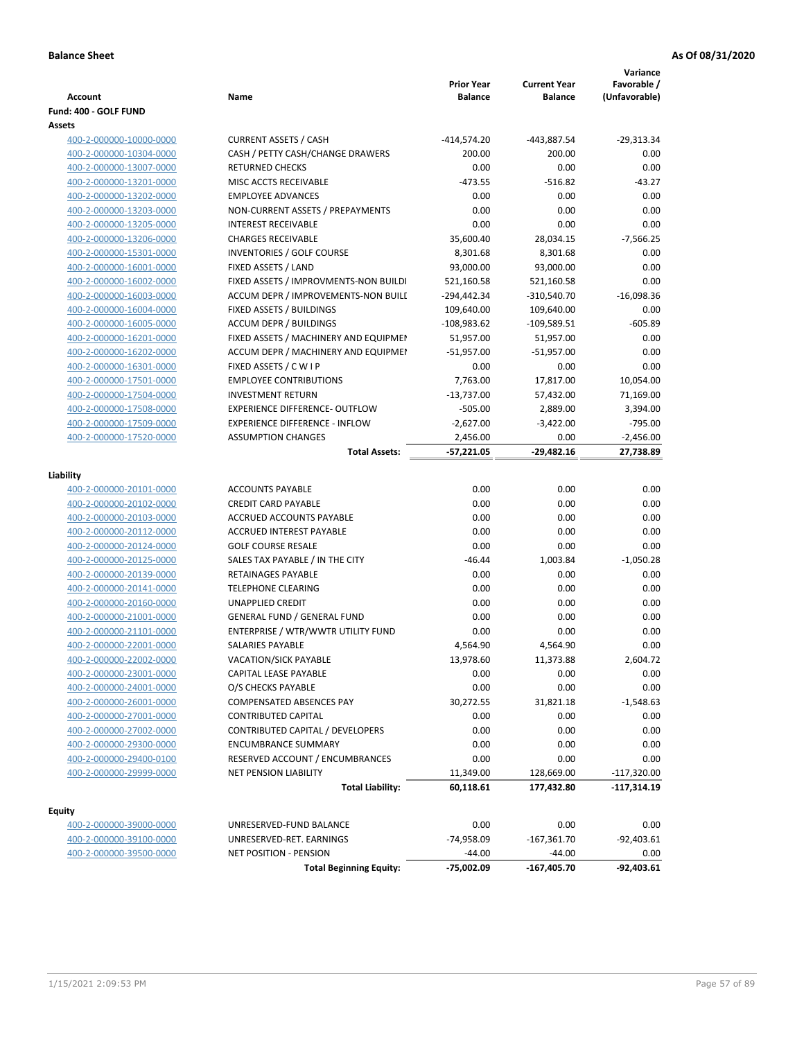**Balance Sheet** **As Of 08/31/2020**

| Account | Name | Prior Year Balance | Current Year Balance | Variance Favorable / (Unfavorable) |
|---|---|---|---|---|
| **Fund: 400 - GOLF FUND** | | | | |
| **Assets** | | | | |
| 400-2-000000-10000-0000 | CURRENT ASSETS / CASH | -414,574.20 | -443,887.54 | -29,313.34 |
| 400-2-000000-10304-0000 | CASH / PETTY CASH/CHANGE DRAWERS | 200.00 | 200.00 | 0.00 |
| 400-2-000000-13007-0000 | RETURNED CHECKS | 0.00 | 0.00 | 0.00 |
| 400-2-000000-13201-0000 | MISC ACCTS RECEIVABLE | -473.55 | -516.82 | -43.27 |
| 400-2-000000-13202-0000 | EMPLOYEE ADVANCES | 0.00 | 0.00 | 0.00 |
| 400-2-000000-13203-0000 | NON-CURRENT ASSETS / PREPAYMENTS | 0.00 | 0.00 | 0.00 |
| 400-2-000000-13205-0000 | INTEREST RECEIVABLE | 0.00 | 0.00 | 0.00 |
| 400-2-000000-13206-0000 | CHARGES RECEIVABLE | 35,600.40 | 28,034.15 | -7,566.25 |
| 400-2-000000-15301-0000 | INVENTORIES / GOLF COURSE | 8,301.68 | 8,301.68 | 0.00 |
| 400-2-000000-16001-0000 | FIXED ASSETS / LAND | 93,000.00 | 93,000.00 | 0.00 |
| 400-2-000000-16002-0000 | FIXED ASSETS / IMPROVMENTS-NON BUILDI | 521,160.58 | 521,160.58 | 0.00 |
| 400-2-000000-16003-0000 | ACCUM DEPR / IMPROVEMENTS-NON BUILI | -294,442.34 | -310,540.70 | -16,098.36 |
| 400-2-000000-16004-0000 | FIXED ASSETS / BUILDINGS | 109,640.00 | 109,640.00 | 0.00 |
| 400-2-000000-16005-0000 | ACCUM DEPR / BUILDINGS | -108,983.62 | -109,589.51 | -605.89 |
| 400-2-000000-16201-0000 | FIXED ASSETS / MACHINERY AND EQUIPMEI | 51,957.00 | 51,957.00 | 0.00 |
| 400-2-000000-16202-0000 | ACCUM DEPR / MACHINERY AND EQUIPMEI | -51,957.00 | -51,957.00 | 0.00 |
| 400-2-000000-16301-0000 | FIXED ASSETS / C W I P | 0.00 | 0.00 | 0.00 |
| 400-2-000000-17501-0000 | EMPLOYEE CONTRIBUTIONS | 7,763.00 | 17,817.00 | 10,054.00 |
| 400-2-000000-17504-0000 | INVESTMENT RETURN | -13,737.00 | 57,432.00 | 71,169.00 |
| 400-2-000000-17508-0000 | EXPERIENCE DIFFERENCE- OUTFLOW | -505.00 | 2,889.00 | 3,394.00 |
| 400-2-000000-17509-0000 | EXPERIENCE DIFFERENCE - INFLOW | -2,627.00 | -3,422.00 | -795.00 |
| 400-2-000000-17520-0000 | ASSUMPTION CHANGES | 2,456.00 | 0.00 | -2,456.00 |
| | **Total Assets:** | **-57,221.05** | **-29,482.16** | **27,738.89** |
| **Liability** | | | | |
| 400-2-000000-20101-0000 | ACCOUNTS PAYABLE | 0.00 | 0.00 | 0.00 |
| 400-2-000000-20102-0000 | CREDIT CARD PAYABLE | 0.00 | 0.00 | 0.00 |
| 400-2-000000-20103-0000 | ACCRUED ACCOUNTS PAYABLE | 0.00 | 0.00 | 0.00 |
| 400-2-000000-20112-0000 | ACCRUED INTEREST PAYABLE | 0.00 | 0.00 | 0.00 |
| 400-2-000000-20124-0000 | GOLF COURSE RESALE | 0.00 | 0.00 | 0.00 |
| 400-2-000000-20125-0000 | SALES TAX PAYABLE / IN THE CITY | -46.44 | 1,003.84 | -1,050.28 |
| 400-2-000000-20139-0000 | RETAINAGES PAYABLE | 0.00 | 0.00 | 0.00 |
| 400-2-000000-20141-0000 | TELEPHONE CLEARING | 0.00 | 0.00 | 0.00 |
| 400-2-000000-20160-0000 | UNAPPLIED CREDIT | 0.00 | 0.00 | 0.00 |
| 400-2-000000-21001-0000 | GENERAL FUND / GENERAL FUND | 0.00 | 0.00 | 0.00 |
| 400-2-000000-21101-0000 | ENTERPRISE / WTR/WWTR UTILITY FUND | 0.00 | 0.00 | 0.00 |
| 400-2-000000-22001-0000 | SALARIES PAYABLE | 4,564.90 | 4,564.90 | 0.00 |
| 400-2-000000-22002-0000 | VACATION/SICK PAYABLE | 13,978.60 | 11,373.88 | 2,604.72 |
| 400-2-000000-23001-0000 | CAPITAL LEASE PAYABLE | 0.00 | 0.00 | 0.00 |
| 400-2-000000-24001-0000 | O/S CHECKS PAYABLE | 0.00 | 0.00 | 0.00 |
| 400-2-000000-26001-0000 | COMPENSATED ABSENCES PAY | 30,272.55 | 31,821.18 | -1,548.63 |
| 400-2-000000-27001-0000 | CONTRIBUTED CAPITAL | 0.00 | 0.00 | 0.00 |
| 400-2-000000-27002-0000 | CONTRIBUTED CAPITAL / DEVELOPERS | 0.00 | 0.00 | 0.00 |
| 400-2-000000-29300-0000 | ENCUMBRANCE SUMMARY | 0.00 | 0.00 | 0.00 |
| 400-2-000000-29400-0100 | RESERVED ACCOUNT / ENCUMBRANCES | 0.00 | 0.00 | 0.00 |
| 400-2-000000-29999-0000 | NET PENSION LIABILITY | 11,349.00 | 128,669.00 | -117,320.00 |
| | **Total Liability:** | **60,118.61** | **177,432.80** | **-117,314.19** |
| **Equity** | | | | |
| 400-2-000000-39000-0000 | UNRESERVED-FUND BALANCE | 0.00 | 0.00 | 0.00 |
| 400-2-000000-39100-0000 | UNRESERVED-RET. EARNINGS | -74,958.09 | -167,361.70 | -92,403.61 |
| 400-2-000000-39500-0000 | NET POSITION - PENSION | -44.00 | -44.00 | 0.00 |
| | **Total Beginning Equity:** | **-75,002.09** | **-167,405.70** | **-92,403.61** |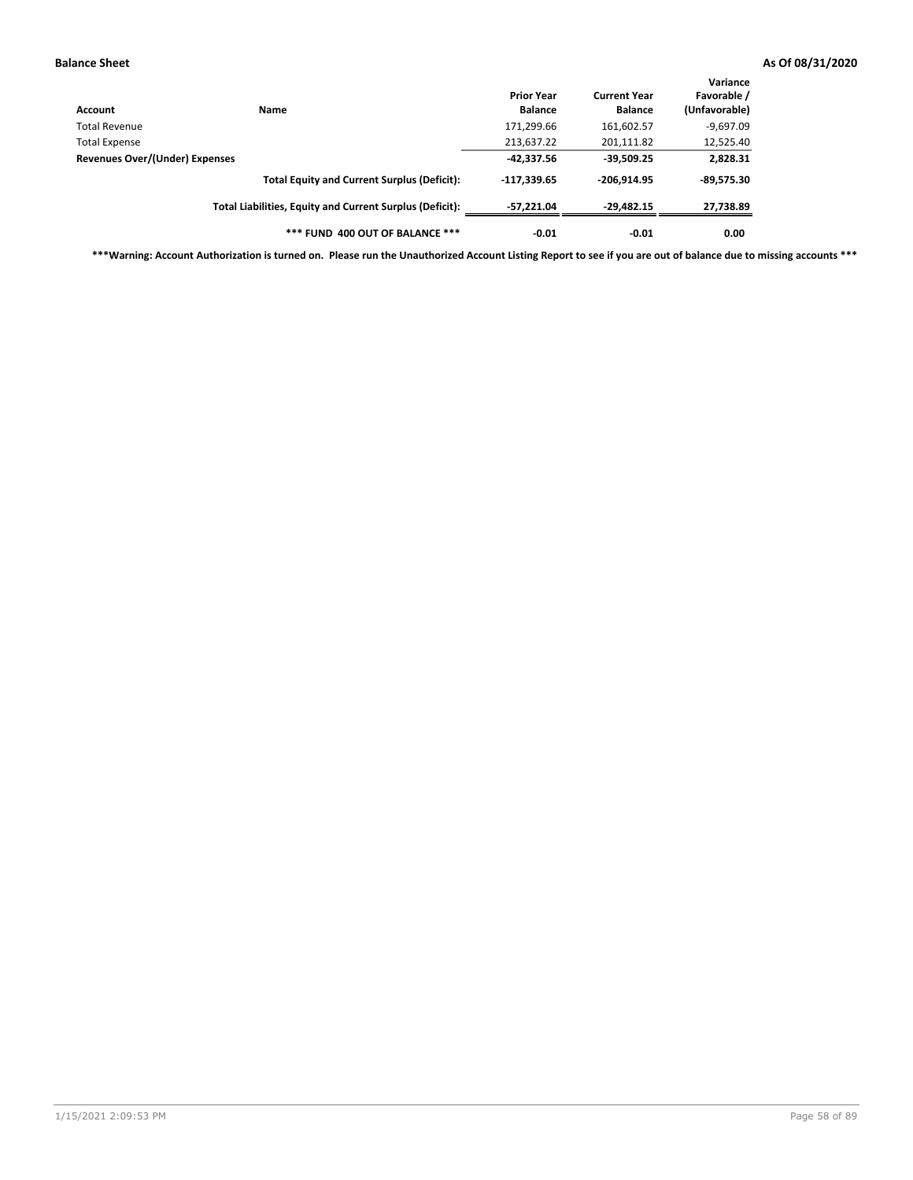**Balance Sheet** — **As Of 08/31/2020**

| Account | Name | Prior Year Balance | Current Year Balance | Variance Favorable / (Unfavorable) |
|---|---|---|---|---|
| Total Revenue | | 171,299.66 | 161,602.57 | -9,697.09 |
| Total Expense | | 213,637.22 | 201,111.82 | 12,525.40 |
| **Revenues Over/(Under) Expenses** | | **-42,337.56** | **-39,509.25** | **2,828.31** |
| | **Total Equity and Current Surplus (Deficit):** | **-117,339.65** | **-206,914.95** | **-89,575.30** |
| | **Total Liabilities, Equity and Current Surplus (Deficit):** | **-57,221.04** | **-29,482.15** | **27,738.89** |
| | **\*\*\* FUND 400 OUT OF BALANCE \*\*\*** | **-0.01** | **-0.01** | **0.00** |

**\*\*\*Warning: Account Authorization is turned on. Please run the Unauthorized Account Listing Report to see if you are out of balance due to missing accounts \*\*\***

1/15/2021 2:09:53 PM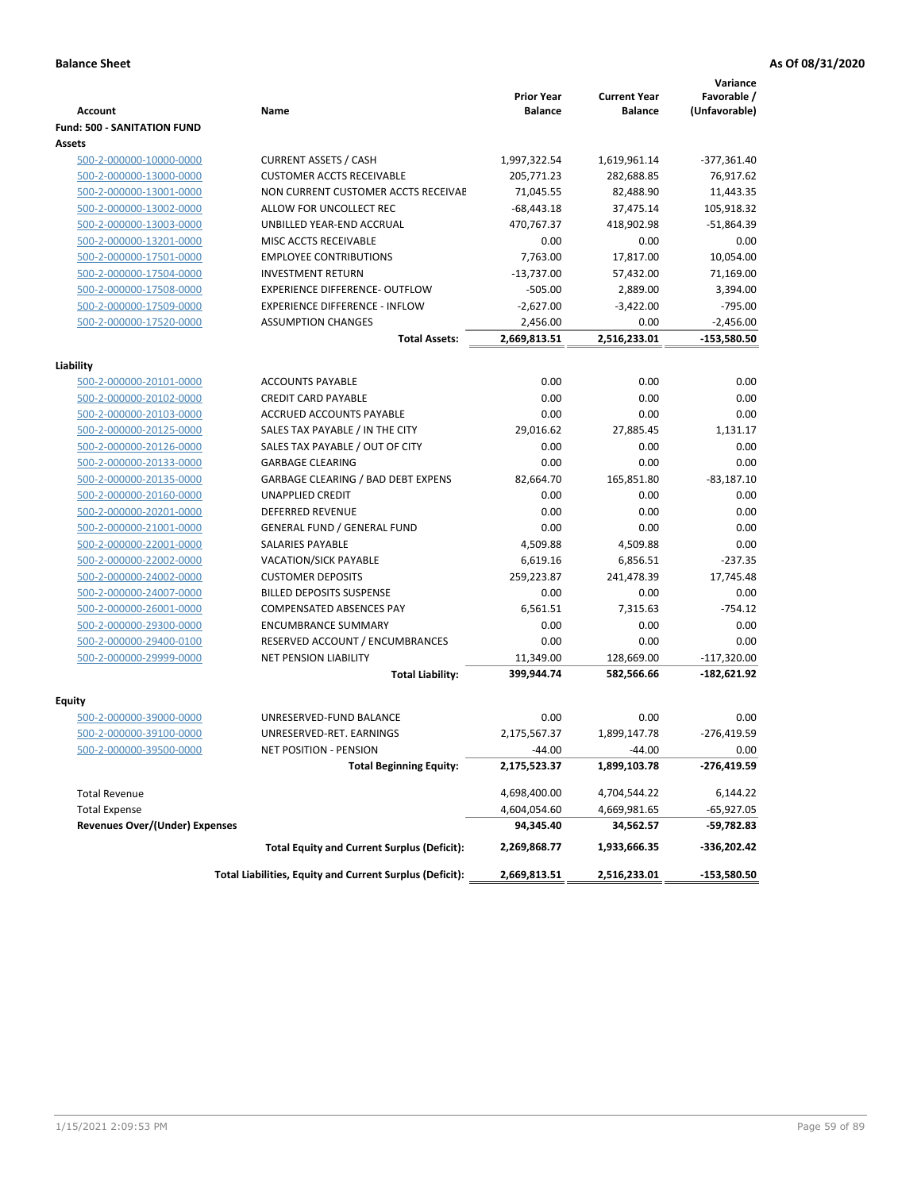**Balance Sheet** **As Of 08/31/2020**

| Account | Name | Prior Year Balance | Current Year Balance | Variance Favorable / (Unfavorable) |
|---|---|---|---|---|
| **Fund: 500 - SANITATION FUND** | | | | |
| **Assets** | | | | |
| 500-2-000000-10000-0000 | CURRENT ASSETS / CASH | 1,997,322.54 | 1,619,961.14 | -377,361.40 |
| 500-2-000000-13000-0000 | CUSTOMER ACCTS RECEIVABLE | 205,771.23 | 282,688.85 | 76,917.62 |
| 500-2-000000-13001-0000 | NON CURRENT CUSTOMER ACCTS RECEIVAE | 71,045.55 | 82,488.90 | 11,443.35 |
| 500-2-000000-13002-0000 | ALLOW FOR UNCOLLECT REC | -68,443.18 | 37,475.14 | 105,918.32 |
| 500-2-000000-13003-0000 | UNBILLED YEAR-END ACCRUAL | 470,767.37 | 418,902.98 | -51,864.39 |
| 500-2-000000-13201-0000 | MISC ACCTS RECEIVABLE | 0.00 | 0.00 | 0.00 |
| 500-2-000000-17501-0000 | EMPLOYEE CONTRIBUTIONS | 7,763.00 | 17,817.00 | 10,054.00 |
| 500-2-000000-17504-0000 | INVESTMENT RETURN | -13,737.00 | 57,432.00 | 71,169.00 |
| 500-2-000000-17508-0000 | EXPERIENCE DIFFERENCE- OUTFLOW | -505.00 | 2,889.00 | 3,394.00 |
| 500-2-000000-17509-0000 | EXPERIENCE DIFFERENCE - INFLOW | -2,627.00 | -3,422.00 | -795.00 |
| 500-2-000000-17520-0000 | ASSUMPTION CHANGES | 2,456.00 | 0.00 | -2,456.00 |
| | **Total Assets:** | **2,669,813.51** | **2,516,233.01** | **-153,580.50** |
| **Liability** | | | | |
| 500-2-000000-20101-0000 | ACCOUNTS PAYABLE | 0.00 | 0.00 | 0.00 |
| 500-2-000000-20102-0000 | CREDIT CARD PAYABLE | 0.00 | 0.00 | 0.00 |
| 500-2-000000-20103-0000 | ACCRUED ACCOUNTS PAYABLE | 0.00 | 0.00 | 0.00 |
| 500-2-000000-20125-0000 | SALES TAX PAYABLE / IN THE CITY | 29,016.62 | 27,885.45 | 1,131.17 |
| 500-2-000000-20126-0000 | SALES TAX PAYABLE / OUT OF CITY | 0.00 | 0.00 | 0.00 |
| 500-2-000000-20133-0000 | GARBAGE CLEARING | 0.00 | 0.00 | 0.00 |
| 500-2-000000-20135-0000 | GARBAGE CLEARING / BAD DEBT EXPENS | 82,664.70 | 165,851.80 | -83,187.10 |
| 500-2-000000-20160-0000 | UNAPPLIED CREDIT | 0.00 | 0.00 | 0.00 |
| 500-2-000000-20201-0000 | DEFERRED REVENUE | 0.00 | 0.00 | 0.00 |
| 500-2-000000-21001-0000 | GENERAL FUND / GENERAL FUND | 0.00 | 0.00 | 0.00 |
| 500-2-000000-22001-0000 | SALARIES PAYABLE | 4,509.88 | 4,509.88 | 0.00 |
| 500-2-000000-22002-0000 | VACATION/SICK PAYABLE | 6,619.16 | 6,856.51 | -237.35 |
| 500-2-000000-24002-0000 | CUSTOMER DEPOSITS | 259,223.87 | 241,478.39 | 17,745.48 |
| 500-2-000000-24007-0000 | BILLED DEPOSITS SUSPENSE | 0.00 | 0.00 | 0.00 |
| 500-2-000000-26001-0000 | COMPENSATED ABSENCES PAY | 6,561.51 | 7,315.63 | -754.12 |
| 500-2-000000-29300-0000 | ENCUMBRANCE SUMMARY | 0.00 | 0.00 | 0.00 |
| 500-2-000000-29400-0100 | RESERVED ACCOUNT / ENCUMBRANCES | 0.00 | 0.00 | 0.00 |
| 500-2-000000-29999-0000 | NET PENSION LIABILITY | 11,349.00 | 128,669.00 | -117,320.00 |
| | **Total Liability:** | **399,944.74** | **582,566.66** | **-182,621.92** |
| **Equity** | | | | |
| 500-2-000000-39000-0000 | UNRESERVED-FUND BALANCE | 0.00 | 0.00 | 0.00 |
| 500-2-000000-39100-0000 | UNRESERVED-RET. EARNINGS | 2,175,567.37 | 1,899,147.78 | -276,419.59 |
| 500-2-000000-39500-0000 | NET POSITION - PENSION | -44.00 | -44.00 | 0.00 |
| | **Total Beginning Equity:** | **2,175,523.37** | **1,899,103.78** | **-276,419.59** |
| Total Revenue | | 4,698,400.00 | 4,704,544.22 | 6,144.22 |
| Total Expense | | 4,604,054.60 | 4,669,981.65 | -65,927.05 |
| **Revenues Over/(Under) Expenses** | | **94,345.40** | **34,562.57** | **-59,782.83** |
| | **Total Equity and Current Surplus (Deficit):** | **2,269,868.77** | **1,933,666.35** | **-336,202.42** |
| | **Total Liabilities, Equity and Current Surplus (Deficit):** | **2,669,813.51** | **2,516,233.01** | **-153,580.50** |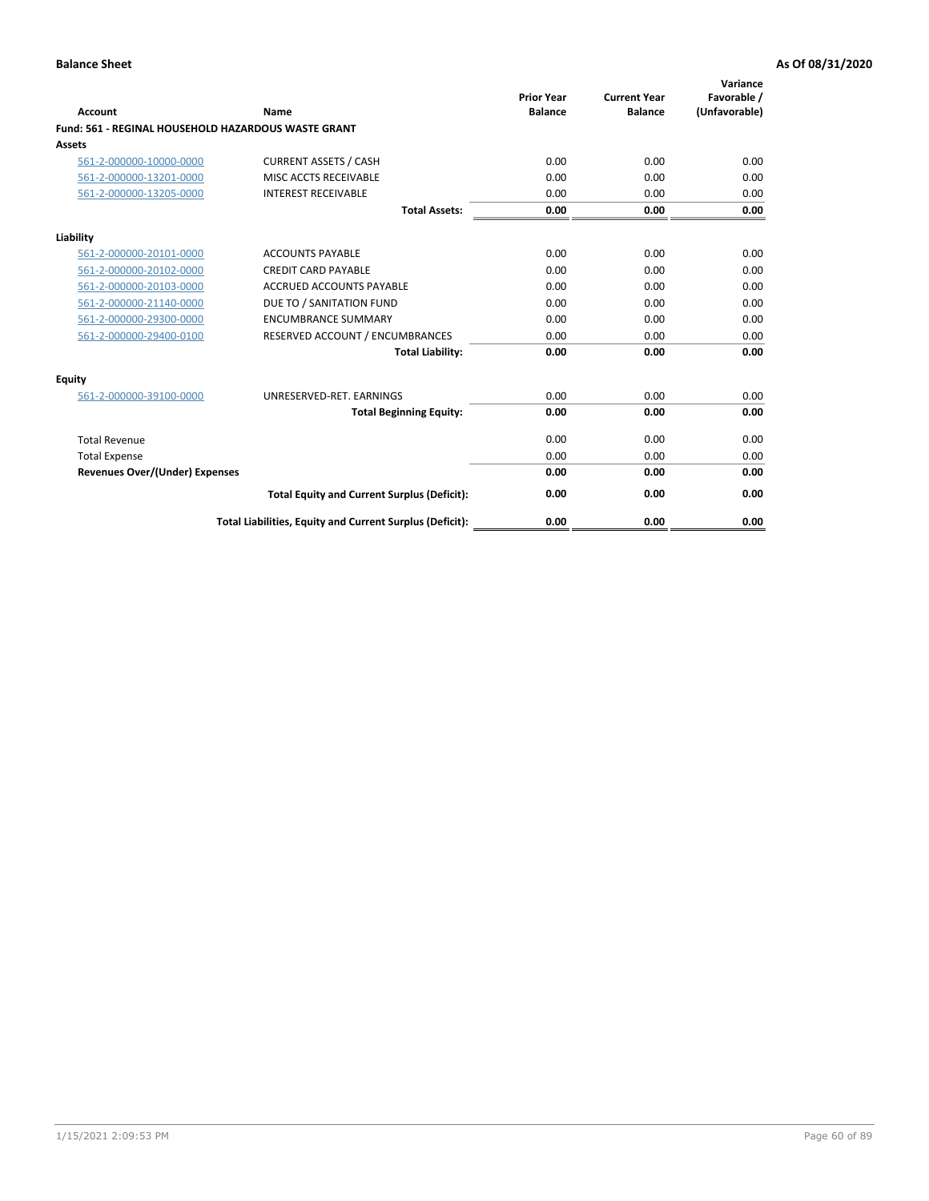**Balance Sheet** — **As Of 08/31/2020**

| Account | Name | Prior Year Balance | Current Year Balance | Variance Favorable / (Unfavorable) |
|---|---|---|---|---|
| **Fund: 561 - REGINAL HOUSEHOLD HAZARDOUS WASTE GRANT** | | | | |
| **Assets** | | | | |
| 561-2-000000-10000-0000 | CURRENT ASSETS / CASH | 0.00 | 0.00 | 0.00 |
| 561-2-000000-13201-0000 | MISC ACCTS RECEIVABLE | 0.00 | 0.00 | 0.00 |
| 561-2-000000-13205-0000 | INTEREST RECEIVABLE | 0.00 | 0.00 | 0.00 |
| | **Total Assets:** | **0.00** | **0.00** | **0.00** |
| **Liability** | | | | |
| 561-2-000000-20101-0000 | ACCOUNTS PAYABLE | 0.00 | 0.00 | 0.00 |
| 561-2-000000-20102-0000 | CREDIT CARD PAYABLE | 0.00 | 0.00 | 0.00 |
| 561-2-000000-20103-0000 | ACCRUED ACCOUNTS PAYABLE | 0.00 | 0.00 | 0.00 |
| 561-2-000000-21140-0000 | DUE TO / SANITATION FUND | 0.00 | 0.00 | 0.00 |
| 561-2-000000-29300-0000 | ENCUMBRANCE SUMMARY | 0.00 | 0.00 | 0.00 |
| 561-2-000000-29400-0100 | RESERVED ACCOUNT / ENCUMBRANCES | 0.00 | 0.00 | 0.00 |
| | **Total Liability:** | **0.00** | **0.00** | **0.00** |
| **Equity** | | | | |
| 561-2-000000-39100-0000 | UNRESERVED-RET. EARNINGS | 0.00 | 0.00 | 0.00 |
| | **Total Beginning Equity:** | **0.00** | **0.00** | **0.00** |
| Total Revenue | | 0.00 | 0.00 | 0.00 |
| Total Expense | | 0.00 | 0.00 | 0.00 |
| **Revenues Over/(Under) Expenses** | | **0.00** | **0.00** | **0.00** |
| | **Total Equity and Current Surplus (Deficit):** | **0.00** | **0.00** | **0.00** |
| | **Total Liabilities, Equity and Current Surplus (Deficit):** | **0.00** | **0.00** | **0.00** |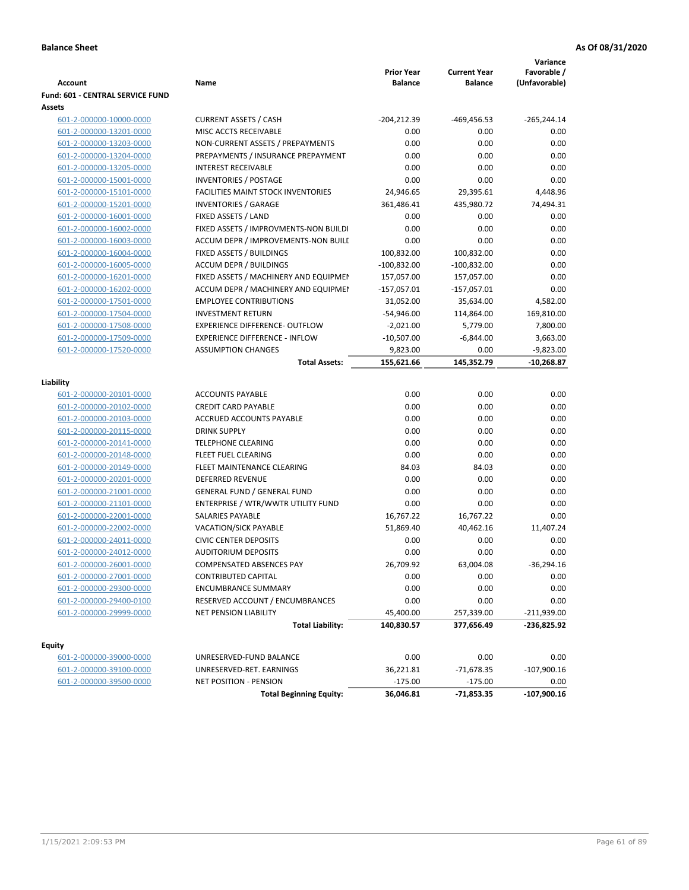**Balance Sheet** **As Of 08/31/2020**

| Account | Name | Prior Year Balance | Current Year Balance | Variance Favorable / (Unfavorable) |
|---|---|---|---|---|
| **Fund: 601 - CENTRAL SERVICE FUND** | | | | |
| **Assets** | | | | |
| 601-2-000000-10000-0000 | CURRENT ASSETS / CASH | -204,212.39 | -469,456.53 | -265,244.14 |
| 601-2-000000-13201-0000 | MISC ACCTS RECEIVABLE | 0.00 | 0.00 | 0.00 |
| 601-2-000000-13203-0000 | NON-CURRENT ASSETS / PREPAYMENTS | 0.00 | 0.00 | 0.00 |
| 601-2-000000-13204-0000 | PREPAYMENTS / INSURANCE PREPAYMENT | 0.00 | 0.00 | 0.00 |
| 601-2-000000-13205-0000 | INTEREST RECEIVABLE | 0.00 | 0.00 | 0.00 |
| 601-2-000000-15001-0000 | INVENTORIES / POSTAGE | 0.00 | 0.00 | 0.00 |
| 601-2-000000-15101-0000 | FACILITIES MAINT STOCK INVENTORIES | 24,946.65 | 29,395.61 | 4,448.96 |
| 601-2-000000-15201-0000 | INVENTORIES / GARAGE | 361,486.41 | 435,980.72 | 74,494.31 |
| 601-2-000000-16001-0000 | FIXED ASSETS / LAND | 0.00 | 0.00 | 0.00 |
| 601-2-000000-16002-0000 | FIXED ASSETS / IMPROVMENTS-NON BUILDI | 0.00 | 0.00 | 0.00 |
| 601-2-000000-16003-0000 | ACCUM DEPR / IMPROVEMENTS-NON BUILI | 0.00 | 0.00 | 0.00 |
| 601-2-000000-16004-0000 | FIXED ASSETS / BUILDINGS | 100,832.00 | 100,832.00 | 0.00 |
| 601-2-000000-16005-0000 | ACCUM DEPR / BUILDINGS | -100,832.00 | -100,832.00 | 0.00 |
| 601-2-000000-16201-0000 | FIXED ASSETS / MACHINERY AND EQUIPMEI | 157,057.00 | 157,057.00 | 0.00 |
| 601-2-000000-16202-0000 | ACCUM DEPR / MACHINERY AND EQUIPMEI | -157,057.01 | -157,057.01 | 0.00 |
| 601-2-000000-17501-0000 | EMPLOYEE CONTRIBUTIONS | 31,052.00 | 35,634.00 | 4,582.00 |
| 601-2-000000-17504-0000 | INVESTMENT RETURN | -54,946.00 | 114,864.00 | 169,810.00 |
| 601-2-000000-17508-0000 | EXPERIENCE DIFFERENCE- OUTFLOW | -2,021.00 | 5,779.00 | 7,800.00 |
| 601-2-000000-17509-0000 | EXPERIENCE DIFFERENCE - INFLOW | -10,507.00 | -6,844.00 | 3,663.00 |
| 601-2-000000-17520-0000 | ASSUMPTION CHANGES | 9,823.00 | 0.00 | -9,823.00 |
| | **Total Assets:** | **155,621.66** | **145,352.79** | **-10,268.87** |
| **Liability** | | | | |
| 601-2-000000-20101-0000 | ACCOUNTS PAYABLE | 0.00 | 0.00 | 0.00 |
| 601-2-000000-20102-0000 | CREDIT CARD PAYABLE | 0.00 | 0.00 | 0.00 |
| 601-2-000000-20103-0000 | ACCRUED ACCOUNTS PAYABLE | 0.00 | 0.00 | 0.00 |
| 601-2-000000-20115-0000 | DRINK SUPPLY | 0.00 | 0.00 | 0.00 |
| 601-2-000000-20141-0000 | TELEPHONE CLEARING | 0.00 | 0.00 | 0.00 |
| 601-2-000000-20148-0000 | FLEET FUEL CLEARING | 0.00 | 0.00 | 0.00 |
| 601-2-000000-20149-0000 | FLEET MAINTENANCE CLEARING | 84.03 | 84.03 | 0.00 |
| 601-2-000000-20201-0000 | DEFERRED REVENUE | 0.00 | 0.00 | 0.00 |
| 601-2-000000-21001-0000 | GENERAL FUND / GENERAL FUND | 0.00 | 0.00 | 0.00 |
| 601-2-000000-21101-0000 | ENTERPRISE / WTR/WWTR UTILITY FUND | 0.00 | 0.00 | 0.00 |
| 601-2-000000-22001-0000 | SALARIES PAYABLE | 16,767.22 | 16,767.22 | 0.00 |
| 601-2-000000-22002-0000 | VACATION/SICK PAYABLE | 51,869.40 | 40,462.16 | 11,407.24 |
| 601-2-000000-24011-0000 | CIVIC CENTER DEPOSITS | 0.00 | 0.00 | 0.00 |
| 601-2-000000-24012-0000 | AUDITORIUM DEPOSITS | 0.00 | 0.00 | 0.00 |
| 601-2-000000-26001-0000 | COMPENSATED ABSENCES PAY | 26,709.92 | 63,004.08 | -36,294.16 |
| 601-2-000000-27001-0000 | CONTRIBUTED CAPITAL | 0.00 | 0.00 | 0.00 |
| 601-2-000000-29300-0000 | ENCUMBRANCE SUMMARY | 0.00 | 0.00 | 0.00 |
| 601-2-000000-29400-0100 | RESERVED ACCOUNT / ENCUMBRANCES | 0.00 | 0.00 | 0.00 |
| 601-2-000000-29999-0000 | NET PENSION LIABILITY | 45,400.00 | 257,339.00 | -211,939.00 |
| | **Total Liability:** | **140,830.57** | **377,656.49** | **-236,825.92** |
| **Equity** | | | | |
| 601-2-000000-39000-0000 | UNRESERVED-FUND BALANCE | 0.00 | 0.00 | 0.00 |
| 601-2-000000-39100-0000 | UNRESERVED-RET. EARNINGS | 36,221.81 | -71,678.35 | -107,900.16 |
| 601-2-000000-39500-0000 | NET POSITION - PENSION | -175.00 | -175.00 | 0.00 |
| | **Total Beginning Equity:** | **36,046.81** | **-71,853.35** | **-107,900.16** |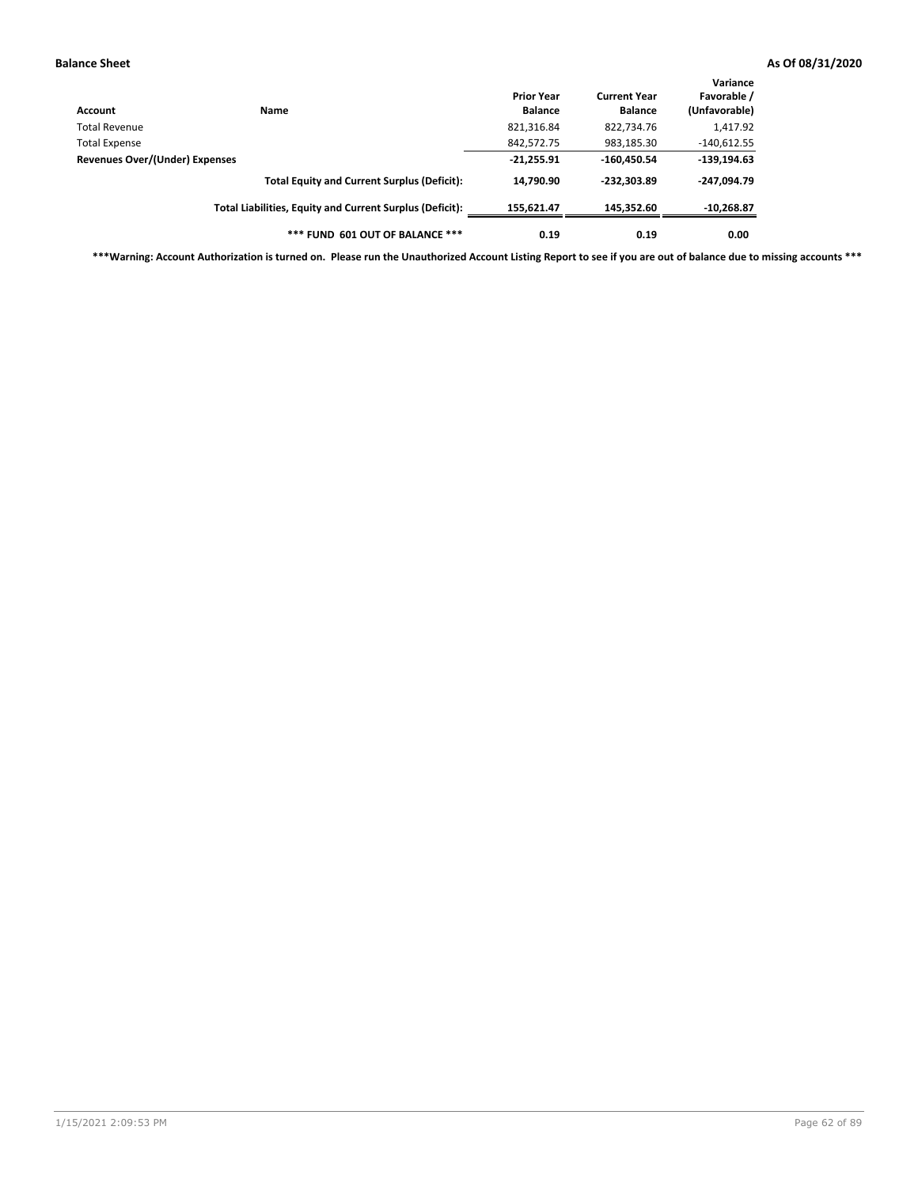**Balance Sheet** | **As Of 08/31/2020**

| Account | Name | Prior Year Balance | Current Year Balance | Variance Favorable / (Unfavorable) |
|---|---|---|---|---|
| Total Revenue | | 821,316.84 | 822,734.76 | 1,417.92 |
| Total Expense | | 842,572.75 | 983,185.30 | -140,612.55 |
| **Revenues Over/(Under) Expenses** | | **-21,255.91** | **-160,450.54** | **-139,194.63** |
| | **Total Equity and Current Surplus (Deficit):** | **14,790.90** | **-232,303.89** | **-247,094.79** |
| | **Total Liabilities, Equity and Current Surplus (Deficit):** | **155,621.47** | **145,352.60** | **-10,268.87** |
| | ***** FUND 601 OUT OF BALANCE ***** | **0.19** | **0.19** | **0.00** |

*****Warning: Account Authorization is turned on. Please run the Unauthorized Account Listing Report to see if you are out of balance due to missing accounts *****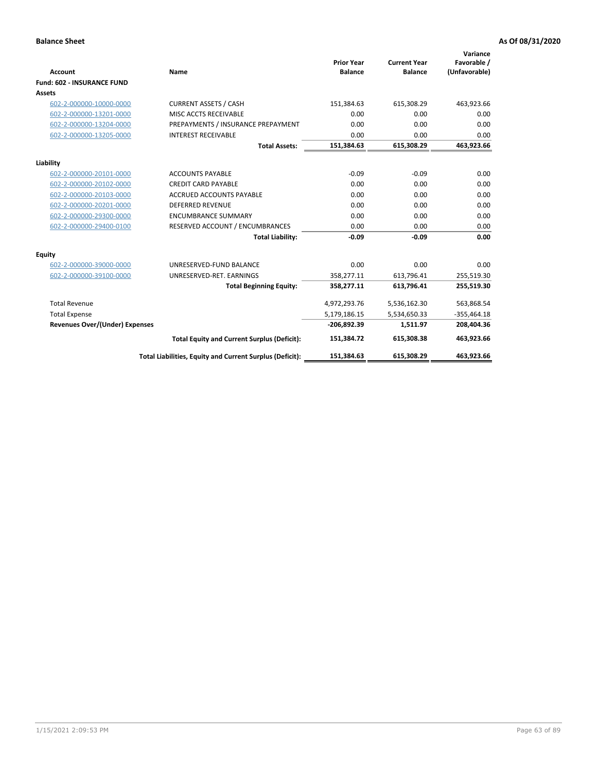**Balance Sheet** **As Of 08/31/2020**

| Account | Name | Prior Year Balance | Current Year Balance | Variance Favorable / (Unfavorable) |
|---|---|---|---|---|
| **Fund: 602 - INSURANCE FUND** | | | | |
| **Assets** | | | | |
| 602-2-000000-10000-0000 | CURRENT ASSETS / CASH | 151,384.63 | 615,308.29 | 463,923.66 |
| 602-2-000000-13201-0000 | MISC ACCTS RECEIVABLE | 0.00 | 0.00 | 0.00 |
| 602-2-000000-13204-0000 | PREPAYMENTS / INSURANCE PREPAYMENT | 0.00 | 0.00 | 0.00 |
| 602-2-000000-13205-0000 | INTEREST RECEIVABLE | 0.00 | 0.00 | 0.00 |
| | **Total Assets:** | **151,384.63** | **615,308.29** | **463,923.66** |
| **Liability** | | | | |
| 602-2-000000-20101-0000 | ACCOUNTS PAYABLE | -0.09 | -0.09 | 0.00 |
| 602-2-000000-20102-0000 | CREDIT CARD PAYABLE | 0.00 | 0.00 | 0.00 |
| 602-2-000000-20103-0000 | ACCRUED ACCOUNTS PAYABLE | 0.00 | 0.00 | 0.00 |
| 602-2-000000-20201-0000 | DEFERRED REVENUE | 0.00 | 0.00 | 0.00 |
| 602-2-000000-29300-0000 | ENCUMBRANCE SUMMARY | 0.00 | 0.00 | 0.00 |
| 602-2-000000-29400-0100 | RESERVED ACCOUNT / ENCUMBRANCES | 0.00 | 0.00 | 0.00 |
| | **Total Liability:** | **-0.09** | **-0.09** | **0.00** |
| **Equity** | | | | |
| 602-2-000000-39000-0000 | UNRESERVED-FUND BALANCE | 0.00 | 0.00 | 0.00 |
| 602-2-000000-39100-0000 | UNRESERVED-RET. EARNINGS | 358,277.11 | 613,796.41 | 255,519.30 |
| | **Total Beginning Equity:** | **358,277.11** | **613,796.41** | **255,519.30** |
| Total Revenue | | 4,972,293.76 | 5,536,162.30 | 563,868.54 |
| Total Expense | | 5,179,186.15 | 5,534,650.33 | -355,464.18 |
| **Revenues Over/(Under) Expenses** | | **-206,892.39** | **1,511.97** | **208,404.36** |
| | **Total Equity and Current Surplus (Deficit):** | **151,384.72** | **615,308.38** | **463,923.66** |
| | **Total Liabilities, Equity and Current Surplus (Deficit):** | **151,384.63** | **615,308.29** | **463,923.66** |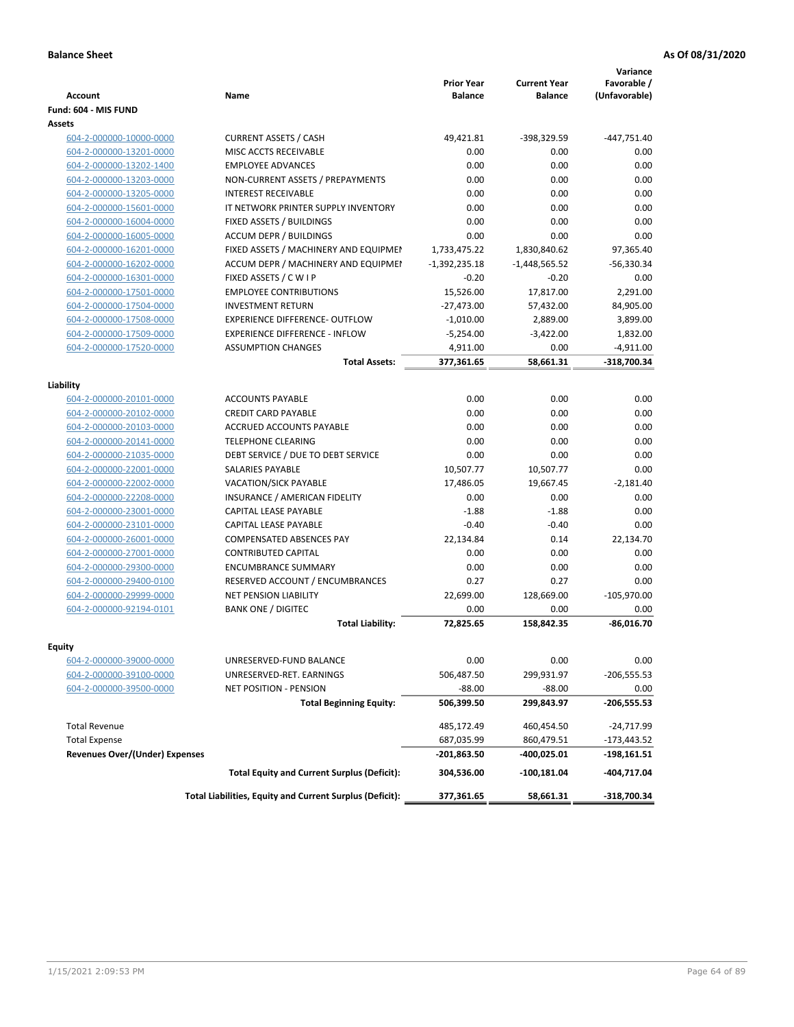**Balance Sheet** | **As Of 08/31/2020**

| Account | Name | Prior Year Balance | Current Year Balance | Variance Favorable / (Unfavorable) |
|---|---|---|---|---|
| **Fund: 604 - MIS FUND** | | | | |
| **Assets** | | | | |
| 604-2-000000-10000-0000 | CURRENT ASSETS / CASH | 49,421.81 | -398,329.59 | -447,751.40 |
| 604-2-000000-13201-0000 | MISC ACCTS RECEIVABLE | 0.00 | 0.00 | 0.00 |
| 604-2-000000-13202-1400 | EMPLOYEE ADVANCES | 0.00 | 0.00 | 0.00 |
| 604-2-000000-13203-0000 | NON-CURRENT ASSETS / PREPAYMENTS | 0.00 | 0.00 | 0.00 |
| 604-2-000000-13205-0000 | INTEREST RECEIVABLE | 0.00 | 0.00 | 0.00 |
| 604-2-000000-15601-0000 | IT NETWORK PRINTER SUPPLY INVENTORY | 0.00 | 0.00 | 0.00 |
| 604-2-000000-16004-0000 | FIXED ASSETS / BUILDINGS | 0.00 | 0.00 | 0.00 |
| 604-2-000000-16005-0000 | ACCUM DEPR / BUILDINGS | 0.00 | 0.00 | 0.00 |
| 604-2-000000-16201-0000 | FIXED ASSETS / MACHINERY AND EQUIPMEI | 1,733,475.22 | 1,830,840.62 | 97,365.40 |
| 604-2-000000-16202-0000 | ACCUM DEPR / MACHINERY AND EQUIPMEI | -1,392,235.18 | -1,448,565.52 | -56,330.34 |
| 604-2-000000-16301-0000 | FIXED ASSETS / C W I P | -0.20 | -0.20 | 0.00 |
| 604-2-000000-17501-0000 | EMPLOYEE CONTRIBUTIONS | 15,526.00 | 17,817.00 | 2,291.00 |
| 604-2-000000-17504-0000 | INVESTMENT RETURN | -27,473.00 | 57,432.00 | 84,905.00 |
| 604-2-000000-17508-0000 | EXPERIENCE DIFFERENCE- OUTFLOW | -1,010.00 | 2,889.00 | 3,899.00 |
| 604-2-000000-17509-0000 | EXPERIENCE DIFFERENCE - INFLOW | -5,254.00 | -3,422.00 | 1,832.00 |
| 604-2-000000-17520-0000 | ASSUMPTION CHANGES | 4,911.00 | 0.00 | -4,911.00 |
| | **Total Assets:** | **377,361.65** | **58,661.31** | **-318,700.34** |
| **Liability** | | | | |
| 604-2-000000-20101-0000 | ACCOUNTS PAYABLE | 0.00 | 0.00 | 0.00 |
| 604-2-000000-20102-0000 | CREDIT CARD PAYABLE | 0.00 | 0.00 | 0.00 |
| 604-2-000000-20103-0000 | ACCRUED ACCOUNTS PAYABLE | 0.00 | 0.00 | 0.00 |
| 604-2-000000-20141-0000 | TELEPHONE CLEARING | 0.00 | 0.00 | 0.00 |
| 604-2-000000-21035-0000 | DEBT SERVICE / DUE TO DEBT SERVICE | 0.00 | 0.00 | 0.00 |
| 604-2-000000-22001-0000 | SALARIES PAYABLE | 10,507.77 | 10,507.77 | 0.00 |
| 604-2-000000-22002-0000 | VACATION/SICK PAYABLE | 17,486.05 | 19,667.45 | -2,181.40 |
| 604-2-000000-22208-0000 | INSURANCE / AMERICAN FIDELITY | 0.00 | 0.00 | 0.00 |
| 604-2-000000-23001-0000 | CAPITAL LEASE PAYABLE | -1.88 | -1.88 | 0.00 |
| 604-2-000000-23101-0000 | CAPITAL LEASE PAYABLE | -0.40 | -0.40 | 0.00 |
| 604-2-000000-26001-0000 | COMPENSATED ABSENCES PAY | 22,134.84 | 0.14 | 22,134.70 |
| 604-2-000000-27001-0000 | CONTRIBUTED CAPITAL | 0.00 | 0.00 | 0.00 |
| 604-2-000000-29300-0000 | ENCUMBRANCE SUMMARY | 0.00 | 0.00 | 0.00 |
| 604-2-000000-29400-0100 | RESERVED ACCOUNT / ENCUMBRANCES | 0.27 | 0.27 | 0.00 |
| 604-2-000000-29999-0000 | NET PENSION LIABILITY | 22,699.00 | 128,669.00 | -105,970.00 |
| 604-2-000000-92194-0101 | BANK ONE / DIGITEC | 0.00 | 0.00 | 0.00 |
| | **Total Liability:** | **72,825.65** | **158,842.35** | **-86,016.70** |
| **Equity** | | | | |
| 604-2-000000-39000-0000 | UNRESERVED-FUND BALANCE | 0.00 | 0.00 | 0.00 |
| 604-2-000000-39100-0000 | UNRESERVED-RET. EARNINGS | 506,487.50 | 299,931.97 | -206,555.53 |
| 604-2-000000-39500-0000 | NET POSITION - PENSION | -88.00 | -88.00 | 0.00 |
| | **Total Beginning Equity:** | **506,399.50** | **299,843.97** | **-206,555.53** |
| Total Revenue | | 485,172.49 | 460,454.50 | -24,717.99 |
| Total Expense | | 687,035.99 | 860,479.51 | -173,443.52 |
| **Revenues Over/(Under) Expenses** | | **-201,863.50** | **-400,025.01** | **-198,161.51** |
| | **Total Equity and Current Surplus (Deficit):** | **304,536.00** | **-100,181.04** | **-404,717.04** |
| | **Total Liabilities, Equity and Current Surplus (Deficit):** | **377,361.65** | **58,661.31** | **-318,700.34** |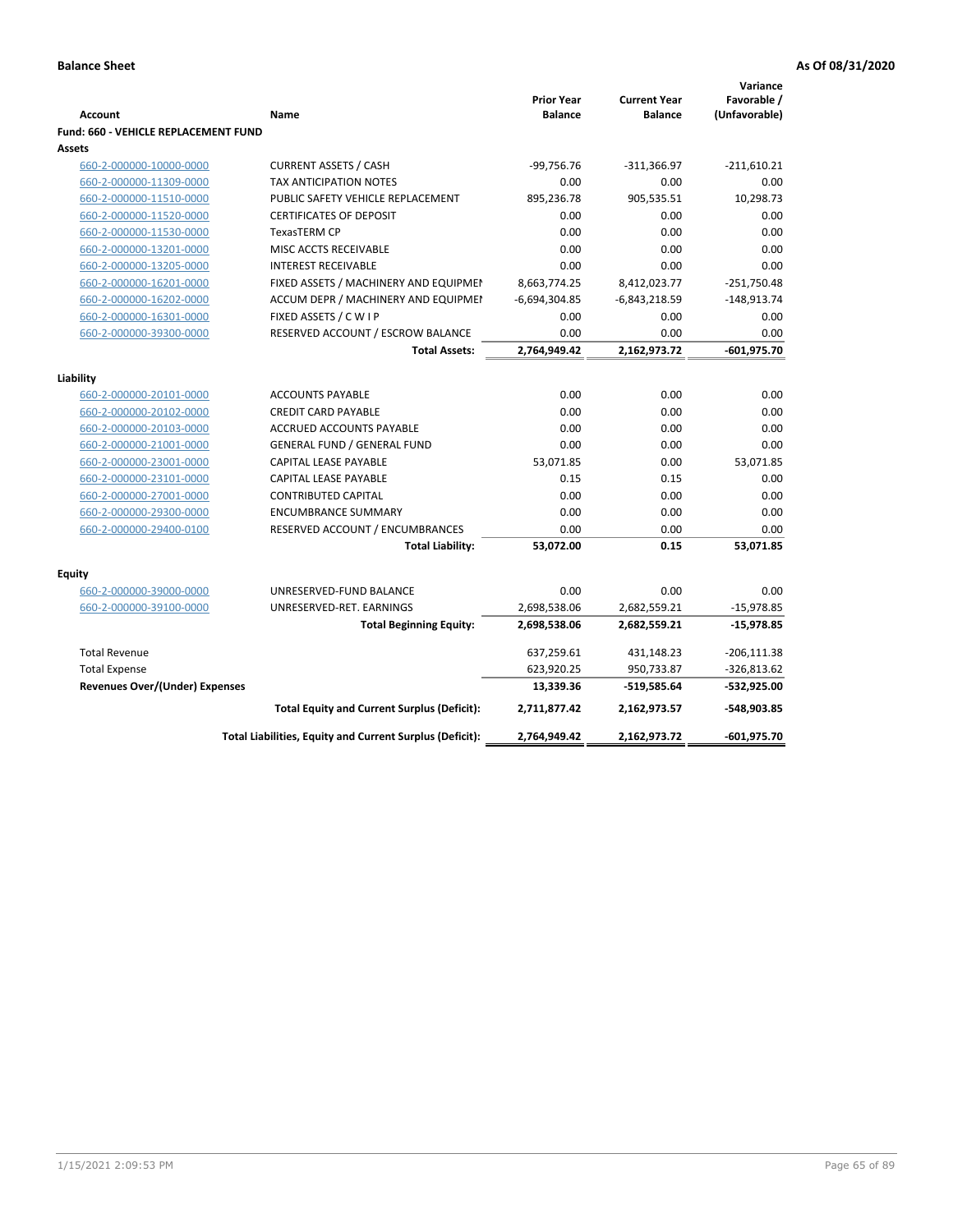**Balance Sheet** **As Of 08/31/2020**

| Account | Name | Prior Year Balance | Current Year Balance | Variance Favorable / (Unfavorable) |
|---|---|---|---|---|
| **Fund: 660 - VEHICLE REPLACEMENT FUND** | | | | |
| **Assets** | | | | |
| 660-2-000000-10000-0000 | CURRENT ASSETS / CASH | -99,756.76 | -311,366.97 | -211,610.21 |
| 660-2-000000-11309-0000 | TAX ANTICIPATION NOTES | 0.00 | 0.00 | 0.00 |
| 660-2-000000-11510-0000 | PUBLIC SAFETY VEHICLE REPLACEMENT | 895,236.78 | 905,535.51 | 10,298.73 |
| 660-2-000000-11520-0000 | CERTIFICATES OF DEPOSIT | 0.00 | 0.00 | 0.00 |
| 660-2-000000-11530-0000 | TexasTERM CP | 0.00 | 0.00 | 0.00 |
| 660-2-000000-13201-0000 | MISC ACCTS RECEIVABLE | 0.00 | 0.00 | 0.00 |
| 660-2-000000-13205-0000 | INTEREST RECEIVABLE | 0.00 | 0.00 | 0.00 |
| 660-2-000000-16201-0000 | FIXED ASSETS / MACHINERY AND EQUIPMEI | 8,663,774.25 | 8,412,023.77 | -251,750.48 |
| 660-2-000000-16202-0000 | ACCUM DEPR / MACHINERY AND EQUIPMEI | -6,694,304.85 | -6,843,218.59 | -148,913.74 |
| 660-2-000000-16301-0000 | FIXED ASSETS / C W I P | 0.00 | 0.00 | 0.00 |
| 660-2-000000-39300-0000 | RESERVED ACCOUNT / ESCROW BALANCE | 0.00 | 0.00 | 0.00 |
| | **Total Assets:** | **2,764,949.42** | **2,162,973.72** | **-601,975.70** |
| **Liability** | | | | |
| 660-2-000000-20101-0000 | ACCOUNTS PAYABLE | 0.00 | 0.00 | 0.00 |
| 660-2-000000-20102-0000 | CREDIT CARD PAYABLE | 0.00 | 0.00 | 0.00 |
| 660-2-000000-20103-0000 | ACCRUED ACCOUNTS PAYABLE | 0.00 | 0.00 | 0.00 |
| 660-2-000000-21001-0000 | GENERAL FUND / GENERAL FUND | 0.00 | 0.00 | 0.00 |
| 660-2-000000-23001-0000 | CAPITAL LEASE PAYABLE | 53,071.85 | 0.00 | 53,071.85 |
| 660-2-000000-23101-0000 | CAPITAL LEASE PAYABLE | 0.15 | 0.15 | 0.00 |
| 660-2-000000-27001-0000 | CONTRIBUTED CAPITAL | 0.00 | 0.00 | 0.00 |
| 660-2-000000-29300-0000 | ENCUMBRANCE SUMMARY | 0.00 | 0.00 | 0.00 |
| 660-2-000000-29400-0100 | RESERVED ACCOUNT / ENCUMBRANCES | 0.00 | 0.00 | 0.00 |
| | **Total Liability:** | **53,072.00** | **0.15** | **53,071.85** |
| **Equity** | | | | |
| 660-2-000000-39000-0000 | UNRESERVED-FUND BALANCE | 0.00 | 0.00 | 0.00 |
| 660-2-000000-39100-0000 | UNRESERVED-RET. EARNINGS | 2,698,538.06 | 2,682,559.21 | -15,978.85 |
| | **Total Beginning Equity:** | **2,698,538.06** | **2,682,559.21** | **-15,978.85** |
| Total Revenue | | 637,259.61 | 431,148.23 | -206,111.38 |
| Total Expense | | 623,920.25 | 950,733.87 | -326,813.62 |
| **Revenues Over/(Under) Expenses** | | **13,339.36** | **-519,585.64** | **-532,925.00** |
| | **Total Equity and Current Surplus (Deficit):** | **2,711,877.42** | **2,162,973.57** | **-548,903.85** |
| | **Total Liabilities, Equity and Current Surplus (Deficit):** | **2,764,949.42** | **2,162,973.72** | **-601,975.70** |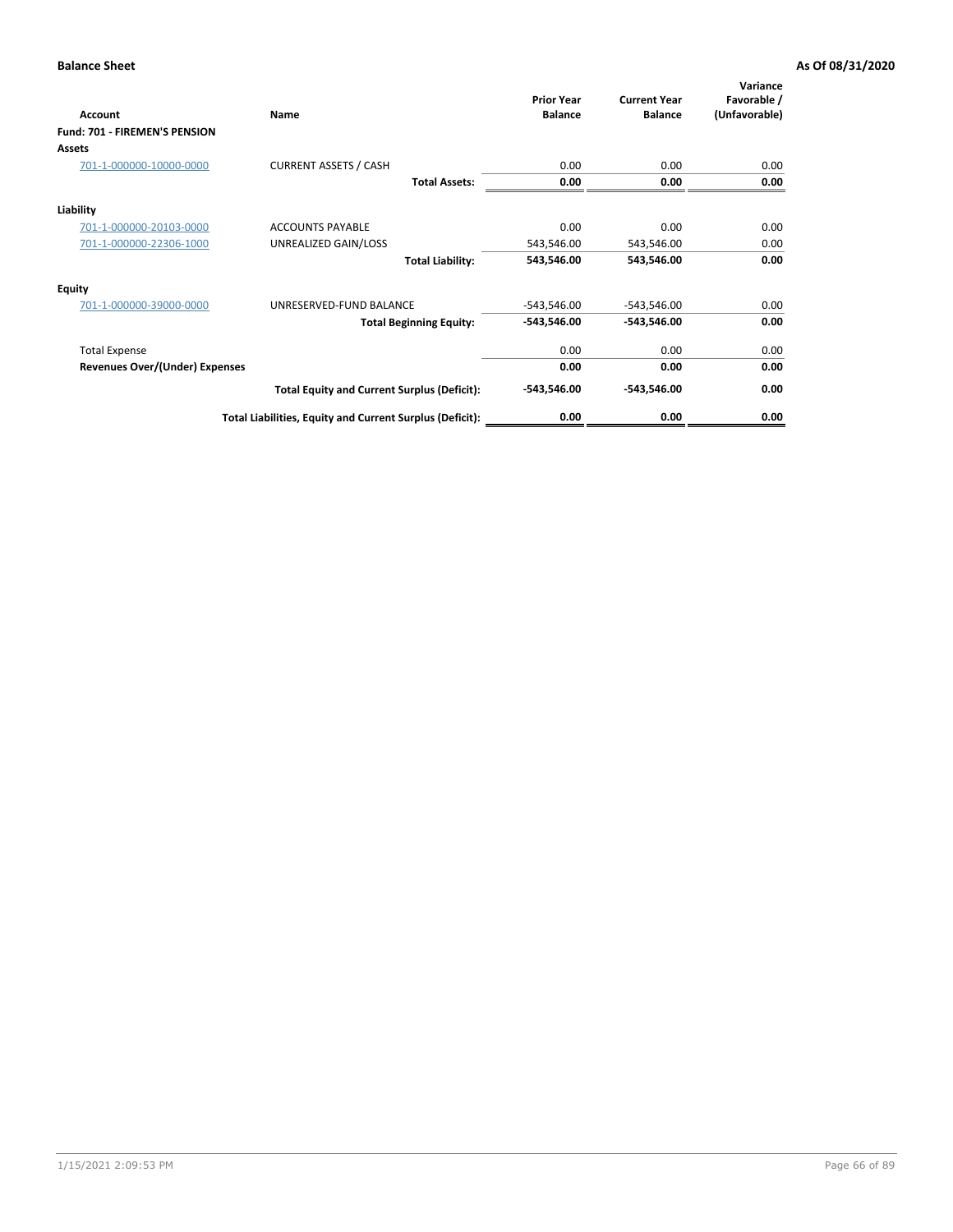**Balance Sheet** — **As Of 08/31/2020**

| Account | Name | Prior Year Balance | Current Year Balance | Variance Favorable / (Unfavorable) |
|---|---|---|---|---|
| **Fund: 701 - FIREMEN'S PENSION** | | | | |
| **Assets** | | | | |
| 701-1-000000-10000-0000 | CURRENT ASSETS / CASH | 0.00 | 0.00 | 0.00 |
| | **Total Assets:** | **0.00** | **0.00** | **0.00** |
| **Liability** | | | | |
| 701-1-000000-20103-0000 | ACCOUNTS PAYABLE | 0.00 | 0.00 | 0.00 |
| 701-1-000000-22306-1000 | UNREALIZED GAIN/LOSS | 543,546.00 | 543,546.00 | 0.00 |
| | **Total Liability:** | **543,546.00** | **543,546.00** | **0.00** |
| **Equity** | | | | |
| 701-1-000000-39000-0000 | UNRESERVED-FUND BALANCE | -543,546.00 | -543,546.00 | 0.00 |
| | **Total Beginning Equity:** | **-543,546.00** | **-543,546.00** | **0.00** |
| Total Expense | | 0.00 | 0.00 | 0.00 |
| **Revenues Over/(Under) Expenses** | | **0.00** | **0.00** | **0.00** |
| | **Total Equity and Current Surplus (Deficit):** | **-543,546.00** | **-543,546.00** | **0.00** |
| | **Total Liabilities, Equity and Current Surplus (Deficit):** | **0.00** | **0.00** | **0.00** |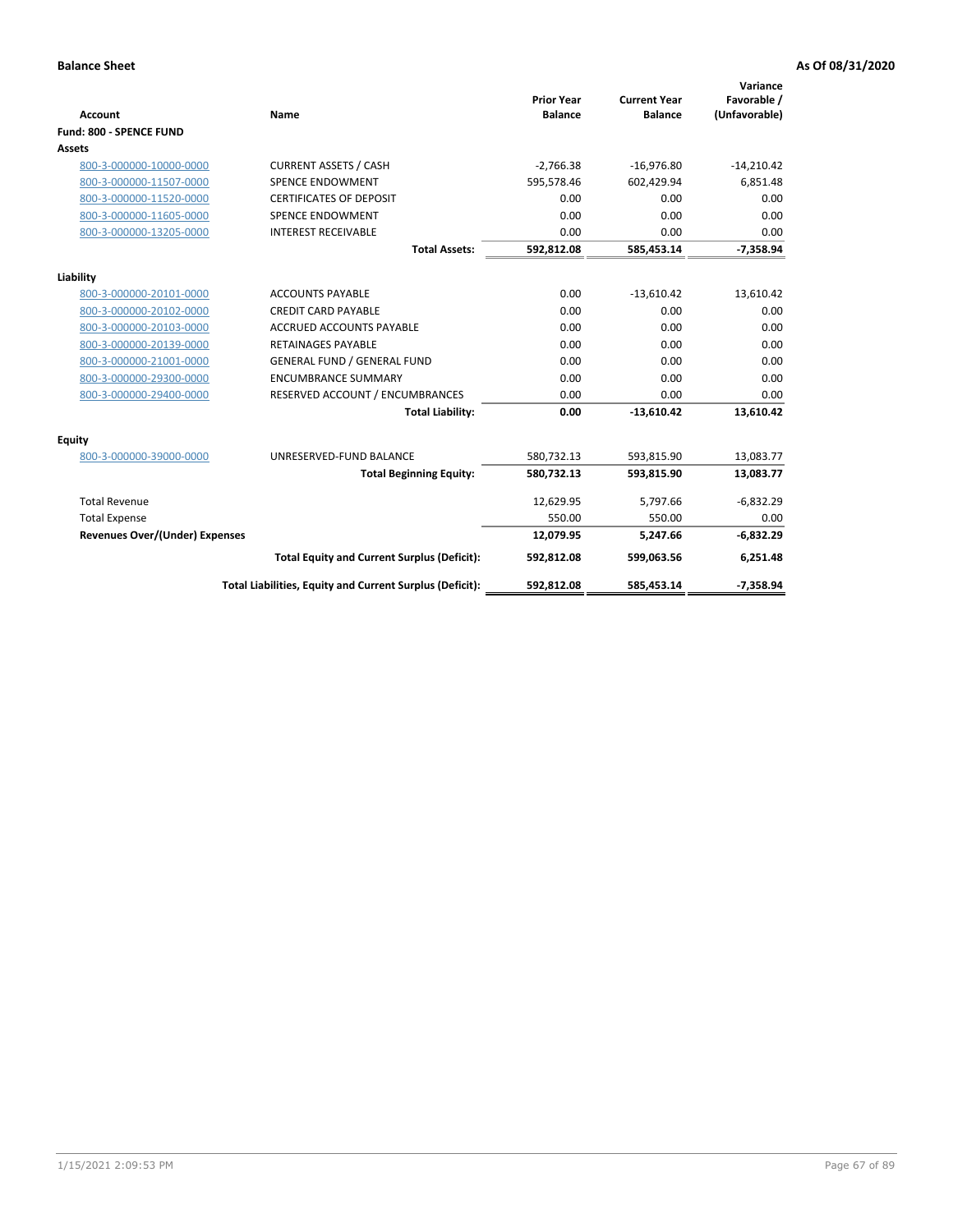**Balance Sheet** **As Of 08/31/2020**

| Account | Name | Prior Year Balance | Current Year Balance | Variance Favorable / (Unfavorable) |
|---|---|---|---|---|
| **Fund: 800 - SPENCE FUND** | | | | |
| **Assets** | | | | |
| 800-3-000000-10000-0000 | CURRENT ASSETS / CASH | -2,766.38 | -16,976.80 | -14,210.42 |
| 800-3-000000-11507-0000 | SPENCE ENDOWMENT | 595,578.46 | 602,429.94 | 6,851.48 |
| 800-3-000000-11520-0000 | CERTIFICATES OF DEPOSIT | 0.00 | 0.00 | 0.00 |
| 800-3-000000-11605-0000 | SPENCE ENDOWMENT | 0.00 | 0.00 | 0.00 |
| 800-3-000000-13205-0000 | INTEREST RECEIVABLE | 0.00 | 0.00 | 0.00 |
| | **Total Assets:** | **592,812.08** | **585,453.14** | **-7,358.94** |
| **Liability** | | | | |
| 800-3-000000-20101-0000 | ACCOUNTS PAYABLE | 0.00 | -13,610.42 | 13,610.42 |
| 800-3-000000-20102-0000 | CREDIT CARD PAYABLE | 0.00 | 0.00 | 0.00 |
| 800-3-000000-20103-0000 | ACCRUED ACCOUNTS PAYABLE | 0.00 | 0.00 | 0.00 |
| 800-3-000000-20139-0000 | RETAINAGES PAYABLE | 0.00 | 0.00 | 0.00 |
| 800-3-000000-21001-0000 | GENERAL FUND / GENERAL FUND | 0.00 | 0.00 | 0.00 |
| 800-3-000000-29300-0000 | ENCUMBRANCE SUMMARY | 0.00 | 0.00 | 0.00 |
| 800-3-000000-29400-0000 | RESERVED ACCOUNT / ENCUMBRANCES | 0.00 | 0.00 | 0.00 |
| | **Total Liability:** | **0.00** | **-13,610.42** | **13,610.42** |
| **Equity** | | | | |
| 800-3-000000-39000-0000 | UNRESERVED-FUND BALANCE | 580,732.13 | 593,815.90 | 13,083.77 |
| | **Total Beginning Equity:** | **580,732.13** | **593,815.90** | **13,083.77** |
| Total Revenue | | 12,629.95 | 5,797.66 | -6,832.29 |
| Total Expense | | 550.00 | 550.00 | 0.00 |
| **Revenues Over/(Under) Expenses** | | **12,079.95** | **5,247.66** | **-6,832.29** |
| | **Total Equity and Current Surplus (Deficit):** | **592,812.08** | **599,063.56** | **6,251.48** |
| | **Total Liabilities, Equity and Current Surplus (Deficit):** | **592,812.08** | **585,453.14** | **-7,358.94** |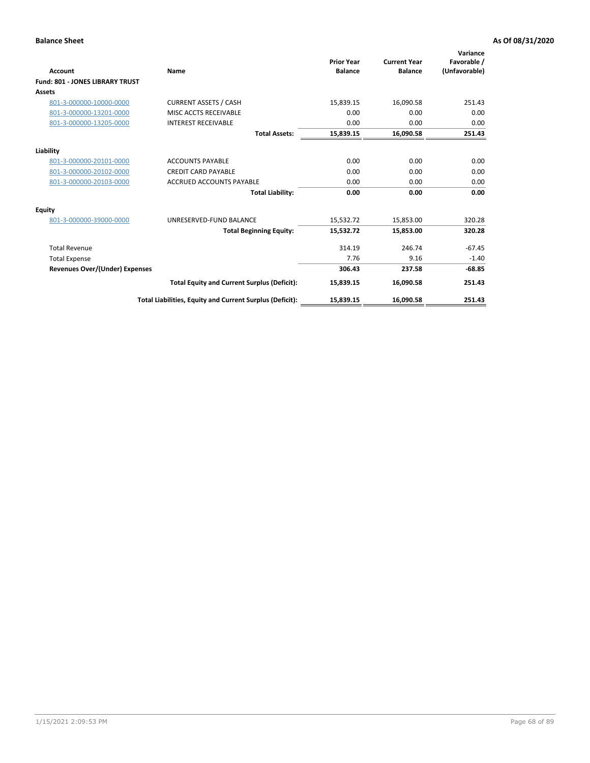**Balance Sheet** **As Of 08/31/2020**

| Account | Name | Prior Year Balance | Current Year Balance | Variance Favorable / (Unfavorable) |
|---|---|---|---|---|
| **Fund: 801 - JONES LIBRARY TRUST** | | | | |
| **Assets** | | | | |
| 801-3-000000-10000-0000 | CURRENT ASSETS / CASH | 15,839.15 | 16,090.58 | 251.43 |
| 801-3-000000-13201-0000 | MISC ACCTS RECEIVABLE | 0.00 | 0.00 | 0.00 |
| 801-3-000000-13205-0000 | INTEREST RECEIVABLE | 0.00 | 0.00 | 0.00 |
| | **Total Assets:** | **15,839.15** | **16,090.58** | **251.43** |
| **Liability** | | | | |
| 801-3-000000-20101-0000 | ACCOUNTS PAYABLE | 0.00 | 0.00 | 0.00 |
| 801-3-000000-20102-0000 | CREDIT CARD PAYABLE | 0.00 | 0.00 | 0.00 |
| 801-3-000000-20103-0000 | ACCRUED ACCOUNTS PAYABLE | 0.00 | 0.00 | 0.00 |
| | **Total Liability:** | **0.00** | **0.00** | **0.00** |
| **Equity** | | | | |
| 801-3-000000-39000-0000 | UNRESERVED-FUND BALANCE | 15,532.72 | 15,853.00 | 320.28 |
| | **Total Beginning Equity:** | **15,532.72** | **15,853.00** | **320.28** |
| Total Revenue | | 314.19 | 246.74 | -67.45 |
| Total Expense | | 7.76 | 9.16 | -1.40 |
| **Revenues Over/(Under) Expenses** | | **306.43** | **237.58** | **-68.85** |
| | **Total Equity and Current Surplus (Deficit):** | **15,839.15** | **16,090.58** | **251.43** |
| | **Total Liabilities, Equity and Current Surplus (Deficit):** | **15,839.15** | **16,090.58** | **251.43** |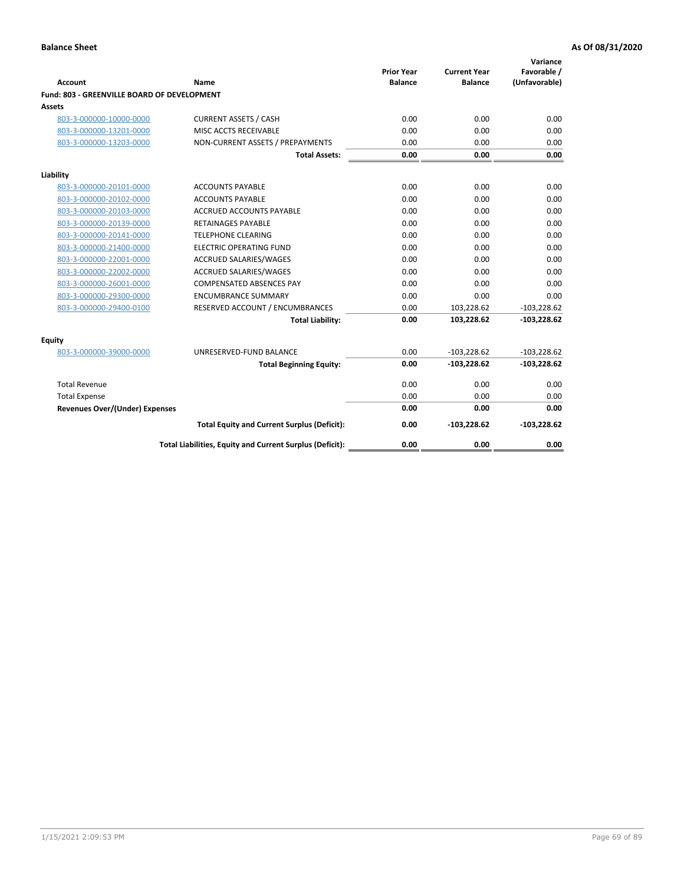**Balance Sheet** | **As Of 08/31/2020**

| Account | Name | Prior Year Balance | Current Year Balance | Variance Favorable / (Unfavorable) |
|---|---|---|---|---|
| **Fund: 803 - GREENVILLE BOARD OF DEVELOPMENT** | | | | |
| **Assets** | | | | |
| 803-3-000000-10000-0000 | CURRENT ASSETS / CASH | 0.00 | 0.00 | 0.00 |
| 803-3-000000-13201-0000 | MISC ACCTS RECEIVABLE | 0.00 | 0.00 | 0.00 |
| 803-3-000000-13203-0000 | NON-CURRENT ASSETS / PREPAYMENTS | 0.00 | 0.00 | 0.00 |
| | **Total Assets:** | **0.00** | **0.00** | **0.00** |
| **Liability** | | | | |
| 803-3-000000-20101-0000 | ACCOUNTS PAYABLE | 0.00 | 0.00 | 0.00 |
| 803-3-000000-20102-0000 | ACCOUNTS PAYABLE | 0.00 | 0.00 | 0.00 |
| 803-3-000000-20103-0000 | ACCRUED ACCOUNTS PAYABLE | 0.00 | 0.00 | 0.00 |
| 803-3-000000-20139-0000 | RETAINAGES PAYABLE | 0.00 | 0.00 | 0.00 |
| 803-3-000000-20141-0000 | TELEPHONE CLEARING | 0.00 | 0.00 | 0.00 |
| 803-3-000000-21400-0000 | ELECTRIC OPERATING FUND | 0.00 | 0.00 | 0.00 |
| 803-3-000000-22001-0000 | ACCRUED SALARIES/WAGES | 0.00 | 0.00 | 0.00 |
| 803-3-000000-22002-0000 | ACCRUED SALARIES/WAGES | 0.00 | 0.00 | 0.00 |
| 803-3-000000-26001-0000 | COMPENSATED ABSENCES PAY | 0.00 | 0.00 | 0.00 |
| 803-3-000000-29300-0000 | ENCUMBRANCE SUMMARY | 0.00 | 0.00 | 0.00 |
| 803-3-000000-29400-0100 | RESERVED ACCOUNT / ENCUMBRANCES | 0.00 | 103,228.62 | -103,228.62 |
| | **Total Liability:** | **0.00** | **103,228.62** | **-103,228.62** |
| **Equity** | | | | |
| 803-3-000000-39000-0000 | UNRESERVED-FUND BALANCE | 0.00 | -103,228.62 | -103,228.62 |
| | **Total Beginning Equity:** | **0.00** | **-103,228.62** | **-103,228.62** |
| Total Revenue | | 0.00 | 0.00 | 0.00 |
| Total Expense | | 0.00 | 0.00 | 0.00 |
| **Revenues Over/(Under) Expenses** | | **0.00** | **0.00** | **0.00** |
| | **Total Equity and Current Surplus (Deficit):** | **0.00** | **-103,228.62** | **-103,228.62** |
| | **Total Liabilities, Equity and Current Surplus (Deficit):** | **0.00** | **0.00** | **0.00** |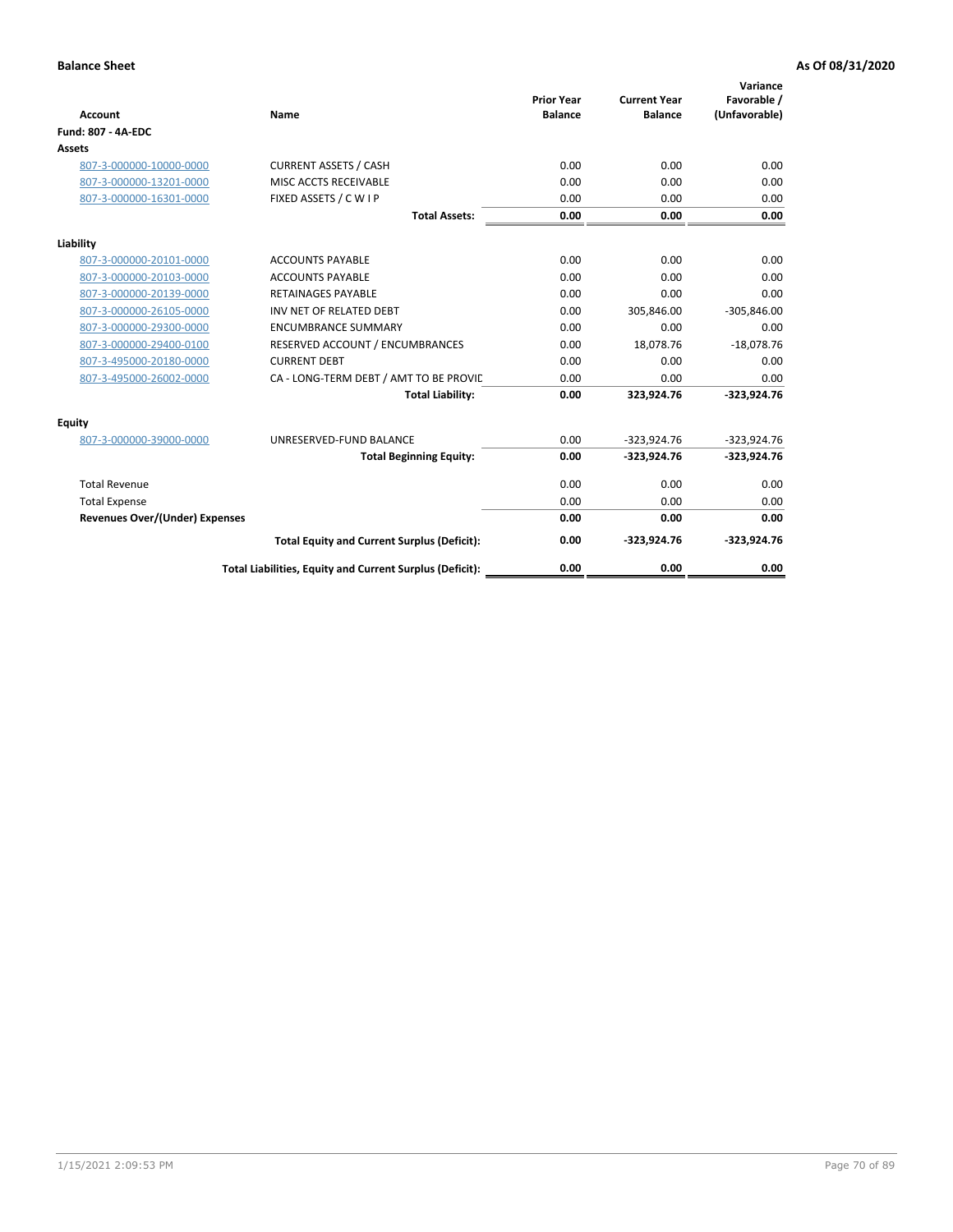**Balance Sheet** **As Of 08/31/2020**

| Account | Name | Prior Year Balance | Current Year Balance | Variance Favorable / (Unfavorable) |
|---|---|---|---|---|
| **Fund: 807 - 4A-EDC** | | | | |
| **Assets** | | | | |
| 807-3-000000-10000-0000 | CURRENT ASSETS / CASH | 0.00 | 0.00 | 0.00 |
| 807-3-000000-13201-0000 | MISC ACCTS RECEIVABLE | 0.00 | 0.00 | 0.00 |
| 807-3-000000-16301-0000 | FIXED ASSETS / C W I P | 0.00 | 0.00 | 0.00 |
| | **Total Assets:** | **0.00** | **0.00** | **0.00** |
| **Liability** | | | | |
| 807-3-000000-20101-0000 | ACCOUNTS PAYABLE | 0.00 | 0.00 | 0.00 |
| 807-3-000000-20103-0000 | ACCOUNTS PAYABLE | 0.00 | 0.00 | 0.00 |
| 807-3-000000-20139-0000 | RETAINAGES PAYABLE | 0.00 | 0.00 | 0.00 |
| 807-3-000000-26105-0000 | INV NET OF RELATED DEBT | 0.00 | 305,846.00 | -305,846.00 |
| 807-3-000000-29300-0000 | ENCUMBRANCE SUMMARY | 0.00 | 0.00 | 0.00 |
| 807-3-000000-29400-0100 | RESERVED ACCOUNT / ENCUMBRANCES | 0.00 | 18,078.76 | -18,078.76 |
| 807-3-495000-20180-0000 | CURRENT DEBT | 0.00 | 0.00 | 0.00 |
| 807-3-495000-26002-0000 | CA - LONG-TERM DEBT / AMT TO BE PROVIC | 0.00 | 0.00 | 0.00 |
| | **Total Liability:** | **0.00** | **323,924.76** | **-323,924.76** |
| **Equity** | | | | |
| 807-3-000000-39000-0000 | UNRESERVED-FUND BALANCE | 0.00 | -323,924.76 | -323,924.76 |
| | **Total Beginning Equity:** | **0.00** | **-323,924.76** | **-323,924.76** |
| Total Revenue | | 0.00 | 0.00 | 0.00 |
| Total Expense | | 0.00 | 0.00 | 0.00 |
| **Revenues Over/(Under) Expenses** | | **0.00** | **0.00** | **0.00** |
| | **Total Equity and Current Surplus (Deficit):** | **0.00** | **-323,924.76** | **-323,924.76** |
| | **Total Liabilities, Equity and Current Surplus (Deficit):** | **0.00** | **0.00** | **0.00** |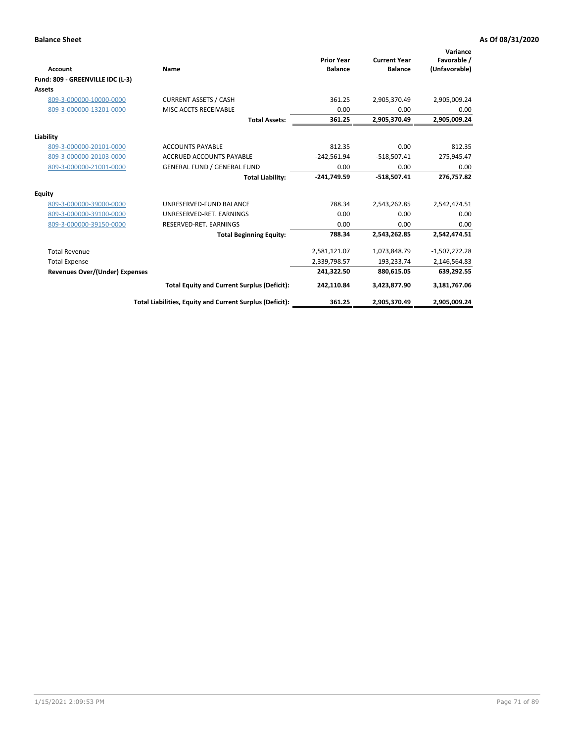**Balance Sheet** **As Of 08/31/2020**

| Account | Name | Prior Year Balance | Current Year Balance | Variance Favorable / (Unfavorable) |
|---|---|---|---|---|
| **Fund: 809 - GREENVILLE IDC (L-3)** | | | | |
| **Assets** | | | | |
| 809-3-000000-10000-0000 | CURRENT ASSETS / CASH | 361.25 | 2,905,370.49 | 2,905,009.24 |
| 809-3-000000-13201-0000 | MISC ACCTS RECEIVABLE | 0.00 | 0.00 | 0.00 |
| | **Total Assets:** | **361.25** | **2,905,370.49** | **2,905,009.24** |
| **Liability** | | | | |
| 809-3-000000-20101-0000 | ACCOUNTS PAYABLE | 812.35 | 0.00 | 812.35 |
| 809-3-000000-20103-0000 | ACCRUED ACCOUNTS PAYABLE | -242,561.94 | -518,507.41 | 275,945.47 |
| 809-3-000000-21001-0000 | GENERAL FUND / GENERAL FUND | 0.00 | 0.00 | 0.00 |
| | **Total Liability:** | **-241,749.59** | **-518,507.41** | **276,757.82** |
| **Equity** | | | | |
| 809-3-000000-39000-0000 | UNRESERVED-FUND BALANCE | 788.34 | 2,543,262.85 | 2,542,474.51 |
| 809-3-000000-39100-0000 | UNRESERVED-RET. EARNINGS | 0.00 | 0.00 | 0.00 |
| 809-3-000000-39150-0000 | RESERVED-RET. EARNINGS | 0.00 | 0.00 | 0.00 |
| | **Total Beginning Equity:** | **788.34** | **2,543,262.85** | **2,542,474.51** |
| Total Revenue | | 2,581,121.07 | 1,073,848.79 | -1,507,272.28 |
| Total Expense | | 2,339,798.57 | 193,233.74 | 2,146,564.83 |
| **Revenues Over/(Under) Expenses** | | **241,322.50** | **880,615.05** | **639,292.55** |
| | **Total Equity and Current Surplus (Deficit):** | **242,110.84** | **3,423,877.90** | **3,181,767.06** |
| | **Total Liabilities, Equity and Current Surplus (Deficit):** | **361.25** | **2,905,370.49** | **2,905,009.24** |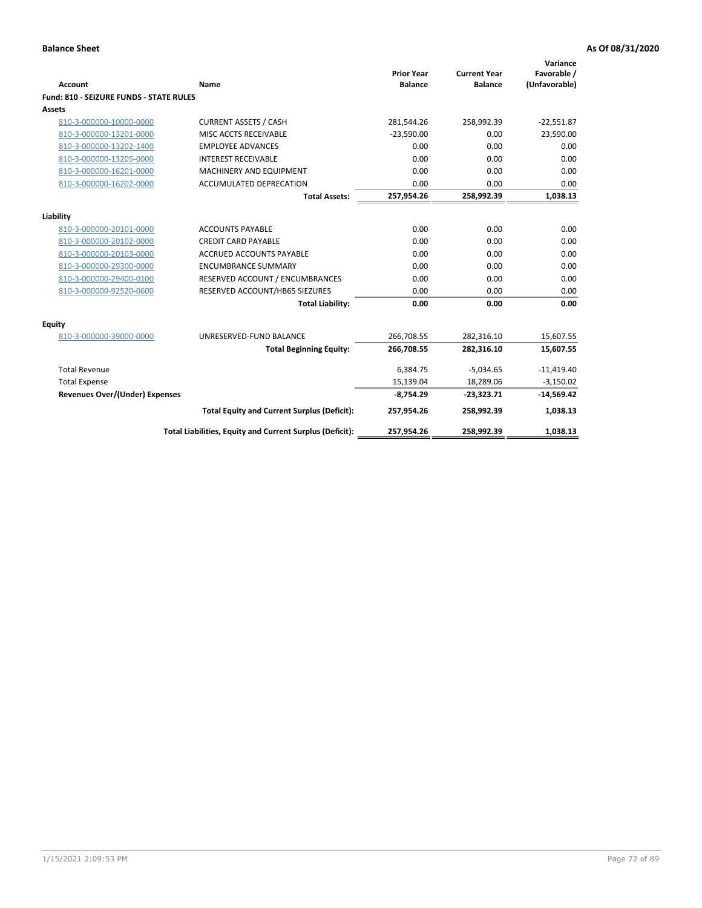**Balance Sheet** **As Of 08/31/2020**

| Account | Name | Prior Year Balance | Current Year Balance | Variance Favorable / (Unfavorable) |
|---|---|---|---|---|
| **Fund: 810 - SEIZURE FUNDS - STATE RULES** | | | | |
| **Assets** | | | | |
| 810-3-000000-10000-0000 | CURRENT ASSETS / CASH | 281,544.26 | 258,992.39 | -22,551.87 |
| 810-3-000000-13201-0000 | MISC ACCTS RECEIVABLE | -23,590.00 | 0.00 | 23,590.00 |
| 810-3-000000-13202-1400 | EMPLOYEE ADVANCES | 0.00 | 0.00 | 0.00 |
| 810-3-000000-13205-0000 | INTEREST RECEIVABLE | 0.00 | 0.00 | 0.00 |
| 810-3-000000-16201-0000 | MACHINERY AND EQUIPMENT | 0.00 | 0.00 | 0.00 |
| 810-3-000000-16202-0000 | ACCUMULATED DEPRECATION | 0.00 | 0.00 | 0.00 |
| | **Total Assets:** | **257,954.26** | **258,992.39** | **1,038.13** |
| **Liability** | | | | |
| 810-3-000000-20101-0000 | ACCOUNTS PAYABLE | 0.00 | 0.00 | 0.00 |
| 810-3-000000-20102-0000 | CREDIT CARD PAYABLE | 0.00 | 0.00 | 0.00 |
| 810-3-000000-20103-0000 | ACCRUED ACCOUNTS PAYABLE | 0.00 | 0.00 | 0.00 |
| 810-3-000000-29300-0000 | ENCUMBRANCE SUMMARY | 0.00 | 0.00 | 0.00 |
| 810-3-000000-29400-0100 | RESERVED ACCOUNT / ENCUMBRANCES | 0.00 | 0.00 | 0.00 |
| 810-3-000000-92520-0600 | RESERVED ACCOUNT/HB65 SIEZURES | 0.00 | 0.00 | 0.00 |
| | **Total Liability:** | **0.00** | **0.00** | **0.00** |
| **Equity** | | | | |
| 810-3-000000-39000-0000 | UNRESERVED-FUND BALANCE | 266,708.55 | 282,316.10 | 15,607.55 |
| | **Total Beginning Equity:** | **266,708.55** | **282,316.10** | **15,607.55** |
| Total Revenue | | 6,384.75 | -5,034.65 | -11,419.40 |
| Total Expense | | 15,139.04 | 18,289.06 | -3,150.02 |
| **Revenues Over/(Under) Expenses** | | **-8,754.29** | **-23,323.71** | **-14,569.42** |
| | **Total Equity and Current Surplus (Deficit):** | **257,954.26** | **258,992.39** | **1,038.13** |
| | **Total Liabilities, Equity and Current Surplus (Deficit):** | **257,954.26** | **258,992.39** | **1,038.13** |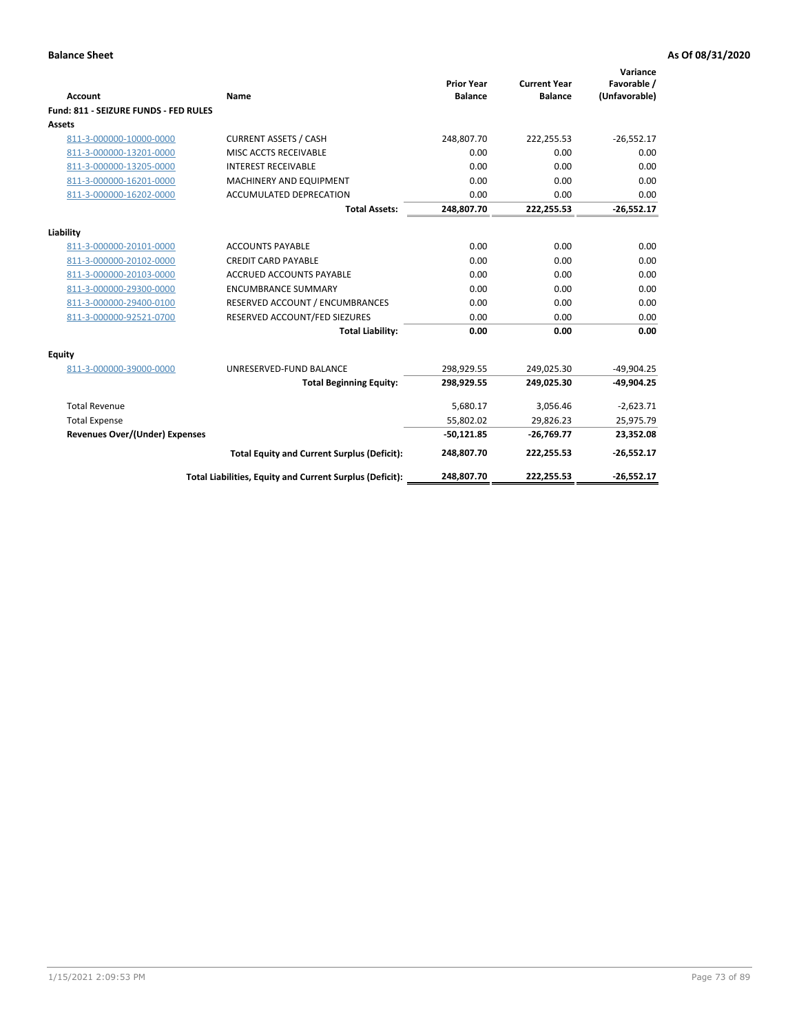**Balance Sheet** **As Of 08/31/2020**

| Account | Name | Prior Year Balance | Current Year Balance | Variance Favorable / (Unfavorable) |
|---|---|---|---|---|
| **Fund: 811 - SEIZURE FUNDS - FED RULES** | | | | |
| **Assets** | | | | |
| 811-3-000000-10000-0000 | CURRENT ASSETS / CASH | 248,807.70 | 222,255.53 | -26,552.17 |
| 811-3-000000-13201-0000 | MISC ACCTS RECEIVABLE | 0.00 | 0.00 | 0.00 |
| 811-3-000000-13205-0000 | INTEREST RECEIVABLE | 0.00 | 0.00 | 0.00 |
| 811-3-000000-16201-0000 | MACHINERY AND EQUIPMENT | 0.00 | 0.00 | 0.00 |
| 811-3-000000-16202-0000 | ACCUMULATED DEPRECATION | 0.00 | 0.00 | 0.00 |
| | **Total Assets:** | **248,807.70** | **222,255.53** | **-26,552.17** |
| **Liability** | | | | |
| 811-3-000000-20101-0000 | ACCOUNTS PAYABLE | 0.00 | 0.00 | 0.00 |
| 811-3-000000-20102-0000 | CREDIT CARD PAYABLE | 0.00 | 0.00 | 0.00 |
| 811-3-000000-20103-0000 | ACCRUED ACCOUNTS PAYABLE | 0.00 | 0.00 | 0.00 |
| 811-3-000000-29300-0000 | ENCUMBRANCE SUMMARY | 0.00 | 0.00 | 0.00 |
| 811-3-000000-29400-0100 | RESERVED ACCOUNT / ENCUMBRANCES | 0.00 | 0.00 | 0.00 |
| 811-3-000000-92521-0700 | RESERVED ACCOUNT/FED SIEZURES | 0.00 | 0.00 | 0.00 |
| | **Total Liability:** | **0.00** | **0.00** | **0.00** |
| **Equity** | | | | |
| 811-3-000000-39000-0000 | UNRESERVED-FUND BALANCE | 298,929.55 | 249,025.30 | -49,904.25 |
| | **Total Beginning Equity:** | **298,929.55** | **249,025.30** | **-49,904.25** |
| Total Revenue | | 5,680.17 | 3,056.46 | -2,623.71 |
| Total Expense | | 55,802.02 | 29,826.23 | 25,975.79 |
| **Revenues Over/(Under) Expenses** | | **-50,121.85** | **-26,769.77** | **23,352.08** |
| | **Total Equity and Current Surplus (Deficit):** | **248,807.70** | **222,255.53** | **-26,552.17** |
| | **Total Liabilities, Equity and Current Surplus (Deficit):** | **248,807.70** | **222,255.53** | **-26,552.17** |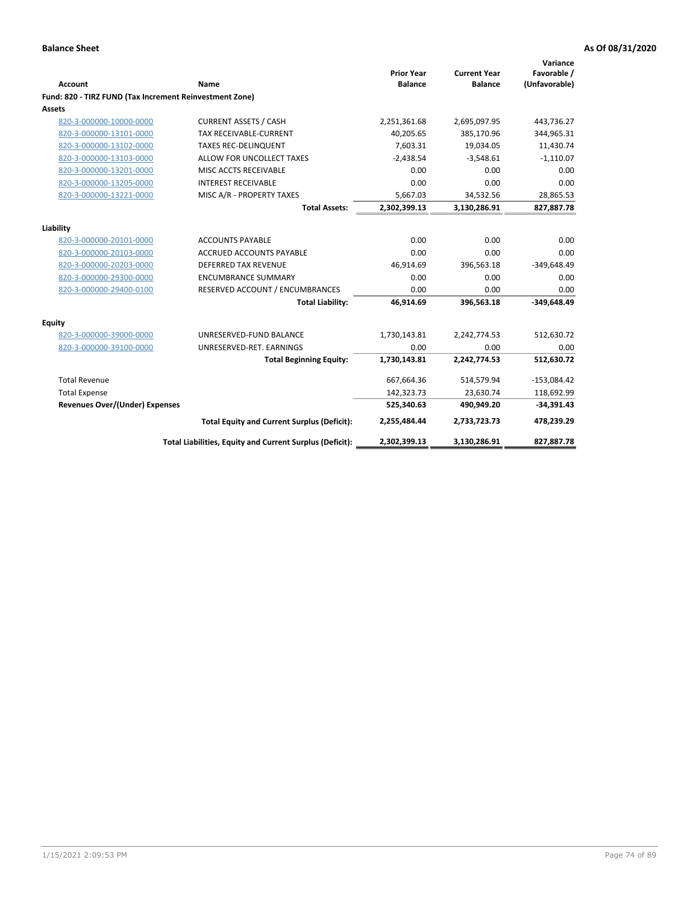**Balance Sheet** **As Of 08/31/2020**

| Account | Name | Prior Year Balance | Current Year Balance | Variance Favorable / (Unfavorable) |
|---|---|---|---|---|
| **Fund: 820 - TIRZ FUND (Tax Increment Reinvestment Zone)** | | | | |
| **Assets** | | | | |
| 820-3-000000-10000-0000 | CURRENT ASSETS / CASH | 2,251,361.68 | 2,695,097.95 | 443,736.27 |
| 820-3-000000-13101-0000 | TAX RECEIVABLE-CURRENT | 40,205.65 | 385,170.96 | 344,965.31 |
| 820-3-000000-13102-0000 | TAXES REC-DELINQUENT | 7,603.31 | 19,034.05 | 11,430.74 |
| 820-3-000000-13103-0000 | ALLOW FOR UNCOLLECT TAXES | -2,438.54 | -3,548.61 | -1,110.07 |
| 820-3-000000-13201-0000 | MISC ACCTS RECEIVABLE | 0.00 | 0.00 | 0.00 |
| 820-3-000000-13205-0000 | INTEREST RECEIVABLE | 0.00 | 0.00 | 0.00 |
| 820-3-000000-13221-0000 | MISC A/R - PROPERTY TAXES | 5,667.03 | 34,532.56 | 28,865.53 |
| | **Total Assets:** | **2,302,399.13** | **3,130,286.91** | **827,887.78** |
| **Liability** | | | | |
| 820-3-000000-20101-0000 | ACCOUNTS PAYABLE | 0.00 | 0.00 | 0.00 |
| 820-3-000000-20103-0000 | ACCRUED ACCOUNTS PAYABLE | 0.00 | 0.00 | 0.00 |
| 820-3-000000-20203-0000 | DEFERRED TAX REVENUE | 46,914.69 | 396,563.18 | -349,648.49 |
| 820-3-000000-29300-0000 | ENCUMBRANCE SUMMARY | 0.00 | 0.00 | 0.00 |
| 820-3-000000-29400-0100 | RESERVED ACCOUNT / ENCUMBRANCES | 0.00 | 0.00 | 0.00 |
| | **Total Liability:** | **46,914.69** | **396,563.18** | **-349,648.49** |
| **Equity** | | | | |
| 820-3-000000-39000-0000 | UNRESERVED-FUND BALANCE | 1,730,143.81 | 2,242,774.53 | 512,630.72 |
| 820-3-000000-39100-0000 | UNRESERVED-RET. EARNINGS | 0.00 | 0.00 | 0.00 |
| | **Total Beginning Equity:** | **1,730,143.81** | **2,242,774.53** | **512,630.72** |
| Total Revenue | | 667,664.36 | 514,579.94 | -153,084.42 |
| Total Expense | | 142,323.73 | 23,630.74 | 118,692.99 |
| **Revenues Over/(Under) Expenses** | | **525,340.63** | **490,949.20** | **-34,391.43** |
| | **Total Equity and Current Surplus (Deficit):** | **2,255,484.44** | **2,733,723.73** | **478,239.29** |
| | **Total Liabilities, Equity and Current Surplus (Deficit):** | **2,302,399.13** | **3,130,286.91** | **827,887.78** |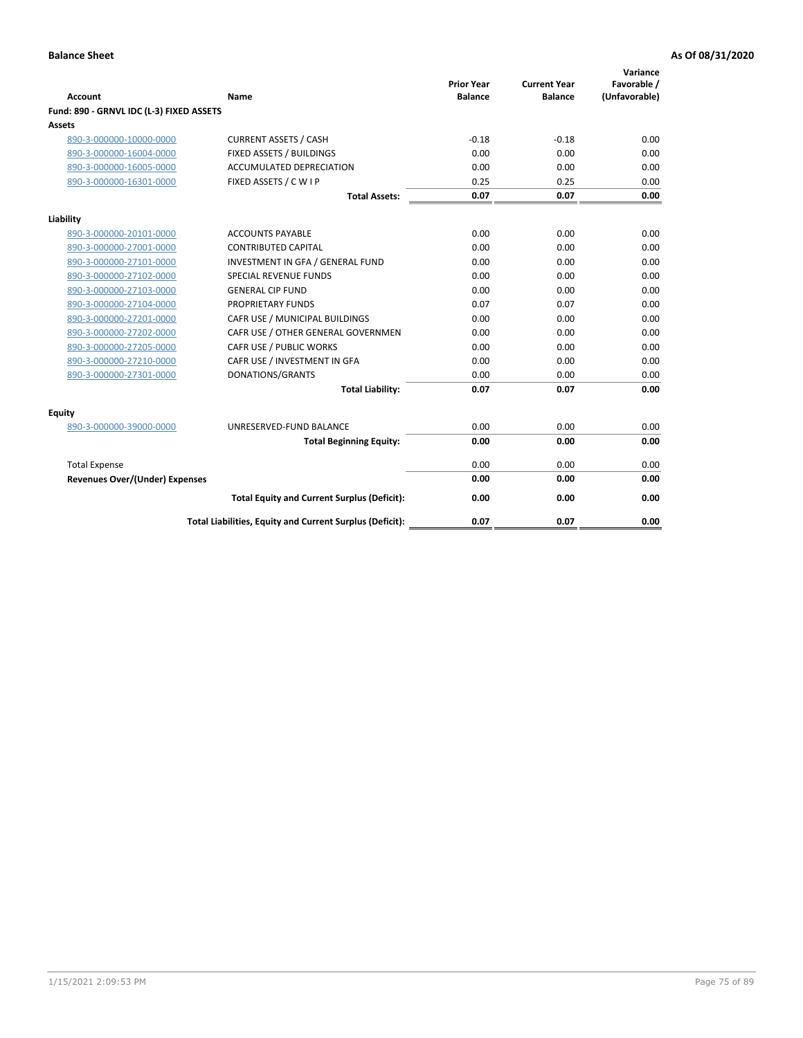**Balance Sheet** **As Of 08/31/2020**

| Account | Name | Prior Year Balance | Current Year Balance | Variance Favorable / (Unfavorable) |
|---|---|---|---|---|
| **Fund: 890 - GRNVL IDC (L-3) FIXED ASSETS** | | | | |
| **Assets** | | | | |
| 890-3-000000-10000-0000 | CURRENT ASSETS / CASH | -0.18 | -0.18 | 0.00 |
| 890-3-000000-16004-0000 | FIXED ASSETS / BUILDINGS | 0.00 | 0.00 | 0.00 |
| 890-3-000000-16005-0000 | ACCUMULATED DEPRECIATION | 0.00 | 0.00 | 0.00 |
| 890-3-000000-16301-0000 | FIXED ASSETS / C W I P | 0.25 | 0.25 | 0.00 |
| | **Total Assets:** | **0.07** | **0.07** | **0.00** |
| **Liability** | | | | |
| 890-3-000000-20101-0000 | ACCOUNTS PAYABLE | 0.00 | 0.00 | 0.00 |
| 890-3-000000-27001-0000 | CONTRIBUTED CAPITAL | 0.00 | 0.00 | 0.00 |
| 890-3-000000-27101-0000 | INVESTMENT IN GFA / GENERAL FUND | 0.00 | 0.00 | 0.00 |
| 890-3-000000-27102-0000 | SPECIAL REVENUE FUNDS | 0.00 | 0.00 | 0.00 |
| 890-3-000000-27103-0000 | GENERAL CIP FUND | 0.00 | 0.00 | 0.00 |
| 890-3-000000-27104-0000 | PROPRIETARY FUNDS | 0.07 | 0.07 | 0.00 |
| 890-3-000000-27201-0000 | CAFR USE / MUNICIPAL BUILDINGS | 0.00 | 0.00 | 0.00 |
| 890-3-000000-27202-0000 | CAFR USE / OTHER GENERAL GOVERNMEN | 0.00 | 0.00 | 0.00 |
| 890-3-000000-27205-0000 | CAFR USE / PUBLIC WORKS | 0.00 | 0.00 | 0.00 |
| 890-3-000000-27210-0000 | CAFR USE / INVESTMENT IN GFA | 0.00 | 0.00 | 0.00 |
| 890-3-000000-27301-0000 | DONATIONS/GRANTS | 0.00 | 0.00 | 0.00 |
| | **Total Liability:** | **0.07** | **0.07** | **0.00** |
| **Equity** | | | | |
| 890-3-000000-39000-0000 | UNRESERVED-FUND BALANCE | 0.00 | 0.00 | 0.00 |
| | **Total Beginning Equity:** | **0.00** | **0.00** | **0.00** |
| Total Expense | | 0.00 | 0.00 | 0.00 |
| **Revenues Over/(Under) Expenses** | | **0.00** | **0.00** | **0.00** |
| | **Total Equity and Current Surplus (Deficit):** | **0.00** | **0.00** | **0.00** |
| | **Total Liabilities, Equity and Current Surplus (Deficit):** | **0.07** | **0.07** | **0.00** |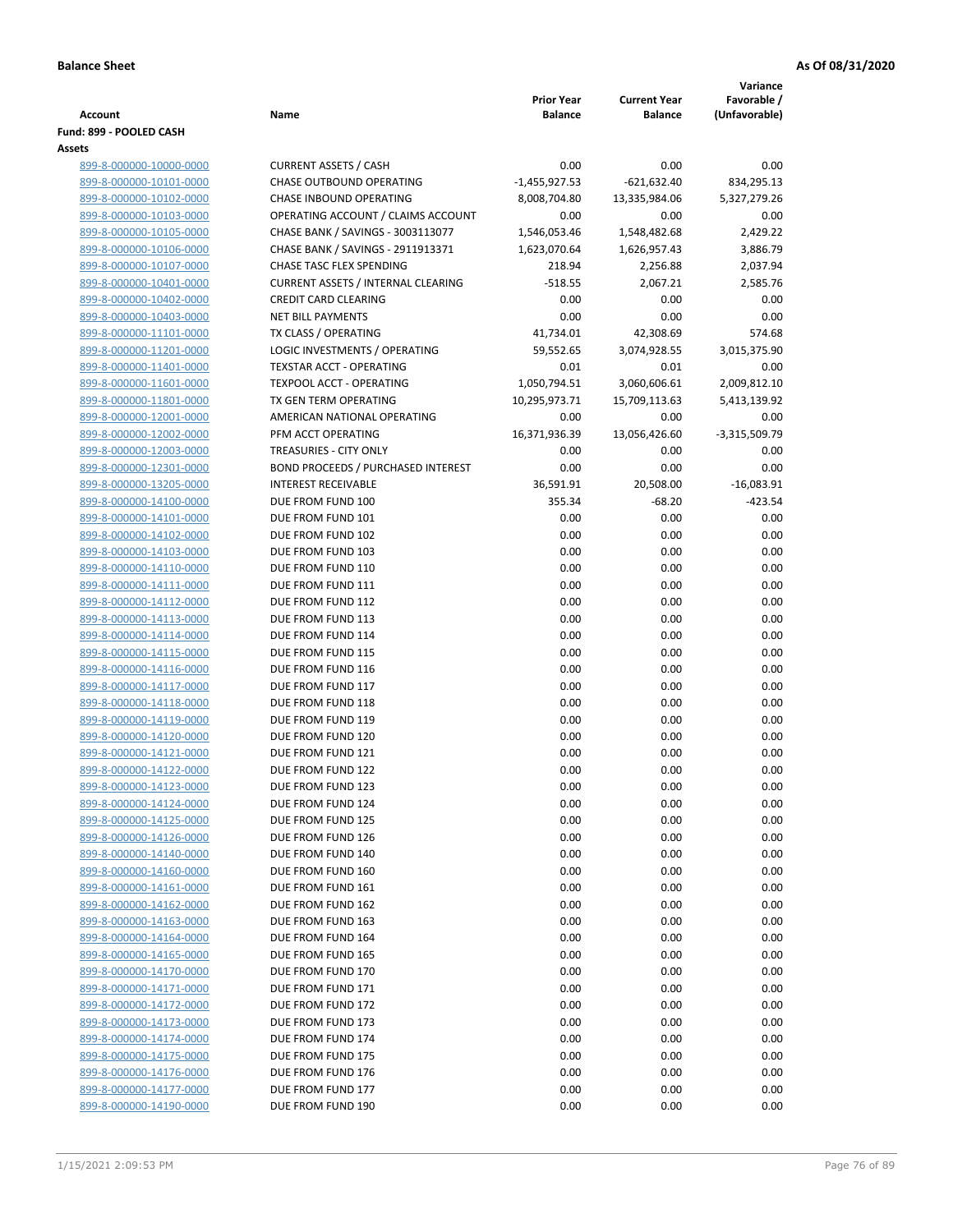**Balance Sheet** | **As Of 08/31/2020**

| Account | Name | Prior Year Balance | Current Year Balance | Variance Favorable / (Unfavorable) |
|---|---|---|---|---|
| **Fund: 899 - POOLED CASH** | | | | |
| **Assets** | | | | |
| 899-8-000000-10000-0000 | CURRENT ASSETS / CASH | 0.00 | 0.00 | 0.00 |
| 899-8-000000-10101-0000 | CHASE OUTBOUND OPERATING | -1,455,927.53 | -621,632.40 | 834,295.13 |
| 899-8-000000-10102-0000 | CHASE INBOUND OPERATING | 8,008,704.80 | 13,335,984.06 | 5,327,279.26 |
| 899-8-000000-10103-0000 | OPERATING ACCOUNT / CLAIMS ACCOUNT | 0.00 | 0.00 | 0.00 |
| 899-8-000000-10105-0000 | CHASE BANK / SAVINGS - 3003113077 | 1,546,053.46 | 1,548,482.68 | 2,429.22 |
| 899-8-000000-10106-0000 | CHASE BANK / SAVINGS - 2911913371 | 1,623,070.64 | 1,626,957.43 | 3,886.79 |
| 899-8-000000-10107-0000 | CHASE TASC FLEX SPENDING | 218.94 | 2,256.88 | 2,037.94 |
| 899-8-000000-10401-0000 | CURRENT ASSETS / INTERNAL CLEARING | -518.55 | 2,067.21 | 2,585.76 |
| 899-8-000000-10402-0000 | CREDIT CARD CLEARING | 0.00 | 0.00 | 0.00 |
| 899-8-000000-10403-0000 | NET BILL PAYMENTS | 0.00 | 0.00 | 0.00 |
| 899-8-000000-11101-0000 | TX CLASS / OPERATING | 41,734.01 | 42,308.69 | 574.68 |
| 899-8-000000-11201-0000 | LOGIC INVESTMENTS / OPERATING | 59,552.65 | 3,074,928.55 | 3,015,375.90 |
| 899-8-000000-11401-0000 | TEXSTAR ACCT - OPERATING | 0.01 | 0.01 | 0.00 |
| 899-8-000000-11601-0000 | TEXPOOL ACCT - OPERATING | 1,050,794.51 | 3,060,606.61 | 2,009,812.10 |
| 899-8-000000-11801-0000 | TX GEN TERM OPERATING | 10,295,973.71 | 15,709,113.63 | 5,413,139.92 |
| 899-8-000000-12001-0000 | AMERICAN NATIONAL OPERATING | 0.00 | 0.00 | 0.00 |
| 899-8-000000-12002-0000 | PFM ACCT OPERATING | 16,371,936.39 | 13,056,426.60 | -3,315,509.79 |
| 899-8-000000-12003-0000 | TREASURIES - CITY ONLY | 0.00 | 0.00 | 0.00 |
| 899-8-000000-12301-0000 | BOND PROCEEDS / PURCHASED INTEREST | 0.00 | 0.00 | 0.00 |
| 899-8-000000-13205-0000 | INTEREST RECEIVABLE | 36,591.91 | 20,508.00 | -16,083.91 |
| 899-8-000000-14100-0000 | DUE FROM FUND 100 | 355.34 | -68.20 | -423.54 |
| 899-8-000000-14101-0000 | DUE FROM FUND 101 | 0.00 | 0.00 | 0.00 |
| 899-8-000000-14102-0000 | DUE FROM FUND 102 | 0.00 | 0.00 | 0.00 |
| 899-8-000000-14103-0000 | DUE FROM FUND 103 | 0.00 | 0.00 | 0.00 |
| 899-8-000000-14110-0000 | DUE FROM FUND 110 | 0.00 | 0.00 | 0.00 |
| 899-8-000000-14111-0000 | DUE FROM FUND 111 | 0.00 | 0.00 | 0.00 |
| 899-8-000000-14112-0000 | DUE FROM FUND 112 | 0.00 | 0.00 | 0.00 |
| 899-8-000000-14113-0000 | DUE FROM FUND 113 | 0.00 | 0.00 | 0.00 |
| 899-8-000000-14114-0000 | DUE FROM FUND 114 | 0.00 | 0.00 | 0.00 |
| 899-8-000000-14115-0000 | DUE FROM FUND 115 | 0.00 | 0.00 | 0.00 |
| 899-8-000000-14116-0000 | DUE FROM FUND 116 | 0.00 | 0.00 | 0.00 |
| 899-8-000000-14117-0000 | DUE FROM FUND 117 | 0.00 | 0.00 | 0.00 |
| 899-8-000000-14118-0000 | DUE FROM FUND 118 | 0.00 | 0.00 | 0.00 |
| 899-8-000000-14119-0000 | DUE FROM FUND 119 | 0.00 | 0.00 | 0.00 |
| 899-8-000000-14120-0000 | DUE FROM FUND 120 | 0.00 | 0.00 | 0.00 |
| 899-8-000000-14121-0000 | DUE FROM FUND 121 | 0.00 | 0.00 | 0.00 |
| 899-8-000000-14122-0000 | DUE FROM FUND 122 | 0.00 | 0.00 | 0.00 |
| 899-8-000000-14123-0000 | DUE FROM FUND 123 | 0.00 | 0.00 | 0.00 |
| 899-8-000000-14124-0000 | DUE FROM FUND 124 | 0.00 | 0.00 | 0.00 |
| 899-8-000000-14125-0000 | DUE FROM FUND 125 | 0.00 | 0.00 | 0.00 |
| 899-8-000000-14126-0000 | DUE FROM FUND 126 | 0.00 | 0.00 | 0.00 |
| 899-8-000000-14140-0000 | DUE FROM FUND 140 | 0.00 | 0.00 | 0.00 |
| 899-8-000000-14160-0000 | DUE FROM FUND 160 | 0.00 | 0.00 | 0.00 |
| 899-8-000000-14161-0000 | DUE FROM FUND 161 | 0.00 | 0.00 | 0.00 |
| 899-8-000000-14162-0000 | DUE FROM FUND 162 | 0.00 | 0.00 | 0.00 |
| 899-8-000000-14163-0000 | DUE FROM FUND 163 | 0.00 | 0.00 | 0.00 |
| 899-8-000000-14164-0000 | DUE FROM FUND 164 | 0.00 | 0.00 | 0.00 |
| 899-8-000000-14165-0000 | DUE FROM FUND 165 | 0.00 | 0.00 | 0.00 |
| 899-8-000000-14170-0000 | DUE FROM FUND 170 | 0.00 | 0.00 | 0.00 |
| 899-8-000000-14171-0000 | DUE FROM FUND 171 | 0.00 | 0.00 | 0.00 |
| 899-8-000000-14172-0000 | DUE FROM FUND 172 | 0.00 | 0.00 | 0.00 |
| 899-8-000000-14173-0000 | DUE FROM FUND 173 | 0.00 | 0.00 | 0.00 |
| 899-8-000000-14174-0000 | DUE FROM FUND 174 | 0.00 | 0.00 | 0.00 |
| 899-8-000000-14175-0000 | DUE FROM FUND 175 | 0.00 | 0.00 | 0.00 |
| 899-8-000000-14176-0000 | DUE FROM FUND 176 | 0.00 | 0.00 | 0.00 |
| 899-8-000000-14177-0000 | DUE FROM FUND 177 | 0.00 | 0.00 | 0.00 |
| 899-8-000000-14190-0000 | DUE FROM FUND 190 | 0.00 | 0.00 | 0.00 |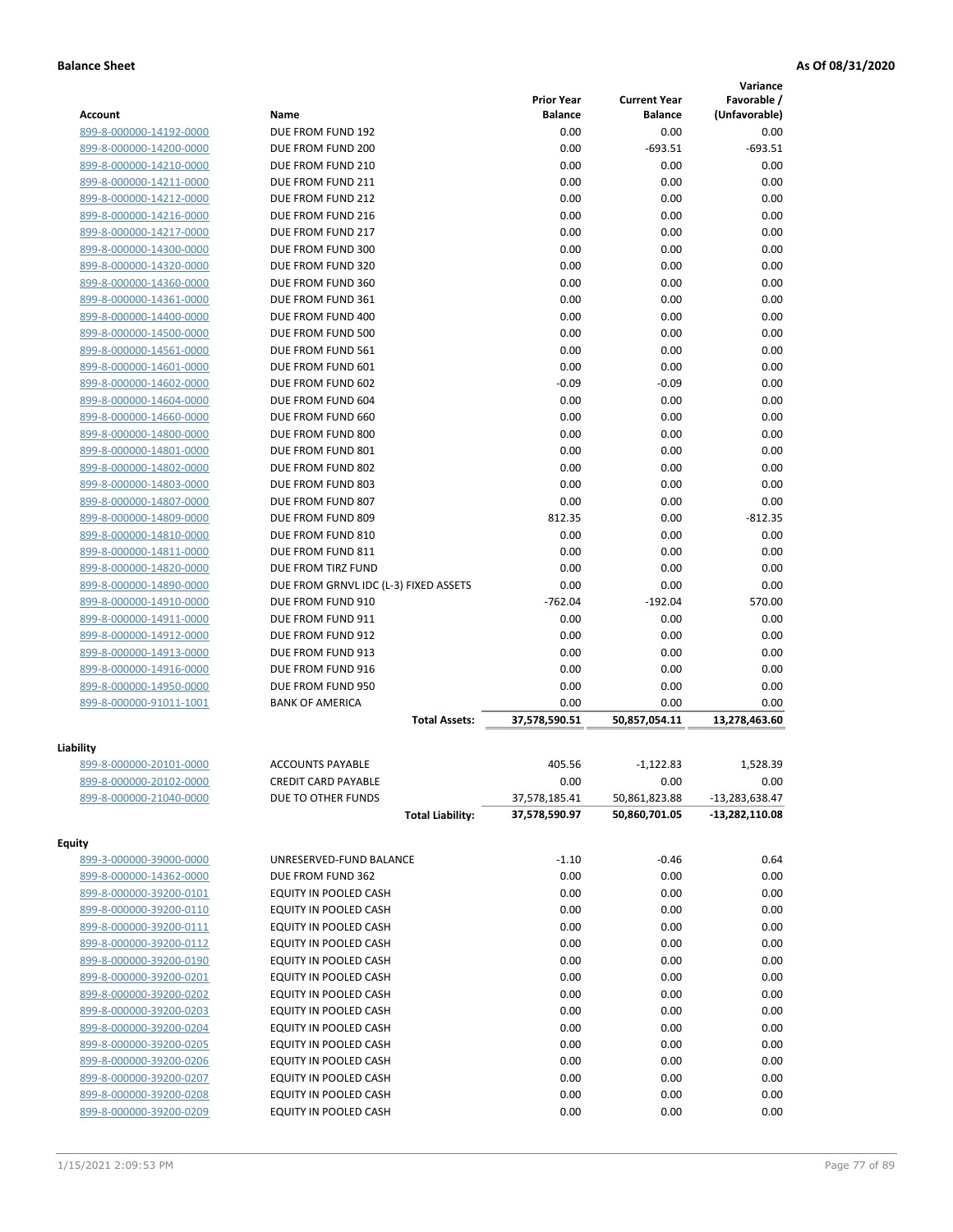**Balance Sheet** **As Of 08/31/2020**

| Account | Name | Prior Year Balance | Current Year Balance | Variance Favorable / (Unfavorable) |
|---|---|---|---|---|
| 899-8-000000-14192-0000 | DUE FROM FUND 192 | 0.00 | 0.00 | 0.00 |
| 899-8-000000-14200-0000 | DUE FROM FUND 200 | 0.00 | -693.51 | -693.51 |
| 899-8-000000-14210-0000 | DUE FROM FUND 210 | 0.00 | 0.00 | 0.00 |
| 899-8-000000-14211-0000 | DUE FROM FUND 211 | 0.00 | 0.00 | 0.00 |
| 899-8-000000-14212-0000 | DUE FROM FUND 212 | 0.00 | 0.00 | 0.00 |
| 899-8-000000-14216-0000 | DUE FROM FUND 216 | 0.00 | 0.00 | 0.00 |
| 899-8-000000-14217-0000 | DUE FROM FUND 217 | 0.00 | 0.00 | 0.00 |
| 899-8-000000-14300-0000 | DUE FROM FUND 300 | 0.00 | 0.00 | 0.00 |
| 899-8-000000-14320-0000 | DUE FROM FUND 320 | 0.00 | 0.00 | 0.00 |
| 899-8-000000-14360-0000 | DUE FROM FUND 360 | 0.00 | 0.00 | 0.00 |
| 899-8-000000-14361-0000 | DUE FROM FUND 361 | 0.00 | 0.00 | 0.00 |
| 899-8-000000-14400-0000 | DUE FROM FUND 400 | 0.00 | 0.00 | 0.00 |
| 899-8-000000-14500-0000 | DUE FROM FUND 500 | 0.00 | 0.00 | 0.00 |
| 899-8-000000-14561-0000 | DUE FROM FUND 561 | 0.00 | 0.00 | 0.00 |
| 899-8-000000-14601-0000 | DUE FROM FUND 601 | 0.00 | 0.00 | 0.00 |
| 899-8-000000-14602-0000 | DUE FROM FUND 602 | -0.09 | -0.09 | 0.00 |
| 899-8-000000-14604-0000 | DUE FROM FUND 604 | 0.00 | 0.00 | 0.00 |
| 899-8-000000-14660-0000 | DUE FROM FUND 660 | 0.00 | 0.00 | 0.00 |
| 899-8-000000-14800-0000 | DUE FROM FUND 800 | 0.00 | 0.00 | 0.00 |
| 899-8-000000-14801-0000 | DUE FROM FUND 801 | 0.00 | 0.00 | 0.00 |
| 899-8-000000-14802-0000 | DUE FROM FUND 802 | 0.00 | 0.00 | 0.00 |
| 899-8-000000-14803-0000 | DUE FROM FUND 803 | 0.00 | 0.00 | 0.00 |
| 899-8-000000-14807-0000 | DUE FROM FUND 807 | 0.00 | 0.00 | 0.00 |
| 899-8-000000-14809-0000 | DUE FROM FUND 809 | 812.35 | 0.00 | -812.35 |
| 899-8-000000-14810-0000 | DUE FROM FUND 810 | 0.00 | 0.00 | 0.00 |
| 899-8-000000-14811-0000 | DUE FROM FUND 811 | 0.00 | 0.00 | 0.00 |
| 899-8-000000-14820-0000 | DUE FROM TIRZ FUND | 0.00 | 0.00 | 0.00 |
| 899-8-000000-14890-0000 | DUE FROM GRNVL IDC (L-3) FIXED ASSETS | 0.00 | 0.00 | 0.00 |
| 899-8-000000-14910-0000 | DUE FROM FUND 910 | -762.04 | -192.04 | 570.00 |
| 899-8-000000-14911-0000 | DUE FROM FUND 911 | 0.00 | 0.00 | 0.00 |
| 899-8-000000-14912-0000 | DUE FROM FUND 912 | 0.00 | 0.00 | 0.00 |
| 899-8-000000-14913-0000 | DUE FROM FUND 913 | 0.00 | 0.00 | 0.00 |
| 899-8-000000-14916-0000 | DUE FROM FUND 916 | 0.00 | 0.00 | 0.00 |
| 899-8-000000-14950-0000 | DUE FROM FUND 950 | 0.00 | 0.00 | 0.00 |
| 899-8-000000-91011-1001 | BANK OF AMERICA | 0.00 | 0.00 | 0.00 |
| | **Total Assets:** | **37,578,590.51** | **50,857,054.11** | **13,278,463.60** |

**Liability**

| Account | Name | Prior Year Balance | Current Year Balance | Variance Favorable / (Unfavorable) |
|---|---|---|---|---|
| 899-8-000000-20101-0000 | ACCOUNTS PAYABLE | 405.56 | -1,122.83 | 1,528.39 |
| 899-8-000000-20102-0000 | CREDIT CARD PAYABLE | 0.00 | 0.00 | 0.00 |
| 899-8-000000-21040-0000 | DUE TO OTHER FUNDS | 37,578,185.41 | 50,861,823.88 | -13,283,638.47 |
| | **Total Liability:** | **37,578,590.97** | **50,860,701.05** | **-13,282,110.08** |

**Equity**

| Account | Name | Prior Year Balance | Current Year Balance | Variance Favorable / (Unfavorable) |
|---|---|---|---|---|
| 899-3-000000-39000-0000 | UNRESERVED-FUND BALANCE | -1.10 | -0.46 | 0.64 |
| 899-8-000000-14362-0000 | DUE FROM FUND 362 | 0.00 | 0.00 | 0.00 |
| 899-8-000000-39200-0101 | EQUITY IN POOLED CASH | 0.00 | 0.00 | 0.00 |
| 899-8-000000-39200-0110 | EQUITY IN POOLED CASH | 0.00 | 0.00 | 0.00 |
| 899-8-000000-39200-0111 | EQUITY IN POOLED CASH | 0.00 | 0.00 | 0.00 |
| 899-8-000000-39200-0112 | EQUITY IN POOLED CASH | 0.00 | 0.00 | 0.00 |
| 899-8-000000-39200-0190 | EQUITY IN POOLED CASH | 0.00 | 0.00 | 0.00 |
| 899-8-000000-39200-0201 | EQUITY IN POOLED CASH | 0.00 | 0.00 | 0.00 |
| 899-8-000000-39200-0202 | EQUITY IN POOLED CASH | 0.00 | 0.00 | 0.00 |
| 899-8-000000-39200-0203 | EQUITY IN POOLED CASH | 0.00 | 0.00 | 0.00 |
| 899-8-000000-39200-0204 | EQUITY IN POOLED CASH | 0.00 | 0.00 | 0.00 |
| 899-8-000000-39200-0205 | EQUITY IN POOLED CASH | 0.00 | 0.00 | 0.00 |
| 899-8-000000-39200-0206 | EQUITY IN POOLED CASH | 0.00 | 0.00 | 0.00 |
| 899-8-000000-39200-0207 | EQUITY IN POOLED CASH | 0.00 | 0.00 | 0.00 |
| 899-8-000000-39200-0208 | EQUITY IN POOLED CASH | 0.00 | 0.00 | 0.00 |
| 899-8-000000-39200-0209 | EQUITY IN POOLED CASH | 0.00 | 0.00 | 0.00 |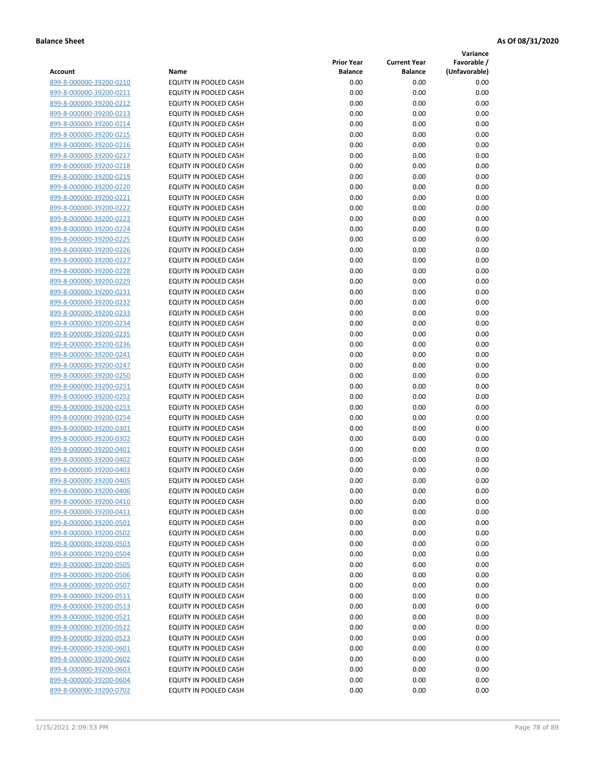**Balance Sheet** **As Of 08/31/2020**

| Account | Name | Prior Year Balance | Current Year Balance | Variance Favorable / (Unfavorable) |
|---|---|---|---|---|
| 899-8-000000-39200-0210 | EQUITY IN POOLED CASH | 0.00 | 0.00 | 0.00 |
| 899-8-000000-39200-0211 | EQUITY IN POOLED CASH | 0.00 | 0.00 | 0.00 |
| 899-8-000000-39200-0212 | EQUITY IN POOLED CASH | 0.00 | 0.00 | 0.00 |
| 899-8-000000-39200-0213 | EQUITY IN POOLED CASH | 0.00 | 0.00 | 0.00 |
| 899-8-000000-39200-0214 | EQUITY IN POOLED CASH | 0.00 | 0.00 | 0.00 |
| 899-8-000000-39200-0215 | EQUITY IN POOLED CASH | 0.00 | 0.00 | 0.00 |
| 899-8-000000-39200-0216 | EQUITY IN POOLED CASH | 0.00 | 0.00 | 0.00 |
| 899-8-000000-39200-0217 | EQUITY IN POOLED CASH | 0.00 | 0.00 | 0.00 |
| 899-8-000000-39200-0218 | EQUITY IN POOLED CASH | 0.00 | 0.00 | 0.00 |
| 899-8-000000-39200-0219 | EQUITY IN POOLED CASH | 0.00 | 0.00 | 0.00 |
| 899-8-000000-39200-0220 | EQUITY IN POOLED CASH | 0.00 | 0.00 | 0.00 |
| 899-8-000000-39200-0221 | EQUITY IN POOLED CASH | 0.00 | 0.00 | 0.00 |
| 899-8-000000-39200-0222 | EQUITY IN POOLED CASH | 0.00 | 0.00 | 0.00 |
| 899-8-000000-39200-0223 | EQUITY IN POOLED CASH | 0.00 | 0.00 | 0.00 |
| 899-8-000000-39200-0224 | EQUITY IN POOLED CASH | 0.00 | 0.00 | 0.00 |
| 899-8-000000-39200-0225 | EQUITY IN POOLED CASH | 0.00 | 0.00 | 0.00 |
| 899-8-000000-39200-0226 | EQUITY IN POOLED CASH | 0.00 | 0.00 | 0.00 |
| 899-8-000000-39200-0227 | EQUITY IN POOLED CASH | 0.00 | 0.00 | 0.00 |
| 899-8-000000-39200-0228 | EQUITY IN POOLED CASH | 0.00 | 0.00 | 0.00 |
| 899-8-000000-39200-0229 | EQUITY IN POOLED CASH | 0.00 | 0.00 | 0.00 |
| 899-8-000000-39200-0231 | EQUITY IN POOLED CASH | 0.00 | 0.00 | 0.00 |
| 899-8-000000-39200-0232 | EQUITY IN POOLED CASH | 0.00 | 0.00 | 0.00 |
| 899-8-000000-39200-0233 | EQUITY IN POOLED CASH | 0.00 | 0.00 | 0.00 |
| 899-8-000000-39200-0234 | EQUITY IN POOLED CASH | 0.00 | 0.00 | 0.00 |
| 899-8-000000-39200-0235 | EQUITY IN POOLED CASH | 0.00 | 0.00 | 0.00 |
| 899-8-000000-39200-0236 | EQUITY IN POOLED CASH | 0.00 | 0.00 | 0.00 |
| 899-8-000000-39200-0241 | EQUITY IN POOLED CASH | 0.00 | 0.00 | 0.00 |
| 899-8-000000-39200-0247 | EQUITY IN POOLED CASH | 0.00 | 0.00 | 0.00 |
| 899-8-000000-39200-0250 | EQUITY IN POOLED CASH | 0.00 | 0.00 | 0.00 |
| 899-8-000000-39200-0251 | EQUITY IN POOLED CASH | 0.00 | 0.00 | 0.00 |
| 899-8-000000-39200-0252 | EQUITY IN POOLED CASH | 0.00 | 0.00 | 0.00 |
| 899-8-000000-39200-0253 | EQUITY IN POOLED CASH | 0.00 | 0.00 | 0.00 |
| 899-8-000000-39200-0254 | EQUITY IN POOLED CASH | 0.00 | 0.00 | 0.00 |
| 899-8-000000-39200-0301 | EQUITY IN POOLED CASH | 0.00 | 0.00 | 0.00 |
| 899-8-000000-39200-0302 | EQUITY IN POOLED CASH | 0.00 | 0.00 | 0.00 |
| 899-8-000000-39200-0401 | EQUITY IN POOLED CASH | 0.00 | 0.00 | 0.00 |
| 899-8-000000-39200-0402 | EQUITY IN POOLED CASH | 0.00 | 0.00 | 0.00 |
| 899-8-000000-39200-0403 | EQUITY IN POOLED CASH | 0.00 | 0.00 | 0.00 |
| 899-8-000000-39200-0405 | EQUITY IN POOLED CASH | 0.00 | 0.00 | 0.00 |
| 899-8-000000-39200-0406 | EQUITY IN POOLED CASH | 0.00 | 0.00 | 0.00 |
| 899-8-000000-39200-0410 | EQUITY IN POOLED CASH | 0.00 | 0.00 | 0.00 |
| 899-8-000000-39200-0411 | EQUITY IN POOLED CASH | 0.00 | 0.00 | 0.00 |
| 899-8-000000-39200-0501 | EQUITY IN POOLED CASH | 0.00 | 0.00 | 0.00 |
| 899-8-000000-39200-0502 | EQUITY IN POOLED CASH | 0.00 | 0.00 | 0.00 |
| 899-8-000000-39200-0503 | EQUITY IN POOLED CASH | 0.00 | 0.00 | 0.00 |
| 899-8-000000-39200-0504 | EQUITY IN POOLED CASH | 0.00 | 0.00 | 0.00 |
| 899-8-000000-39200-0505 | EQUITY IN POOLED CASH | 0.00 | 0.00 | 0.00 |
| 899-8-000000-39200-0506 | EQUITY IN POOLED CASH | 0.00 | 0.00 | 0.00 |
| 899-8-000000-39200-0507 | EQUITY IN POOLED CASH | 0.00 | 0.00 | 0.00 |
| 899-8-000000-39200-0511 | EQUITY IN POOLED CASH | 0.00 | 0.00 | 0.00 |
| 899-8-000000-39200-0513 | EQUITY IN POOLED CASH | 0.00 | 0.00 | 0.00 |
| 899-8-000000-39200-0521 | EQUITY IN POOLED CASH | 0.00 | 0.00 | 0.00 |
| 899-8-000000-39200-0522 | EQUITY IN POOLED CASH | 0.00 | 0.00 | 0.00 |
| 899-8-000000-39200-0523 | EQUITY IN POOLED CASH | 0.00 | 0.00 | 0.00 |
| 899-8-000000-39200-0601 | EQUITY IN POOLED CASH | 0.00 | 0.00 | 0.00 |
| 899-8-000000-39200-0602 | EQUITY IN POOLED CASH | 0.00 | 0.00 | 0.00 |
| 899-8-000000-39200-0603 | EQUITY IN POOLED CASH | 0.00 | 0.00 | 0.00 |
| 899-8-000000-39200-0604 | EQUITY IN POOLED CASH | 0.00 | 0.00 | 0.00 |
| 899-8-000000-39200-0702 | EQUITY IN POOLED CASH | 0.00 | 0.00 | 0.00 |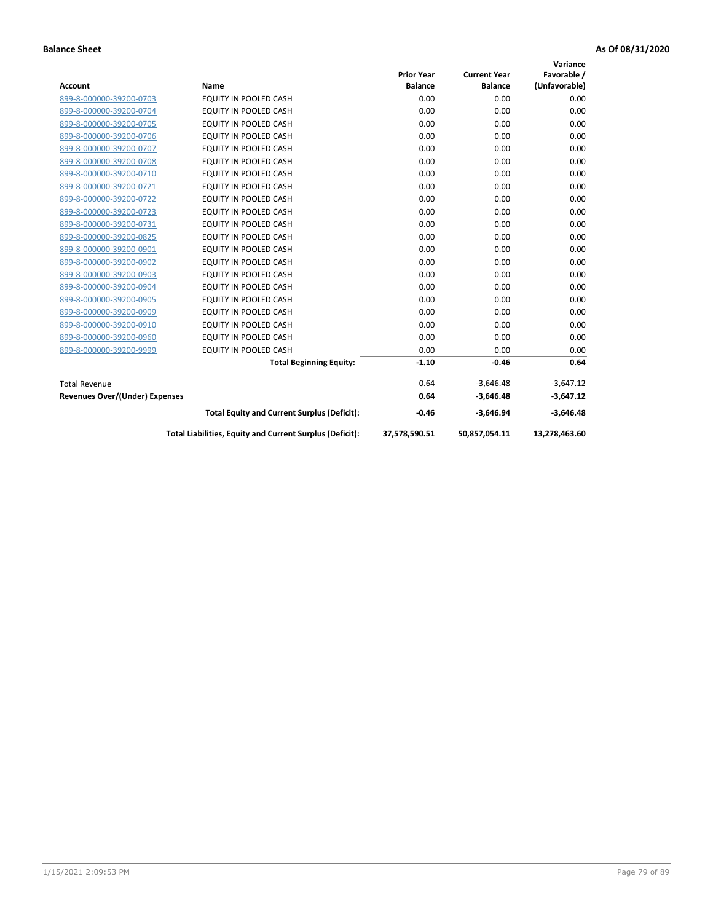**Balance Sheet** **As Of 08/31/2020**

| Account | Name | Prior Year Balance | Current Year Balance | Variance Favorable / (Unfavorable) |
|---|---|---|---|---|
| 899-8-000000-39200-0703 | EQUITY IN POOLED CASH | 0.00 | 0.00 | 0.00 |
| 899-8-000000-39200-0704 | EQUITY IN POOLED CASH | 0.00 | 0.00 | 0.00 |
| 899-8-000000-39200-0705 | EQUITY IN POOLED CASH | 0.00 | 0.00 | 0.00 |
| 899-8-000000-39200-0706 | EQUITY IN POOLED CASH | 0.00 | 0.00 | 0.00 |
| 899-8-000000-39200-0707 | EQUITY IN POOLED CASH | 0.00 | 0.00 | 0.00 |
| 899-8-000000-39200-0708 | EQUITY IN POOLED CASH | 0.00 | 0.00 | 0.00 |
| 899-8-000000-39200-0710 | EQUITY IN POOLED CASH | 0.00 | 0.00 | 0.00 |
| 899-8-000000-39200-0721 | EQUITY IN POOLED CASH | 0.00 | 0.00 | 0.00 |
| 899-8-000000-39200-0722 | EQUITY IN POOLED CASH | 0.00 | 0.00 | 0.00 |
| 899-8-000000-39200-0723 | EQUITY IN POOLED CASH | 0.00 | 0.00 | 0.00 |
| 899-8-000000-39200-0731 | EQUITY IN POOLED CASH | 0.00 | 0.00 | 0.00 |
| 899-8-000000-39200-0825 | EQUITY IN POOLED CASH | 0.00 | 0.00 | 0.00 |
| 899-8-000000-39200-0901 | EQUITY IN POOLED CASH | 0.00 | 0.00 | 0.00 |
| 899-8-000000-39200-0902 | EQUITY IN POOLED CASH | 0.00 | 0.00 | 0.00 |
| 899-8-000000-39200-0903 | EQUITY IN POOLED CASH | 0.00 | 0.00 | 0.00 |
| 899-8-000000-39200-0904 | EQUITY IN POOLED CASH | 0.00 | 0.00 | 0.00 |
| 899-8-000000-39200-0905 | EQUITY IN POOLED CASH | 0.00 | 0.00 | 0.00 |
| 899-8-000000-39200-0909 | EQUITY IN POOLED CASH | 0.00 | 0.00 | 0.00 |
| 899-8-000000-39200-0910 | EQUITY IN POOLED CASH | 0.00 | 0.00 | 0.00 |
| 899-8-000000-39200-0960 | EQUITY IN POOLED CASH | 0.00 | 0.00 | 0.00 |
| 899-8-000000-39200-9999 | EQUITY IN POOLED CASH | 0.00 | 0.00 | 0.00 |
| | **Total Beginning Equity:** | **-1.10** | **-0.46** | **0.64** |
| Total Revenue | | 0.64 | -3,646.48 | -3,647.12 |
| **Revenues Over/(Under) Expenses** | | **0.64** | **-3,646.48** | **-3,647.12** |
| | **Total Equity and Current Surplus (Deficit):** | **-0.46** | **-3,646.94** | **-3,646.48** |
| | **Total Liabilities, Equity and Current Surplus (Deficit):** | **37,578,590.51** | **50,857,054.11** | **13,278,463.60** |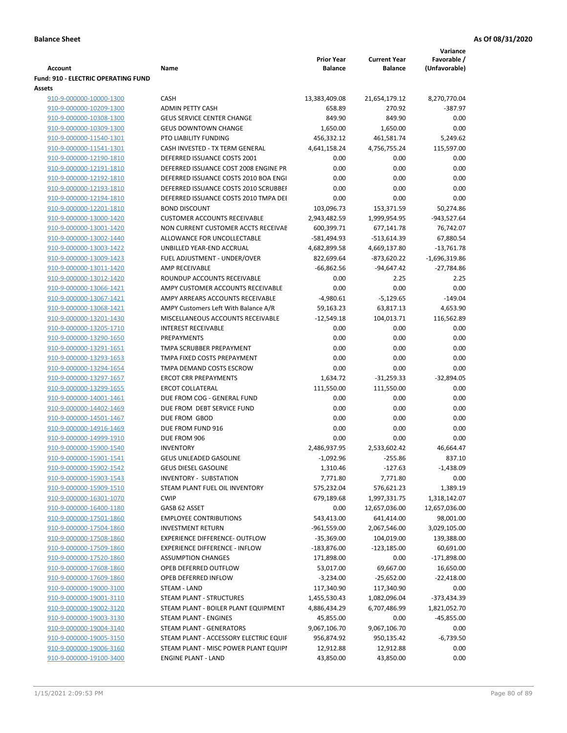**Balance Sheet** **As Of 08/31/2020**

| Account | Name | Prior Year Balance | Current Year Balance | Variance Favorable / (Unfavorable) |
|---|---|---|---|---|
| **Fund: 910 - ELECTRIC OPERATING FUND** | | | | |
| **Assets** | | | | |
| 910-9-000000-10000-1300 | CASH | 13,383,409.08 | 21,654,179.12 | 8,270,770.04 |
| 910-9-000000-10209-1300 | ADMIN PETTY CASH | 658.89 | 270.92 | -387.97 |
| 910-9-000000-10308-1300 | GEUS SERVICE CENTER CHANGE | 849.90 | 849.90 | 0.00 |
| 910-9-000000-10309-1300 | GEUS DOWNTOWN CHANGE | 1,650.00 | 1,650.00 | 0.00 |
| 910-9-000000-11540-1301 | PTO LIABILITY FUNDING | 456,332.12 | 461,581.74 | 5,249.62 |
| 910-9-000000-11541-1301 | CASH INVESTED - TX TERM GENERAL | 4,641,158.24 | 4,756,755.24 | 115,597.00 |
| 910-9-000000-12190-1810 | DEFERRED ISSUANCE COSTS 2001 | 0.00 | 0.00 | 0.00 |
| 910-9-000000-12191-1810 | DEFERRED ISSUANCE COST 2008 ENGINE PR | 0.00 | 0.00 | 0.00 |
| 910-9-000000-12192-1810 | DEFERRED ISSUANCE COSTS 2010 BOA ENGI | 0.00 | 0.00 | 0.00 |
| 910-9-000000-12193-1810 | DEFERRED ISSUANCE COSTS 2010 SCRUBBEI | 0.00 | 0.00 | 0.00 |
| 910-9-000000-12194-1810 | DEFERRED ISSUANCE COSTS 2010 TMPA DEI | 0.00 | 0.00 | 0.00 |
| 910-9-000000-12201-1810 | BOND DISCOUNT | 103,096.73 | 153,371.59 | 50,274.86 |
| 910-9-000000-13000-1420 | CUSTOMER ACCOUNTS RECEIVABLE | 2,943,482.59 | 1,999,954.95 | -943,527.64 |
| 910-9-000000-13001-1420 | NON CURRENT CUSTOMER ACCTS RECEIVAE | 600,399.71 | 677,141.78 | 76,742.07 |
| 910-9-000000-13002-1440 | ALLOWANCE FOR UNCOLLECTABLE | -581,494.93 | -513,614.39 | 67,880.54 |
| 910-9-000000-13003-1422 | UNBILLED YEAR-END ACCRUAL | 4,682,899.58 | 4,669,137.80 | -13,761.78 |
| 910-9-000000-13009-1423 | FUEL ADJUSTMENT - UNDER/OVER | 822,699.64 | -873,620.22 | -1,696,319.86 |
| 910-9-000000-13011-1420 | AMP RECEIVABLE | -66,862.56 | -94,647.42 | -27,784.86 |
| 910-9-000000-13012-1420 | ROUNDUP ACCOUNTS RECEIVABLE | 0.00 | 2.25 | 2.25 |
| 910-9-000000-13066-1421 | AMPY CUSTOMER ACCOUNTS RECEIVABLE | 0.00 | 0.00 | 0.00 |
| 910-9-000000-13067-1421 | AMPY ARREARS ACCOUNTS RECEIVABLE | -4,980.61 | -5,129.65 | -149.04 |
| 910-9-000000-13068-1421 | AMPY Customers Left With Balance A/R | 59,163.23 | 63,817.13 | 4,653.90 |
| 910-9-000000-13201-1430 | MISCELLANEOUS ACCOUNTS RECEIVABLE | -12,549.18 | 104,013.71 | 116,562.89 |
| 910-9-000000-13205-1710 | INTEREST RECEIVABLE | 0.00 | 0.00 | 0.00 |
| 910-9-000000-13290-1650 | PREPAYMENTS | 0.00 | 0.00 | 0.00 |
| 910-9-000000-13291-1651 | TMPA SCRUBBER PREPAYMENT | 0.00 | 0.00 | 0.00 |
| 910-9-000000-13293-1653 | TMPA FIXED COSTS PREPAYMENT | 0.00 | 0.00 | 0.00 |
| 910-9-000000-13294-1654 | TMPA DEMAND COSTS ESCROW | 0.00 | 0.00 | 0.00 |
| 910-9-000000-13297-1657 | ERCOT CRR PREPAYMENTS | 1,634.72 | -31,259.33 | -32,894.05 |
| 910-9-000000-13299-1655 | ERCOT COLLATERAL | 111,550.00 | 111,550.00 | 0.00 |
| 910-9-000000-14001-1461 | DUE FROM COG - GENERAL FUND | 0.00 | 0.00 | 0.00 |
| 910-9-000000-14402-1469 | DUE FROM DEBT SERVICE FUND | 0.00 | 0.00 | 0.00 |
| 910-9-000000-14501-1467 | DUE FROM GBOD | 0.00 | 0.00 | 0.00 |
| 910-9-000000-14916-1469 | DUE FROM FUND 916 | 0.00 | 0.00 | 0.00 |
| 910-9-000000-14999-1910 | DUE FROM 906 | 0.00 | 0.00 | 0.00 |
| 910-9-000000-15900-1540 | INVENTORY | 2,486,937.95 | 2,533,602.42 | 46,664.47 |
| 910-9-000000-15901-1541 | GEUS UNLEADED GASOLINE | -1,092.96 | -255.86 | 837.10 |
| 910-9-000000-15902-1542 | GEUS DIESEL GASOLINE | 1,310.46 | -127.63 | -1,438.09 |
| 910-9-000000-15903-1543 | INVENTORY - SUBSTATION | 7,771.80 | 7,771.80 | 0.00 |
| 910-9-000000-15909-1510 | STEAM PLANT FUEL OIL INVENTORY | 575,232.04 | 576,621.23 | 1,389.19 |
| 910-9-000000-16301-1070 | CWIP | 679,189.68 | 1,997,331.75 | 1,318,142.07 |
| 910-9-000000-16400-1180 | GASB 62 ASSET | 0.00 | 12,657,036.00 | 12,657,036.00 |
| 910-9-000000-17501-1860 | EMPLOYEE CONTRIBUTIONS | 543,413.00 | 641,414.00 | 98,001.00 |
| 910-9-000000-17504-1860 | INVESTMENT RETURN | -961,559.00 | 2,067,546.00 | 3,029,105.00 |
| 910-9-000000-17508-1860 | EXPERIENCE DIFFERENCE- OUTFLOW | -35,369.00 | 104,019.00 | 139,388.00 |
| 910-9-000000-17509-1860 | EXPERIENCE DIFFERENCE - INFLOW | -183,876.00 | -123,185.00 | 60,691.00 |
| 910-9-000000-17520-1860 | ASSUMPTION CHANGES | 171,898.00 | 0.00 | -171,898.00 |
| 910-9-000000-17608-1860 | OPEB DEFERRED OUTFLOW | 53,017.00 | 69,667.00 | 16,650.00 |
| 910-9-000000-17609-1860 | OPEB DEFERRED INFLOW | -3,234.00 | -25,652.00 | -22,418.00 |
| 910-9-000000-19000-3100 | STEAM - LAND | 117,340.90 | 117,340.90 | 0.00 |
| 910-9-000000-19001-3110 | STEAM PLANT - STRUCTURES | 1,455,530.43 | 1,082,096.04 | -373,434.39 |
| 910-9-000000-19002-3120 | STEAM PLANT - BOILER PLANT EQUIPMENT | 4,886,434.29 | 6,707,486.99 | 1,821,052.70 |
| 910-9-000000-19003-3130 | STEAM PLANT - ENGINES | 45,855.00 | 0.00 | -45,855.00 |
| 910-9-000000-19004-3140 | STEAM PLANT - GENERATORS | 9,067,106.70 | 9,067,106.70 | 0.00 |
| 910-9-000000-19005-3150 | STEAM PLANT - ACCESSORY ELECTRIC EQUIF | 956,874.92 | 950,135.42 | -6,739.50 |
| 910-9-000000-19006-3160 | STEAM PLANT - MISC POWER PLANT EQUIPI | 12,912.88 | 12,912.88 | 0.00 |
| 910-9-000000-19100-3400 | ENGINE PLANT - LAND | 43,850.00 | 43,850.00 | 0.00 |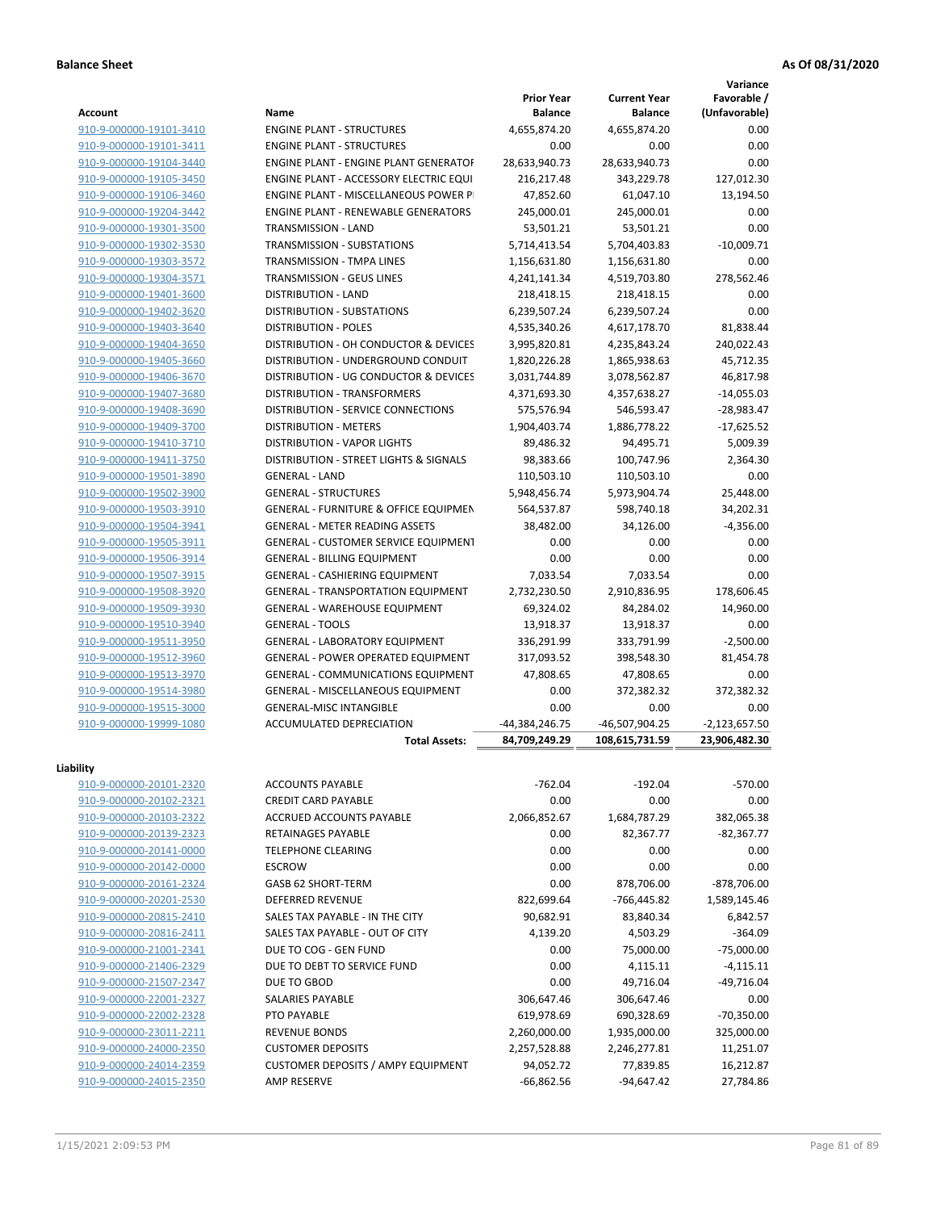**Balance Sheet** **As Of 08/31/2020**

| Account | Name | Prior Year Balance | Current Year Balance | Variance Favorable / (Unfavorable) |
|---|---|---|---|---|
| 910-9-000000-19101-3410 | ENGINE PLANT - STRUCTURES | 4,655,874.20 | 4,655,874.20 | 0.00 |
| 910-9-000000-19101-3411 | ENGINE PLANT - STRUCTURES | 0.00 | 0.00 | 0.00 |
| 910-9-000000-19104-3440 | ENGINE PLANT - ENGINE PLANT GENERATOF | 28,633,940.73 | 28,633,940.73 | 0.00 |
| 910-9-000000-19105-3450 | ENGINE PLANT - ACCESSORY ELECTRIC EQUI | 216,217.48 | 343,229.78 | 127,012.30 |
| 910-9-000000-19106-3460 | ENGINE PLANT - MISCELLANEOUS POWER P | 47,852.60 | 61,047.10 | 13,194.50 |
| 910-9-000000-19204-3442 | ENGINE PLANT - RENEWABLE GENERATORS | 245,000.01 | 245,000.01 | 0.00 |
| 910-9-000000-19301-3500 | TRANSMISSION - LAND | 53,501.21 | 53,501.21 | 0.00 |
| 910-9-000000-19302-3530 | TRANSMISSION - SUBSTATIONS | 5,714,413.54 | 5,704,403.83 | -10,009.71 |
| 910-9-000000-19303-3572 | TRANSMISSION - TMPA LINES | 1,156,631.80 | 1,156,631.80 | 0.00 |
| 910-9-000000-19304-3571 | TRANSMISSION - GEUS LINES | 4,241,141.34 | 4,519,703.80 | 278,562.46 |
| 910-9-000000-19401-3600 | DISTRIBUTION - LAND | 218,418.15 | 218,418.15 | 0.00 |
| 910-9-000000-19402-3620 | DISTRIBUTION - SUBSTATIONS | 6,239,507.24 | 6,239,507.24 | 0.00 |
| 910-9-000000-19403-3640 | DISTRIBUTION - POLES | 4,535,340.26 | 4,617,178.70 | 81,838.44 |
| 910-9-000000-19404-3650 | DISTRIBUTION - OH CONDUCTOR & DEVICES | 3,995,820.81 | 4,235,843.24 | 240,022.43 |
| 910-9-000000-19405-3660 | DISTRIBUTION - UNDERGROUND CONDUIT | 1,820,226.28 | 1,865,938.63 | 45,712.35 |
| 910-9-000000-19406-3670 | DISTRIBUTION - UG CONDUCTOR & DEVICES | 3,031,744.89 | 3,078,562.87 | 46,817.98 |
| 910-9-000000-19407-3680 | DISTRIBUTION - TRANSFORMERS | 4,371,693.30 | 4,357,638.27 | -14,055.03 |
| 910-9-000000-19408-3690 | DISTRIBUTION - SERVICE CONNECTIONS | 575,576.94 | 546,593.47 | -28,983.47 |
| 910-9-000000-19409-3700 | DISTRIBUTION - METERS | 1,904,403.74 | 1,886,778.22 | -17,625.52 |
| 910-9-000000-19410-3710 | DISTRIBUTION - VAPOR LIGHTS | 89,486.32 | 94,495.71 | 5,009.39 |
| 910-9-000000-19411-3750 | DISTRIBUTION - STREET LIGHTS & SIGNALS | 98,383.66 | 100,747.96 | 2,364.30 |
| 910-9-000000-19501-3890 | GENERAL - LAND | 110,503.10 | 110,503.10 | 0.00 |
| 910-9-000000-19502-3900 | GENERAL - STRUCTURES | 5,948,456.74 | 5,973,904.74 | 25,448.00 |
| 910-9-000000-19503-3910 | GENERAL - FURNITURE & OFFICE EQUIPMEN | 564,537.87 | 598,740.18 | 34,202.31 |
| 910-9-000000-19504-3941 | GENERAL - METER READING ASSETS | 38,482.00 | 34,126.00 | -4,356.00 |
| 910-9-000000-19505-3911 | GENERAL - CUSTOMER SERVICE EQUIPMENT | 0.00 | 0.00 | 0.00 |
| 910-9-000000-19506-3914 | GENERAL - BILLING EQUIPMENT | 0.00 | 0.00 | 0.00 |
| 910-9-000000-19507-3915 | GENERAL - CASHIERING EQUIPMENT | 7,033.54 | 7,033.54 | 0.00 |
| 910-9-000000-19508-3920 | GENERAL - TRANSPORTATION EQUIPMENT | 2,732,230.50 | 2,910,836.95 | 178,606.45 |
| 910-9-000000-19509-3930 | GENERAL - WAREHOUSE EQUIPMENT | 69,324.02 | 84,284.02 | 14,960.00 |
| 910-9-000000-19510-3940 | GENERAL - TOOLS | 13,918.37 | 13,918.37 | 0.00 |
| 910-9-000000-19511-3950 | GENERAL - LABORATORY EQUIPMENT | 336,291.99 | 333,791.99 | -2,500.00 |
| 910-9-000000-19512-3960 | GENERAL - POWER OPERATED EQUIPMENT | 317,093.52 | 398,548.30 | 81,454.78 |
| 910-9-000000-19513-3970 | GENERAL - COMMUNICATIONS EQUIPMENT | 47,808.65 | 47,808.65 | 0.00 |
| 910-9-000000-19514-3980 | GENERAL - MISCELLANEOUS EQUIPMENT | 0.00 | 372,382.32 | 372,382.32 |
| 910-9-000000-19515-3000 | GENERAL-MISC INTANGIBLE | 0.00 | 0.00 | 0.00 |
| 910-9-000000-19999-1080 | ACCUMULATED DEPRECIATION | -44,384,246.75 | -46,507,904.25 | -2,123,657.50 |
| | **Total Assets:** | **84,709,249.29** | **108,615,731.59** | **23,906,482.30** |

**Liability**

| Account | Name | Prior Year Balance | Current Year Balance | Variance Favorable / (Unfavorable) |
|---|---|---|---|---|
| 910-9-000000-20101-2320 | ACCOUNTS PAYABLE | -762.04 | -192.04 | -570.00 |
| 910-9-000000-20102-2321 | CREDIT CARD PAYABLE | 0.00 | 0.00 | 0.00 |
| 910-9-000000-20103-2322 | ACCRUED ACCOUNTS PAYABLE | 2,066,852.67 | 1,684,787.29 | 382,065.38 |
| 910-9-000000-20139-2323 | RETAINAGES PAYABLE | 0.00 | 82,367.77 | -82,367.77 |
| 910-9-000000-20141-0000 | TELEPHONE CLEARING | 0.00 | 0.00 | 0.00 |
| 910-9-000000-20142-0000 | ESCROW | 0.00 | 0.00 | 0.00 |
| 910-9-000000-20161-2324 | GASB 62 SHORT-TERM | 0.00 | 878,706.00 | -878,706.00 |
| 910-9-000000-20201-2530 | DEFERRED REVENUE | 822,699.64 | -766,445.82 | 1,589,145.46 |
| 910-9-000000-20815-2410 | SALES TAX PAYABLE - IN THE CITY | 90,682.91 | 83,840.34 | 6,842.57 |
| 910-9-000000-20816-2411 | SALES TAX PAYABLE - OUT OF CITY | 4,139.20 | 4,503.29 | -364.09 |
| 910-9-000000-21001-2341 | DUE TO COG - GEN FUND | 0.00 | 75,000.00 | -75,000.00 |
| 910-9-000000-21406-2329 | DUE TO DEBT TO SERVICE FUND | 0.00 | 4,115.11 | -4,115.11 |
| 910-9-000000-21507-2347 | DUE TO GBOD | 0.00 | 49,716.04 | -49,716.04 |
| 910-9-000000-22001-2327 | SALARIES PAYABLE | 306,647.46 | 306,647.46 | 0.00 |
| 910-9-000000-22002-2328 | PTO PAYABLE | 619,978.69 | 690,328.69 | -70,350.00 |
| 910-9-000000-23011-2211 | REVENUE BONDS | 2,260,000.00 | 1,935,000.00 | 325,000.00 |
| 910-9-000000-24000-2350 | CUSTOMER DEPOSITS | 2,257,528.88 | 2,246,277.81 | 11,251.07 |
| 910-9-000000-24014-2359 | CUSTOMER DEPOSITS / AMPY EQUIPMENT | 94,052.72 | 77,839.85 | 16,212.87 |
| 910-9-000000-24015-2350 | AMP RESERVE | -66,862.56 | -94,647.42 | 27,784.86 |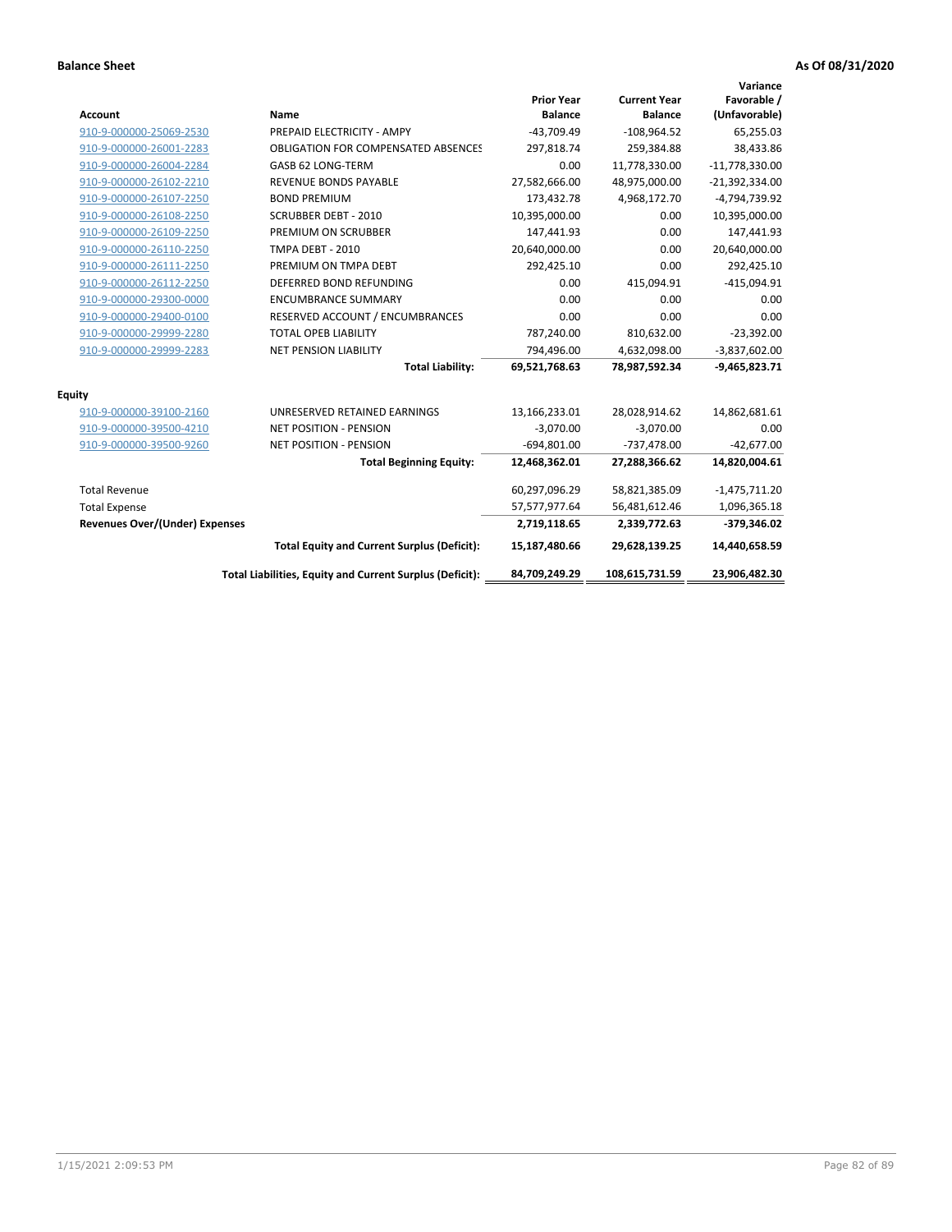**Balance Sheet** **As Of 08/31/2020**

| Account | Name | Prior Year Balance | Current Year Balance | Variance Favorable / (Unfavorable) |
|---|---|---|---|---|
| 910-9-000000-25069-2530 | PREPAID ELECTRICITY - AMPY | -43,709.49 | -108,964.52 | 65,255.03 |
| 910-9-000000-26001-2283 | OBLIGATION FOR COMPENSATED ABSENCES | 297,818.74 | 259,384.88 | 38,433.86 |
| 910-9-000000-26004-2284 | GASB 62 LONG-TERM | 0.00 | 11,778,330.00 | -11,778,330.00 |
| 910-9-000000-26102-2210 | REVENUE BONDS PAYABLE | 27,582,666.00 | 48,975,000.00 | -21,392,334.00 |
| 910-9-000000-26107-2250 | BOND PREMIUM | 173,432.78 | 4,968,172.70 | -4,794,739.92 |
| 910-9-000000-26108-2250 | SCRUBBER DEBT - 2010 | 10,395,000.00 | 0.00 | 10,395,000.00 |
| 910-9-000000-26109-2250 | PREMIUM ON SCRUBBER | 147,441.93 | 0.00 | 147,441.93 |
| 910-9-000000-26110-2250 | TMPA DEBT - 2010 | 20,640,000.00 | 0.00 | 20,640,000.00 |
| 910-9-000000-26111-2250 | PREMIUM ON TMPA DEBT | 292,425.10 | 0.00 | 292,425.10 |
| 910-9-000000-26112-2250 | DEFERRED BOND REFUNDING | 0.00 | 415,094.91 | -415,094.91 |
| 910-9-000000-29300-0000 | ENCUMBRANCE SUMMARY | 0.00 | 0.00 | 0.00 |
| 910-9-000000-29400-0100 | RESERVED ACCOUNT / ENCUMBRANCES | 0.00 | 0.00 | 0.00 |
| 910-9-000000-29999-2280 | TOTAL OPEB LIABILITY | 787,240.00 | 810,632.00 | -23,392.00 |
| 910-9-000000-29999-2283 | NET PENSION LIABILITY | 794,496.00 | 4,632,098.00 | -3,837,602.00 |
| | **Total Liability:** | **69,521,768.63** | **78,987,592.34** | **-9,465,823.71** |
| **Equity** | | | | |
| 910-9-000000-39100-2160 | UNRESERVED RETAINED EARNINGS | 13,166,233.01 | 28,028,914.62 | 14,862,681.61 |
| 910-9-000000-39500-4210 | NET POSITION - PENSION | -3,070.00 | -3,070.00 | 0.00 |
| 910-9-000000-39500-9260 | NET POSITION - PENSION | -694,801.00 | -737,478.00 | -42,677.00 |
| | **Total Beginning Equity:** | **12,468,362.01** | **27,288,366.62** | **14,820,004.61** |
| Total Revenue | | 60,297,096.29 | 58,821,385.09 | -1,475,711.20 |
| Total Expense | | 57,577,977.64 | 56,481,612.46 | 1,096,365.18 |
| **Revenues Over/(Under) Expenses** | | **2,719,118.65** | **2,339,772.63** | **-379,346.02** |
| | **Total Equity and Current Surplus (Deficit):** | **15,187,480.66** | **29,628,139.25** | **14,440,658.59** |
| | **Total Liabilities, Equity and Current Surplus (Deficit):** | **84,709,249.29** | **108,615,731.59** | **23,906,482.30** |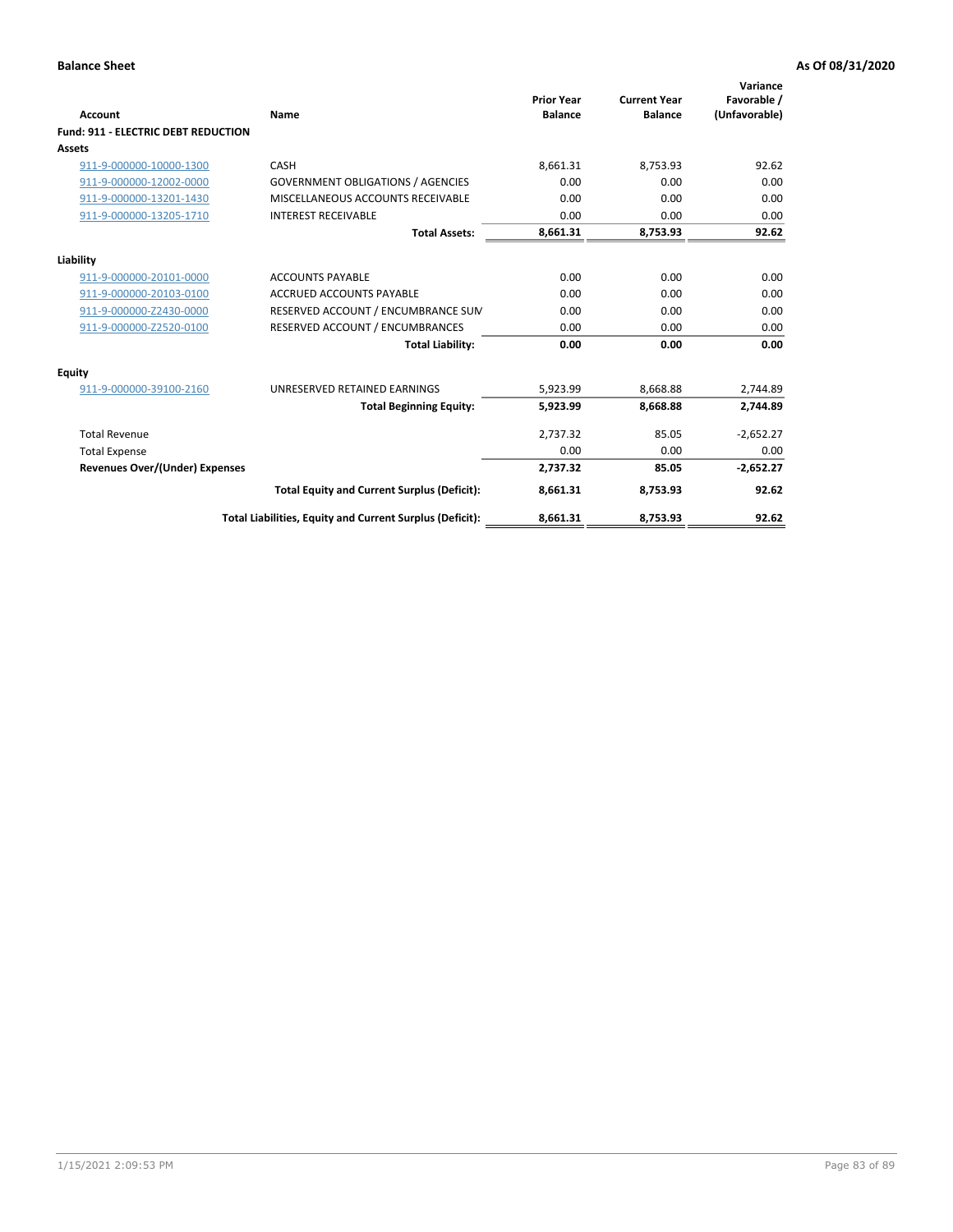**Balance Sheet** **As Of 08/31/2020**

| Account | Name | Prior Year Balance | Current Year Balance | Variance Favorable / (Unfavorable) |
|---|---|---|---|---|
| **Fund: 911 - ELECTRIC DEBT REDUCTION** | | | | |
| **Assets** | | | | |
| 911-9-000000-10000-1300 | CASH | 8,661.31 | 8,753.93 | 92.62 |
| 911-9-000000-12002-0000 | GOVERNMENT OBLIGATIONS / AGENCIES | 0.00 | 0.00 | 0.00 |
| 911-9-000000-13201-1430 | MISCELLANEOUS ACCOUNTS RECEIVABLE | 0.00 | 0.00 | 0.00 |
| 911-9-000000-13205-1710 | INTEREST RECEIVABLE | 0.00 | 0.00 | 0.00 |
| | **Total Assets:** | **8,661.31** | **8,753.93** | **92.62** |
| **Liability** | | | | |
| 911-9-000000-20101-0000 | ACCOUNTS PAYABLE | 0.00 | 0.00 | 0.00 |
| 911-9-000000-20103-0100 | ACCRUED ACCOUNTS PAYABLE | 0.00 | 0.00 | 0.00 |
| 911-9-000000-Z2430-0000 | RESERVED ACCOUNT / ENCUMBRANCE SUM | 0.00 | 0.00 | 0.00 |
| 911-9-000000-Z2520-0100 | RESERVED ACCOUNT / ENCUMBRANCES | 0.00 | 0.00 | 0.00 |
| | **Total Liability:** | **0.00** | **0.00** | **0.00** |
| **Equity** | | | | |
| 911-9-000000-39100-2160 | UNRESERVED RETAINED EARNINGS | 5,923.99 | 8,668.88 | 2,744.89 |
| | **Total Beginning Equity:** | **5,923.99** | **8,668.88** | **2,744.89** |
| Total Revenue | | 2,737.32 | 85.05 | -2,652.27 |
| Total Expense | | 0.00 | 0.00 | 0.00 |
| **Revenues Over/(Under) Expenses** | | **2,737.32** | **85.05** | **-2,652.27** |
| | **Total Equity and Current Surplus (Deficit):** | **8,661.31** | **8,753.93** | **92.62** |
| | **Total Liabilities, Equity and Current Surplus (Deficit):** | **8,661.31** | **8,753.93** | **92.62** |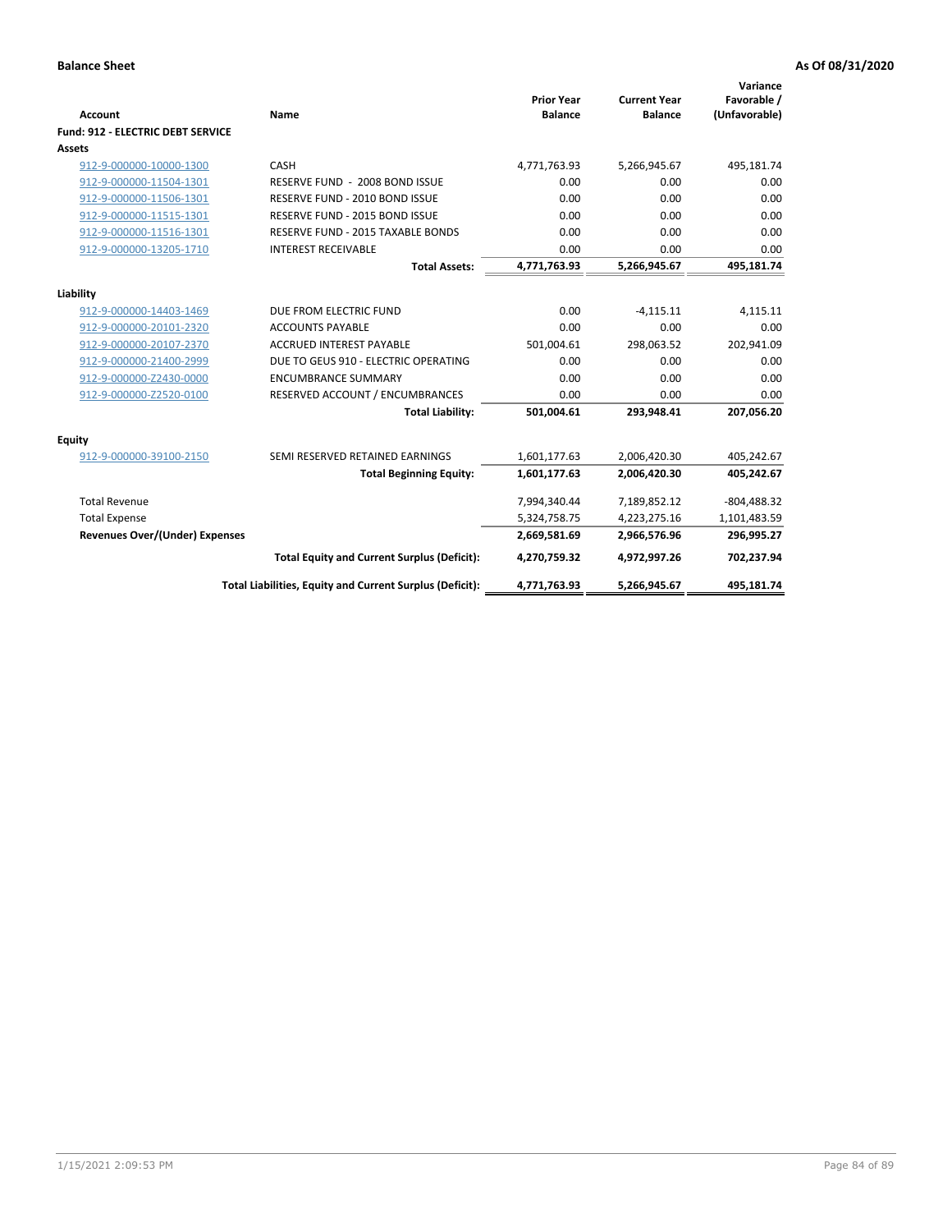**Balance Sheet** **As Of 08/31/2020**

| Account | Name | Prior Year Balance | Current Year Balance | Variance Favorable / (Unfavorable) |
|---|---|---|---|---|
| **Fund: 912 - ELECTRIC DEBT SERVICE** | | | | |
| **Assets** | | | | |
| 912-9-000000-10000-1300 | CASH | 4,771,763.93 | 5,266,945.67 | 495,181.74 |
| 912-9-000000-11504-1301 | RESERVE FUND - 2008 BOND ISSUE | 0.00 | 0.00 | 0.00 |
| 912-9-000000-11506-1301 | RESERVE FUND - 2010 BOND ISSUE | 0.00 | 0.00 | 0.00 |
| 912-9-000000-11515-1301 | RESERVE FUND - 2015 BOND ISSUE | 0.00 | 0.00 | 0.00 |
| 912-9-000000-11516-1301 | RESERVE FUND - 2015 TAXABLE BONDS | 0.00 | 0.00 | 0.00 |
| 912-9-000000-13205-1710 | INTEREST RECEIVABLE | 0.00 | 0.00 | 0.00 |
| | **Total Assets:** | **4,771,763.93** | **5,266,945.67** | **495,181.74** |
| **Liability** | | | | |
| 912-9-000000-14403-1469 | DUE FROM ELECTRIC FUND | 0.00 | -4,115.11 | 4,115.11 |
| 912-9-000000-20101-2320 | ACCOUNTS PAYABLE | 0.00 | 0.00 | 0.00 |
| 912-9-000000-20107-2370 | ACCRUED INTEREST PAYABLE | 501,004.61 | 298,063.52 | 202,941.09 |
| 912-9-000000-21400-2999 | DUE TO GEUS 910 - ELECTRIC OPERATING | 0.00 | 0.00 | 0.00 |
| 912-9-000000-Z2430-0000 | ENCUMBRANCE SUMMARY | 0.00 | 0.00 | 0.00 |
| 912-9-000000-Z2520-0100 | RESERVED ACCOUNT / ENCUMBRANCES | 0.00 | 0.00 | 0.00 |
| | **Total Liability:** | **501,004.61** | **293,948.41** | **207,056.20** |
| **Equity** | | | | |
| 912-9-000000-39100-2150 | SEMI RESERVED RETAINED EARNINGS | 1,601,177.63 | 2,006,420.30 | 405,242.67 |
| | **Total Beginning Equity:** | **1,601,177.63** | **2,006,420.30** | **405,242.67** |
| Total Revenue | | 7,994,340.44 | 7,189,852.12 | -804,488.32 |
| Total Expense | | 5,324,758.75 | 4,223,275.16 | 1,101,483.59 |
| **Revenues Over/(Under) Expenses** | | **2,669,581.69** | **2,966,576.96** | **296,995.27** |
| | **Total Equity and Current Surplus (Deficit):** | **4,270,759.32** | **4,972,997.26** | **702,237.94** |
| | **Total Liabilities, Equity and Current Surplus (Deficit):** | **4,771,763.93** | **5,266,945.67** | **495,181.74** |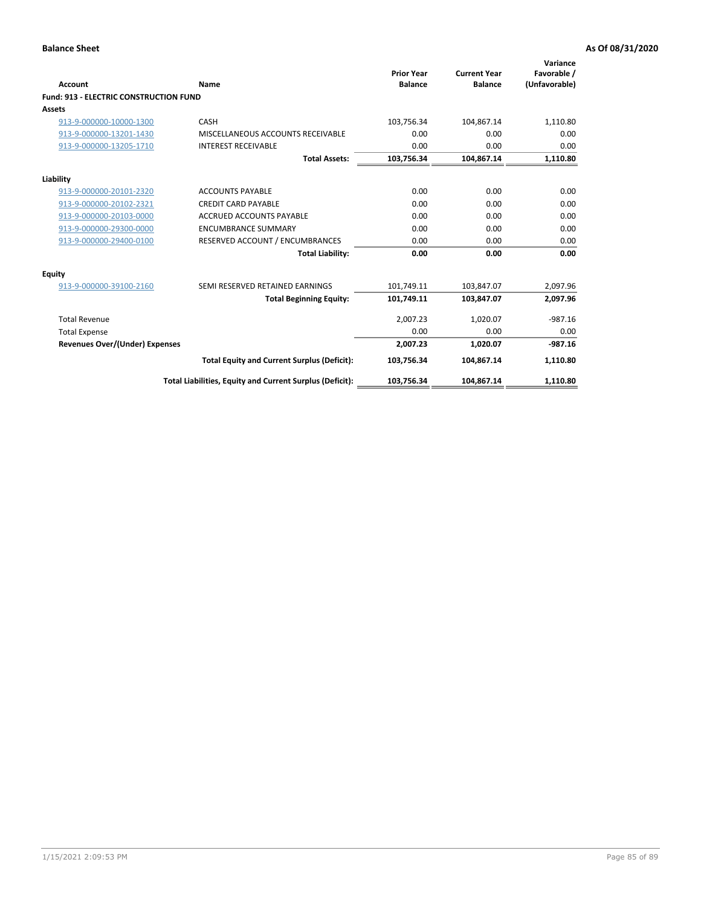**Balance Sheet** **As Of 08/31/2020**

| Account | Name | Prior Year Balance | Current Year Balance | Variance Favorable / (Unfavorable) |
|---|---|---|---|---|
| **Fund: 913 - ELECTRIC CONSTRUCTION FUND** | | | | |
| **Assets** | | | | |
| 913-9-000000-10000-1300 | CASH | 103,756.34 | 104,867.14 | 1,110.80 |
| 913-9-000000-13201-1430 | MISCELLANEOUS ACCOUNTS RECEIVABLE | 0.00 | 0.00 | 0.00 |
| 913-9-000000-13205-1710 | INTEREST RECEIVABLE | 0.00 | 0.00 | 0.00 |
| | **Total Assets:** | **103,756.34** | **104,867.14** | **1,110.80** |
| **Liability** | | | | |
| 913-9-000000-20101-2320 | ACCOUNTS PAYABLE | 0.00 | 0.00 | 0.00 |
| 913-9-000000-20102-2321 | CREDIT CARD PAYABLE | 0.00 | 0.00 | 0.00 |
| 913-9-000000-20103-0000 | ACCRUED ACCOUNTS PAYABLE | 0.00 | 0.00 | 0.00 |
| 913-9-000000-29300-0000 | ENCUMBRANCE SUMMARY | 0.00 | 0.00 | 0.00 |
| 913-9-000000-29400-0100 | RESERVED ACCOUNT / ENCUMBRANCES | 0.00 | 0.00 | 0.00 |
| | **Total Liability:** | **0.00** | **0.00** | **0.00** |
| **Equity** | | | | |
| 913-9-000000-39100-2160 | SEMI RESERVED RETAINED EARNINGS | 101,749.11 | 103,847.07 | 2,097.96 |
| | **Total Beginning Equity:** | **101,749.11** | **103,847.07** | **2,097.96** |
| Total Revenue | | 2,007.23 | 1,020.07 | -987.16 |
| Total Expense | | 0.00 | 0.00 | 0.00 |
| **Revenues Over/(Under) Expenses** | | **2,007.23** | **1,020.07** | **-987.16** |
| | **Total Equity and Current Surplus (Deficit):** | **103,756.34** | **104,867.14** | **1,110.80** |
| | **Total Liabilities, Equity and Current Surplus (Deficit):** | **103,756.34** | **104,867.14** | **1,110.80** |

1/15/2021 2:09:53 PM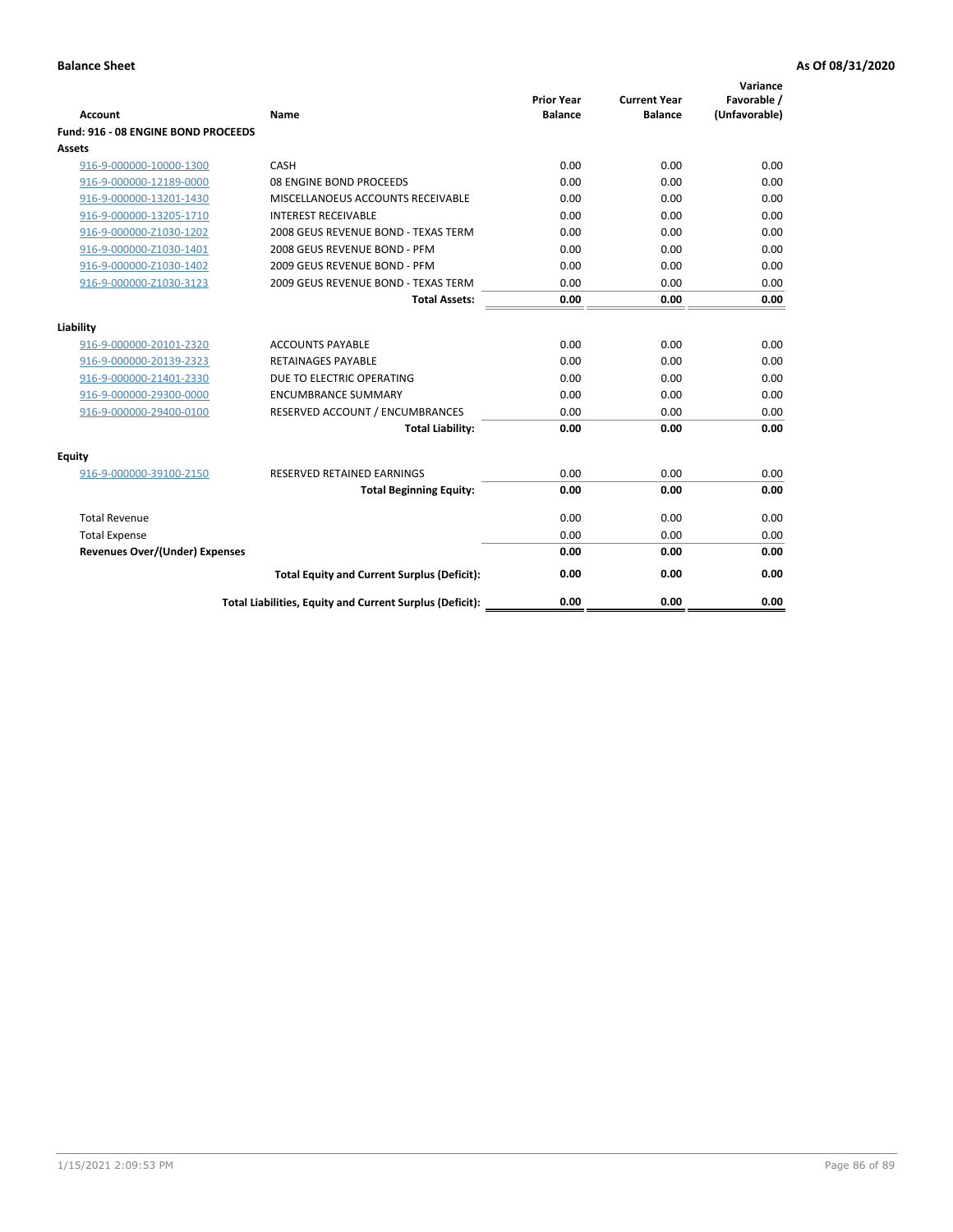**Balance Sheet** **As Of 08/31/2020**

| Account | Name | Prior Year Balance | Current Year Balance | Variance Favorable / (Unfavorable) |
|---|---|---|---|---|
| **Fund: 916 - 08 ENGINE BOND PROCEEDS** | | | | |
| **Assets** | | | | |
| 916-9-000000-10000-1300 | CASH | 0.00 | 0.00 | 0.00 |
| 916-9-000000-12189-0000 | 08 ENGINE BOND PROCEEDS | 0.00 | 0.00 | 0.00 |
| 916-9-000000-13201-1430 | MISCELLANOEUS ACCOUNTS RECEIVABLE | 0.00 | 0.00 | 0.00 |
| 916-9-000000-13205-1710 | INTEREST RECEIVABLE | 0.00 | 0.00 | 0.00 |
| 916-9-000000-Z1030-1202 | 2008 GEUS REVENUE BOND - TEXAS TERM | 0.00 | 0.00 | 0.00 |
| 916-9-000000-Z1030-1401 | 2008 GEUS REVENUE BOND - PFM | 0.00 | 0.00 | 0.00 |
| 916-9-000000-Z1030-1402 | 2009 GEUS REVENUE BOND - PFM | 0.00 | 0.00 | 0.00 |
| 916-9-000000-Z1030-3123 | 2009 GEUS REVENUE BOND - TEXAS TERM | 0.00 | 0.00 | 0.00 |
| | **Total Assets:** | **0.00** | **0.00** | **0.00** |
| **Liability** | | | | |
| 916-9-000000-20101-2320 | ACCOUNTS PAYABLE | 0.00 | 0.00 | 0.00 |
| 916-9-000000-20139-2323 | RETAINAGES PAYABLE | 0.00 | 0.00 | 0.00 |
| 916-9-000000-21401-2330 | DUE TO ELECTRIC OPERATING | 0.00 | 0.00 | 0.00 |
| 916-9-000000-29300-0000 | ENCUMBRANCE SUMMARY | 0.00 | 0.00 | 0.00 |
| 916-9-000000-29400-0100 | RESERVED ACCOUNT / ENCUMBRANCES | 0.00 | 0.00 | 0.00 |
| | **Total Liability:** | **0.00** | **0.00** | **0.00** |
| **Equity** | | | | |
| 916-9-000000-39100-2150 | RESERVED RETAINED EARNINGS | 0.00 | 0.00 | 0.00 |
| | **Total Beginning Equity:** | **0.00** | **0.00** | **0.00** |
| Total Revenue | | 0.00 | 0.00 | 0.00 |
| Total Expense | | 0.00 | 0.00 | 0.00 |
| **Revenues Over/(Under) Expenses** | | **0.00** | **0.00** | **0.00** |
| | **Total Equity and Current Surplus (Deficit):** | **0.00** | **0.00** | **0.00** |
| | **Total Liabilities, Equity and Current Surplus (Deficit):** | **0.00** | **0.00** | **0.00** |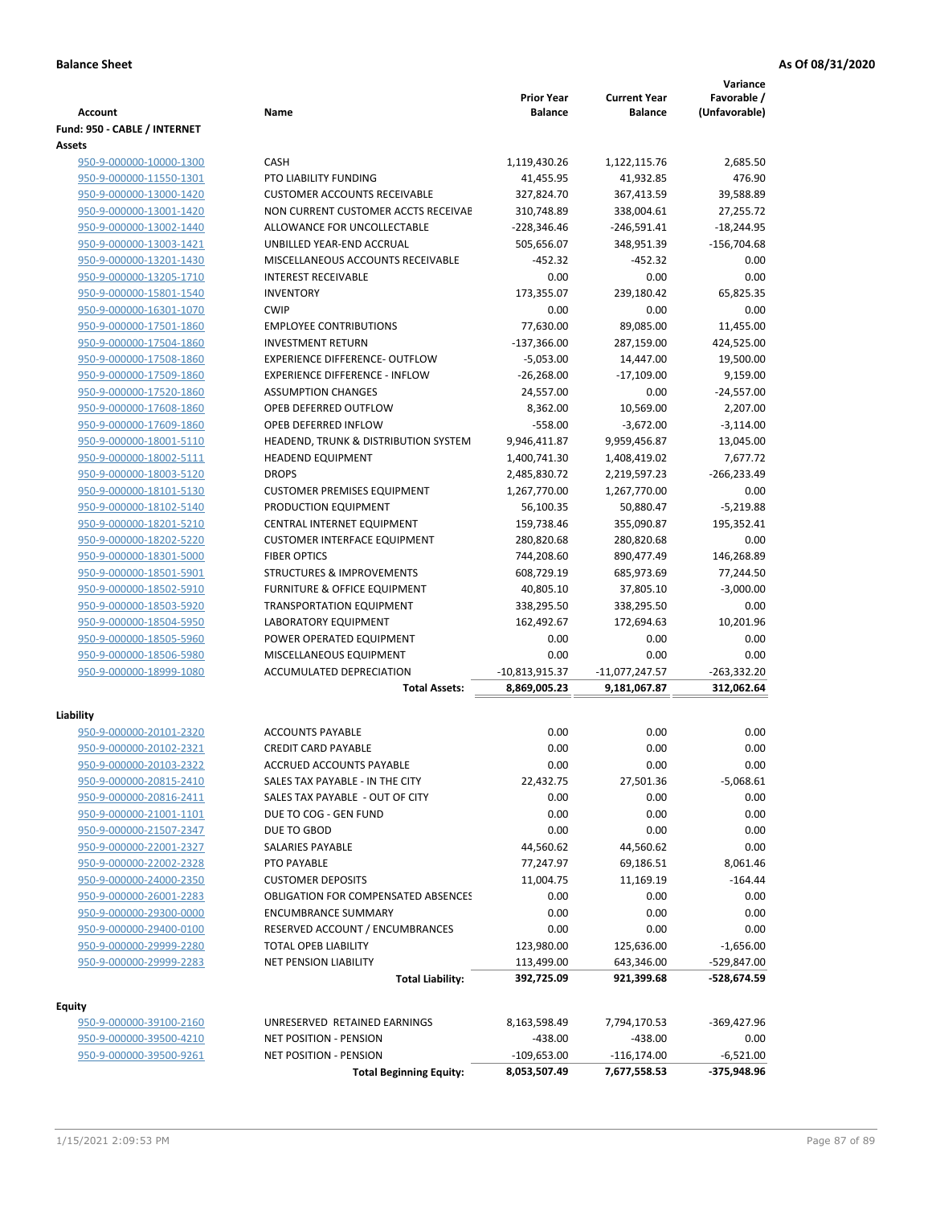**Balance Sheet** | **As Of 08/31/2020**

| Account | Name | Prior Year Balance | Current Year Balance | Variance Favorable / (Unfavorable) |
|---|---|---|---|---|
| **Fund: 950 - CABLE / INTERNET** | | | | |
| **Assets** | | | | |
| 950-9-000000-10000-1300 | CASH | 1,119,430.26 | 1,122,115.76 | 2,685.50 |
| 950-9-000000-11550-1301 | PTO LIABILITY FUNDING | 41,455.95 | 41,932.85 | 476.90 |
| 950-9-000000-13000-1420 | CUSTOMER ACCOUNTS RECEIVABLE | 327,824.70 | 367,413.59 | 39,588.89 |
| 950-9-000000-13001-1420 | NON CURRENT CUSTOMER ACCTS RECEIVAE | 310,748.89 | 338,004.61 | 27,255.72 |
| 950-9-000000-13002-1440 | ALLOWANCE FOR UNCOLLECTABLE | -228,346.46 | -246,591.41 | -18,244.95 |
| 950-9-000000-13003-1421 | UNBILLED YEAR-END ACCRUAL | 505,656.07 | 348,951.39 | -156,704.68 |
| 950-9-000000-13201-1430 | MISCELLANEOUS ACCOUNTS RECEIVABLE | -452.32 | -452.32 | 0.00 |
| 950-9-000000-13205-1710 | INTEREST RECEIVABLE | 0.00 | 0.00 | 0.00 |
| 950-9-000000-15801-1540 | INVENTORY | 173,355.07 | 239,180.42 | 65,825.35 |
| 950-9-000000-16301-1070 | CWIP | 0.00 | 0.00 | 0.00 |
| 950-9-000000-17501-1860 | EMPLOYEE CONTRIBUTIONS | 77,630.00 | 89,085.00 | 11,455.00 |
| 950-9-000000-17504-1860 | INVESTMENT RETURN | -137,366.00 | 287,159.00 | 424,525.00 |
| 950-9-000000-17508-1860 | EXPERIENCE DIFFERENCE- OUTFLOW | -5,053.00 | 14,447.00 | 19,500.00 |
| 950-9-000000-17509-1860 | EXPERIENCE DIFFERENCE - INFLOW | -26,268.00 | -17,109.00 | 9,159.00 |
| 950-9-000000-17520-1860 | ASSUMPTION CHANGES | 24,557.00 | 0.00 | -24,557.00 |
| 950-9-000000-17608-1860 | OPEB DEFERRED OUTFLOW | 8,362.00 | 10,569.00 | 2,207.00 |
| 950-9-000000-17609-1860 | OPEB DEFERRED INFLOW | -558.00 | -3,672.00 | -3,114.00 |
| 950-9-000000-18001-5110 | HEADEND, TRUNK & DISTRIBUTION SYSTEM | 9,946,411.87 | 9,959,456.87 | 13,045.00 |
| 950-9-000000-18002-5111 | HEADEND EQUIPMENT | 1,400,741.30 | 1,408,419.02 | 7,677.72 |
| 950-9-000000-18003-5120 | DROPS | 2,485,830.72 | 2,219,597.23 | -266,233.49 |
| 950-9-000000-18101-5130 | CUSTOMER PREMISES EQUIPMENT | 1,267,770.00 | 1,267,770.00 | 0.00 |
| 950-9-000000-18102-5140 | PRODUCTION EQUIPMENT | 56,100.35 | 50,880.47 | -5,219.88 |
| 950-9-000000-18201-5210 | CENTRAL INTERNET EQUIPMENT | 159,738.46 | 355,090.87 | 195,352.41 |
| 950-9-000000-18202-5220 | CUSTOMER INTERFACE EQUIPMENT | 280,820.68 | 280,820.68 | 0.00 |
| 950-9-000000-18301-5000 | FIBER OPTICS | 744,208.60 | 890,477.49 | 146,268.89 |
| 950-9-000000-18501-5901 | STRUCTURES & IMPROVEMENTS | 608,729.19 | 685,973.69 | 77,244.50 |
| 950-9-000000-18502-5910 | FURNITURE & OFFICE EQUIPMENT | 40,805.10 | 37,805.10 | -3,000.00 |
| 950-9-000000-18503-5920 | TRANSPORTATION EQUIPMENT | 338,295.50 | 338,295.50 | 0.00 |
| 950-9-000000-18504-5950 | LABORATORY EQUIPMENT | 162,492.67 | 172,694.63 | 10,201.96 |
| 950-9-000000-18505-5960 | POWER OPERATED EQUIPMENT | 0.00 | 0.00 | 0.00 |
| 950-9-000000-18506-5980 | MISCELLANEOUS EQUIPMENT | 0.00 | 0.00 | 0.00 |
| 950-9-000000-18999-1080 | ACCUMULATED DEPRECIATION | -10,813,915.37 | -11,077,247.57 | -263,332.20 |
| | **Total Assets:** | **8,869,005.23** | **9,181,067.87** | **312,062.64** |
| **Liability** | | | | |
| 950-9-000000-20101-2320 | ACCOUNTS PAYABLE | 0.00 | 0.00 | 0.00 |
| 950-9-000000-20102-2321 | CREDIT CARD PAYABLE | 0.00 | 0.00 | 0.00 |
| 950-9-000000-20103-2322 | ACCRUED ACCOUNTS PAYABLE | 0.00 | 0.00 | 0.00 |
| 950-9-000000-20815-2410 | SALES TAX PAYABLE - IN THE CITY | 22,432.75 | 27,501.36 | -5,068.61 |
| 950-9-000000-20816-2411 | SALES TAX PAYABLE - OUT OF CITY | 0.00 | 0.00 | 0.00 |
| 950-9-000000-21001-1101 | DUE TO COG - GEN FUND | 0.00 | 0.00 | 0.00 |
| 950-9-000000-21507-2347 | DUE TO GBOD | 0.00 | 0.00 | 0.00 |
| 950-9-000000-22001-2327 | SALARIES PAYABLE | 44,560.62 | 44,560.62 | 0.00 |
| 950-9-000000-22002-2328 | PTO PAYABLE | 77,247.97 | 69,186.51 | 8,061.46 |
| 950-9-000000-24000-2350 | CUSTOMER DEPOSITS | 11,004.75 | 11,169.19 | -164.44 |
| 950-9-000000-26001-2283 | OBLIGATION FOR COMPENSATED ABSENCES | 0.00 | 0.00 | 0.00 |
| 950-9-000000-29300-0000 | ENCUMBRANCE SUMMARY | 0.00 | 0.00 | 0.00 |
| 950-9-000000-29400-0100 | RESERVED ACCOUNT / ENCUMBRANCES | 0.00 | 0.00 | 0.00 |
| 950-9-000000-29999-2280 | TOTAL OPEB LIABILITY | 123,980.00 | 125,636.00 | -1,656.00 |
| 950-9-000000-29999-2283 | NET PENSION LIABILITY | 113,499.00 | 643,346.00 | -529,847.00 |
| | **Total Liability:** | **392,725.09** | **921,399.68** | **-528,674.59** |
| **Equity** | | | | |
| 950-9-000000-39100-2160 | UNRESERVED RETAINED EARNINGS | 8,163,598.49 | 7,794,170.53 | -369,427.96 |
| 950-9-000000-39500-4210 | NET POSITION - PENSION | -438.00 | -438.00 | 0.00 |
| 950-9-000000-39500-9261 | NET POSITION - PENSION | -109,653.00 | -116,174.00 | -6,521.00 |
| | **Total Beginning Equity:** | **8,053,507.49** | **7,677,558.53** | **-375,948.96** |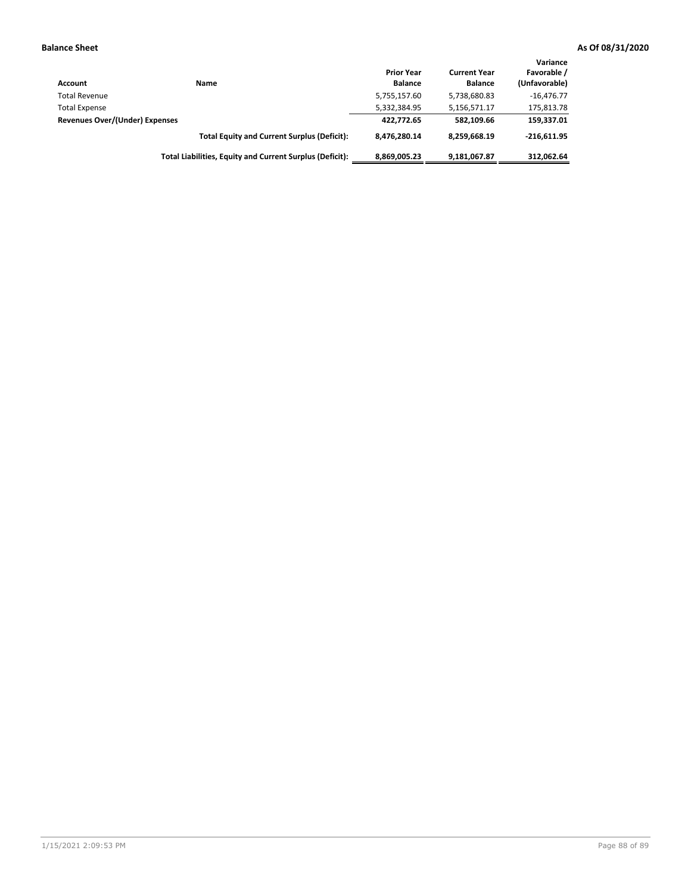**Balance Sheet** **As Of 08/31/2020**

| Account | Name | Prior Year Balance | Current Year Balance | Variance Favorable / (Unfavorable) |
|---|---|---|---|---|
| Total Revenue | | 5,755,157.60 | 5,738,680.83 | -16,476.77 |
| Total Expense | | 5,332,384.95 | 5,156,571.17 | 175,813.78 |
| **Revenues Over/(Under) Expenses** | | **422,772.65** | **582,109.66** | **159,337.01** |
| | **Total Equity and Current Surplus (Deficit):** | **8,476,280.14** | **8,259,668.19** | **-216,611.95** |
| | **Total Liabilities, Equity and Current Surplus (Deficit):** | **8,869,005.23** | **9,181,067.87** | **312,062.64** |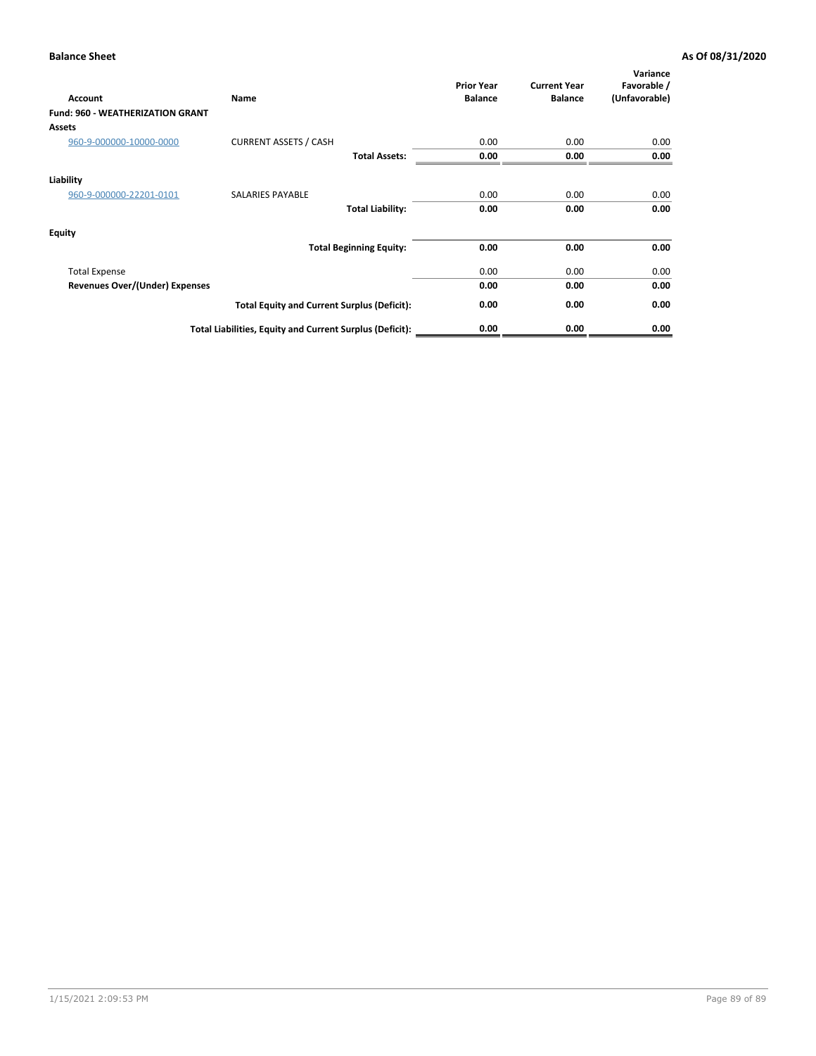**Balance Sheet** **As Of 08/31/2020**

| Account | Name | Prior Year Balance | Current Year Balance | Variance Favorable / (Unfavorable) |
|---|---|---|---|---|
| **Fund: 960 - WEATHERIZATION GRANT** | | | | |
| **Assets** | | | | |
| 960-9-000000-10000-0000 | CURRENT ASSETS / CASH | 0.00 | 0.00 | 0.00 |
| | **Total Assets:** | **0.00** | **0.00** | **0.00** |
| **Liability** | | | | |
| 960-9-000000-22201-0101 | SALARIES PAYABLE | 0.00 | 0.00 | 0.00 |
| | **Total Liability:** | **0.00** | **0.00** | **0.00** |
| **Equity** | | | | |
| | **Total Beginning Equity:** | **0.00** | **0.00** | **0.00** |
| Total Expense | | 0.00 | 0.00 | 0.00 |
| **Revenues Over/(Under) Expenses** | | **0.00** | **0.00** | **0.00** |
| | **Total Equity and Current Surplus (Deficit):** | **0.00** | **0.00** | **0.00** |
| | **Total Liabilities, Equity and Current Surplus (Deficit):** | **0.00** | **0.00** | **0.00** |

1/15/2021 2:09:53 PM